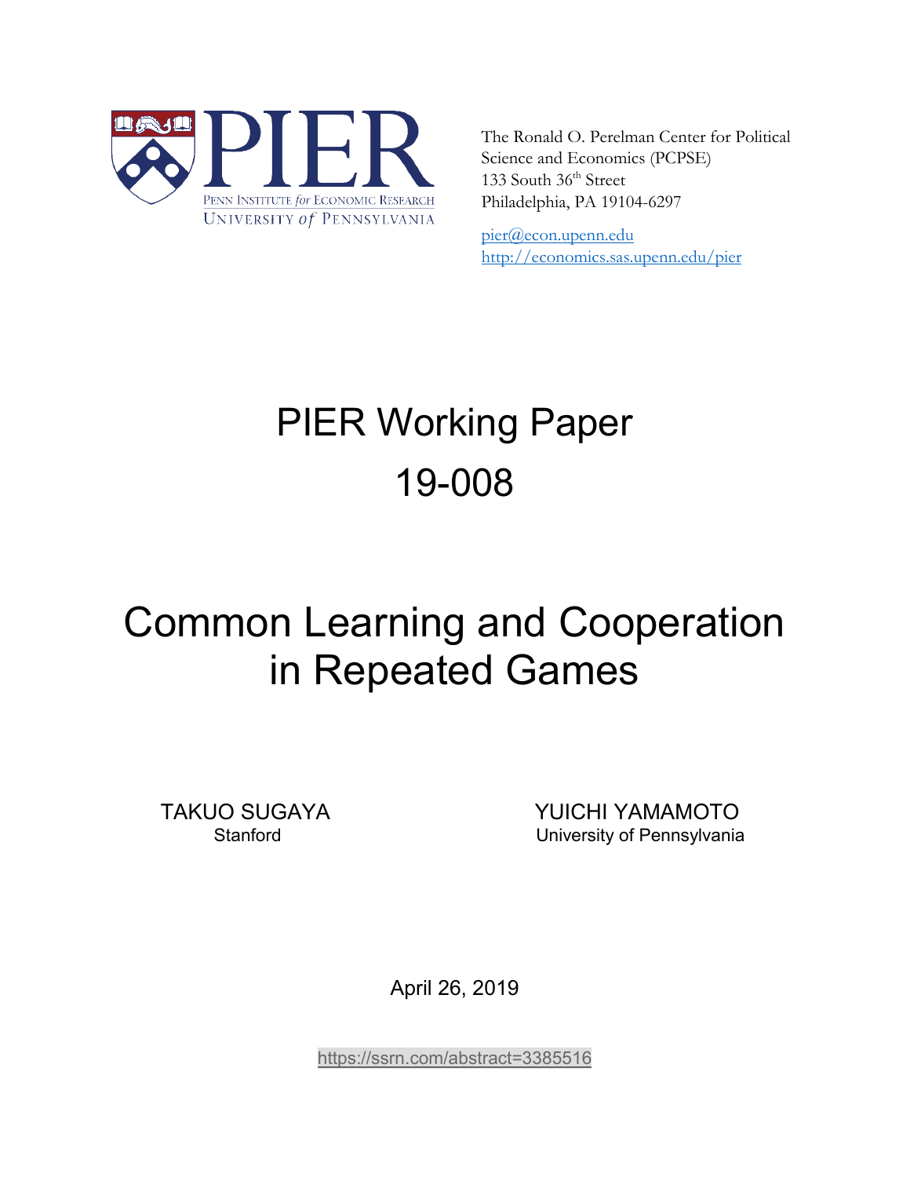PIER

Penn Institute for Economic Research
University of Pennsylvania

The Ronald O. Perelman Center for Political Science and Economics (PCPSE)
133 South 36th Street
Philadelphia, PA 19104-6297

pier@econ.upenn.edu
http://economics.sas.upenn.edu/pier

# PIER Working Paper 19-008

# Common Learning and Cooperation in Repeated Games

TAKUO SUGAYA
Stanford

YUICHI YAMAMOTO
University of Pennsylvania

April 26, 2019

https://ssrn.com/abstract=3385516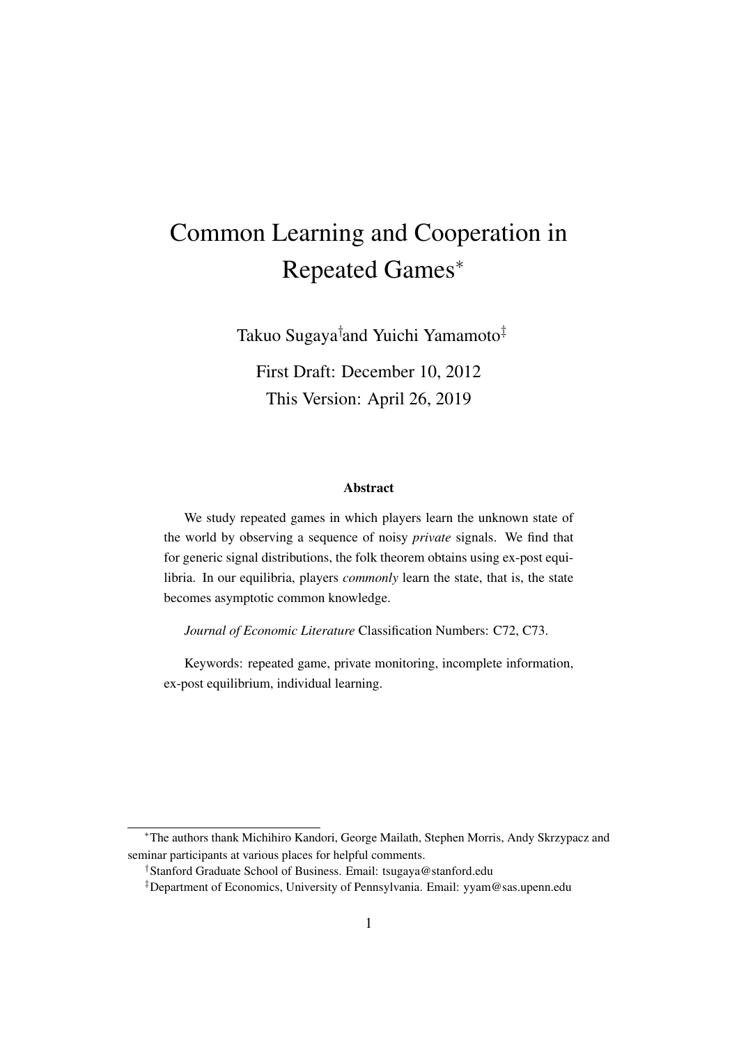# Common Learning and Cooperation in Repeated Games*

Takuo Sugaya† and Yuichi Yamamoto‡

First Draft: December 10, 2012

This Version: April 26, 2019

### Abstract

We study repeated games in which players learn the unknown state of the world by observing a sequence of noisy *private* signals. We find that for generic signal distributions, the folk theorem obtains using ex-post equilibria. In our equilibria, players *commonly* learn the state, that is, the state becomes asymptotic common knowledge.

*Journal of Economic Literature* Classification Numbers: C72, C73.

Keywords: repeated game, private monitoring, incomplete information, ex-post equilibrium, individual learning.

---

*The authors thank Michihiro Kandori, George Mailath, Stephen Morris, Andy Skrzypacz and seminar participants at various places for helpful comments.

†Stanford Graduate School of Business. Email: tsugaya@stanford.edu

‡Department of Economics, University of Pennsylvania. Email: yyam@sas.upenn.edu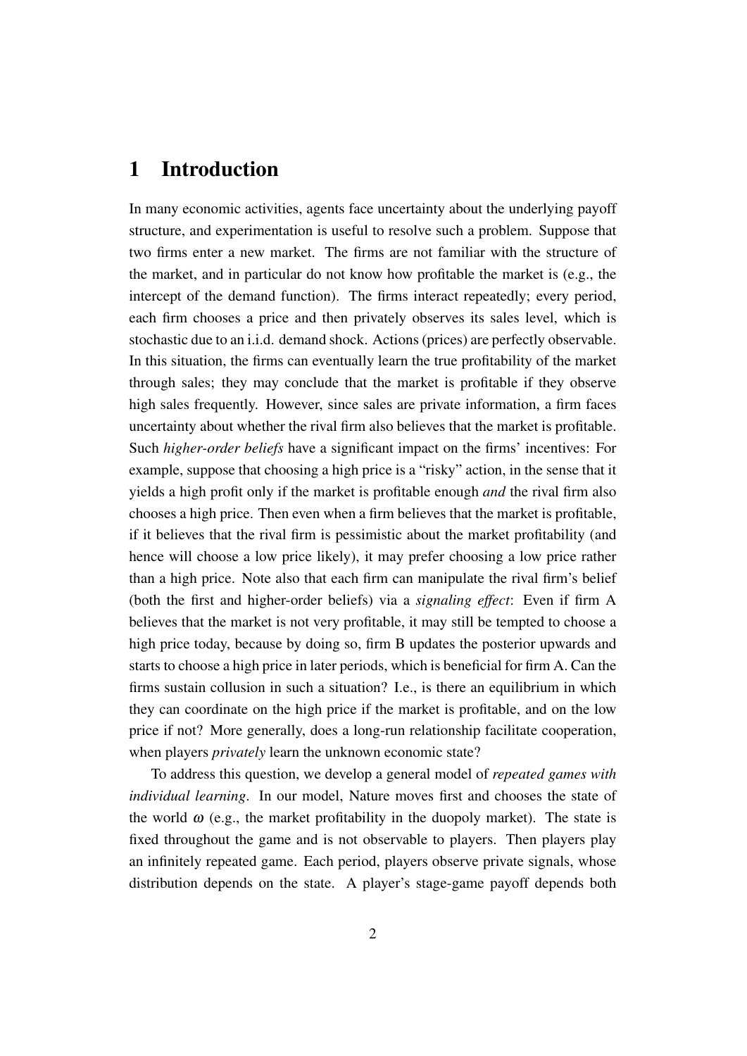# 1 Introduction

In many economic activities, agents face uncertainty about the underlying payoff structure, and experimentation is useful to resolve such a problem. Suppose that two firms enter a new market. The firms are not familiar with the structure of the market, and in particular do not know how profitable the market is (e.g., the intercept of the demand function). The firms interact repeatedly; every period, each firm chooses a price and then privately observes its sales level, which is stochastic due to an i.i.d. demand shock. Actions (prices) are perfectly observable. In this situation, the firms can eventually learn the true profitability of the market through sales; they may conclude that the market is profitable if they observe high sales frequently. However, since sales are private information, a firm faces uncertainty about whether the rival firm also believes that the market is profitable. Such *higher-order beliefs* have a significant impact on the firms' incentives: For example, suppose that choosing a high price is a "risky" action, in the sense that it yields a high profit only if the market is profitable enough *and* the rival firm also chooses a high price. Then even when a firm believes that the market is profitable, if it believes that the rival firm is pessimistic about the market profitability (and hence will choose a low price likely), it may prefer choosing a low price rather than a high price. Note also that each firm can manipulate the rival firm's belief (both the first and higher-order beliefs) via a *signaling effect*: Even if firm A believes that the market is not very profitable, it may still be tempted to choose a high price today, because by doing so, firm B updates the posterior upwards and starts to choose a high price in later periods, which is beneficial for firm A. Can the firms sustain collusion in such a situation? I.e., is there an equilibrium in which they can coordinate on the high price if the market is profitable, and on the low price if not? More generally, does a long-run relationship facilitate cooperation, when players *privately* learn the unknown economic state?

To address this question, we develop a general model of *repeated games with individual learning*. In our model, Nature moves first and chooses the state of the world $\omega$ (e.g., the market profitability in the duopoly market). The state is fixed throughout the game and is not observable to players. Then players play an infinitely repeated game. Each period, players observe private signals, whose distribution depends on the state. A player's stage-game payoff depends both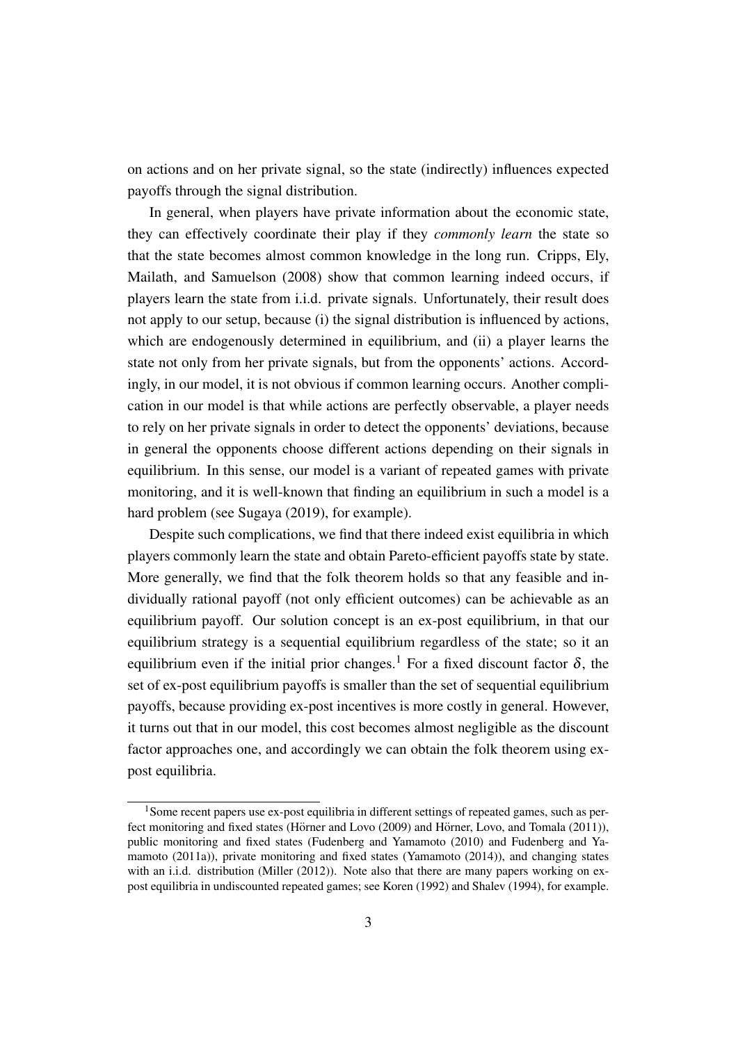on actions and on her private signal, so the state (indirectly) influences expected payoffs through the signal distribution.

In general, when players have private information about the economic state, they can effectively coordinate their play if they *commonly learn* the state so that the state becomes almost common knowledge in the long run. Cripps, Ely, Mailath, and Samuelson (2008) show that common learning indeed occurs, if players learn the state from i.i.d. private signals. Unfortunately, their result does not apply to our setup, because (i) the signal distribution is influenced by actions, which are endogenously determined in equilibrium, and (ii) a player learns the state not only from her private signals, but from the opponents' actions. Accordingly, in our model, it is not obvious if common learning occurs. Another complication in our model is that while actions are perfectly observable, a player needs to rely on her private signals in order to detect the opponents' deviations, because in general the opponents choose different actions depending on their signals in equilibrium. In this sense, our model is a variant of repeated games with private monitoring, and it is well-known that finding an equilibrium in such a model is a hard problem (see Sugaya (2019), for example).

Despite such complications, we find that there indeed exist equilibria in which players commonly learn the state and obtain Pareto-efficient payoffs state by state. More generally, we find that the folk theorem holds so that any feasible and individually rational payoff (not only efficient outcomes) can be achievable as an equilibrium payoff. Our solution concept is an ex-post equilibrium, in that our equilibrium strategy is a sequential equilibrium regardless of the state; so it an equilibrium even if the initial prior changes.[1] For a fixed discount factor $\delta$, the set of ex-post equilibrium payoffs is smaller than the set of sequential equilibrium payoffs, because providing ex-post incentives is more costly in general. However, it turns out that in our model, this cost becomes almost negligible as the discount factor approaches one, and accordingly we can obtain the folk theorem using ex-post equilibria.

[1] Some recent papers use ex-post equilibria in different settings of repeated games, such as perfect monitoring and fixed states (Hörner and Lovo (2009) and Hörner, Lovo, and Tomala (2011)), public monitoring and fixed states (Fudenberg and Yamamoto (2010) and Fudenberg and Yamamoto (2011a)), private monitoring and fixed states (Yamamoto (2014)), and changing states with an i.i.d. distribution (Miller (2012)). Note also that there are many papers working on ex-post equilibria in undiscounted repeated games; see Koren (1992) and Shalev (1994), for example.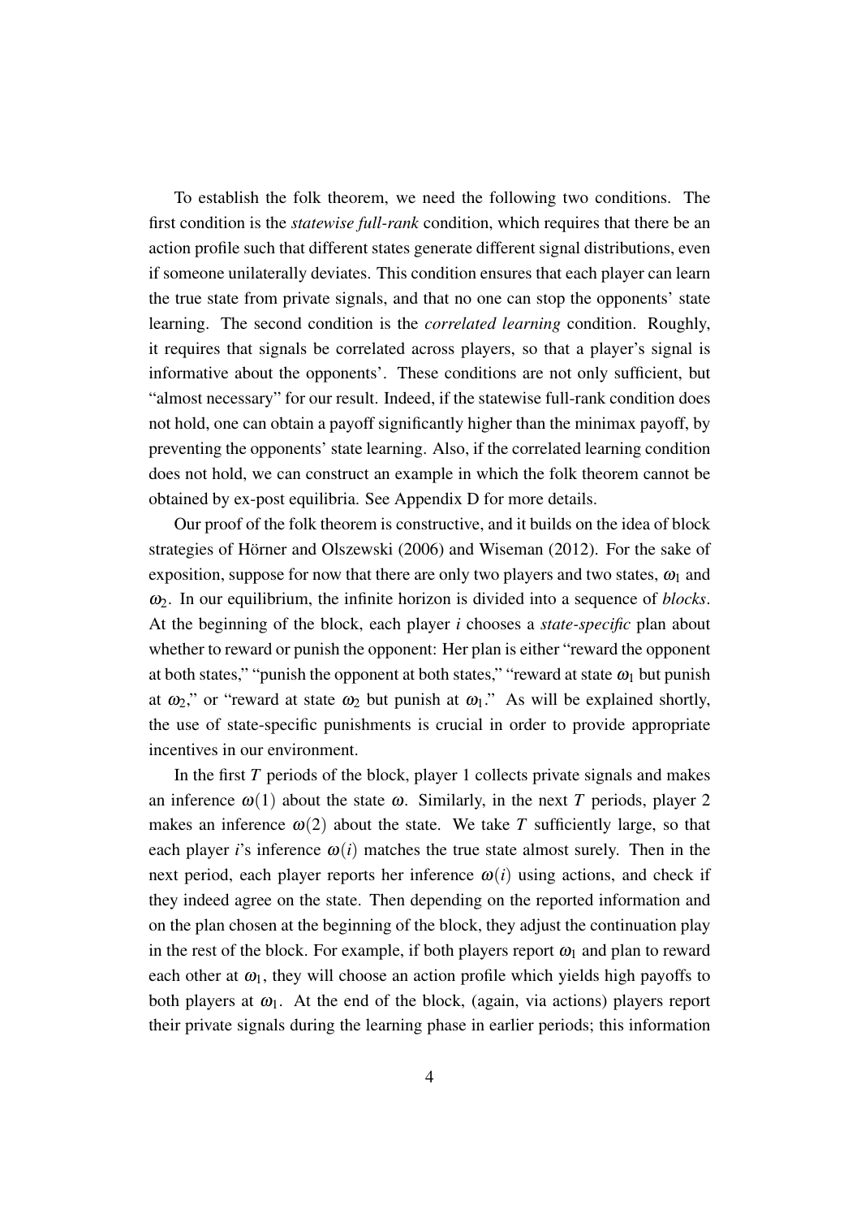To establish the folk theorem, we need the following two conditions. The first condition is the *statewise full-rank* condition, which requires that there be an action profile such that different states generate different signal distributions, even if someone unilaterally deviates. This condition ensures that each player can learn the true state from private signals, and that no one can stop the opponents' state learning. The second condition is the *correlated learning* condition. Roughly, it requires that signals be correlated across players, so that a player's signal is informative about the opponents'. These conditions are not only sufficient, but "almost necessary" for our result. Indeed, if the statewise full-rank condition does not hold, one can obtain a payoff significantly higher than the minimax payoff, by preventing the opponents' state learning. Also, if the correlated learning condition does not hold, we can construct an example in which the folk theorem cannot be obtained by ex-post equilibria. See Appendix D for more details.

Our proof of the folk theorem is constructive, and it builds on the idea of block strategies of Hörner and Olszewski (2006) and Wiseman (2012). For the sake of exposition, suppose for now that there are only two players and two states, $\omega_1$ and $\omega_2$. In our equilibrium, the infinite horizon is divided into a sequence of *blocks*. At the beginning of the block, each player $i$ chooses a *state-specific* plan about whether to reward or punish the opponent: Her plan is either "reward the opponent at both states," "punish the opponent at both states," "reward at state $\omega_1$ but punish at $\omega_2$," or "reward at state $\omega_2$ but punish at $\omega_1$." As will be explained shortly, the use of state-specific punishments is crucial in order to provide appropriate incentives in our environment.

In the first $T$ periods of the block, player 1 collects private signals and makes an inference $\omega(1)$ about the state $\omega$. Similarly, in the next $T$ periods, player 2 makes an inference $\omega(2)$ about the state. We take $T$ sufficiently large, so that each player $i$'s inference $\omega(i)$ matches the true state almost surely. Then in the next period, each player reports her inference $\omega(i)$ using actions, and check if they indeed agree on the state. Then depending on the reported information and on the plan chosen at the beginning of the block, they adjust the continuation play in the rest of the block. For example, if both players report $\omega_1$ and plan to reward each other at $\omega_1$, they will choose an action profile which yields high payoffs to both players at $\omega_1$. At the end of the block, (again, via actions) players report their private signals during the learning phase in earlier periods; this information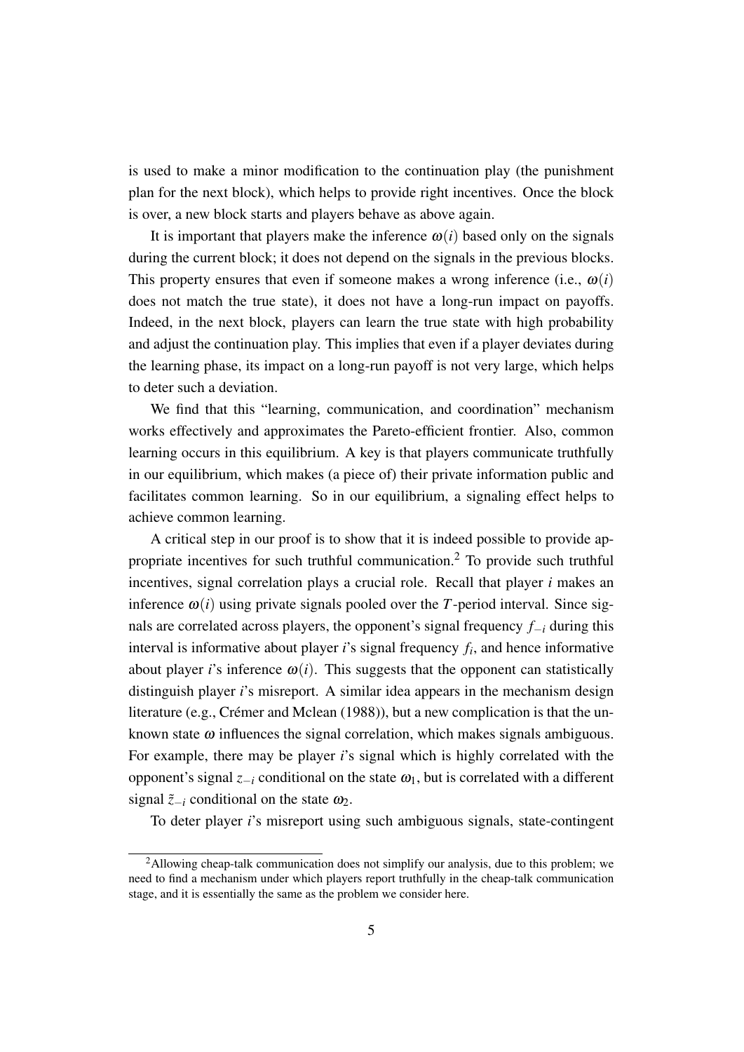is used to make a minor modification to the continuation play (the punishment plan for the next block), which helps to provide right incentives. Once the block is over, a new block starts and players behave as above again.

It is important that players make the inference $\omega(i)$ based only on the signals during the current block; it does not depend on the signals in the previous blocks. This property ensures that even if someone makes a wrong inference (i.e., $\omega(i)$ does not match the true state), it does not have a long-run impact on payoffs. Indeed, in the next block, players can learn the true state with high probability and adjust the continuation play. This implies that even if a player deviates during the learning phase, its impact on a long-run payoff is not very large, which helps to deter such a deviation.

We find that this "learning, communication, and coordination" mechanism works effectively and approximates the Pareto-efficient frontier. Also, common learning occurs in this equilibrium. A key is that players communicate truthfully in our equilibrium, which makes (a piece of) their private information public and facilitates common learning. So in our equilibrium, a signaling effect helps to achieve common learning.

A critical step in our proof is to show that it is indeed possible to provide appropriate incentives for such truthful communication.[2] To provide such truthful incentives, signal correlation plays a crucial role. Recall that player $i$ makes an inference $\omega(i)$ using private signals pooled over the $T$-period interval. Since signals are correlated across players, the opponent's signal frequency $f_{-i}$ during this interval is informative about player $i$'s signal frequency $f_i$, and hence informative about player $i$'s inference $\omega(i)$. This suggests that the opponent can statistically distinguish player $i$'s misreport. A similar idea appears in the mechanism design literature (e.g., Crémer and Mclean (1988)), but a new complication is that the unknown state $\omega$ influences the signal correlation, which makes signals ambiguous. For example, there may be player $i$'s signal which is highly correlated with the opponent's signal $z_{-i}$ conditional on the state $\omega_1$, but is correlated with a different signal $\tilde{z}_{-i}$ conditional on the state $\omega_2$.

To deter player $i$'s misreport using such ambiguous signals, state-contingent

[2] Allowing cheap-talk communication does not simplify our analysis, due to this problem; we need to find a mechanism under which players report truthfully in the cheap-talk communication stage, and it is essentially the same as the problem we consider here.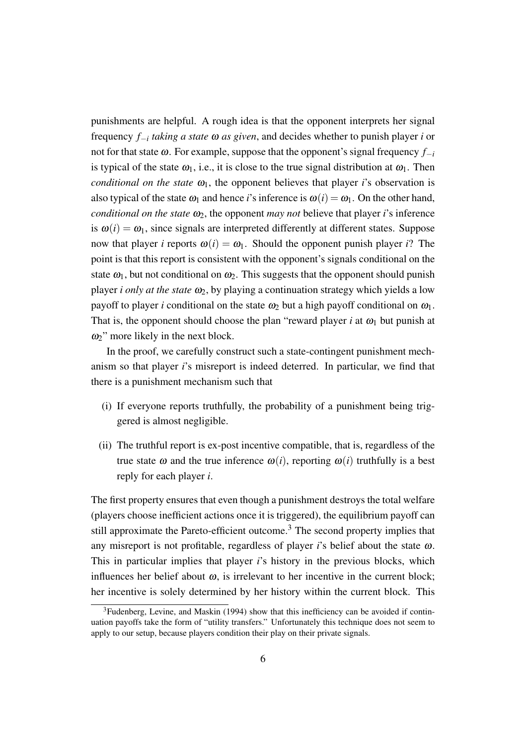punishments are helpful. A rough idea is that the opponent interprets her signal frequency $f_{-i}$ *taking a state* $\omega$ *as given*, and decides whether to punish player $i$ or not for that state $\omega$. For example, suppose that the opponent's signal frequency $f_{-i}$ is typical of the state $\omega_1$, i.e., it is close to the true signal distribution at $\omega_1$. Then *conditional on the state* $\omega_1$, the opponent believes that player $i$'s observation is also typical of the state $\omega_1$ and hence $i$'s inference is $\omega(i) = \omega_1$. On the other hand, *conditional on the state* $\omega_2$, the opponent *may not* believe that player $i$'s inference is $\omega(i) = \omega_1$, since signals are interpreted differently at different states. Suppose now that player $i$ reports $\omega(i) = \omega_1$. Should the opponent punish player $i$? The point is that this report is consistent with the opponent's signals conditional on the state $\omega_1$, but not conditional on $\omega_2$. This suggests that the opponent should punish player $i$ *only at the state* $\omega_2$, by playing a continuation strategy which yields a low payoff to player $i$ conditional on the state $\omega_2$ but a high payoff conditional on $\omega_1$. That is, the opponent should choose the plan "reward player $i$ at $\omega_1$ but punish at $\omega_2$" more likely in the next block.

In the proof, we carefully construct such a state-contingent punishment mechanism so that player $i$'s misreport is indeed deterred. In particular, we find that there is a punishment mechanism such that

(i) If everyone reports truthfully, the probability of a punishment being triggered is almost negligible.

(ii) The truthful report is ex-post incentive compatible, that is, regardless of the true state $\omega$ and the true inference $\omega(i)$, reporting $\omega(i)$ truthfully is a best reply for each player $i$.

The first property ensures that even though a punishment destroys the total welfare (players choose inefficient actions once it is triggered), the equilibrium payoff can still approximate the Pareto-efficient outcome.[3] The second property implies that any misreport is not profitable, regardless of player $i$'s belief about the state $\omega$. This in particular implies that player $i$'s history in the previous blocks, which influences her belief about $\omega$, is irrelevant to her incentive in the current block; her incentive is solely determined by her history within the current block. This

[3] Fudenberg, Levine, and Maskin (1994) show that this inefficiency can be avoided if continuation payoffs take the form of "utility transfers." Unfortunately this technique does not seem to apply to our setup, because players condition their play on their private signals.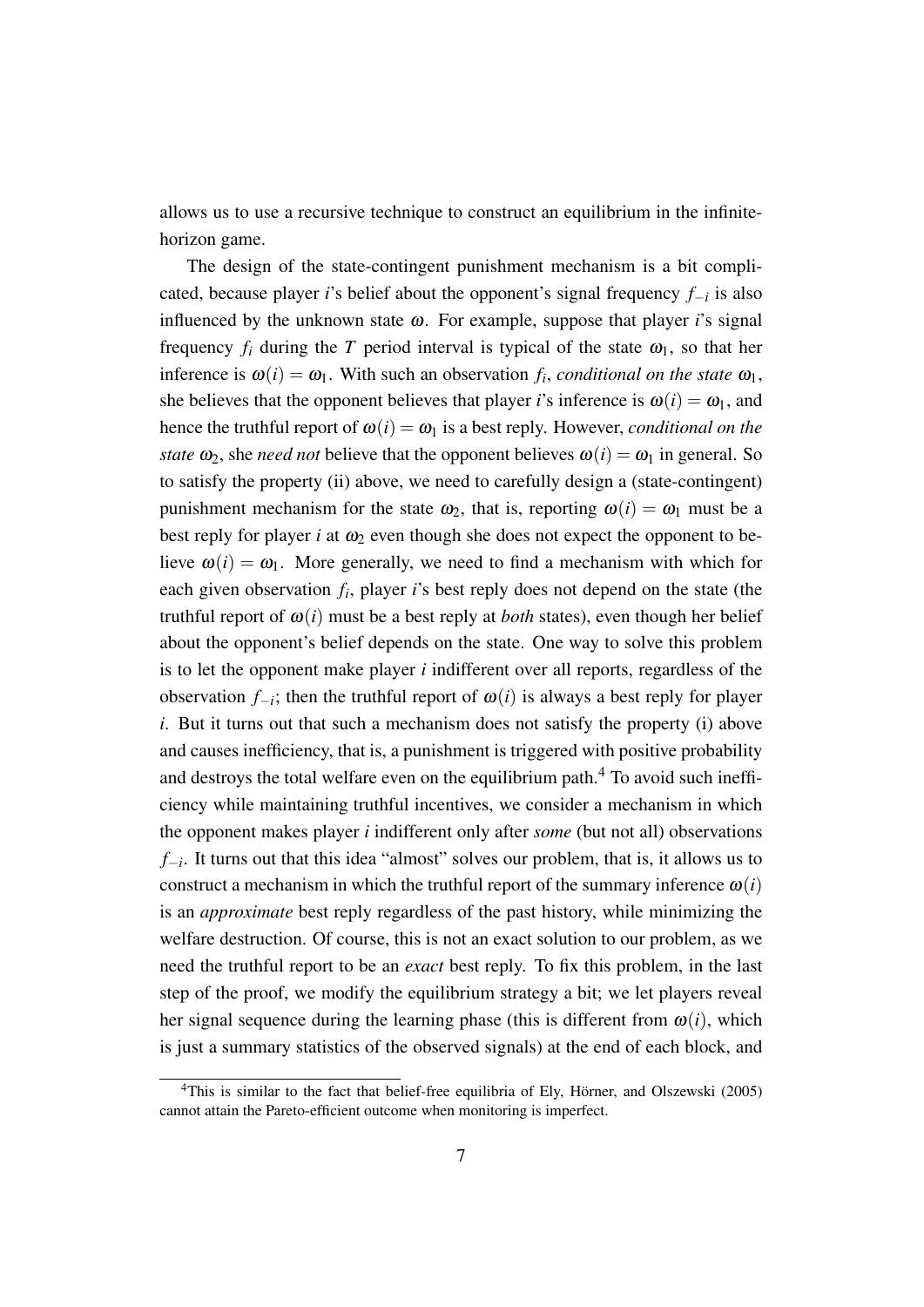allows us to use a recursive technique to construct an equilibrium in the infinite-horizon game.

The design of the state-contingent punishment mechanism is a bit complicated, because player $i$'s belief about the opponent's signal frequency $f_{-i}$ is also influenced by the unknown state $\omega$. For example, suppose that player $i$'s signal frequency $f_i$ during the $T$ period interval is typical of the state $\omega_1$, so that her inference is $\omega(i) = \omega_1$. With such an observation $f_i$, *conditional on the state* $\omega_1$, she believes that the opponent believes that player $i$'s inference is $\omega(i) = \omega_1$, and hence the truthful report of $\omega(i) = \omega_1$ is a best reply. However, *conditional on the state* $\omega_2$, she *need not* believe that the opponent believes $\omega(i) = \omega_1$ in general. So to satisfy the property (ii) above, we need to carefully design a (state-contingent) punishment mechanism for the state $\omega_2$, that is, reporting $\omega(i) = \omega_1$ must be a best reply for player $i$ at $\omega_2$ even though she does not expect the opponent to believe $\omega(i) = \omega_1$. More generally, we need to find a mechanism with which for each given observation $f_i$, player $i$'s best reply does not depend on the state (the truthful report of $\omega(i)$ must be a best reply at *both* states), even though her belief about the opponent's belief depends on the state. One way to solve this problem is to let the opponent make player $i$ indifferent over all reports, regardless of the observation $f_{-i}$; then the truthful report of $\omega(i)$ is always a best reply for player $i$. But it turns out that such a mechanism does not satisfy the property (i) above and causes inefficiency, that is, a punishment is triggered with positive probability and destroys the total welfare even on the equilibrium path.[4] To avoid such inefficiency while maintaining truthful incentives, we consider a mechanism in which the opponent makes player $i$ indifferent only after *some* (but not all) observations $f_{-i}$. It turns out that this idea "almost" solves our problem, that is, it allows us to construct a mechanism in which the truthful report of the summary inference $\omega(i)$ is an *approximate* best reply regardless of the past history, while minimizing the welfare destruction. Of course, this is not an exact solution to our problem, as we need the truthful report to be an *exact* best reply. To fix this problem, in the last step of the proof, we modify the equilibrium strategy a bit; we let players reveal her signal sequence during the learning phase (this is different from $\omega(i)$, which is just a summary statistics of the observed signals) at the end of each block, and

[4] This is similar to the fact that belief-free equilibria of Ely, Hörner, and Olszewski (2005) cannot attain the Pareto-efficient outcome when monitoring is imperfect.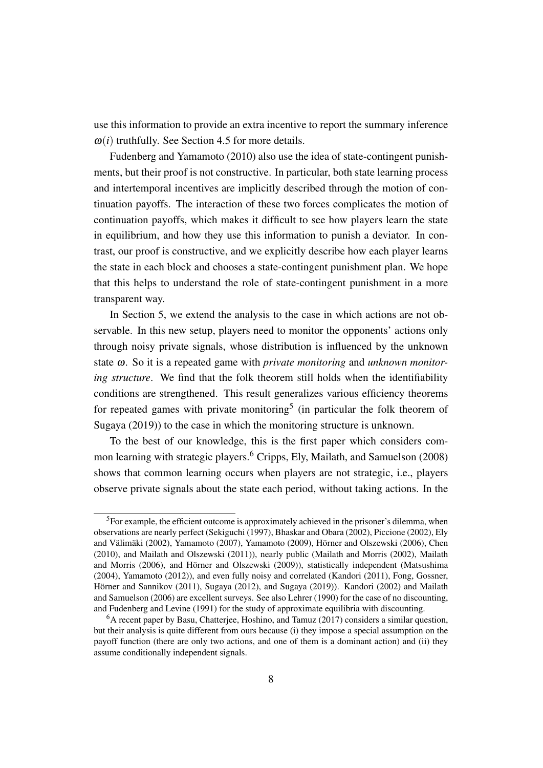use this information to provide an extra incentive to report the summary inference $\omega(i)$ truthfully. See Section 4.5 for more details.

Fudenberg and Yamamoto (2010) also use the idea of state-contingent punishments, but their proof is not constructive. In particular, both state learning process and intertemporal incentives are implicitly described through the motion of continuation payoffs. The interaction of these two forces complicates the motion of continuation payoffs, which makes it difficult to see how players learn the state in equilibrium, and how they use this information to punish a deviator. In contrast, our proof is constructive, and we explicitly describe how each player learns the state in each block and chooses a state-contingent punishment plan. We hope that this helps to understand the role of state-contingent punishment in a more transparent way.

In Section 5, we extend the analysis to the case in which actions are not observable. In this new setup, players need to monitor the opponents' actions only through noisy private signals, whose distribution is influenced by the unknown state $\omega$. So it is a repeated game with *private monitoring* and *unknown monitoring structure*. We find that the folk theorem still holds when the identifiability conditions are strengthened. This result generalizes various efficiency theorems for repeated games with private monitoring[5] (in particular the folk theorem of Sugaya (2019)) to the case in which the monitoring structure is unknown.

To the best of our knowledge, this is the first paper which considers common learning with strategic players.[6] Cripps, Ely, Mailath, and Samuelson (2008) shows that common learning occurs when players are not strategic, i.e., players observe private signals about the state each period, without taking actions. In the

[5] For example, the efficient outcome is approximately achieved in the prisoner's dilemma, when observations are nearly perfect (Sekiguchi (1997), Bhaskar and Obara (2002), Piccione (2002), Ely and Välimäki (2002), Yamamoto (2007), Yamamoto (2009), Hörner and Olszewski (2006), Chen (2010), and Mailath and Olszewski (2011)), nearly public (Mailath and Morris (2002), Mailath and Morris (2006), and Hörner and Olszewski (2009)), statistically independent (Matsushima (2004), Yamamoto (2012)), and even fully noisy and correlated (Kandori (2011), Fong, Gossner, Hörner and Sannikov (2011), Sugaya (2012), and Sugaya (2019)). Kandori (2002) and Mailath and Samuelson (2006) are excellent surveys. See also Lehrer (1990) for the case of no discounting, and Fudenberg and Levine (1991) for the study of approximate equilibria with discounting.

[6] A recent paper by Basu, Chatterjee, Hoshino, and Tamuz (2017) considers a similar question, but their analysis is quite different from ours because (i) they impose a special assumption on the payoff function (there are only two actions, and one of them is a dominant action) and (ii) they assume conditionally independent signals.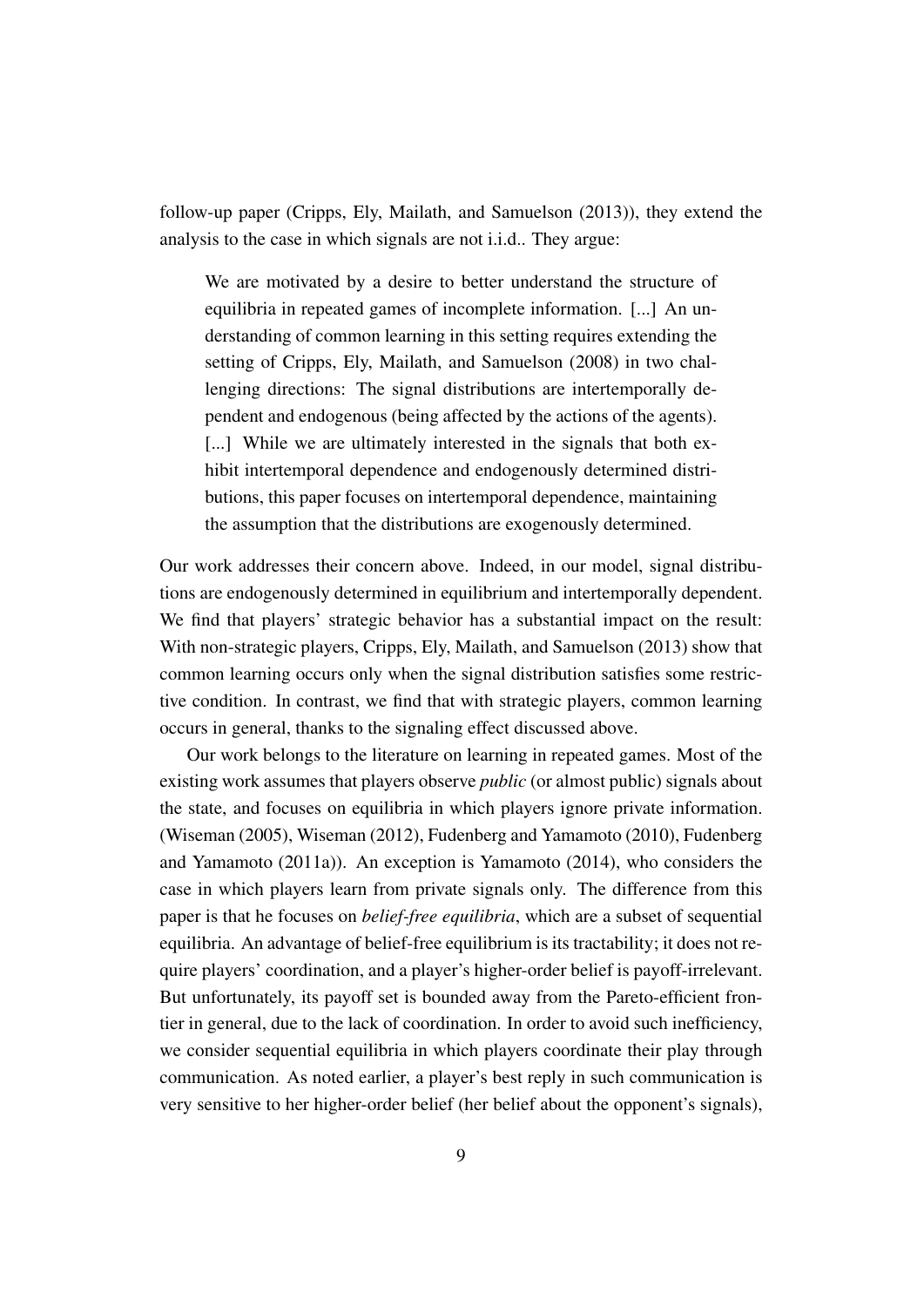follow-up paper (Cripps, Ely, Mailath, and Samuelson (2013)), they extend the analysis to the case in which signals are not i.i.d.. They argue:

> We are motivated by a desire to better understand the structure of equilibria in repeated games of incomplete information. [...] An understanding of common learning in this setting requires extending the setting of Cripps, Ely, Mailath, and Samuelson (2008) in two challenging directions: The signal distributions are intertemporally dependent and endogenous (being affected by the actions of the agents). [...] While we are ultimately interested in the signals that both exhibit intertemporal dependence and endogenously determined distributions, this paper focuses on intertemporal dependence, maintaining the assumption that the distributions are exogenously determined.

Our work addresses their concern above. Indeed, in our model, signal distributions are endogenously determined in equilibrium and intertemporally dependent. We find that players' strategic behavior has a substantial impact on the result: With non-strategic players, Cripps, Ely, Mailath, and Samuelson (2013) show that common learning occurs only when the signal distribution satisfies some restrictive condition. In contrast, we find that with strategic players, common learning occurs in general, thanks to the signaling effect discussed above.

Our work belongs to the literature on learning in repeated games. Most of the existing work assumes that players observe *public* (or almost public) signals about the state, and focuses on equilibria in which players ignore private information. (Wiseman (2005), Wiseman (2012), Fudenberg and Yamamoto (2010), Fudenberg and Yamamoto (2011a)). An exception is Yamamoto (2014), who considers the case in which players learn from private signals only. The difference from this paper is that he focuses on *belief-free equilibria*, which are a subset of sequential equilibria. An advantage of belief-free equilibrium is its tractability; it does not require players' coordination, and a player's higher-order belief is payoff-irrelevant. But unfortunately, its payoff set is bounded away from the Pareto-efficient frontier in general, due to the lack of coordination. In order to avoid such inefficiency, we consider sequential equilibria in which players coordinate their play through communication. As noted earlier, a player's best reply in such communication is very sensitive to her higher-order belief (her belief about the opponent's signals),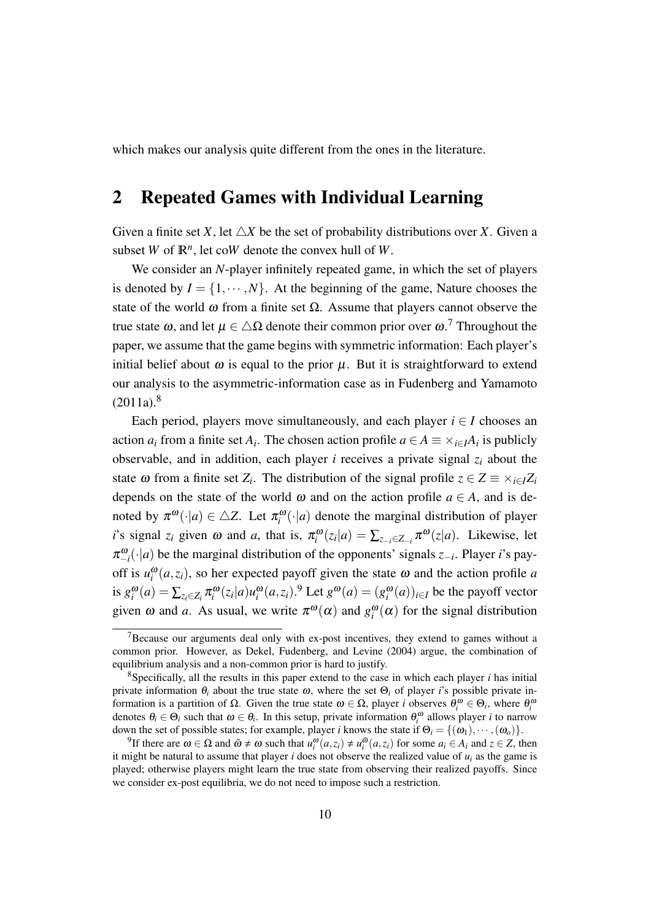which makes our analysis quite different from the ones in the literature.

## 2 Repeated Games with Individual Learning

Given a finite set $X$, let $\triangle X$ be the set of probability distributions over $X$. Given a subset $W$ of $\mathbb{R}^n$, let co$W$ denote the convex hull of $W$.

We consider an $N$-player infinitely repeated game, in which the set of players is denoted by $I = \{1, \cdots, N\}$. At the beginning of the game, Nature chooses the state of the world $\omega$ from a finite set $\Omega$. Assume that players cannot observe the true state $\omega$, and let $\mu \in \triangle\Omega$ denote their common prior over $\omega$.[7] Throughout the paper, we assume that the game begins with symmetric information: Each player's initial belief about $\omega$ is equal to the prior $\mu$. But it is straightforward to extend our analysis to the asymmetric-information case as in Fudenberg and Yamamoto (2011a).[8]

Each period, players move simultaneously, and each player $i \in I$ chooses an action $a_i$ from a finite set $A_i$. The chosen action profile $a \in A \equiv \times_{i \in I} A_i$ is publicly observable, and in addition, each player $i$ receives a private signal $z_i$ about the state $\omega$ from a finite set $Z_i$. The distribution of the signal profile $z \in Z \equiv \times_{i \in I} Z_i$ depends on the state of the world $\omega$ and on the action profile $a \in A$, and is denoted by $\pi^\omega(\cdot|a) \in \triangle Z$. Let $\pi_i^\omega(\cdot|a)$ denote the marginal distribution of player $i$'s signal $z_i$ given $\omega$ and $a$, that is, $\pi_i^\omega(z_i|a) = \sum_{z_{-i} \in Z_{-i}} \pi^\omega(z|a)$. Likewise, let $\pi_{-i}^\omega(\cdot|a)$ be the marginal distribution of the opponents' signals $z_{-i}$. Player $i$'s payoff is $u_i^\omega(a, z_i)$, so her expected payoff given the state $\omega$ and the action profile $a$ is $g_i^\omega(a) = \sum_{z_i \in Z_i} \pi_i^\omega(z_i|a) u_i^\omega(a, z_i)$.[9] Let $g^\omega(a) = (g_i^\omega(a))_{i \in I}$ be the payoff vector given $\omega$ and $a$. As usual, we write $\pi^\omega(\alpha)$ and $g_i^\omega(\alpha)$ for the signal distribution

[7] Because our arguments deal only with ex-post incentives, they extend to games without a common prior. However, as Dekel, Fudenberg, and Levine (2004) argue, the combination of equilibrium analysis and a non-common prior is hard to justify.

[8] Specifically, all the results in this paper extend to the case in which each player $i$ has initial private information $\theta_i$ about the true state $\omega$, where the set $\Theta_i$ of player $i$'s possible private information is a partition of $\Omega$. Given the true state $\omega \in \Omega$, player $i$ observes $\theta_i^\omega \in \Theta_i$, where $\theta_i^\omega$ denotes $\theta_i \in \Theta_i$ such that $\omega \in \theta_i$. In this setup, private information $\theta_i^\omega$ allows player $i$ to narrow down the set of possible states; for example, player $i$ knows the state if $\Theta_i = \{(\omega_1), \cdots, (\omega_o)\}$.

[9] If there are $\omega \in \Omega$ and $\tilde{\omega} \neq \omega$ such that $u_i^\omega(a, z_i) \neq u_i^{\tilde{\omega}}(a, z_i)$ for some $a_i \in A_i$ and $z \in Z$, then it might be natural to assume that player $i$ does not observe the realized value of $u_i$ as the game is played; otherwise players might learn the true state from observing their realized payoffs. Since we consider ex-post equilibria, we do not need to impose such a restriction.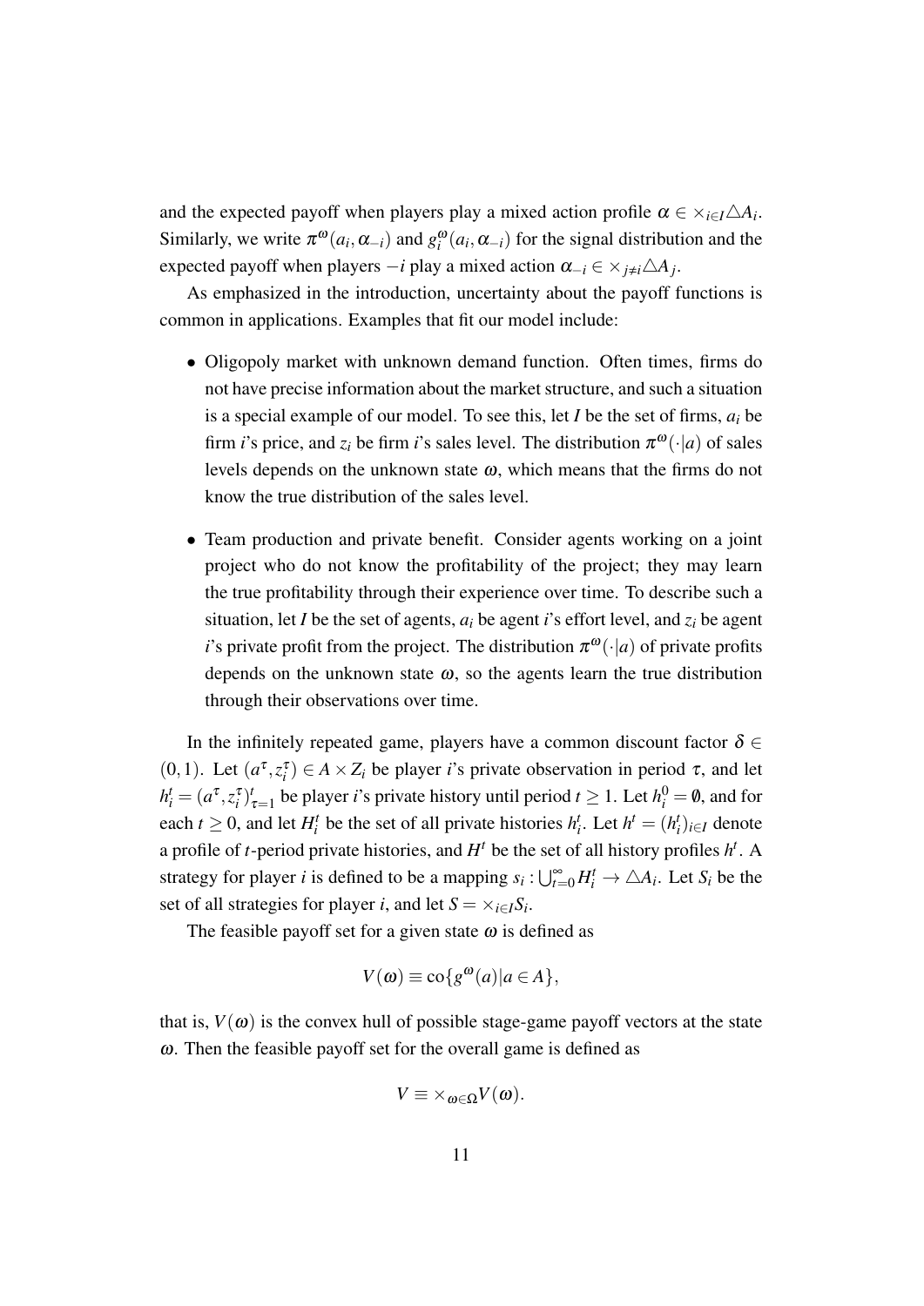and the expected payoff when players play a mixed action profile $\alpha \in \times_{i \in I} \triangle A_i$. Similarly, we write $\pi^{\omega}(a_i, \alpha_{-i})$ and $g_i^{\omega}(a_i, \alpha_{-i})$ for the signal distribution and the expected payoff when players $-i$ play a mixed action $\alpha_{-i} \in \times_{j \neq i} \triangle A_j$.

As emphasized in the introduction, uncertainty about the payoff functions is common in applications. Examples that fit our model include:

- Oligopoly market with unknown demand function. Often times, firms do not have precise information about the market structure, and such a situation is a special example of our model. To see this, let $I$ be the set of firms, $a_i$ be firm $i$'s price, and $z_i$ be firm $i$'s sales level. The distribution $\pi^{\omega}(\cdot|a)$ of sales levels depends on the unknown state $\omega$, which means that the firms do not know the true distribution of the sales level.

- Team production and private benefit. Consider agents working on a joint project who do not know the profitability of the project; they may learn the true profitability through their experience over time. To describe such a situation, let $I$ be the set of agents, $a_i$ be agent $i$'s effort level, and $z_i$ be agent $i$'s private profit from the project. The distribution $\pi^{\omega}(\cdot|a)$ of private profits depends on the unknown state $\omega$, so the agents learn the true distribution through their observations over time.

In the infinitely repeated game, players have a common discount factor $\delta \in (0,1)$. Let $(a^{\tau}, z_i^{\tau}) \in A \times Z_i$ be player $i$'s private observation in period $\tau$, and let $h_i^t = (a^{\tau}, z_i^{\tau})_{\tau=1}^{t}$ be player $i$'s private history until period $t \geq 1$. Let $h_i^0 = \emptyset$, and for each $t \geq 0$, and let $H_i^t$ be the set of all private histories $h_i^t$. Let $h^t = (h_i^t)_{i \in I}$ denote a profile of $t$-period private histories, and $H^t$ be the set of all history profiles $h^t$. A strategy for player $i$ is defined to be a mapping $s_i : \bigcup_{t=0}^{\infty} H_i^t \rightarrow \triangle A_i$. Let $S_i$ be the set of all strategies for player $i$, and let $S = \times_{i \in I} S_i$.

The feasible payoff set for a given state $\omega$ is defined as

$$V(\omega) \equiv \text{co}\{g^{\omega}(a) | a \in A\},$$

that is, $V(\omega)$ is the convex hull of possible stage-game payoff vectors at the state $\omega$. Then the feasible payoff set for the overall game is defined as

$$V \equiv \times_{\omega \in \Omega} V(\omega).$$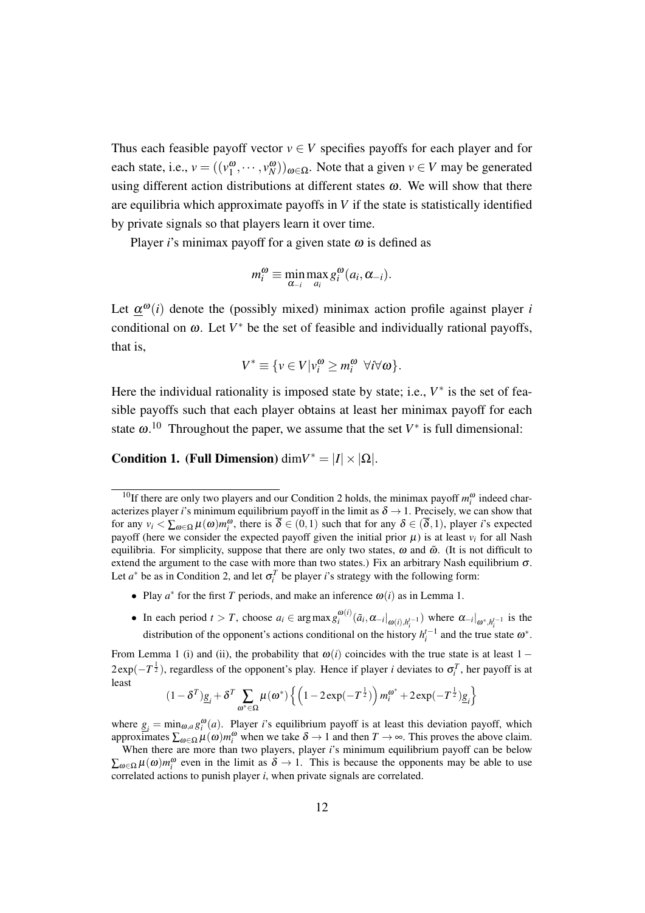Thus each feasible payoff vector $v \in V$ specifies payoffs for each player and for each state, i.e., $v = ((v_1^{\omega}, \cdots, v_N^{\omega}))_{\omega \in \Omega}$. Note that a given $v \in V$ may be generated using different action distributions at different states $\omega$. We will show that there are equilibria which approximate payoffs in $V$ if the state is statistically identified by private signals so that players learn it over time.

Player $i$'s minimax payoff for a given state $\omega$ is defined as

$$m_i^{\omega} \equiv \min_{\alpha_{-i}} \max_{a_i} g_i^{\omega}(a_i, \alpha_{-i}).$$

Let $\underline{\alpha}^{\omega}(i)$ denote the (possibly mixed) minimax action profile against player $i$ conditional on $\omega$. Let $V^*$ be the set of feasible and individually rational payoffs, that is,

$$V^* \equiv \{v \in V | v_i^{\omega} \geq m_i^{\omega} \ \ \forall i \forall \omega\}.$$

Here the individual rationality is imposed state by state; i.e., $V^*$ is the set of feasible payoffs such that each player obtains at least her minimax payoff for each state $\omega$.[10] Throughout the paper, we assume that the set $V^*$ is full dimensional:

**Condition 1. (Full Dimension)** $\dim V^* = |I| \times |\Omega|$.

---

[10]If there are only two players and our Condition 2 holds, the minimax payoff $m_i^{\omega}$ indeed characterizes player $i$'s minimum equilibrium payoff in the limit as $\delta \to 1$. Precisely, we can show that for any $v_i < \sum_{\omega \in \Omega} \mu(\omega) m_i^{\omega}$, there is $\overline{\delta} \in (0,1)$ such that for any $\delta \in (\overline{\delta}, 1)$, player $i$'s expected payoff (here we consider the expected payoff given the initial prior $\mu$) is at least $v_i$ for all Nash equilibria. For simplicity, suppose that there are only two states, $\omega$ and $\tilde{\omega}$. (It is not difficult to extend the argument to the case with more than two states.) Fix an arbitrary Nash equilibrium $\sigma$. Let $a^*$ be as in Condition 2, and let $\sigma_i^T$ be player $i$'s strategy with the following form:

- Play $a^*$ for the first $T$ periods, and make an inference $\omega(i)$ as in Lemma 1.
- In each period $t > T$, choose $a_i \in \arg\max g_i^{\omega(i)}(\tilde{a}_i, \alpha_{-i}|_{\omega(i), h_i^{t-1}})$ where $\alpha_{-i}|_{\omega^*, h_i^{t-1}}$ is the distribution of the opponent's actions conditional on the history $h_i^{t-1}$ and the true state $\omega^*$.

From Lemma 1 (i) and (ii), the probability that $\omega(i)$ coincides with the true state is at least $1 - 2\exp(-T^{\frac{1}{2}})$, regardless of the opponent's play. Hence if player $i$ deviates to $\sigma_i^T$, her payoff is at least

$$(1-\delta^T)\underline{g}_i + \delta^T \sum_{\omega^* \in \Omega} \mu(\omega^*) \left\{ \left(1 - 2\exp(-T^{\frac{1}{2}})\right) m_i^{\omega^*} + 2\exp(-T^{\frac{1}{2}}) \underline{g}_i \right\}$$

where $\underline{g}_i = \min_{\omega, a} g_i^{\omega}(a)$. Player $i$'s equilibrium payoff is at least this deviation payoff, which approximates $\sum_{\omega \in \Omega} \mu(\omega) m_i^{\omega}$ when we take $\delta \to 1$ and then $T \to \infty$. This proves the above claim.

When there are more than two players, player $i$'s minimum equilibrium payoff can be below $\sum_{\omega \in \Omega} \mu(\omega) m_i^{\omega}$ even in the limit as $\delta \to 1$. This is because the opponents may be able to use correlated actions to punish player $i$, when private signals are correlated.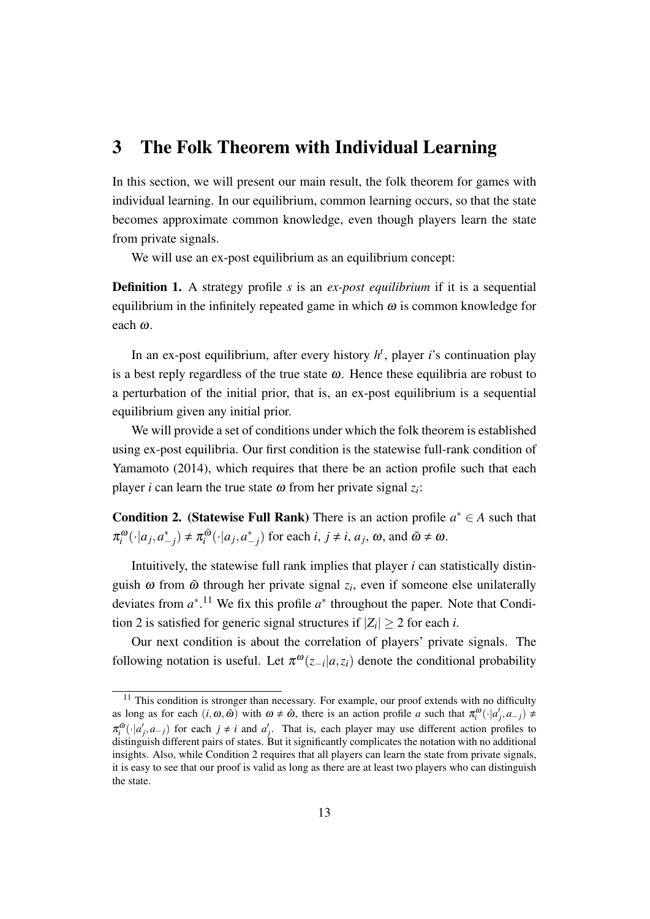# 3 The Folk Theorem with Individual Learning

In this section, we will present our main result, the folk theorem for games with individual learning. In our equilibrium, common learning occurs, so that the state becomes approximate common knowledge, even though players learn the state from private signals.

We will use an ex-post equilibrium as an equilibrium concept:

**Definition 1.** A strategy profile $s$ is an *ex-post equilibrium* if it is a sequential equilibrium in the infinitely repeated game in which $\omega$ is common knowledge for each $\omega$.

In an ex-post equilibrium, after every history $h^t$, player $i$'s continuation play is a best reply regardless of the true state $\omega$. Hence these equilibria are robust to a perturbation of the initial prior, that is, an ex-post equilibrium is a sequential equilibrium given any initial prior.

We will provide a set of conditions under which the folk theorem is established using ex-post equilibria. Our first condition is the statewise full-rank condition of Yamamoto (2014), which requires that there be an action profile such that each player $i$ can learn the true state $\omega$ from her private signal $z_i$:

**Condition 2. (Statewise Full Rank)** There is an action profile $a^* \in A$ such that $\pi_i^{\omega}(\cdot|a_j, a_{-j}^*) \neq \pi_i^{\tilde{\omega}}(\cdot|a_j, a_{-j}^*)$ for each $i$, $j \neq i$, $a_j$, $\omega$, and $\tilde{\omega} \neq \omega$.

Intuitively, the statewise full rank implies that player $i$ can statistically distinguish $\omega$ from $\tilde{\omega}$ through her private signal $z_i$, even if someone else unilaterally deviates from $a^*$.[11] We fix this profile $a^*$ throughout the paper. Note that Condition 2 is satisfied for generic signal structures if $|Z_i| \geq 2$ for each $i$.

Our next condition is about the correlation of players' private signals. The following notation is useful. Let $\pi^{\omega}(z_{-i}|a, z_i)$ denote the conditional probability

[11] This condition is stronger than necessary. For example, our proof extends with no difficulty as long as for each $(i, \omega, \tilde{\omega})$ with $\omega \neq \tilde{\omega}$, there is an action profile $a$ such that $\pi_i^{\omega}(\cdot|a_j', a_{-j}) \neq \pi_i^{\tilde{\omega}}(\cdot|a_j', a_{-j})$ for each $j \neq i$ and $a_j'$. That is, each player may use different action profiles to distinguish different pairs of states. But it significantly complicates the notation with no additional insights. Also, while Condition 2 requires that all players can learn the state from private signals, it is easy to see that our proof is valid as long as there are at least two players who can distinguish the state.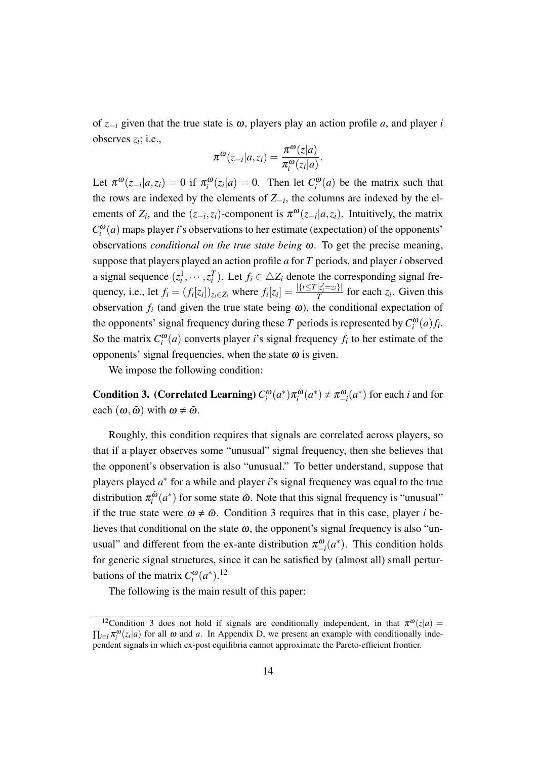of $z_{-i}$ given that the true state is $\omega$, players play an action profile $a$, and player $i$ observes $z_i$; i.e.,

$$\pi^{\omega}(z_{-i}|a,z_i) = \frac{\pi^{\omega}(z|a)}{\pi_i^{\omega}(z_i|a)}.$$

Let $\pi^{\omega}(z_{-i}|a,z_i) = 0$ if $\pi_i^{\omega}(z_i|a) = 0$. Then let $C_i^{\omega}(a)$ be the matrix such that the rows are indexed by the elements of $Z_{-i}$, the columns are indexed by the elements of $Z_i$, and the $(z_{-i},z_i)$-component is $\pi^{\omega}(z_{-i}|a,z_i)$. Intuitively, the matrix $C_i^{\omega}(a)$ maps player $i$'s observations to her estimate (expectation) of the opponents' observations *conditional on the true state being* $\omega$. To get the precise meaning, suppose that players played an action profile $a$ for $T$ periods, and player $i$ observed a signal sequence $(z_i^1,\cdots,z_i^T)$. Let $f_i \in \triangle Z_i$ denote the corresponding signal frequency, i.e., let $f_i = (f_i[z_i])_{z_i \in Z_i}$ where $f_i[z_i] = \frac{|\{t \leq T | z_i^t = z_i\}|}{T}$ for each $z_i$. Given this observation $f_i$ (and given the true state being $\omega$), the conditional expectation of the opponents' signal frequency during these $T$ periods is represented by $C_i^{\omega}(a)f_i$. So the matrix $C_i^{\omega}(a)$ converts player $i$'s signal frequency $f_i$ to her estimate of the opponents' signal frequencies, when the state $\omega$ is given.

We impose the following condition:

**Condition 3. (Correlated Learning)** $C_i^{\omega}(a^*)\pi_i^{\tilde{\omega}}(a^*) \neq \pi_{-i}^{\omega}(a^*)$ for each $i$ and for each $(\omega,\tilde{\omega})$ with $\omega \neq \tilde{\omega}$.

Roughly, this condition requires that signals are correlated across players, so that if a player observes some "unusual" signal frequency, then she believes that the opponent's observation is also "unusual." To better understand, suppose that players played $a^*$ for a while and player $i$'s signal frequency was equal to the true distribution $\pi_i^{\tilde{\omega}}(a^*)$ for some state $\tilde{\omega}$. Note that this signal frequency is "unusual" if the true state were $\omega \neq \tilde{\omega}$. Condition 3 requires that in this case, player $i$ believes that conditional on the state $\omega$, the opponent's signal frequency is also "unusual" and different from the ex-ante distribution $\pi_{-i}^{\omega}(a^*)$. This condition holds for generic signal structures, since it can be satisfied by (almost all) small perturbations of the matrix $C_i^{\omega}(a^*)$.[12]

The following is the main result of this paper:

---

[12] Condition 3 does not hold if signals are conditionally independent, in that $\pi^{\omega}(z|a) = \prod_{i \in I} \pi_i^{\omega}(z_i|a)$ for all $\omega$ and $a$. In Appendix D, we present an example with conditionally independent signals in which ex-post equilibria cannot approximate the Pareto-efficient frontier.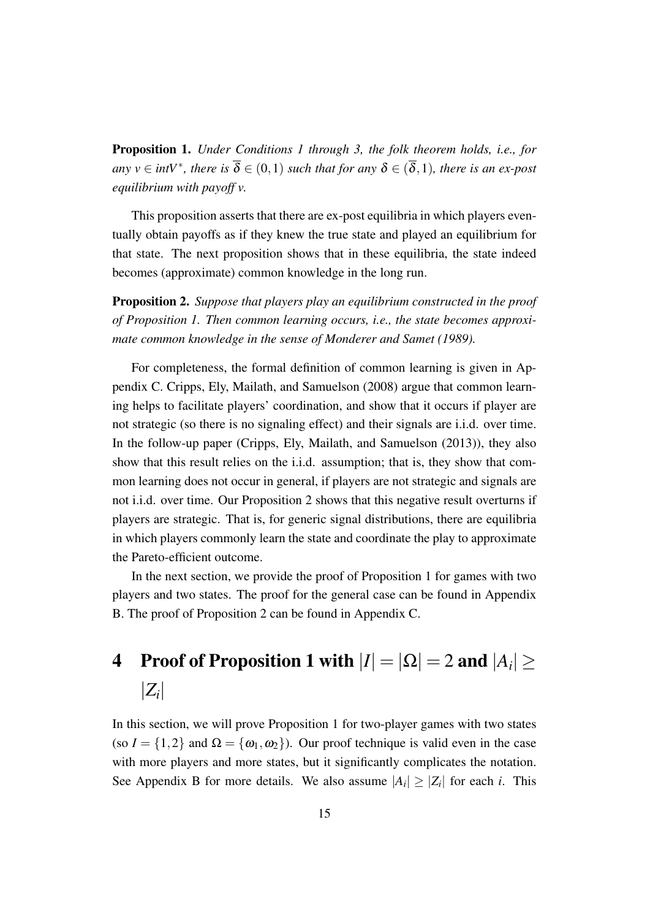**Proposition 1.** *Under Conditions 1 through 3, the folk theorem holds, i.e., for any $v \in intV^*$, there is $\overline{\delta} \in (0,1)$ such that for any $\delta \in (\overline{\delta}, 1)$, there is an ex-post equilibrium with payoff $v$.*

This proposition asserts that there are ex-post equilibria in which players eventually obtain payoffs as if they knew the true state and played an equilibrium for that state. The next proposition shows that in these equilibria, the state indeed becomes (approximate) common knowledge in the long run.

**Proposition 2.** *Suppose that players play an equilibrium constructed in the proof of Proposition 1. Then common learning occurs, i.e., the state becomes approximate common knowledge in the sense of Monderer and Samet (1989).*

For completeness, the formal definition of common learning is given in Appendix C. Cripps, Ely, Mailath, and Samuelson (2008) argue that common learning helps to facilitate players' coordination, and show that it occurs if player are not strategic (so there is no signaling effect) and their signals are i.i.d. over time. In the follow-up paper (Cripps, Ely, Mailath, and Samuelson (2013)), they also show that this result relies on the i.i.d. assumption; that is, they show that common learning does not occur in general, if players are not strategic and signals are not i.i.d. over time. Our Proposition 2 shows that this negative result overturns if players are strategic. That is, for generic signal distributions, there are equilibria in which players commonly learn the state and coordinate the play to approximate the Pareto-efficient outcome.

In the next section, we provide the proof of Proposition 1 for games with two players and two states. The proof for the general case can be found in Appendix B. The proof of Proposition 2 can be found in Appendix C.

# 4 Proof of Proposition 1 with $|I| = |\Omega| = 2$ and $|A_i| \geq |Z_i|$

In this section, we will prove Proposition 1 for two-player games with two states (so $I = \{1,2\}$ and $\Omega = \{\omega_1, \omega_2\}$). Our proof technique is valid even in the case with more players and more states, but it significantly complicates the notation. See Appendix B for more details. We also assume $|A_i| \geq |Z_i|$ for each $i$. This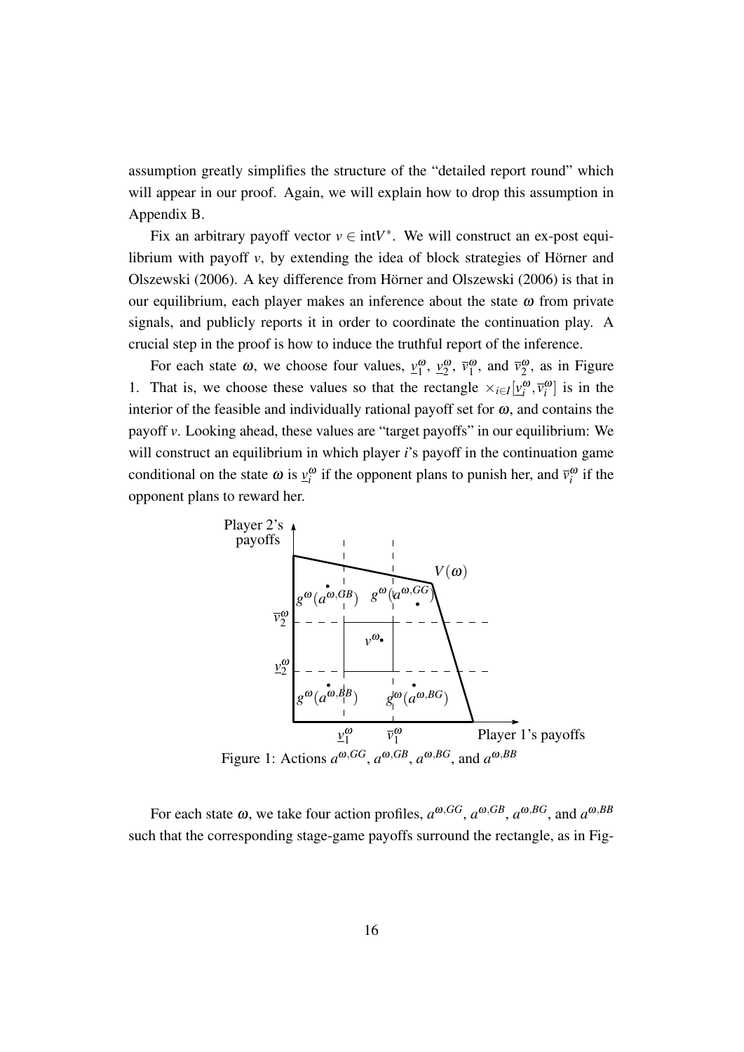assumption greatly simplifies the structure of the "detailed report round" which will appear in our proof. Again, we will explain how to drop this assumption in Appendix B.

Fix an arbitrary payoff vector $v \in \text{int}V^*$. We will construct an ex-post equilibrium with payoff $v$, by extending the idea of block strategies of Hörner and Olszewski (2006). A key difference from Hörner and Olszewski (2006) is that in our equilibrium, each player makes an inference about the state $\omega$ from private signals, and publicly reports it in order to coordinate the continuation play. A crucial step in the proof is how to induce the truthful report of the inference.

For each state $\omega$, we choose four values, $\underline{v}_1^\omega$, $\underline{v}_2^\omega$, $\overline{v}_1^\omega$, and $\overline{v}_2^\omega$, as in Figure 1. That is, we choose these values so that the rectangle $\times_{i \in I}[\underline{v}_i^\omega, \overline{v}_i^\omega]$ is in the interior of the feasible and individually rational payoff set for $\omega$, and contains the payoff $v$. Looking ahead, these values are "target payoffs" in our equilibrium: We will construct an equilibrium in which player $i$'s payoff in the continuation game conditional on the state $\omega$ is $\underline{v}_i^\omega$ if the opponent plans to punish her, and $\overline{v}_i^\omega$ if the opponent plans to reward her.

Figure 1: Actions $a^{\omega,GG}$, $a^{\omega,GB}$, $a^{\omega,BG}$, and $a^{\omega,BB}$

For each state $\omega$, we take four action profiles, $a^{\omega,GG}$, $a^{\omega,GB}$, $a^{\omega,BG}$, and $a^{\omega,BB}$ such that the corresponding stage-game payoffs surround the rectangle, as in Fig-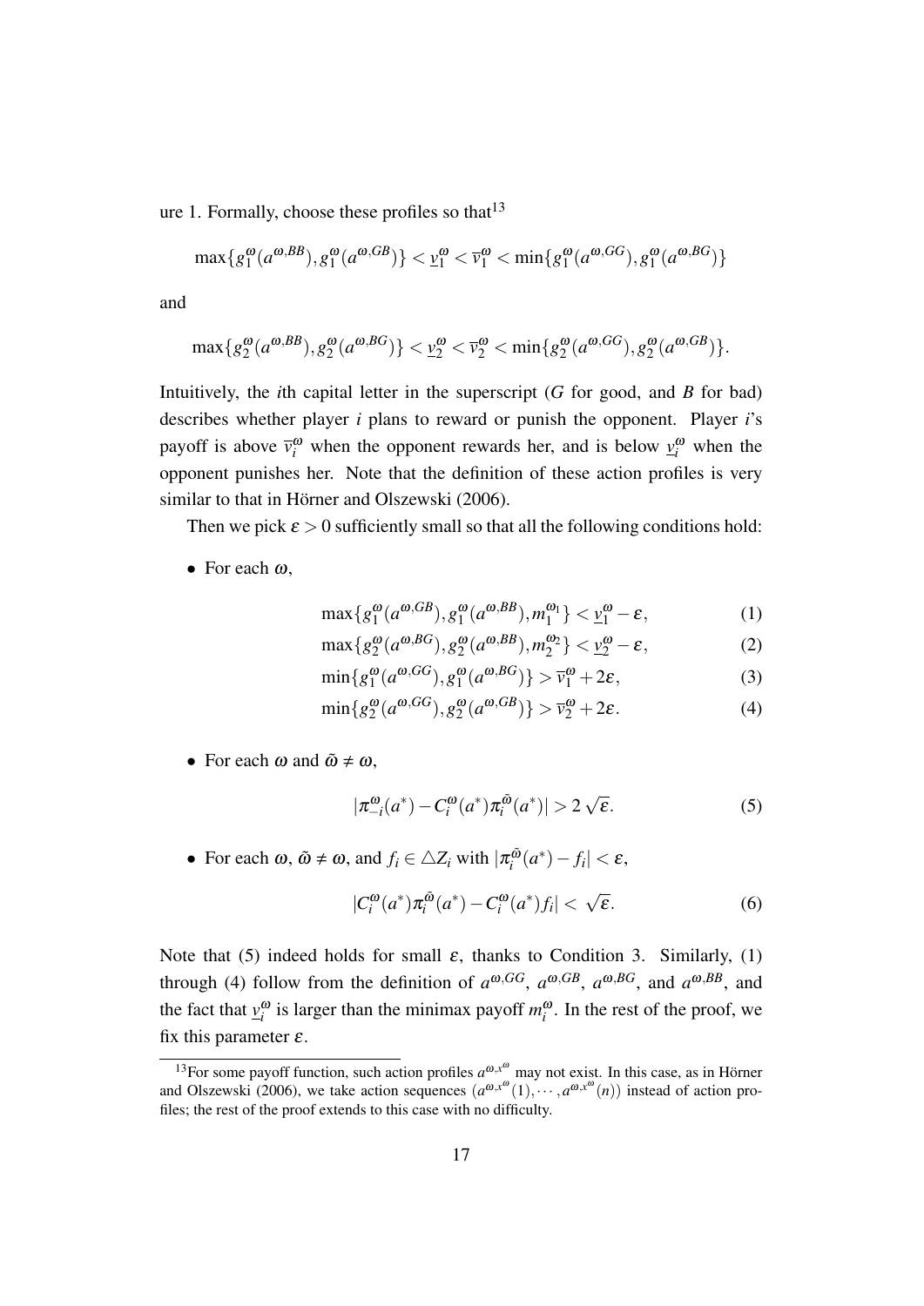ure 1. Formally, choose these profiles so that[13]

$$\max\{g_1^{\omega}(a^{\omega,BB}), g_1^{\omega}(a^{\omega,GB})\} < \underline{v}_1^{\omega} < \overline{v}_1^{\omega} < \min\{g_1^{\omega}(a^{\omega,GG}), g_1^{\omega}(a^{\omega,BG})\}$$

and

$$\max\{g_2^{\omega}(a^{\omega,BB}), g_2^{\omega}(a^{\omega,BG})\} < \underline{v}_2^{\omega} < \overline{v}_2^{\omega} < \min\{g_2^{\omega}(a^{\omega,GG}), g_2^{\omega}(a^{\omega,GB})\}.$$

Intuitively, the $i$th capital letter in the superscript ($G$ for good, and $B$ for bad) describes whether player $i$ plans to reward or punish the opponent. Player $i$'s payoff is above $\overline{v}_i^{\omega}$ when the opponent rewards her, and is below $\underline{v}_i^{\omega}$ when the opponent punishes her. Note that the definition of these action profiles is very similar to that in Hörner and Olszewski (2006).

Then we pick $\varepsilon > 0$ sufficiently small so that all the following conditions hold:

- For each $\omega$,

$$\max\{g_1^{\omega}(a^{\omega,GB}), g_1^{\omega}(a^{\omega,BB}), m_1^{\omega_1}\} < \underline{v}_1^{\omega} - \varepsilon, \tag{1}$$

$$\max\{g_2^{\omega}(a^{\omega,BG}), g_2^{\omega}(a^{\omega,BB}), m_2^{\omega_2}\} < \underline{v}_2^{\omega} - \varepsilon, \tag{2}$$

$$\min\{g_1^{\omega}(a^{\omega,GG}), g_1^{\omega}(a^{\omega,BG})\} > \overline{v}_1^{\omega} + 2\varepsilon, \tag{3}$$

$$\min\{g_2^{\omega}(a^{\omega,GG}), g_2^{\omega}(a^{\omega,GB})\} > \overline{v}_2^{\omega} + 2\varepsilon. \tag{4}$$

- For each $\omega$ and $\tilde{\omega} \neq \omega$,

$$|\pi_{-i}^{\omega}(a^*) - C_i^{\omega}(a^*)\pi_i^{\tilde{\omega}}(a^*)| > 2\sqrt{\varepsilon}. \tag{5}$$

- For each $\omega$, $\tilde{\omega} \neq \omega$, and $f_i \in \triangle Z_i$ with $|\pi_i^{\tilde{\omega}}(a^*) - f_i| < \varepsilon$,

$$|C_i^{\omega}(a^*)\pi_i^{\tilde{\omega}}(a^*) - C_i^{\omega}(a^*) f_i| < \sqrt{\varepsilon}. \tag{6}$$

Note that (5) indeed holds for small $\varepsilon$, thanks to Condition 3. Similarly, (1) through (4) follow from the definition of $a^{\omega,GG}$, $a^{\omega,GB}$, $a^{\omega,BG}$, and $a^{\omega,BB}$, and the fact that $\underline{v}_i^{\omega}$ is larger than the minimax payoff $m_i^{\omega}$. In the rest of the proof, we fix this parameter $\varepsilon$.

[13] For some payoff function, such action profiles $a^{\omega,x^{\omega}}$ may not exist. In this case, as in Hörner and Olszewski (2006), we take action sequences $(a^{\omega,x^{\omega}}(1), \cdots, a^{\omega,x^{\omega}}(n))$ instead of action profiles; the rest of the proof extends to this case with no difficulty.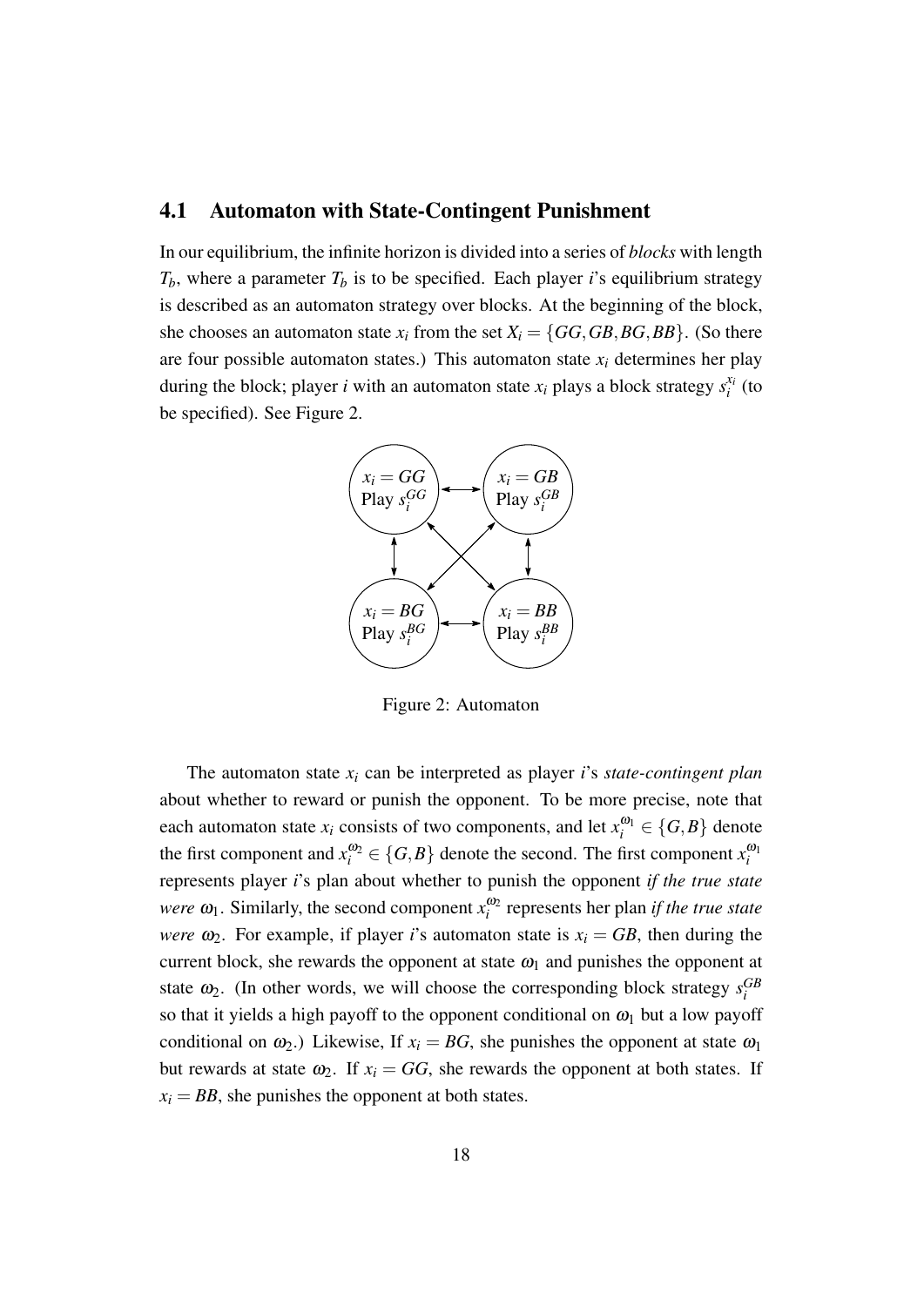### 4.1 Automaton with State-Contingent Punishment

In our equilibrium, the infinite horizon is divided into a series of *blocks* with length $T_b$, where a parameter $T_b$ is to be specified. Each player $i$'s equilibrium strategy is described as an automaton strategy over blocks. At the beginning of the block, she chooses an automaton state $x_i$ from the set $X_i = \{GG, GB, BG, BB\}$. (So there are four possible automaton states.) This automaton state $x_i$ determines her play during the block; player $i$ with an automaton state $x_i$ plays a block strategy $s_i^{x_i}$ (to be specified). See Figure 2.

Figure 2: Automaton

The automaton state $x_i$ can be interpreted as player $i$'s *state-contingent plan* about whether to reward or punish the opponent. To be more precise, note that each automaton state $x_i$ consists of two components, and let $x_i^{\omega_1} \in \{G, B\}$ denote the first component and $x_i^{\omega_2} \in \{G, B\}$ denote the second. The first component $x_i^{\omega_1}$ represents player $i$'s plan about whether to punish the opponent *if the true state were* $\omega_1$. Similarly, the second component $x_i^{\omega_2}$ represents her plan *if the true state were* $\omega_2$. For example, if player $i$'s automaton state is $x_i = GB$, then during the current block, she rewards the opponent at state $\omega_1$ and punishes the opponent at state $\omega_2$. (In other words, we will choose the corresponding block strategy $s_i^{GB}$ so that it yields a high payoff to the opponent conditional on $\omega_1$ but a low payoff conditional on $\omega_2$.) Likewise, If $x_i = BG$, she punishes the opponent at state $\omega_1$ but rewards at state $\omega_2$. If $x_i = GG$, she rewards the opponent at both states. If $x_i = BB$, she punishes the opponent at both states.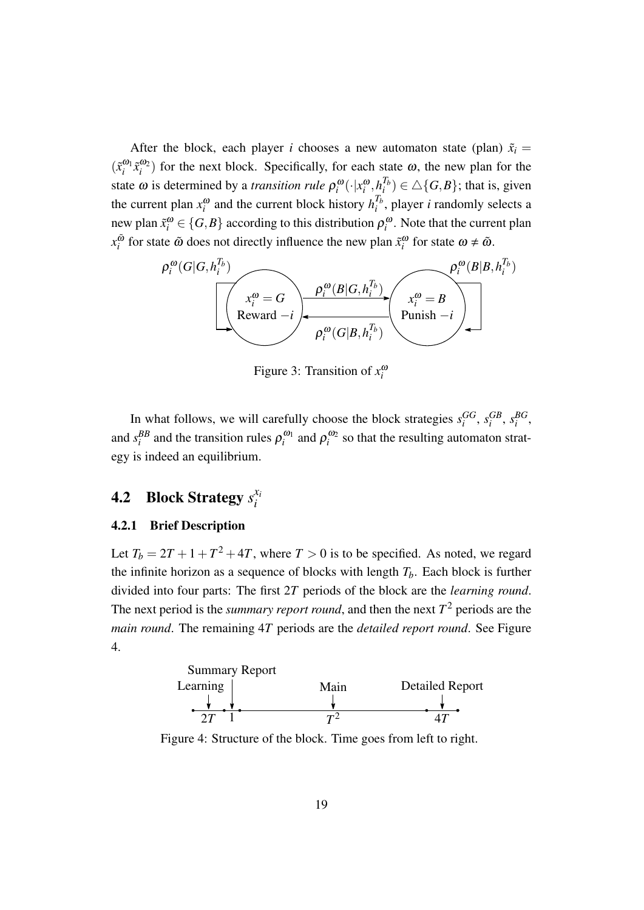After the block, each player $i$ chooses a new automaton state (plan) $\tilde{x}_i = (\tilde{x}_i^{\omega_1} \tilde{x}_i^{\omega_2})$ for the next block. Specifically, for each state $\omega$, the new plan for the state $\omega$ is determined by a *transition rule* $\rho_i^{\omega}(\cdot | x_i^{\omega}, h_i^{T_b}) \in \triangle\{G, B\}$; that is, given the current plan $x_i^{\omega}$ and the current block history $h_i^{T_b}$, player $i$ randomly selects a new plan $\tilde{x}_i^{\omega} \in \{G, B\}$ according to this distribution $\rho_i^{\omega}$. Note that the current plan $x_i^{\tilde{\omega}}$ for state $\tilde{\omega}$ does not directly influence the new plan $\tilde{x}_i^{\omega}$ for state $\omega \neq \tilde{\omega}$.

Figure 3: Transition of $x_i^{\omega}$

In what follows, we will carefully choose the block strategies $s_i^{GG}$, $s_i^{GB}$, $s_i^{BG}$, and $s_i^{BB}$ and the transition rules $\rho_i^{\omega_1}$ and $\rho_i^{\omega_2}$ so that the resulting automaton strategy is indeed an equilibrium.

## 4.2 Block Strategy $s_i^{x_i}$

### 4.2.1 Brief Description

Let $T_b = 2T + 1 + T^2 + 4T$, where $T > 0$ is to be specified. As noted, we regard the infinite horizon as a sequence of blocks with length $T_b$. Each block is further divided into four parts: The first $2T$ periods of the block are the *learning round*. The next period is the *summary report round*, and then the next $T^2$ periods are the *main round*. The remaining $4T$ periods are the *detailed report round*. See Figure 4.

Figure 4: Structure of the block. Time goes from left to right.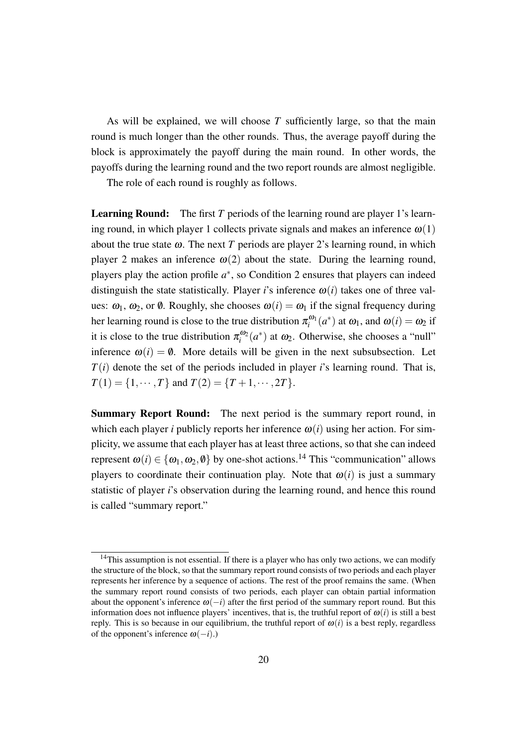As will be explained, we will choose $T$ sufficiently large, so that the main round is much longer than the other rounds. Thus, the average payoff during the block is approximately the payoff during the main round. In other words, the payoffs during the learning round and the two report rounds are almost negligible.

The role of each round is roughly as follows.

**Learning Round:** The first $T$ periods of the learning round are player 1's learning round, in which player 1 collects private signals and makes an inference $\omega(1)$ about the true state $\omega$. The next $T$ periods are player 2's learning round, in which player 2 makes an inference $\omega(2)$ about the state. During the learning round, players play the action profile $a^*$, so Condition 2 ensures that players can indeed distinguish the state statistically. Player $i$'s inference $\omega(i)$ takes one of three values: $\omega_1$, $\omega_2$, or $\emptyset$. Roughly, she chooses $\omega(i) = \omega_1$ if the signal frequency during her learning round is close to the true distribution $\pi_i^{\omega_1}(a^*)$ at $\omega_1$, and $\omega(i) = \omega_2$ if it is close to the true distribution $\pi_i^{\omega_2}(a^*)$ at $\omega_2$. Otherwise, she chooses a "null" inference $\omega(i) = \emptyset$. More details will be given in the next subsubsection. Let $T(i)$ denote the set of the periods included in player $i$'s learning round. That is, $T(1) = \{1, \cdots, T\}$ and $T(2) = \{T+1, \cdots, 2T\}$.

**Summary Report Round:** The next period is the summary report round, in which each player $i$ publicly reports her inference $\omega(i)$ using her action. For simplicity, we assume that each player has at least three actions, so that she can indeed represent $\omega(i) \in \{\omega_1, \omega_2, \emptyset\}$ by one-shot actions.[14] This "communication" allows players to coordinate their continuation play. Note that $\omega(i)$ is just a summary statistic of player $i$'s observation during the learning round, and hence this round is called "summary report."

[14]This assumption is not essential. If there is a player who has only two actions, we can modify the structure of the block, so that the summary report round consists of two periods and each player represents her inference by a sequence of actions. The rest of the proof remains the same. (When the summary report round consists of two periods, each player can obtain partial information about the opponent's inference $\omega(-i)$ after the first period of the summary report round. But this information does not influence players' incentives, that is, the truthful report of $\omega(i)$ is still a best reply. This is so because in our equilibrium, the truthful report of $\omega(i)$ is a best reply, regardless of the opponent's inference $\omega(-i)$.)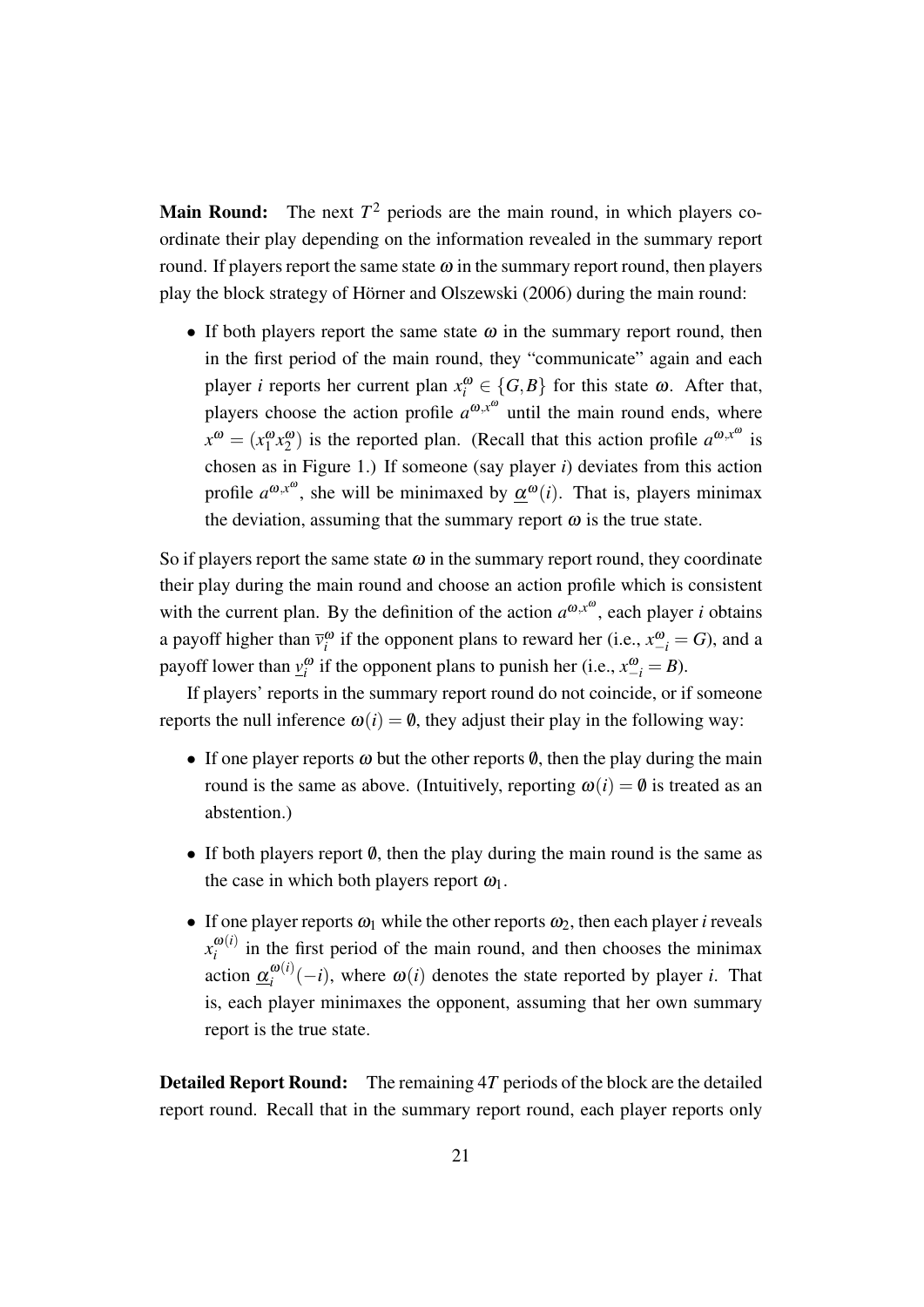**Main Round:** The next $T^2$ periods are the main round, in which players coordinate their play depending on the information revealed in the summary report round. If players report the same state $\omega$ in the summary report round, then players play the block strategy of Hörner and Olszewski (2006) during the main round:

- If both players report the same state $\omega$ in the summary report round, then in the first period of the main round, they "communicate" again and each player $i$ reports her current plan $x_i^\omega \in \{G, B\}$ for this state $\omega$. After that, players choose the action profile $a^{\omega, x^\omega}$ until the main round ends, where $x^\omega = (x_1^\omega x_2^\omega)$ is the reported plan. (Recall that this action profile $a^{\omega, x^\omega}$ is chosen as in Figure 1.) If someone (say player $i$) deviates from this action profile $a^{\omega, x^\omega}$, she will be minimaxed by $\underline{\alpha}^\omega(i)$. That is, players minimax the deviation, assuming that the summary report $\omega$ is the true state.

So if players report the same state $\omega$ in the summary report round, they coordinate their play during the main round and choose an action profile which is consistent with the current plan. By the definition of the action $a^{\omega, x^\omega}$, each player $i$ obtains a payoff higher than $\overline{v}_i^\omega$ if the opponent plans to reward her (i.e., $x_{-i}^\omega = G$), and a payoff lower than $\underline{v}_i^\omega$ if the opponent plans to punish her (i.e., $x_{-i}^\omega = B$).

If players' reports in the summary report round do not coincide, or if someone reports the null inference $\omega(i) = \emptyset$, they adjust their play in the following way:

- If one player reports $\omega$ but the other reports $\emptyset$, then the play during the main round is the same as above. (Intuitively, reporting $\omega(i) = \emptyset$ is treated as an abstention.)

- If both players report $\emptyset$, then the play during the main round is the same as the case in which both players report $\omega_1$.

- If one player reports $\omega_1$ while the other reports $\omega_2$, then each player $i$ reveals $x_i^{\omega(i)}$ in the first period of the main round, and then chooses the minimax action $\underline{\alpha}_i^{\omega(i)}(-i)$, where $\omega(i)$ denotes the state reported by player $i$. That is, each player minimaxes the opponent, assuming that her own summary report is the true state.

**Detailed Report Round:** The remaining $4T$ periods of the block are the detailed report round. Recall that in the summary report round, each player reports only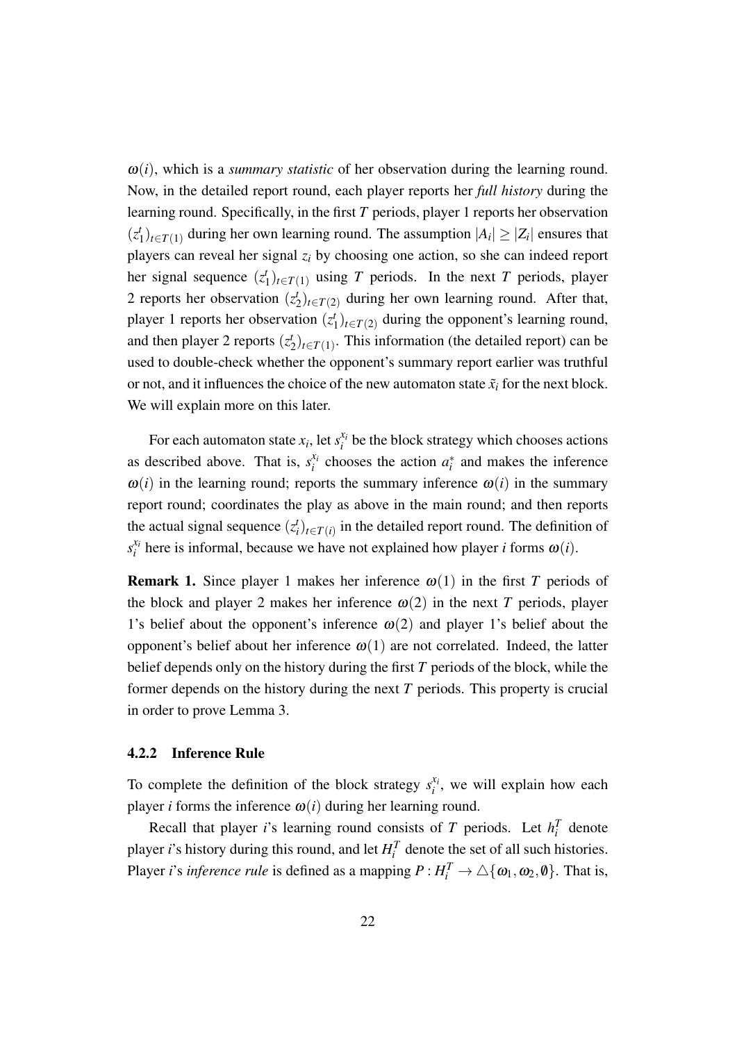$\omega(i)$, which is a *summary statistic* of her observation during the learning round. Now, in the detailed report round, each player reports her *full history* during the learning round. Specifically, in the first $T$ periods, player 1 reports her observation $(z_1^t)_{t \in T(1)}$ during her own learning round. The assumption $|A_i| \geq |Z_i|$ ensures that players can reveal her signal $z_i$ by choosing one action, so she can indeed report her signal sequence $(z_1^t)_{t \in T(1)}$ using $T$ periods. In the next $T$ periods, player 2 reports her observation $(z_2^t)_{t \in T(2)}$ during her own learning round. After that, player 1 reports her observation $(z_1^t)_{t \in T(2)}$ during the opponent's learning round, and then player 2 reports $(z_2^t)_{t \in T(1)}$. This information (the detailed report) can be used to double-check whether the opponent's summary report earlier was truthful or not, and it influences the choice of the new automaton state $\tilde{x}_i$ for the next block. We will explain more on this later.

For each automaton state $x_i$, let $s_i^{x_i}$ be the block strategy which chooses actions as described above. That is, $s_i^{x_i}$ chooses the action $a_i^*$ and makes the inference $\omega(i)$ in the learning round; reports the summary inference $\omega(i)$ in the summary report round; coordinates the play as above in the main round; and then reports the actual signal sequence $(z_i^t)_{t \in T(i)}$ in the detailed report round. The definition of $s_i^{x_i}$ here is informal, because we have not explained how player $i$ forms $\omega(i)$.

**Remark 1.** Since player 1 makes her inference $\omega(1)$ in the first $T$ periods of the block and player 2 makes her inference $\omega(2)$ in the next $T$ periods, player 1's belief about the opponent's inference $\omega(2)$ and player 1's belief about the opponent's belief about her inference $\omega(1)$ are not correlated. Indeed, the latter belief depends only on the history during the first $T$ periods of the block, while the former depends on the history during the next $T$ periods. This property is crucial in order to prove Lemma 3.

### 4.2.2 Inference Rule

To complete the definition of the block strategy $s_i^{x_i}$, we will explain how each player $i$ forms the inference $\omega(i)$ during her learning round.

Recall that player $i$'s learning round consists of $T$ periods. Let $h_i^T$ denote player $i$'s history during this round, and let $H_i^T$ denote the set of all such histories. Player $i$'s *inference rule* is defined as a mapping $P : H_i^T \to \triangle\{\omega_1, \omega_2, \emptyset\}$. That is,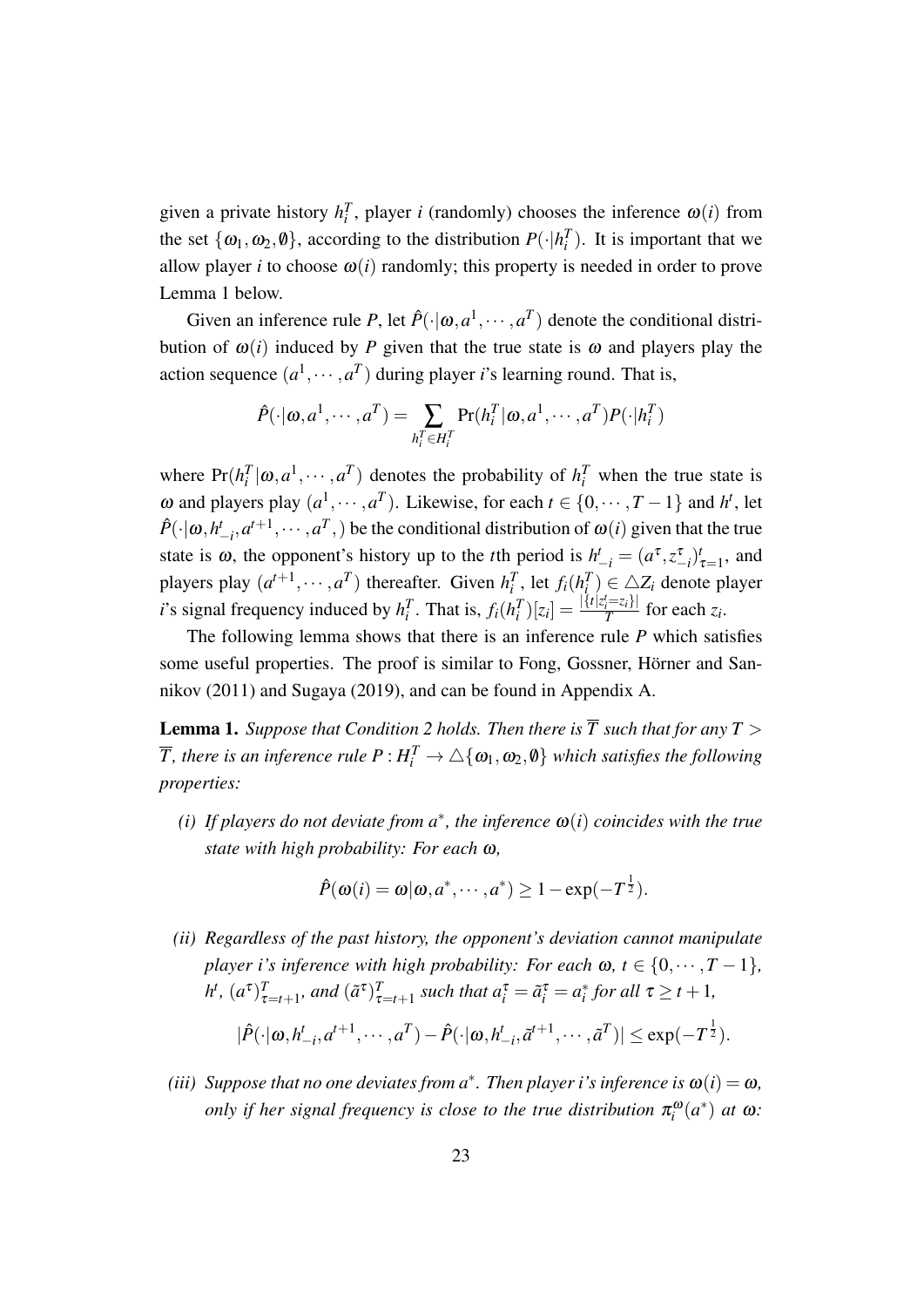given a private history $h_i^T$, player $i$ (randomly) chooses the inference $\omega(i)$ from the set $\{\omega_1, \omega_2, \emptyset\}$, according to the distribution $P(\cdot|h_i^T)$. It is important that we allow player $i$ to choose $\omega(i)$ randomly; this property is needed in order to prove Lemma 1 below.

Given an inference rule $P$, let $\hat{P}(\cdot|\omega, a^1, \cdots, a^T)$ denote the conditional distribution of $\omega(i)$ induced by $P$ given that the true state is $\omega$ and players play the action sequence $(a^1, \cdots, a^T)$ during player $i$'s learning round. That is,

$$\hat{P}(\cdot|\omega, a^1, \cdots, a^T) = \sum_{h_i^T \in H_i^T} \Pr(h_i^T|\omega, a^1, \cdots, a^T) P(\cdot|h_i^T)$$

where $\Pr(h_i^T|\omega, a^1, \cdots, a^T)$ denotes the probability of $h_i^T$ when the true state is $\omega$ and players play $(a^1, \cdots, a^T)$. Likewise, for each $t \in \{0, \cdots, T-1\}$ and $h^t$, let $\hat{P}(\cdot|\omega, h_{-i}^t, a^{t+1}, \cdots, a^T,)$ be the conditional distribution of $\omega(i)$ given that the true state is $\omega$, the opponent's history up to the $t$th period is $h_{-i}^t = (a^\tau, z_{-i}^\tau)_{\tau=1}^t$, and players play $(a^{t+1}, \cdots, a^T)$ thereafter. Given $h_i^T$, let $f_i(h_i^T) \in \triangle Z_i$ denote player $i$'s signal frequency induced by $h_i^T$. That is, $f_i(h_i^T)[z_i] = \frac{|\{t|z_i^t = z_i\}|}{T}$ for each $z_i$.

The following lemma shows that there is an inference rule $P$ which satisfies some useful properties. The proof is similar to Fong, Gossner, Hörner and Sannikov (2011) and Sugaya (2019), and can be found in Appendix A.

**Lemma 1.** *Suppose that Condition 2 holds. Then there is $\overline{T}$ such that for any $T > \overline{T}$, there is an inference rule $P : H_i^T \to \triangle\{\omega_1, \omega_2, \emptyset\}$ which satisfies the following properties:*

*(i) If players do not deviate from $a^*$, the inference $\omega(i)$ coincides with the true state with high probability: For each $\omega$,*

$$\hat{P}(\omega(i) = \omega|\omega, a^*, \cdots, a^*) \geq 1 - \exp(-T^{\frac{1}{2}}).$$

*(ii) Regardless of the past history, the opponent's deviation cannot manipulate player $i$'s inference with high probability: For each $\omega$, $t \in \{0, \cdots, T-1\}$, $h^t$, $(a^\tau)_{\tau=t+1}^T$, and $(\tilde{a}^\tau)_{\tau=t+1}^T$ such that $a_i^\tau = \tilde{a}_i^\tau = a_i^*$ for all $\tau \geq t+1$,*

$$|\hat{P}(\cdot|\omega, h_{-i}^t, a^{t+1}, \cdots, a^T) - \hat{P}(\cdot|\omega, h_{-i}^t, \tilde{a}^{t+1}, \cdots, \tilde{a}^T)| \leq \exp(-T^{\frac{1}{2}}).$$

*(iii) Suppose that no one deviates from $a^*$. Then player $i$'s inference is $\omega(i) = \omega$, only if her signal frequency is close to the true distribution $\pi_i^\omega(a^*)$ at $\omega$:*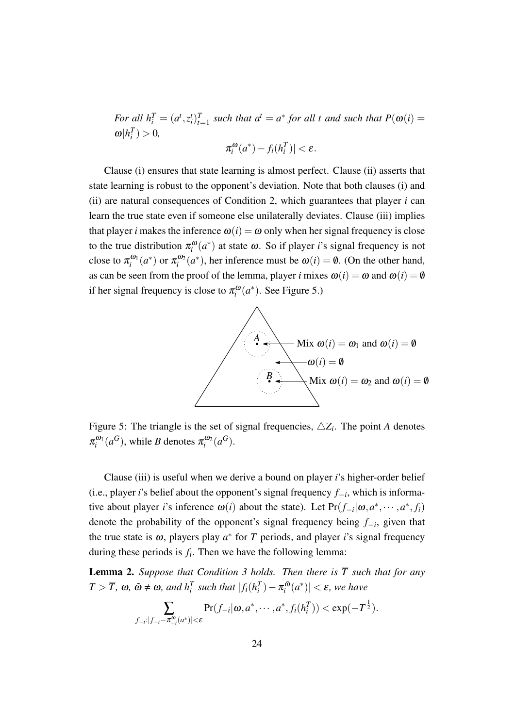*For all $h_i^T = (a^t, z_i^t)_{t=1}^T$ such that $a^t = a^*$ for all $t$ and such that $P(\omega(i) = \omega | h_i^T) > 0$,*

$$|\pi_i^\omega(a^*) - f_i(h_i^T)| < \varepsilon.$$

Clause (i) ensures that state learning is almost perfect. Clause (ii) asserts that state learning is robust to the opponent's deviation. Note that both clauses (i) and (ii) are natural consequences of Condition 2, which guarantees that player $i$ can learn the true state even if someone else unilaterally deviates. Clause (iii) implies that player $i$ makes the inference $\omega(i) = \omega$ only when her signal frequency is close to the true distribution $\pi_i^\omega(a^*)$ at state $\omega$. So if player $i$'s signal frequency is not close to $\pi_i^{\omega_1}(a^*)$ or $\pi_i^{\omega_2}(a^*)$, her inference must be $\omega(i) = \emptyset$. (On the other hand, as can be seen from the proof of the lemma, player $i$ mixes $\omega(i) = \omega$ and $\omega(i) = \emptyset$ if her signal frequency is close to $\pi_i^\omega(a^*)$. See Figure 5.)

Mix $\omega(i) = \omega_1$ and $\omega(i) = \emptyset$

$\omega(i) = \emptyset$

Mix $\omega(i) = \omega_2$ and $\omega(i) = \emptyset$

Figure 5: The triangle is the set of signal frequencies, $\triangle Z_i$. The point $A$ denotes $\pi_i^{\omega_1}(a^G)$, while $B$ denotes $\pi_i^{\omega_2}(a^G)$.

Clause (iii) is useful when we derive a bound on player $i$'s higher-order belief (i.e., player $i$'s belief about the opponent's signal frequency $f_{-i}$, which is informative about player $i$'s inference $\omega(i)$ about the state). Let $\Pr(f_{-i}|\omega, a^*, \cdots, a^*, f_i)$ denote the probability of the opponent's signal frequency being $f_{-i}$, given that the true state is $\omega$, players play $a^*$ for $T$ periods, and player $i$'s signal frequency during these periods is $f_i$. Then we have the following lemma:

**Lemma 2.** *Suppose that Condition 3 holds. Then there is $\overline{T}$ such that for any $T > \overline{T}$, $\omega$, $\tilde{\omega} \neq \omega$, and $h_i^T$ such that $|f_i(h_i^T) - \pi_i^{\tilde{\omega}}(a^*)| < \varepsilon$, we have*

$$\sum_{f_{-i}: |f_{-i} - \pi_{-i}^\omega(a^*)| < \varepsilon} \Pr(f_{-i}|\omega, a^*, \cdots, a^*, f_i(h_i^T)) < \exp(-T^{\frac{1}{2}}).$$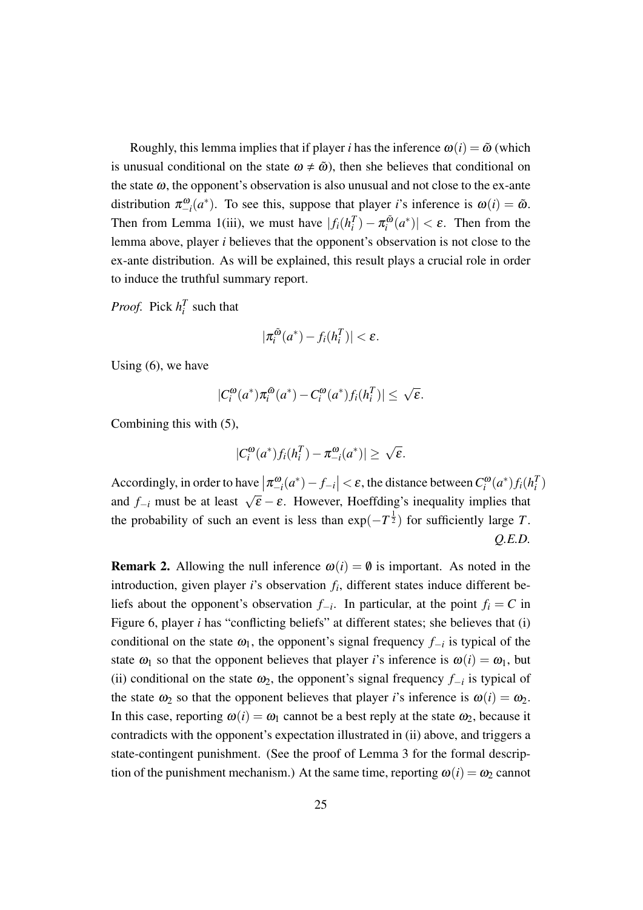Roughly, this lemma implies that if player $i$ has the inference $\omega(i) = \tilde{\omega}$ (which is unusual conditional on the state $\omega \neq \tilde{\omega}$), then she believes that conditional on the state $\omega$, the opponent's observation is also unusual and not close to the ex-ante distribution $\pi_{-i}^{\omega}(a^*)$. To see this, suppose that player $i$'s inference is $\omega(i) = \tilde{\omega}$. Then from Lemma 1(iii), we must have $|f_i(h_i^T) - \pi_i^{\tilde{\omega}}(a^*)| < \varepsilon$. Then from the lemma above, player $i$ believes that the opponent's observation is not close to the ex-ante distribution. As will be explained, this result plays a crucial role in order to induce the truthful summary report.

*Proof.* Pick $h_i^T$ such that

$$|\pi_i^{\tilde{\omega}}(a^*) - f_i(h_i^T)| < \varepsilon.$$

Using (6), we have

$$|C_i^{\omega}(a^*)\pi_i^{\tilde{\omega}}(a^*) - C_i^{\omega}(a^*)f_i(h_i^T)| \leq \sqrt{\varepsilon}.$$

Combining this with (5),

$$|C_i^{\omega}(a^*)f_i(h_i^T) - \pi_{-i}^{\omega}(a^*)| \geq \sqrt{\varepsilon}.$$

Accordingly, in order to have $\left|\pi_{-i}^{\omega}(a^*) - f_{-i}\right| < \varepsilon$, the distance between $C_i^{\omega}(a^*)f_i(h_i^T)$ and $f_{-i}$ must be at least $\sqrt{\varepsilon} - \varepsilon$. However, Hoeffding's inequality implies that the probability of such an event is less than $\exp(-T^{\frac{1}{2}})$ for sufficiently large $T$. *Q.E.D.*

**Remark 2.** Allowing the null inference $\omega(i) = \emptyset$ is important. As noted in the introduction, given player $i$'s observation $f_i$, different states induce different beliefs about the opponent's observation $f_{-i}$. In particular, at the point $f_i = C$ in Figure 6, player $i$ has "conflicting beliefs" at different states; she believes that (i) conditional on the state $\omega_1$, the opponent's signal frequency $f_{-i}$ is typical of the state $\omega_1$ so that the opponent believes that player $i$'s inference is $\omega(i) = \omega_1$, but (ii) conditional on the state $\omega_2$, the opponent's signal frequency $f_{-i}$ is typical of the state $\omega_2$ so that the opponent believes that player $i$'s inference is $\omega(i) = \omega_2$. In this case, reporting $\omega(i) = \omega_1$ cannot be a best reply at the state $\omega_2$, because it contradicts with the opponent's expectation illustrated in (ii) above, and triggers a state-contingent punishment. (See the proof of Lemma 3 for the formal description of the punishment mechanism.) At the same time, reporting $\omega(i) = \omega_2$ cannot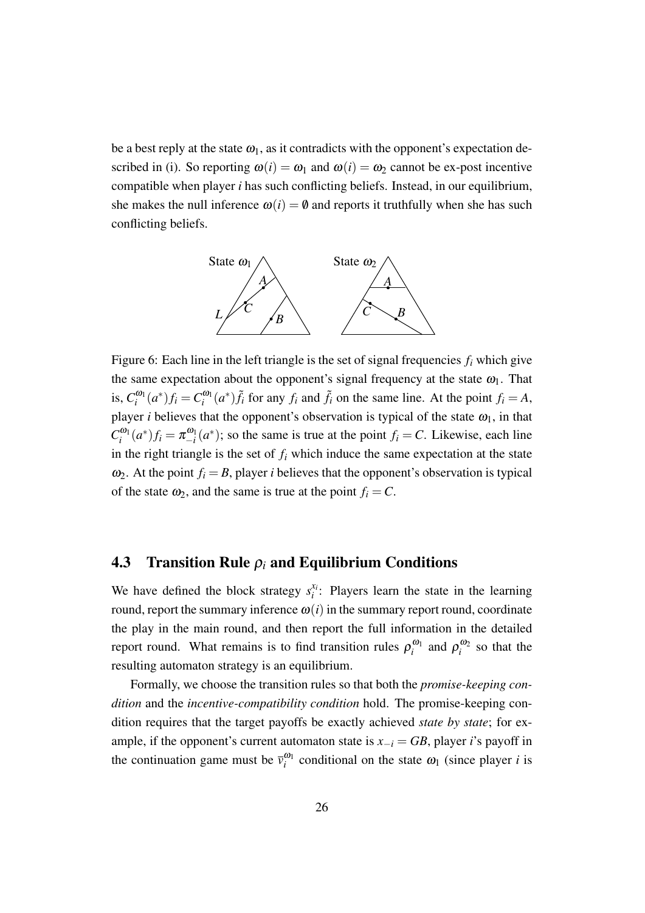be a best reply at the state $\omega_1$, as it contradicts with the opponent's expectation described in (i). So reporting $\omega(i) = \omega_1$ and $\omega(i) = \omega_2$ cannot be ex-post incentive compatible when player $i$ has such conflicting beliefs. Instead, in our equilibrium, she makes the null inference $\omega(i) = \emptyset$ and reports it truthfully when she has such conflicting beliefs.

Figure 6: Each line in the left triangle is the set of signal frequencies $f_i$ which give the same expectation about the opponent's signal frequency at the state $\omega_1$. That is, $C_i^{\omega_1}(a^*)f_i = C_i^{\omega_1}(a^*)\tilde{f}_i$ for any $f_i$ and $\tilde{f}_i$ on the same line. At the point $f_i = A$, player $i$ believes that the opponent's observation is typical of the state $\omega_1$, in that $C_i^{\omega_1}(a^*)f_i = \pi_{-i}^{\omega_1}(a^*)$; so the same is true at the point $f_i = C$. Likewise, each line in the right triangle is the set of $f_i$ which induce the same expectation at the state $\omega_2$. At the point $f_i = B$, player $i$ believes that the opponent's observation is typical of the state $\omega_2$, and the same is true at the point $f_i = C$.

## 4.3 Transition Rule $\rho_i$ and Equilibrium Conditions

We have defined the block strategy $s_i^{x_i}$: Players learn the state in the learning round, report the summary inference $\omega(i)$ in the summary report round, coordinate the play in the main round, and then report the full information in the detailed report round. What remains is to find transition rules $\rho_i^{\omega_1}$ and $\rho_i^{\omega_2}$ so that the resulting automaton strategy is an equilibrium.

Formally, we choose the transition rules so that both the *promise-keeping condition* and the *incentive-compatibility condition* hold. The promise-keeping condition requires that the target payoffs be exactly achieved *state by state*; for example, if the opponent's current automaton state is $x_{-i} = GB$, player $i$'s payoff in the continuation game must be $\overline{v}_i^{\omega_1}$ conditional on the state $\omega_1$ (since player $i$ is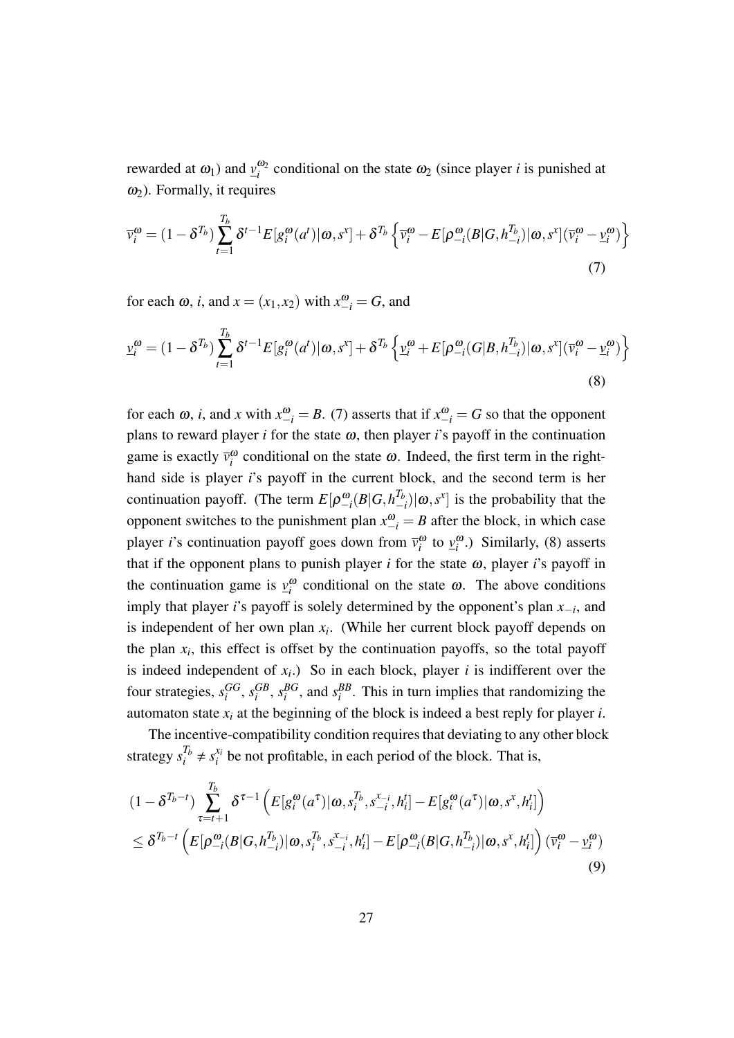rewarded at $\omega_1$) and $\underline{v}_i^{\omega_2}$ conditional on the state $\omega_2$ (since player $i$ is punished at $\omega_2$). Formally, it requires

$$\overline{v}_i^{\omega} = (1-\delta^{T_b})\sum_{t=1}^{T_b}\delta^{t-1}E[g_i^{\omega}(a^t)|\omega, s^x] + \delta^{T_b}\left\{\overline{v}_i^{\omega} - E[\rho_{-i}^{\omega}(B|G, h_{-i}^{T_b})|\omega, s^x](\overline{v}_i^{\omega} - \underline{v}_i^{\omega})\right\} \tag{7}$$

for each $\omega$, $i$, and $x = (x_1, x_2)$ with $x_{-i}^{\omega} = G$, and

$$\underline{v}_i^{\omega} = (1-\delta^{T_b})\sum_{t=1}^{T_b}\delta^{t-1}E[g_i^{\omega}(a^t)|\omega, s^x] + \delta^{T_b}\left\{\underline{v}_i^{\omega} + E[\rho_{-i}^{\omega}(G|B, h_{-i}^{T_b})|\omega, s^x](\overline{v}_i^{\omega} - \underline{v}_i^{\omega})\right\} \tag{8}$$

for each $\omega$, $i$, and $x$ with $x_{-i}^{\omega} = B$. (7) asserts that if $x_{-i}^{\omega} = G$ so that the opponent plans to reward player $i$ for the state $\omega$, then player $i$'s payoff in the continuation game is exactly $\overline{v}_i^{\omega}$ conditional on the state $\omega$. Indeed, the first term in the right-hand side is player $i$'s payoff in the current block, and the second term is her continuation payoff. (The term $E[\rho_{-i}^{\omega}(B|G, h_{-i}^{T_b})|\omega, s^x]$ is the probability that the opponent switches to the punishment plan $x_{-i}^{\omega} = B$ after the block, in which case player $i$'s continuation payoff goes down from $\overline{v}_i^{\omega}$ to $\underline{v}_i^{\omega}$.) Similarly, (8) asserts that if the opponent plans to punish player $i$ for the state $\omega$, player $i$'s payoff in the continuation game is $\underline{v}_i^{\omega}$ conditional on the state $\omega$. The above conditions imply that player $i$'s payoff is solely determined by the opponent's plan $x_{-i}$, and is independent of her own plan $x_i$. (While her current block payoff depends on the plan $x_i$, this effect is offset by the continuation payoffs, so the total payoff is indeed independent of $x_i$.) So in each block, player $i$ is indifferent over the four strategies, $s_i^{GG}$, $s_i^{GB}$, $s_i^{BG}$, and $s_i^{BB}$. This in turn implies that randomizing the automaton state $x_i$ at the beginning of the block is indeed a best reply for player $i$.

The incentive-compatibility condition requires that deviating to any other block strategy $s_i^{T_b} \neq s_i^{x_i}$ be not profitable, in each period of the block. That is,

$$\begin{aligned}
&(1-\delta^{T_b-t})\sum_{\tau=t+1}^{T_b}\delta^{\tau-1}\left(E[g_i^{\omega}(a^{\tau})|\omega, s_i^{T_b}, s_{-i}^{x_{-i}}, h_i^t] - E[g_i^{\omega}(a^{\tau})|\omega, s^x, h_i^t]\right) \\
&\leq \delta^{T_b-t}\left(E[\rho_{-i}^{\omega}(B|G, h_{-i}^{T_b})|\omega, s_i^{T_b}, s_{-i}^{x_{-i}}, h_i^t] - E[\rho_{-i}^{\omega}(B|G, h_{-i}^{T_b})|\omega, s^x, h_i^t]\right)(\overline{v}_i^{\omega} - \underline{v}_i^{\omega})
\end{aligned} \tag{9}$$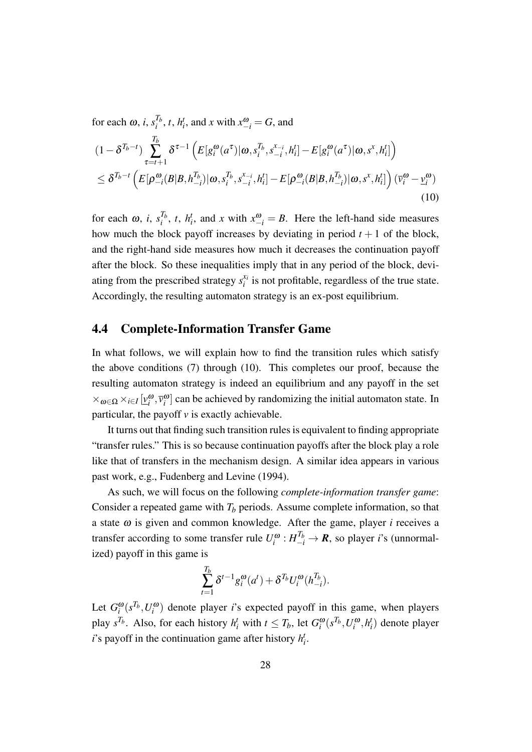for each $\omega$, $i$, $s_i^{T_b}$, $t$, $h_i^t$, and $x$ with $x_{-i}^{\omega} = G$, and

$$
\begin{aligned}
&(1-\delta^{T_b-t}) \sum_{\tau=t+1}^{T_b} \delta^{\tau-1} \left( E[g_i^{\omega}(a^{\tau})|\omega, s_i^{T_b}, s_{-i}^{x_{-i}}, h_i^t] - E[g_i^{\omega}(a^{\tau})|\omega, s^x, h_i^t] \right) \\
&\leq \delta^{T_b-t} \left( E[\rho_{-i}^{\omega}(B|B, h_{-i}^{T_b})|\omega, s_i^{T_b}, s_{-i}^{x_{-i}}, h_i^t] - E[\rho_{-i}^{\omega}(B|B, h_{-i}^{T_b})|\omega, s^x, h_i^t] \right) (\overline{v}_i^{\omega} - \underline{v}_i^{\omega})
\end{aligned}
\tag{10}
$$

for each $\omega$, $i$, $s_i^{T_b}$, $t$, $h_i^t$, and $x$ with $x_{-i}^{\omega} = B$. Here the left-hand side measures how much the block payoff increases by deviating in period $t+1$ of the block, and the right-hand side measures how much it decreases the continuation payoff after the block. So these inequalities imply that in any period of the block, deviating from the prescribed strategy $s_i^{x_i}$ is not profitable, regardless of the true state. Accordingly, the resulting automaton strategy is an ex-post equilibrium.

## 4.4 Complete-Information Transfer Game

In what follows, we will explain how to find the transition rules which satisfy the above conditions (7) through (10). This completes our proof, because the resulting automaton strategy is indeed an equilibrium and any payoff in the set $\times_{\omega \in \Omega} \times_{i \in I} [\underline{v}_i^{\omega}, \overline{v}_i^{\omega}]$ can be achieved by randomizing the initial automaton state. In particular, the payoff $v$ is exactly achievable.

It turns out that finding such transition rules is equivalent to finding appropriate "transfer rules." This is so because continuation payoffs after the block play a role like that of transfers in the mechanism design. A similar idea appears in various past work, e.g., Fudenberg and Levine (1994).

As such, we will focus on the following *complete-information transfer game*: Consider a repeated game with $T_b$ periods. Assume complete information, so that a state $\omega$ is given and common knowledge. After the game, player $i$ receives a transfer according to some transfer rule $U_i^{\omega} : H_{-i}^{T_b} \to \boldsymbol{R}$, so player $i$'s (unnormalized) payoff in this game is

$$
\sum_{t=1}^{T_b} \delta^{t-1} g_i^{\omega}(a^t) + \delta^{T_b} U_i^{\omega}(h_{-i}^{T_b}).
$$

Let $G_i^{\omega}(s^{T_b}, U_i^{\omega})$ denote player $i$'s expected payoff in this game, when players play $s^{T_b}$. Also, for each history $h_i^t$ with $t \leq T_b$, let $G_i^{\omega}(s^{T_b}, U_i^{\omega}, h_i^t)$ denote player $i$'s payoff in the continuation game after history $h_i^t$.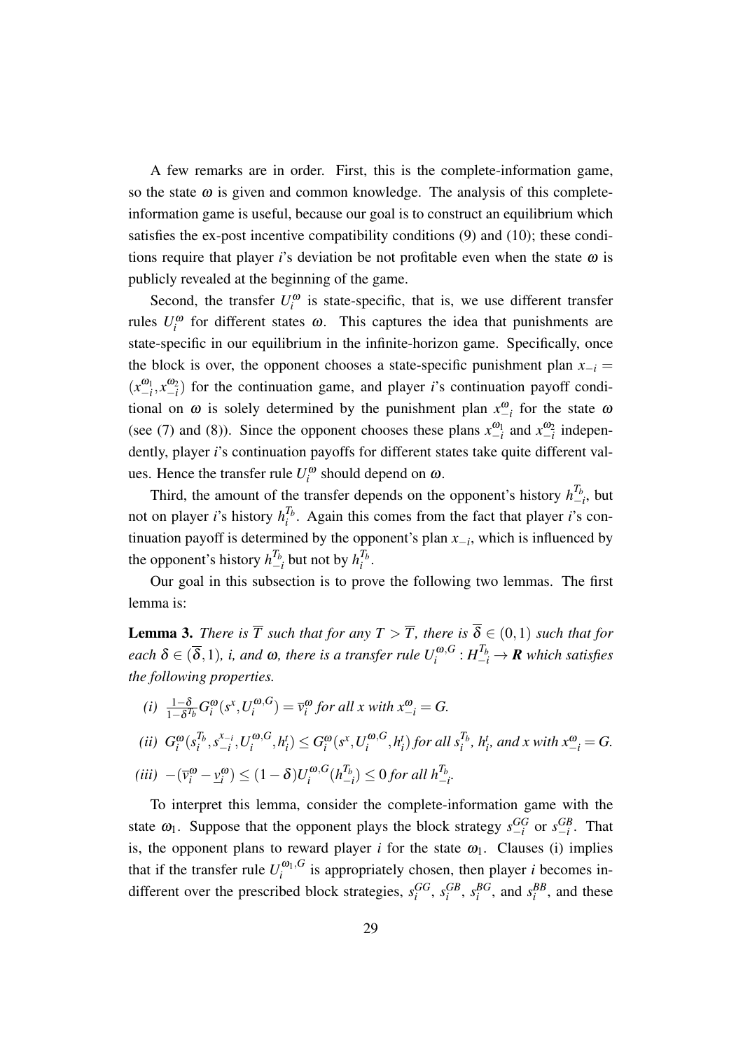A few remarks are in order. First, this is the complete-information game, so the state $\omega$ is given and common knowledge. The analysis of this complete-information game is useful, because our goal is to construct an equilibrium which satisfies the ex-post incentive compatibility conditions (9) and (10); these conditions require that player $i$'s deviation be not profitable even when the state $\omega$ is publicly revealed at the beginning of the game.

Second, the transfer $U_i^{\omega}$ is state-specific, that is, we use different transfer rules $U_i^{\omega}$ for different states $\omega$. This captures the idea that punishments are state-specific in our equilibrium in the infinite-horizon game. Specifically, once the block is over, the opponent chooses a state-specific punishment plan $x_{-i} = (x_{-i}^{\omega_1}, x_{-i}^{\omega_2})$ for the continuation game, and player $i$'s continuation payoff conditional on $\omega$ is solely determined by the punishment plan $x_{-i}^{\omega}$ for the state $\omega$ (see (7) and (8)). Since the opponent chooses these plans $x_{-i}^{\omega_1}$ and $x_{-i}^{\omega_2}$ independently, player $i$'s continuation payoffs for different states take quite different values. Hence the transfer rule $U_i^{\omega}$ should depend on $\omega$.

Third, the amount of the transfer depends on the opponent's history $h_{-i}^{T_b}$, but not on player $i$'s history $h_i^{T_b}$. Again this comes from the fact that player $i$'s continuation payoff is determined by the opponent's plan $x_{-i}$, which is influenced by the opponent's history $h_{-i}^{T_b}$ but not by $h_i^{T_b}$.

Our goal in this subsection is to prove the following two lemmas. The first lemma is:

**Lemma 3.** *There is $\overline{T}$ such that for any $T > \overline{T}$, there is $\overline{\delta} \in (0,1)$ such that for each $\delta \in (\overline{\delta}, 1)$, $i$, and $\omega$, there is a transfer rule $U_i^{\omega,G} : H_{-i}^{T_b} \to \boldsymbol{R}$ which satisfies the following properties.*

*(i)* $\frac{1-\delta}{1-\delta^{T_b}} G_i^{\omega}(s^x, U_i^{\omega,G}) = \overline{v}_i^{\omega}$ *for all $x$ with $x_{-i}^{\omega} = G$.*

*(ii)* $G_i^{\omega}(s_i^{T_b}, s_{-i}^{x_{-i}}, U_i^{\omega,G}, h_i^t) \leq G_i^{\omega}(s^x, U_i^{\omega,G}, h_i^t)$ *for all $s_i^{T_b}$, $h_i^t$, and $x$ with $x_{-i}^{\omega} = G$.*

*(iii)* $-(\overline{v}_i^{\omega} - \underline{v}_i^{\omega}) \leq (1-\delta) U_i^{\omega,G}(h_{-i}^{T_b}) \leq 0$ *for all $h_{-i}^{T_b}$.*

To interpret this lemma, consider the complete-information game with the state $\omega_1$. Suppose that the opponent plays the block strategy $s_{-i}^{GG}$ or $s_{-i}^{GB}$. That is, the opponent plans to reward player $i$ for the state $\omega_1$. Clauses (i) implies that if the transfer rule $U_i^{\omega_1,G}$ is appropriately chosen, then player $i$ becomes indifferent over the prescribed block strategies, $s_i^{GG}$, $s_i^{GB}$, $s_i^{BG}$, and $s_i^{BB}$, and these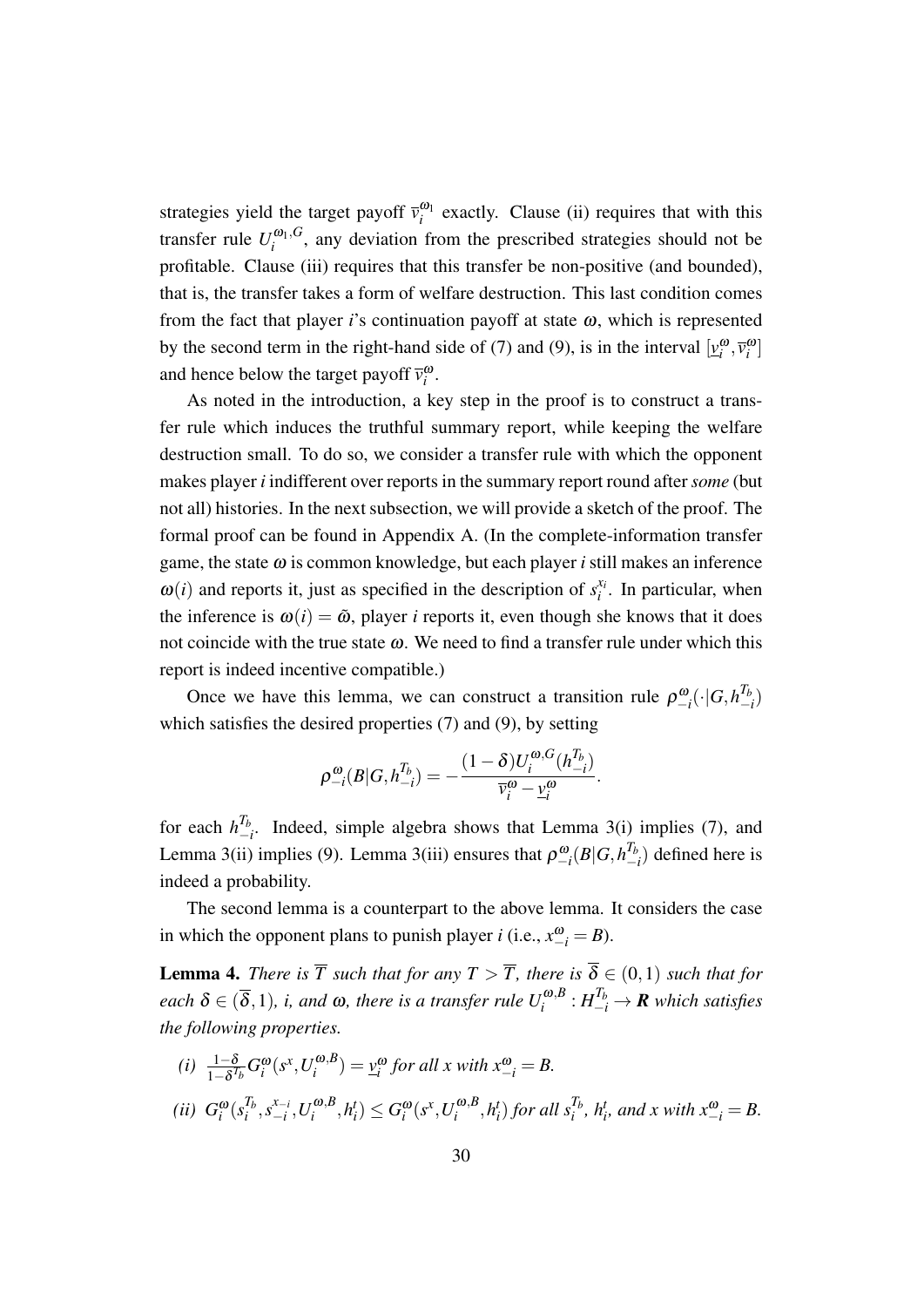strategies yield the target payoff $\overline{v}_i^{\omega_1}$ exactly. Clause (ii) requires that with this transfer rule $U_i^{\omega_1,G}$, any deviation from the prescribed strategies should not be profitable. Clause (iii) requires that this transfer be non-positive (and bounded), that is, the transfer takes a form of welfare destruction. This last condition comes from the fact that player $i$'s continuation payoff at state $\omega$, which is represented by the second term in the right-hand side of (7) and (9), is in the interval $[\underline{v}_i^{\omega}, \overline{v}_i^{\omega}]$ and hence below the target payoff $\overline{v}_i^{\omega}$.

As noted in the introduction, a key step in the proof is to construct a transfer rule which induces the truthful summary report, while keeping the welfare destruction small. To do so, we consider a transfer rule with which the opponent makes player $i$ indifferent over reports in the summary report round after *some* (but not all) histories. In the next subsection, we will provide a sketch of the proof. The formal proof can be found in Appendix A. (In the complete-information transfer game, the state $\omega$ is common knowledge, but each player $i$ still makes an inference $\omega(i)$ and reports it, just as specified in the description of $s_i^{x_i}$. In particular, when the inference is $\omega(i) = \tilde{\omega}$, player $i$ reports it, even though she knows that it does not coincide with the true state $\omega$. We need to find a transfer rule under which this report is indeed incentive compatible.)

Once we have this lemma, we can construct a transition rule $\rho_{-i}^{\omega}(\cdot|G, h_{-i}^{T_b})$ which satisfies the desired properties (7) and (9), by setting

$$\rho_{-i}^{\omega}(B|G, h_{-i}^{T_b}) = -\frac{(1-\delta)U_i^{\omega,G}(h_{-i}^{T_b})}{\overline{v}_i^{\omega} - \underline{v}_i^{\omega}}.$$

for each $h_{-i}^{T_b}$. Indeed, simple algebra shows that Lemma 3(i) implies (7), and Lemma 3(ii) implies (9). Lemma 3(iii) ensures that $\rho_{-i}^{\omega}(B|G, h_{-i}^{T_b})$ defined here is indeed a probability.

The second lemma is a counterpart to the above lemma. It considers the case in which the opponent plans to punish player $i$ (i.e., $x_{-i}^{\omega} = B$).

**Lemma 4.** *There is $\overline{T}$ such that for any $T > \overline{T}$, there is $\overline{\delta} \in (0,1)$ such that for each $\delta \in (\overline{\delta}, 1)$, $i$, and $\omega$, there is a transfer rule $U_i^{\omega,B} : H_{-i}^{T_b} \to \boldsymbol{R}$ which satisfies the following properties.*

*(i)* $\frac{1-\delta}{1-\delta^{T_b}} G_i^{\omega}(s^x, U_i^{\omega,B}) = \underline{v}_i^{\omega}$ *for all $x$ with $x_{-i}^{\omega} = B$.*

*(ii)* $G_i^{\omega}(s_i^{T_b}, s_{-i}^{x_{-i}}, U_i^{\omega,B}, h_i^t) \leq G_i^{\omega}(s^x, U_i^{\omega,B}, h_i^t)$ *for all $s_i^{T_b}$, $h_i^t$, and $x$ with $x_{-i}^{\omega} = B$.*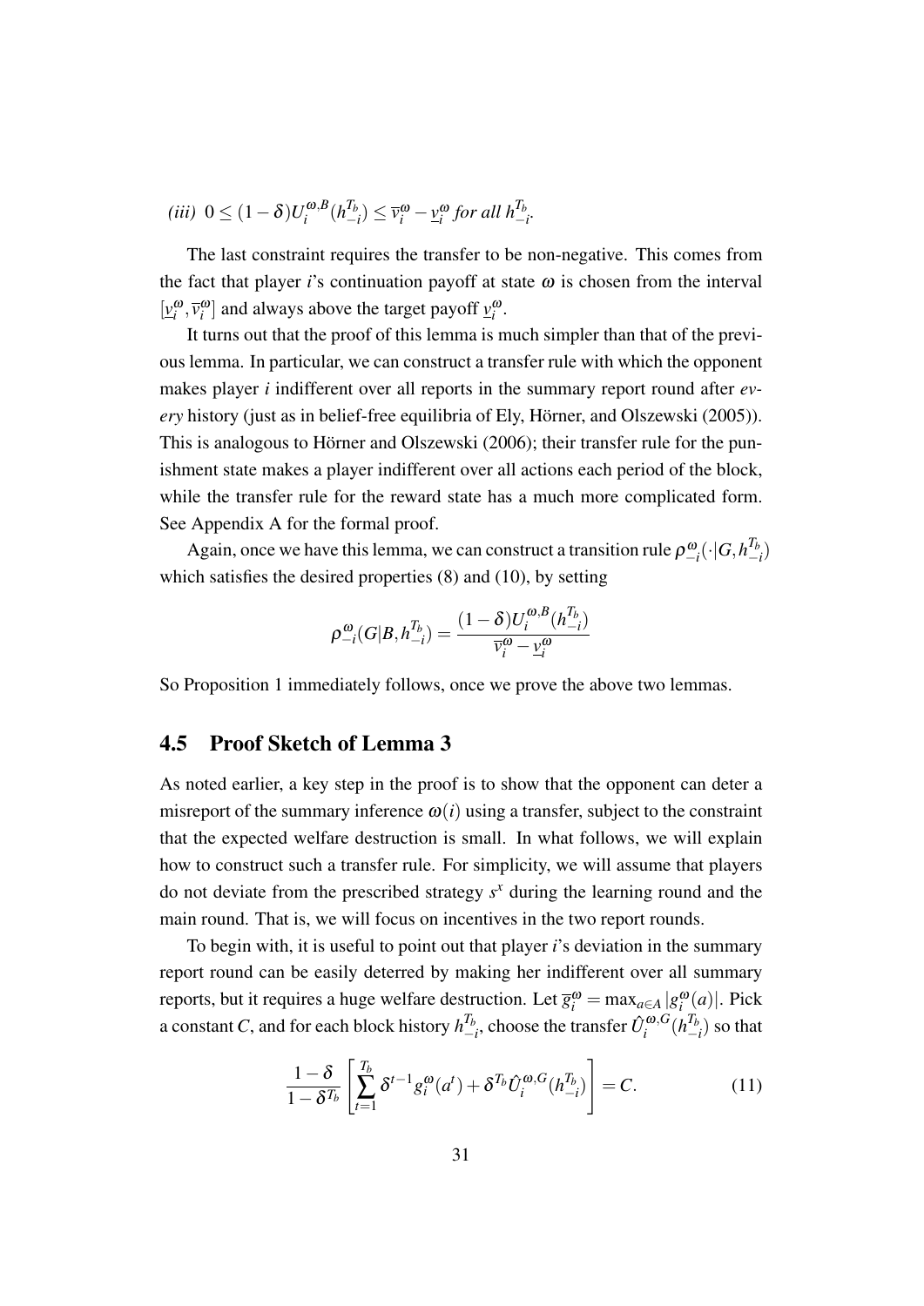*(iii)* $0 \leq (1-\delta)U_i^{\omega,B}(h_{-i}^{T_b}) \leq \overline{v}_i^{\omega} - \underline{v}_i^{\omega}$ *for all* $h_{-i}^{T_b}$*.*

The last constraint requires the transfer to be non-negative. This comes from the fact that player $i$'s continuation payoff at state $\omega$ is chosen from the interval $[\underline{v}_i^{\omega}, \overline{v}_i^{\omega}]$ and always above the target payoff $\underline{v}_i^{\omega}$.

It turns out that the proof of this lemma is much simpler than that of the previous lemma. In particular, we can construct a transfer rule with which the opponent makes player $i$ indifferent over all reports in the summary report round after *every* history (just as in belief-free equilibria of Ely, Hörner, and Olszewski (2005)). This is analogous to Hörner and Olszewski (2006); their transfer rule for the punishment state makes a player indifferent over all actions each period of the block, while the transfer rule for the reward state has a much more complicated form. See Appendix A for the formal proof.

Again, once we have this lemma, we can construct a transition rule $\rho_{-i}^{\omega}(\cdot|G, h_{-i}^{T_b})$ which satisfies the desired properties (8) and (10), by setting

$$\rho_{-i}^{\omega}(G|B, h_{-i}^{T_b}) = \frac{(1-\delta)U_i^{\omega,B}(h_{-i}^{T_b})}{\overline{v}_i^{\omega} - \underline{v}_i^{\omega}}$$

So Proposition 1 immediately follows, once we prove the above two lemmas.

## 4.5 Proof Sketch of Lemma 3

As noted earlier, a key step in the proof is to show that the opponent can deter a misreport of the summary inference $\omega(i)$ using a transfer, subject to the constraint that the expected welfare destruction is small. In what follows, we will explain how to construct such a transfer rule. For simplicity, we will assume that players do not deviate from the prescribed strategy $s^x$ during the learning round and the main round. That is, we will focus on incentives in the two report rounds.

To begin with, it is useful to point out that player $i$'s deviation in the summary report round can be easily deterred by making her indifferent over all summary reports, but it requires a huge welfare destruction. Let $\overline{g}_i^{\omega} = \max_{a \in A} |g_i^{\omega}(a)|$. Pick a constant $C$, and for each block history $h_{-i}^{T_b}$, choose the transfer $\hat{U}_i^{\omega,G}(h_{-i}^{T_b})$ so that

$$\frac{1-\delta}{1-\delta^{T_b}} \left[ \sum_{t=1}^{T_b} \delta^{t-1} g_i^{\omega}(a^t) + \delta^{T_b} \hat{U}_i^{\omega,G}(h_{-i}^{T_b}) \right] = C. \tag{11}$$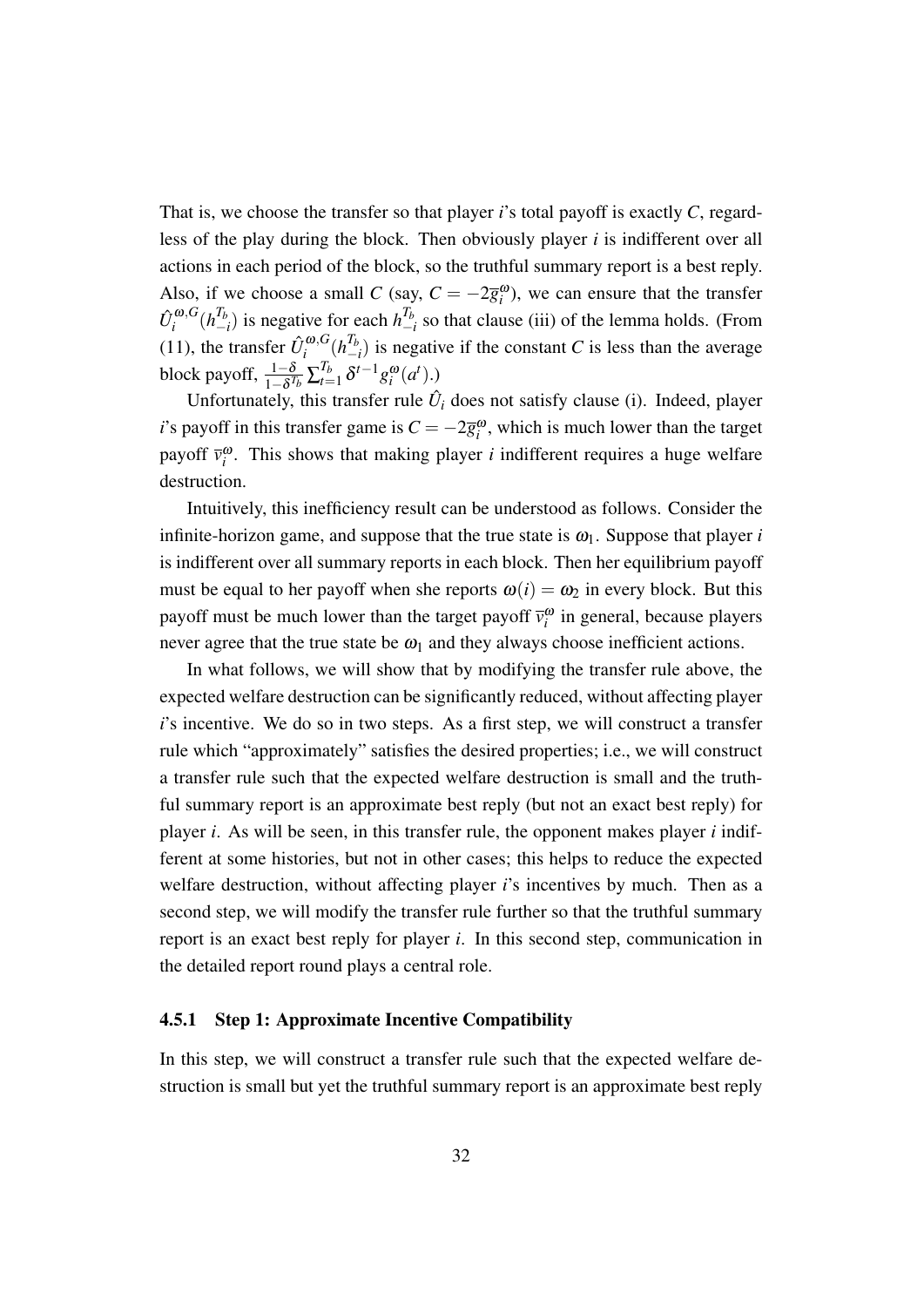That is, we choose the transfer so that player $i$'s total payoff is exactly $C$, regardless of the play during the block. Then obviously player $i$ is indifferent over all actions in each period of the block, so the truthful summary report is a best reply. Also, if we choose a small $C$ (say, $C = -2\overline{g}_i^{\omega}$), we can ensure that the transfer $\hat{U}_i^{\omega,G}(h_{-i}^{T_b})$ is negative for each $h_{-i}^{T_b}$ so that clause (iii) of the lemma holds. (From (11), the transfer $\hat{U}_i^{\omega,G}(h_{-i}^{T_b})$ is negative if the constant $C$ is less than the average block payoff, $\frac{1-\delta}{1-\delta^{T_b}} \sum_{t=1}^{T_b} \delta^{t-1} g_i^{\omega}(a^t)$.)

Unfortunately, this transfer rule $\hat{U}_i$ does not satisfy clause (i). Indeed, player $i$'s payoff in this transfer game is $C = -2\overline{g}_i^{\omega}$, which is much lower than the target payoff $\overline{v}_i^{\omega}$. This shows that making player $i$ indifferent requires a huge welfare destruction.

Intuitively, this inefficiency result can be understood as follows. Consider the infinite-horizon game, and suppose that the true state is $\omega_1$. Suppose that player $i$ is indifferent over all summary reports in each block. Then her equilibrium payoff must be equal to her payoff when she reports $\omega(i) = \omega_2$ in every block. But this payoff must be much lower than the target payoff $\overline{v}_i^{\omega}$ in general, because players never agree that the true state be $\omega_1$ and they always choose inefficient actions.

In what follows, we will show that by modifying the transfer rule above, the expected welfare destruction can be significantly reduced, without affecting player $i$'s incentive. We do so in two steps. As a first step, we will construct a transfer rule which "approximately" satisfies the desired properties; i.e., we will construct a transfer rule such that the expected welfare destruction is small and the truthful summary report is an approximate best reply (but not an exact best reply) for player $i$. As will be seen, in this transfer rule, the opponent makes player $i$ indifferent at some histories, but not in other cases; this helps to reduce the expected welfare destruction, without affecting player $i$'s incentives by much. Then as a second step, we will modify the transfer rule further so that the truthful summary report is an exact best reply for player $i$. In this second step, communication in the detailed report round plays a central role.

### 4.5.1 Step 1: Approximate Incentive Compatibility

In this step, we will construct a transfer rule such that the expected welfare destruction is small but yet the truthful summary report is an approximate best reply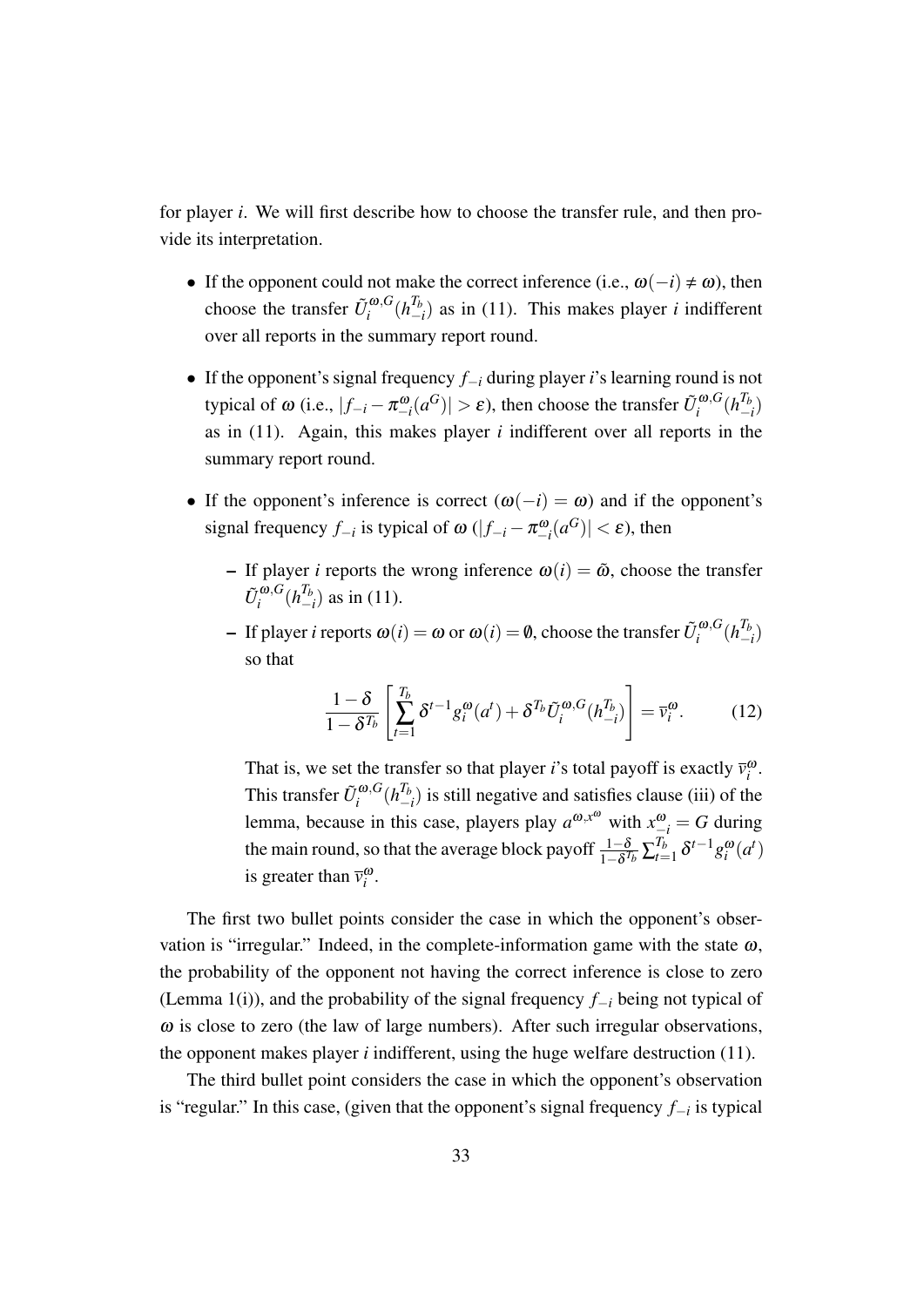for player $i$. We will first describe how to choose the transfer rule, and then provide its interpretation.

- If the opponent could not make the correct inference (i.e., $\omega(-i) \neq \omega$), then choose the transfer $\tilde{U}_i^{\omega,G}(h_{-i}^{T_b})$ as in (11). This makes player $i$ indifferent over all reports in the summary report round.
- If the opponent's signal frequency $f_{-i}$ during player $i$'s learning round is not typical of $\omega$ (i.e., $|f_{-i} - \pi_{-i}^{\omega}(a^G)| > \varepsilon$), then choose the transfer $\tilde{U}_i^{\omega,G}(h_{-i}^{T_b})$ as in (11). Again, this makes player $i$ indifferent over all reports in the summary report round.
- If the opponent's inference is correct ($\omega(-i) = \omega$) and if the opponent's signal frequency $f_{-i}$ is typical of $\omega$ ($|f_{-i} - \pi_{-i}^{\omega}(a^G)| < \varepsilon$), then
  - If player $i$ reports the wrong inference $\omega(i) = \tilde{\omega}$, choose the transfer $\tilde{U}_i^{\omega,G}(h_{-i}^{T_b})$ as in (11).
  - If player $i$ reports $\omega(i) = \omega$ or $\omega(i) = \emptyset$, choose the transfer $\tilde{U}_i^{\omega,G}(h_{-i}^{T_b})$ so that

$$\frac{1-\delta}{1-\delta^{T_b}}\left[\sum_{t=1}^{T_b}\delta^{t-1}g_i^{\omega}(a^t) + \delta^{T_b}\tilde{U}_i^{\omega,G}(h_{-i}^{T_b})\right] = \overline{v}_i^{\omega}. \qquad (12)$$

    That is, we set the transfer so that player $i$'s total payoff is exactly $\overline{v}_i^{\omega}$. This transfer $\tilde{U}_i^{\omega,G}(h_{-i}^{T_b})$ is still negative and satisfies clause (iii) of the lemma, because in this case, players play $a^{\omega,x^{\omega}}$ with $x_{-i}^{\omega} = G$ during the main round, so that the average block payoff $\frac{1-\delta}{1-\delta^{T_b}}\sum_{t=1}^{T_b}\delta^{t-1}g_i^{\omega}(a^t)$ is greater than $\overline{v}_i^{\omega}$.

The first two bullet points consider the case in which the opponent's observation is "irregular." Indeed, in the complete-information game with the state $\omega$, the probability of the opponent not having the correct inference is close to zero (Lemma 1(i)), and the probability of the signal frequency $f_{-i}$ being not typical of $\omega$ is close to zero (the law of large numbers). After such irregular observations, the opponent makes player $i$ indifferent, using the huge welfare destruction (11).

The third bullet point considers the case in which the opponent's observation is "regular." In this case, (given that the opponent's signal frequency $f_{-i}$ is typical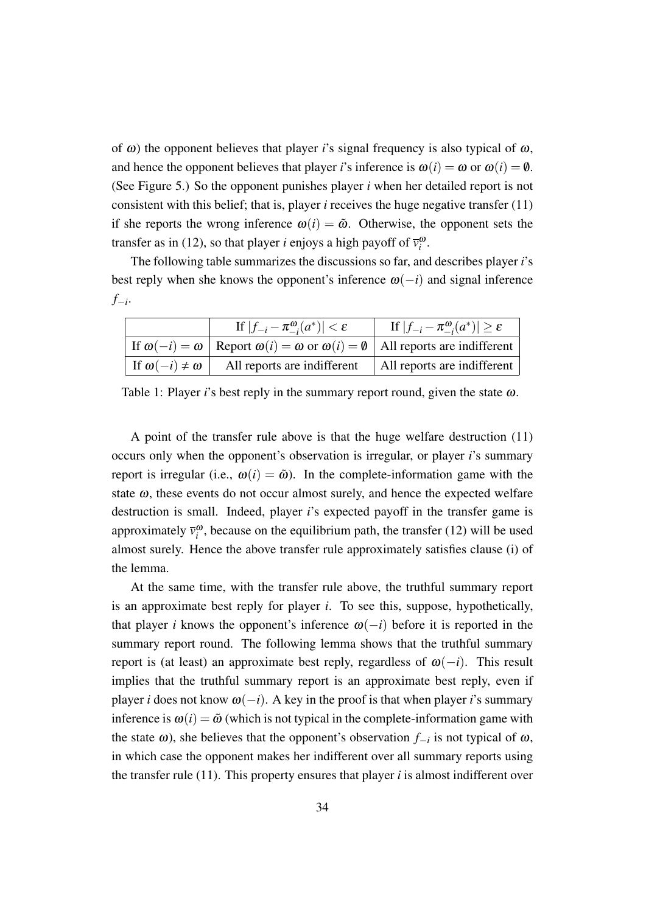of $\omega$) the opponent believes that player $i$'s signal frequency is also typical of $\omega$, and hence the opponent believes that player $i$'s inference is $\omega(i) = \omega$ or $\omega(i) = \emptyset$. (See Figure 5.) So the opponent punishes player $i$ when her detailed report is not consistent with this belief; that is, player $i$ receives the huge negative transfer (11) if she reports the wrong inference $\omega(i) = \tilde{\omega}$. Otherwise, the opponent sets the transfer as in (12), so that player $i$ enjoys a high payoff of $\overline{v}_i^{\omega}$.

The following table summarizes the discussions so far, and describes player $i$'s best reply when she knows the opponent's inference $\omega(-i)$ and signal inference $f_{-i}$.

| | If $\lvert f_{-i} - \pi_{-i}^{\omega}(a^*)\rvert < \varepsilon$ | If $\lvert f_{-i} - \pi_{-i}^{\omega}(a^*)\rvert \geq \varepsilon$ |
|---|---|---|
| If $\omega(-i) = \omega$ | Report $\omega(i) = \omega$ or $\omega(i) = \emptyset$ | All reports are indifferent |
| If $\omega(-i) \neq \omega$ | All reports are indifferent | All reports are indifferent |

Table 1: Player $i$'s best reply in the summary report round, given the state $\omega$.

A point of the transfer rule above is that the huge welfare destruction (11) occurs only when the opponent's observation is irregular, or player $i$'s summary report is irregular (i.e., $\omega(i) = \tilde{\omega}$). In the complete-information game with the state $\omega$, these events do not occur almost surely, and hence the expected welfare destruction is small. Indeed, player $i$'s expected payoff in the transfer game is approximately $\overline{v}_i^{\omega}$, because on the equilibrium path, the transfer (12) will be used almost surely. Hence the above transfer rule approximately satisfies clause (i) of the lemma.

At the same time, with the transfer rule above, the truthful summary report is an approximate best reply for player $i$. To see this, suppose, hypothetically, that player $i$ knows the opponent's inference $\omega(-i)$ before it is reported in the summary report round. The following lemma shows that the truthful summary report is (at least) an approximate best reply, regardless of $\omega(-i)$. This result implies that the truthful summary report is an approximate best reply, even if player $i$ does not know $\omega(-i)$. A key in the proof is that when player $i$'s summary inference is $\omega(i) = \tilde{\omega}$ (which is not typical in the complete-information game with the state $\omega$), she believes that the opponent's observation $f_{-i}$ is not typical of $\omega$, in which case the opponent makes her indifferent over all summary reports using the transfer rule (11). This property ensures that player $i$ is almost indifferent over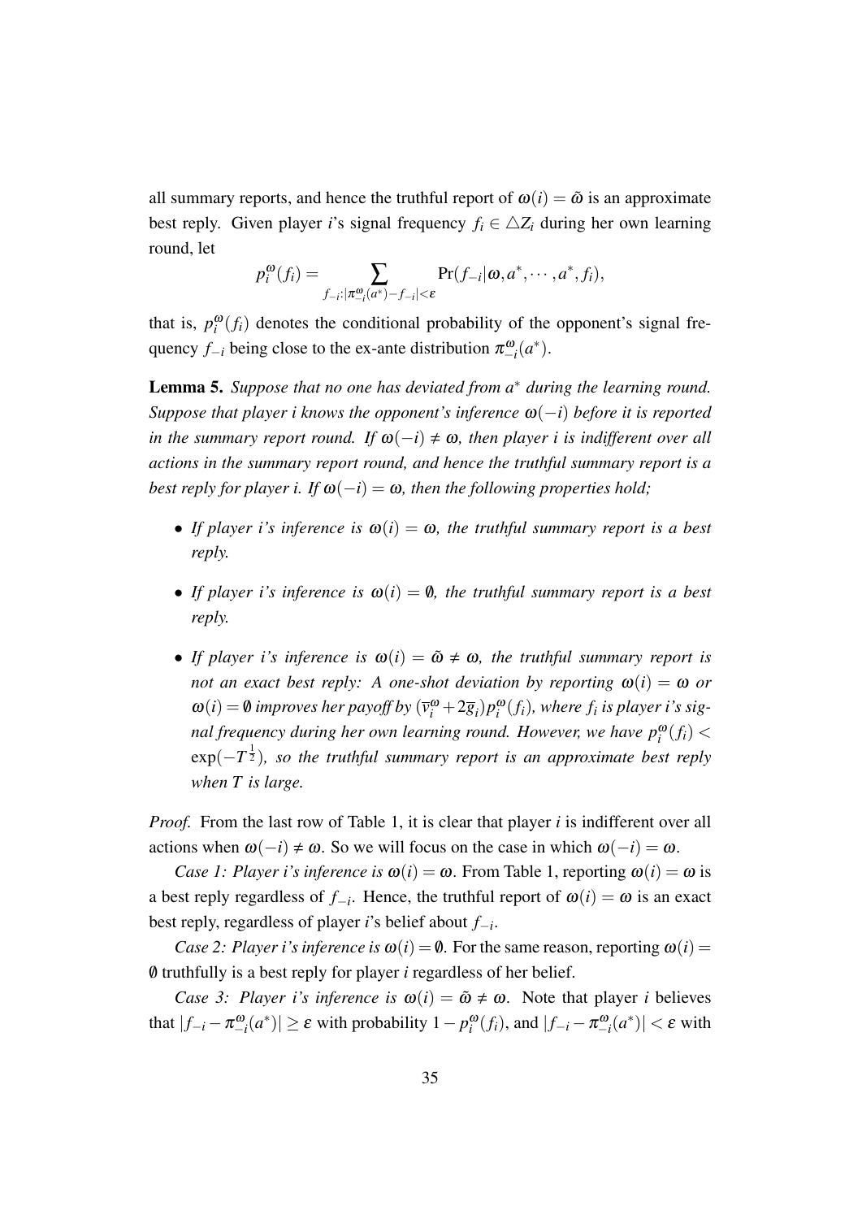all summary reports, and hence the truthful report of $\omega(i) = \tilde{\omega}$ is an approximate best reply. Given player $i$'s signal frequency $f_i \in \triangle Z_i$ during her own learning round, let

$$p_i^{\omega}(f_i) = \sum_{f_{-i}:|\pi_{-i}^{\omega}(a^*) - f_{-i}| < \varepsilon} \Pr(f_{-i}|\omega, a^*, \cdots, a^*, f_i),$$

that is, $p_i^{\omega}(f_i)$ denotes the conditional probability of the opponent's signal frequency $f_{-i}$ being close to the ex-ante distribution $\pi_{-i}^{\omega}(a^*)$.

**Lemma 5.** *Suppose that no one has deviated from $a^*$ during the learning round. Suppose that player i knows the opponent's inference $\omega(-i)$ before it is reported in the summary report round. If $\omega(-i) \neq \omega$, then player i is indifferent over all actions in the summary report round, and hence the truthful summary report is a best reply for player i. If $\omega(-i) = \omega$, then the following properties hold;*

- *If player i's inference is $\omega(i) = \omega$, the truthful summary report is a best reply.*
- *If player i's inference is $\omega(i) = \emptyset$, the truthful summary report is a best reply.*
- *If player i's inference is $\omega(i) = \tilde{\omega} \neq \omega$, the truthful summary report is not an exact best reply: A one-shot deviation by reporting $\omega(i) = \omega$ or $\omega(i) = \emptyset$ improves her payoff by $(\overline{v}_i^{\omega} + 2\overline{g}_i)p_i^{\omega}(f_i)$, where $f_i$ is player i's signal frequency during her own learning round. However, we have $p_i^{\omega}(f_i) < \exp(-T^{\frac{1}{2}})$, so the truthful summary report is an approximate best reply when T is large.*

*Proof.* From the last row of Table 1, it is clear that player $i$ is indifferent over all actions when $\omega(-i) \neq \omega$. So we will focus on the case in which $\omega(-i) = \omega$.

*Case 1: Player i's inference is $\omega(i) = \omega$.* From Table 1, reporting $\omega(i) = \omega$ is a best reply regardless of $f_{-i}$. Hence, the truthful report of $\omega(i) = \omega$ is an exact best reply, regardless of player $i$'s belief about $f_{-i}$.

*Case 2: Player i's inference is $\omega(i) = \emptyset$.* For the same reason, reporting $\omega(i) = \emptyset$ truthfully is a best reply for player $i$ regardless of her belief.

*Case 3: Player i's inference is $\omega(i) = \tilde{\omega} \neq \omega$.* Note that player $i$ believes that $|f_{-i} - \pi_{-i}^{\omega}(a^*)| \geq \varepsilon$ with probability $1 - p_i^{\omega}(f_i)$, and $|f_{-i} - \pi_{-i}^{\omega}(a^*)| < \varepsilon$ with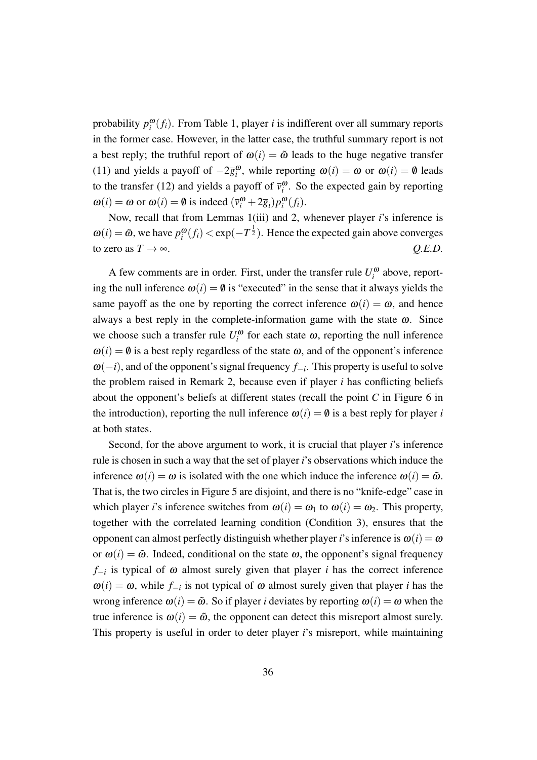probability $p_i^{\omega}(f_i)$. From Table 1, player $i$ is indifferent over all summary reports in the former case. However, in the latter case, the truthful summary report is not a best reply; the truthful report of $\omega(i) = \tilde{\omega}$ leads to the huge negative transfer (11) and yields a payoff of $-2\overline{g}_i^{\omega}$, while reporting $\omega(i) = \omega$ or $\omega(i) = \emptyset$ leads to the transfer (12) and yields a payoff of $\overline{v}_i^{\omega}$. So the expected gain by reporting $\omega(i) = \omega$ or $\omega(i) = \emptyset$ is indeed $(\overline{v}_i^{\omega} + 2\overline{g}_i)p_i^{\omega}(f_i)$.

Now, recall that from Lemmas 1(iii) and 2, whenever player $i$'s inference is $\omega(i) = \tilde{\omega}$, we have $p_i^{\omega}(f_i) < \exp(-T^{\frac{1}{2}})$. Hence the expected gain above converges to zero as $T \to \infty$. *Q.E.D.*

A few comments are in order. First, under the transfer rule $U_i^{\omega}$ above, reporting the null inference $\omega(i) = \emptyset$ is "executed" in the sense that it always yields the same payoff as the one by reporting the correct inference $\omega(i) = \omega$, and hence always a best reply in the complete-information game with the state $\omega$. Since we choose such a transfer rule $U_i^{\omega}$ for each state $\omega$, reporting the null inference $\omega(i) = \emptyset$ is a best reply regardless of the state $\omega$, and of the opponent's inference $\omega(-i)$, and of the opponent's signal frequency $f_{-i}$. This property is useful to solve the problem raised in Remark 2, because even if player $i$ has conflicting beliefs about the opponent's beliefs at different states (recall the point $C$ in Figure 6 in the introduction), reporting the null inference $\omega(i) = \emptyset$ is a best reply for player $i$ at both states.

Second, for the above argument to work, it is crucial that player $i$'s inference rule is chosen in such a way that the set of player $i$'s observations which induce the inference $\omega(i) = \omega$ is isolated with the one which induce the inference $\omega(i) = \tilde{\omega}$. That is, the two circles in Figure 5 are disjoint, and there is no "knife-edge" case in which player $i$'s inference switches from $\omega(i) = \omega_1$ to $\omega(i) = \omega_2$. This property, together with the correlated learning condition (Condition 3), ensures that the opponent can almost perfectly distinguish whether player $i$'s inference is $\omega(i) = \omega$ or $\omega(i) = \tilde{\omega}$. Indeed, conditional on the state $\omega$, the opponent's signal frequency $f_{-i}$ is typical of $\omega$ almost surely given that player $i$ has the correct inference $\omega(i) = \omega$, while $f_{-i}$ is not typical of $\omega$ almost surely given that player $i$ has the wrong inference $\omega(i) = \tilde{\omega}$. So if player $i$ deviates by reporting $\omega(i) = \omega$ when the true inference is $\omega(i) = \tilde{\omega}$, the opponent can detect this misreport almost surely. This property is useful in order to deter player $i$'s misreport, while maintaining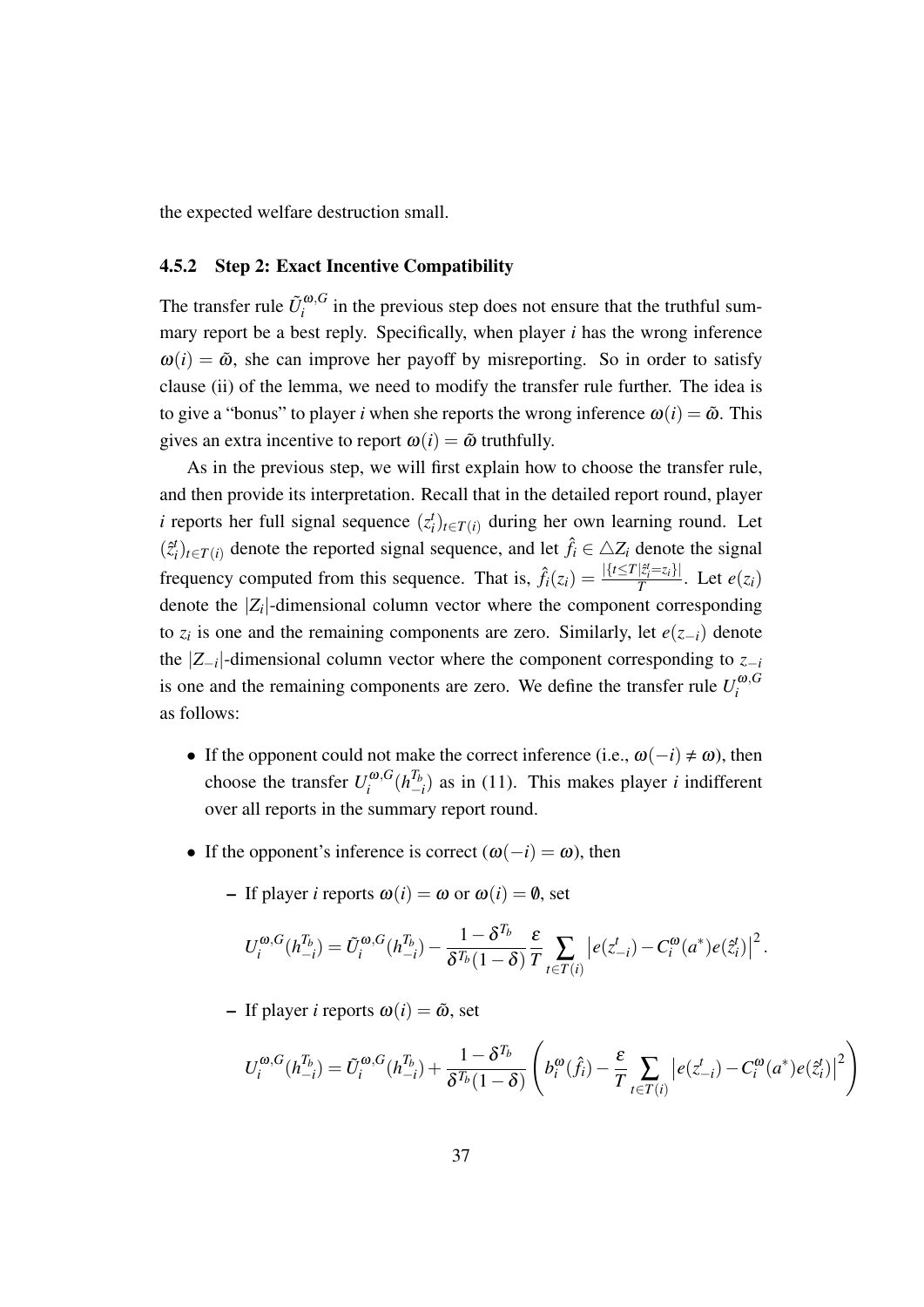the expected welfare destruction small.

### 4.5.2 Step 2: Exact Incentive Compatibility

The transfer rule $\tilde{U}_i^{\omega,G}$ in the previous step does not ensure that the truthful summary report be a best reply. Specifically, when player $i$ has the wrong inference $\omega(i) = \tilde{\omega}$, she can improve her payoff by misreporting. So in order to satisfy clause (ii) of the lemma, we need to modify the transfer rule further. The idea is to give a "bonus" to player $i$ when she reports the wrong inference $\omega(i) = \tilde{\omega}$. This gives an extra incentive to report $\omega(i) = \tilde{\omega}$ truthfully.

As in the previous step, we will first explain how to choose the transfer rule, and then provide its interpretation. Recall that in the detailed report round, player $i$ reports her full signal sequence $(z_i^t)_{t \in T(i)}$ during her own learning round. Let $(\hat{z}_i^t)_{t \in T(i)}$ denote the reported signal sequence, and let $\hat{f}_i \in \triangle Z_i$ denote the signal frequency computed from this sequence. That is, $\hat{f}_i(z_i) = \frac{|\{t \leq T | \hat{z}_i^t = z_i\}|}{T}$. Let $e(z_i)$ denote the $|Z_i|$-dimensional column vector where the component corresponding to $z_i$ is one and the remaining components are zero. Similarly, let $e(z_{-i})$ denote the $|Z_{-i}|$-dimensional column vector where the component corresponding to $z_{-i}$ is one and the remaining components are zero. We define the transfer rule $U_i^{\omega,G}$ as follows:

- If the opponent could not make the correct inference (i.e., $\omega(-i) \neq \omega$), then choose the transfer $U_i^{\omega,G}(h_{-i}^{T_b})$ as in (11). This makes player $i$ indifferent over all reports in the summary report round.
- If the opponent's inference is correct ($\omega(-i) = \omega$), then
  - If player $i$ reports $\omega(i) = \omega$ or $\omega(i) = \emptyset$, set

$$U_i^{\omega,G}(h_{-i}^{T_b}) = \tilde{U}_i^{\omega,G}(h_{-i}^{T_b}) - \frac{1-\delta^{T_b}}{\delta^{T_b}(1-\delta)} \frac{\varepsilon}{T} \sum_{t \in T(i)} \left| e(z_{-i}^t) - C_i^{\omega}(a^*) e(\hat{z}_i^t) \right|^2.$$

  - If player $i$ reports $\omega(i) = \tilde{\omega}$, set

$$U_i^{\omega,G}(h_{-i}^{T_b}) = \tilde{U}_i^{\omega,G}(h_{-i}^{T_b}) + \frac{1-\delta^{T_b}}{\delta^{T_b}(1-\delta)} \left( b_i^{\omega}(\hat{f}_i) - \frac{\varepsilon}{T} \sum_{t \in T(i)} \left| e(z_{-i}^t) - C_i^{\omega}(a^*) e(\hat{z}_i^t) \right|^2 \right)$$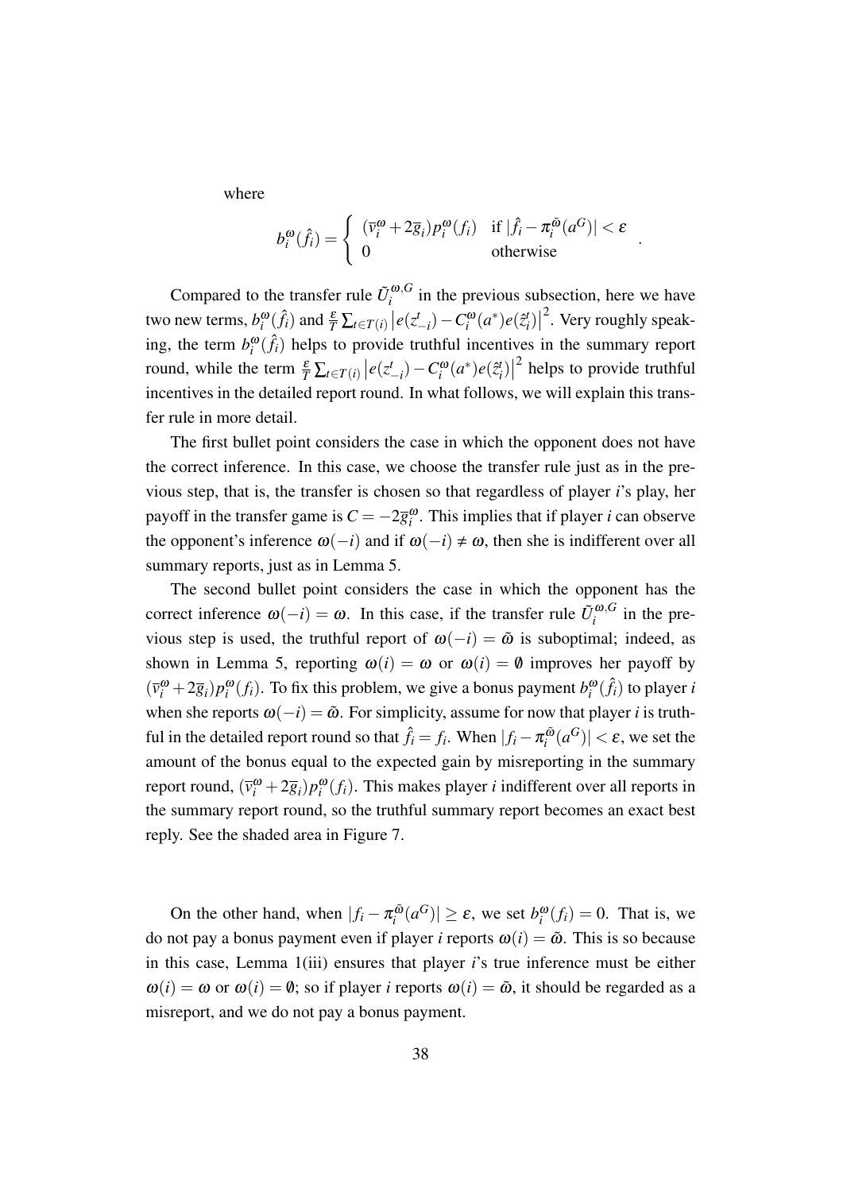where

$$b_i^{\omega}(\hat{f}_i) = \begin{cases} (\overline{v}_i^{\omega} + 2\overline{g}_i) p_i^{\omega}(f_i) & \text{if } |\hat{f}_i - \pi_i^{\tilde{\omega}}(a^G)| < \varepsilon \\ 0 & \text{otherwise} \end{cases}.$$

Compared to the transfer rule $\tilde{U}_i^{\omega,G}$ in the previous subsection, here we have two new terms, $b_i^{\omega}(\hat{f}_i)$ and $\frac{\varepsilon}{T}\sum_{t \in T(i)} \left| e(z_{-i}^t) - C_i^{\omega}(a^*) e(\hat{z}_i^t) \right|^2$. Very roughly speaking, the term $b_i^{\omega}(\hat{f}_i)$ helps to provide truthful incentives in the summary report round, while the term $\frac{\varepsilon}{T}\sum_{t \in T(i)} \left| e(z_{-i}^t) - C_i^{\omega}(a^*) e(\hat{z}_i^t) \right|^2$ helps to provide truthful incentives in the detailed report round. In what follows, we will explain this transfer rule in more detail.

The first bullet point considers the case in which the opponent does not have the correct inference. In this case, we choose the transfer rule just as in the previous step, that is, the transfer is chosen so that regardless of player $i$'s play, her payoff in the transfer game is $C = -2\overline{g}_i^{\omega}$. This implies that if player $i$ can observe the opponent's inference $\omega(-i)$ and if $\omega(-i) \neq \omega$, then she is indifferent over all summary reports, just as in Lemma 5.

The second bullet point considers the case in which the opponent has the correct inference $\omega(-i) = \omega$. In this case, if the transfer rule $\tilde{U}_i^{\omega,G}$ in the previous step is used, the truthful report of $\omega(-i) = \tilde{\omega}$ is suboptimal; indeed, as shown in Lemma 5, reporting $\omega(i) = \omega$ or $\omega(i) = \emptyset$ improves her payoff by $(\overline{v}_i^{\omega} + 2\overline{g}_i) p_i^{\omega}(f_i)$. To fix this problem, we give a bonus payment $b_i^{\omega}(\hat{f}_i)$ to player $i$ when she reports $\omega(-i) = \tilde{\omega}$. For simplicity, assume for now that player $i$ is truthful in the detailed report round so that $\hat{f}_i = f_i$. When $|f_i - \pi_i^{\tilde{\omega}}(a^G)| < \varepsilon$, we set the amount of the bonus equal to the expected gain by misreporting in the summary report round, $(\overline{v}_i^{\omega} + 2\overline{g}_i) p_i^{\omega}(f_i)$. This makes player $i$ indifferent over all reports in the summary report round, so the truthful summary report becomes an exact best reply. See the shaded area in Figure 7.

On the other hand, when $|f_i - \pi_i^{\tilde{\omega}}(a^G)| \geq \varepsilon$, we set $b_i^{\omega}(f_i) = 0$. That is, we do not pay a bonus payment even if player $i$ reports $\omega(i) = \tilde{\omega}$. This is so because in this case, Lemma 1(iii) ensures that player $i$'s true inference must be either $\omega(i) = \omega$ or $\omega(i) = \emptyset$; so if player $i$ reports $\omega(i) = \tilde{\omega}$, it should be regarded as a misreport, and we do not pay a bonus payment.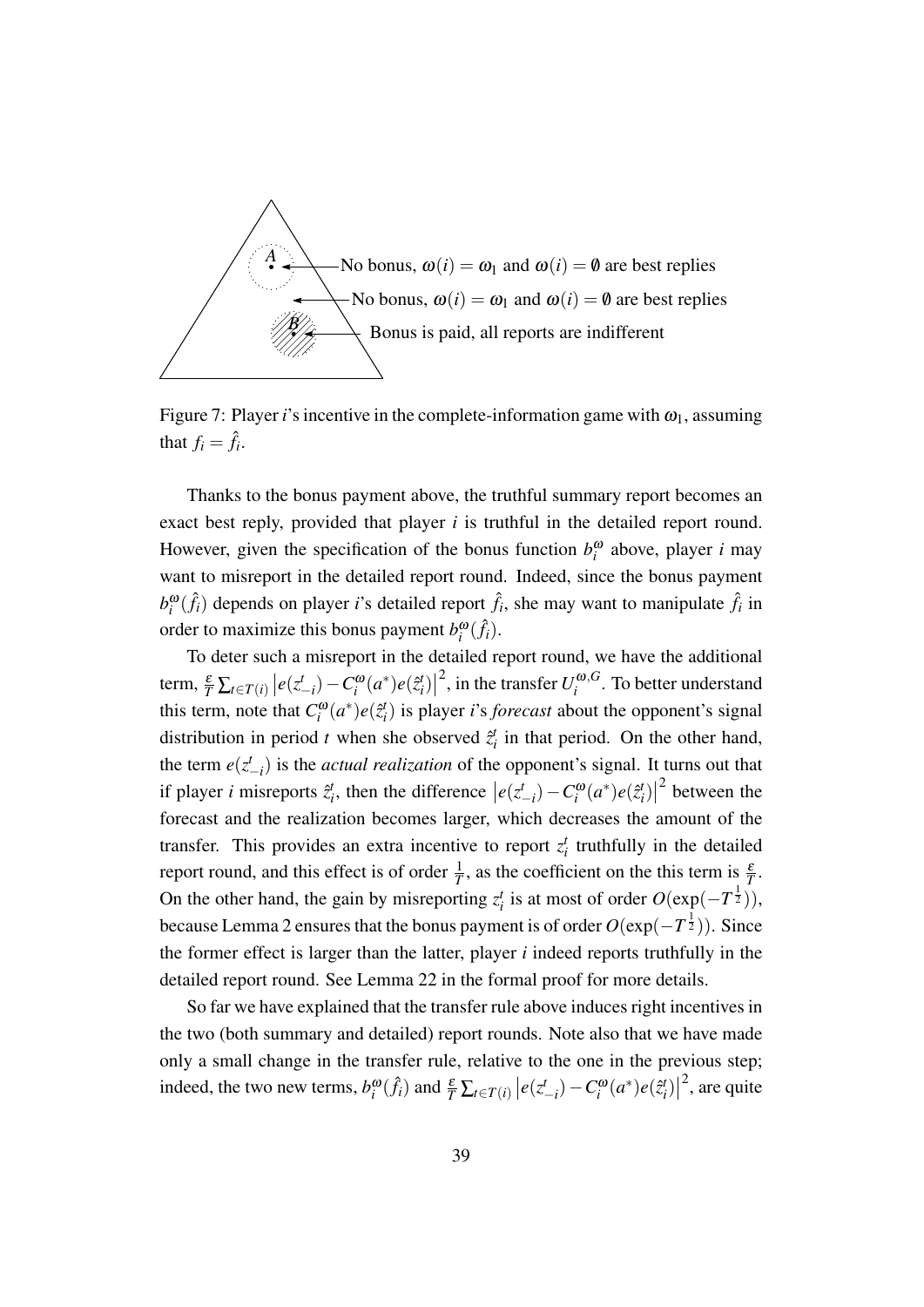Figure 7: Player $i$'s incentive in the complete-information game with $\omega_1$, assuming that $f_i = \hat{f}_i$.

Thanks to the bonus payment above, the truthful summary report becomes an exact best reply, provided that player $i$ is truthful in the detailed report round. However, given the specification of the bonus function $b_i^{\omega}$ above, player $i$ may want to misreport in the detailed report round. Indeed, since the bonus payment $b_i^{\omega}(\hat{f}_i)$ depends on player $i$'s detailed report $\hat{f}_i$, she may want to manipulate $\hat{f}_i$ in order to maximize this bonus payment $b_i^{\omega}(\hat{f}_i)$.

To deter such a misreport in the detailed report round, we have the additional term, $\frac{\varepsilon}{T}\sum_{t\in T(i)}\left|e(z_{-i}^t) - C_i^{\omega}(a^*)e(\hat{z}_i^t)\right|^2$, in the transfer $U_i^{\omega,G}$. To better understand this term, note that $C_i^{\omega}(a^*)e(\hat{z}_i^t)$ is player $i$'s *forecast* about the opponent's signal distribution in period $t$ when she observed $\hat{z}_i^t$ in that period. On the other hand, the term $e(z_{-i}^t)$ is the *actual realization* of the opponent's signal. It turns out that if player $i$ misreports $\hat{z}_i^t$, then the difference $\left|e(z_{-i}^t) - C_i^{\omega}(a^*)e(\hat{z}_i^t)\right|^2$ between the forecast and the realization becomes larger, which decreases the amount of the transfer. This provides an extra incentive to report $z_i^t$ truthfully in the detailed report round, and this effect is of order $\frac{1}{T}$, as the coefficient on the this term is $\frac{\varepsilon}{T}$. On the other hand, the gain by misreporting $z_i^t$ is at most of order $O(\exp(-T^{\frac{1}{2}}))$, because Lemma 2 ensures that the bonus payment is of order $O(\exp(-T^{\frac{1}{2}}))$. Since the former effect is larger than the latter, player $i$ indeed reports truthfully in the detailed report round. See Lemma 22 in the formal proof for more details.

So far we have explained that the transfer rule above induces right incentives in the two (both summary and detailed) report rounds. Note also that we have made only a small change in the transfer rule, relative to the one in the previous step; indeed, the two new terms, $b_i^{\omega}(\hat{f}_i)$ and $\frac{\varepsilon}{T}\sum_{t\in T(i)}\left|e(z_{-i}^t) - C_i^{\omega}(a^*)e(\hat{z}_i^t)\right|^2$, are quite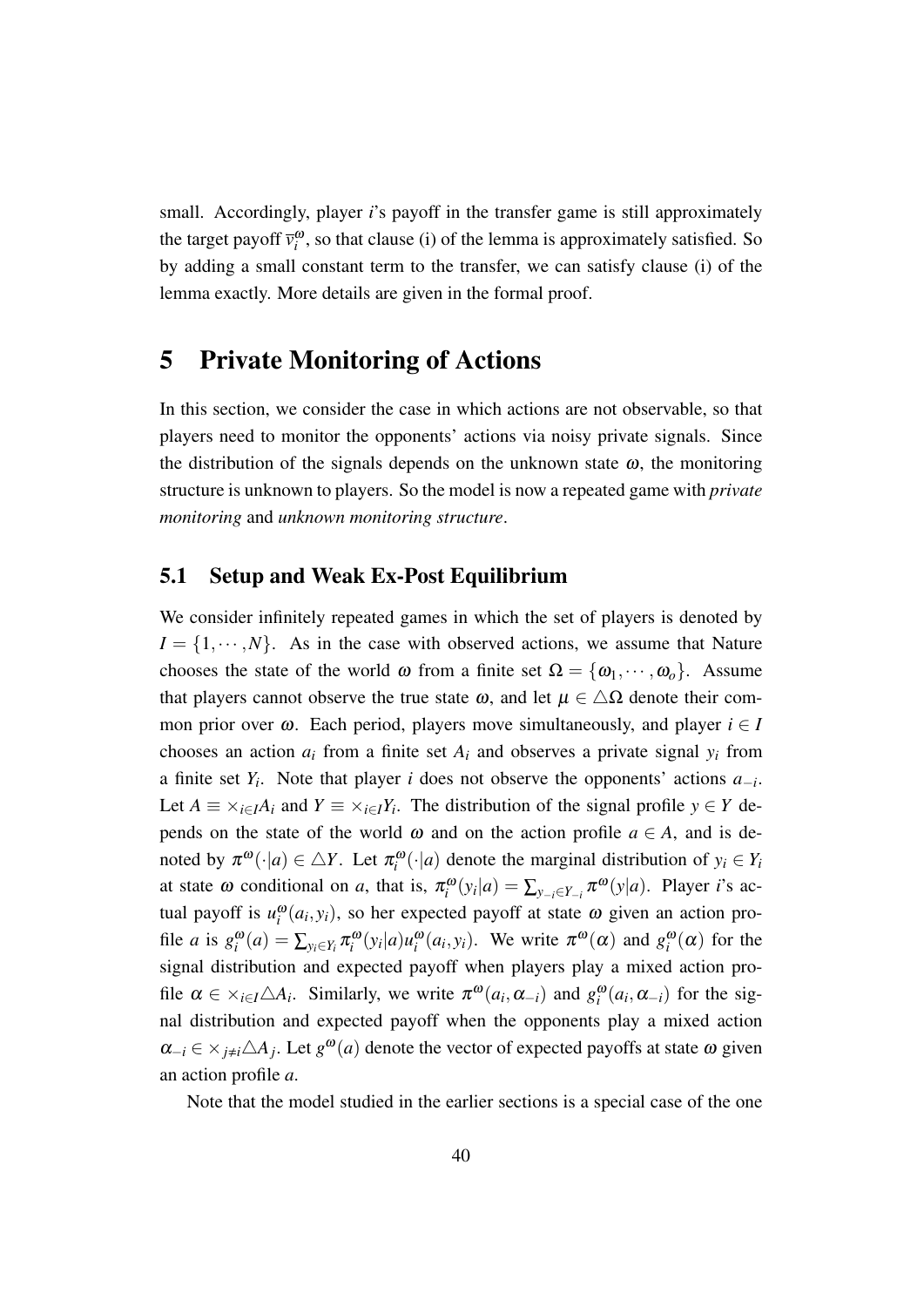small. Accordingly, player $i$'s payoff in the transfer game is still approximately the target payoff $\bar{v}_i^{\omega}$, so that clause (i) of the lemma is approximately satisfied. So by adding a small constant term to the transfer, we can satisfy clause (i) of the lemma exactly. More details are given in the formal proof.

# 5 Private Monitoring of Actions

In this section, we consider the case in which actions are not observable, so that players need to monitor the opponents' actions via noisy private signals. Since the distribution of the signals depends on the unknown state $\omega$, the monitoring structure is unknown to players. So the model is now a repeated game with *private monitoring* and *unknown monitoring structure*.

## 5.1 Setup and Weak Ex-Post Equilibrium

We consider infinitely repeated games in which the set of players is denoted by $I = \{1, \cdots, N\}$. As in the case with observed actions, we assume that Nature chooses the state of the world $\omega$ from a finite set $\Omega = \{\omega_1, \cdots, \omega_o\}$. Assume that players cannot observe the true state $\omega$, and let $\mu \in \triangle\Omega$ denote their common prior over $\omega$. Each period, players move simultaneously, and player $i \in I$ chooses an action $a_i$ from a finite set $A_i$ and observes a private signal $y_i$ from a finite set $Y_i$. Note that player $i$ does not observe the opponents' actions $a_{-i}$. Let $A \equiv \times_{i \in I} A_i$ and $Y \equiv \times_{i \in I} Y_i$. The distribution of the signal profile $y \in Y$ depends on the state of the world $\omega$ and on the action profile $a \in A$, and is denoted by $\pi^{\omega}(\cdot|a) \in \triangle Y$. Let $\pi_i^{\omega}(\cdot|a)$ denote the marginal distribution of $y_i \in Y_i$ at state $\omega$ conditional on $a$, that is, $\pi_i^{\omega}(y_i|a) = \sum_{y_{-i} \in Y_{-i}} \pi^{\omega}(y|a)$. Player $i$'s actual payoff is $u_i^{\omega}(a_i, y_i)$, so her expected payoff at state $\omega$ given an action profile $a$ is $g_i^{\omega}(a) = \sum_{y_i \in Y_i} \pi_i^{\omega}(y_i|a) u_i^{\omega}(a_i, y_i)$. We write $\pi^{\omega}(\alpha)$ and $g_i^{\omega}(\alpha)$ for the signal distribution and expected payoff when players play a mixed action profile $\alpha \in \times_{i \in I} \triangle A_i$. Similarly, we write $\pi^{\omega}(a_i, \alpha_{-i})$ and $g_i^{\omega}(a_i, \alpha_{-i})$ for the signal distribution and expected payoff when the opponents play a mixed action $\alpha_{-i} \in \times_{j \neq i} \triangle A_j$. Let $g^{\omega}(a)$ denote the vector of expected payoffs at state $\omega$ given an action profile $a$.

Note that the model studied in the earlier sections is a special case of the one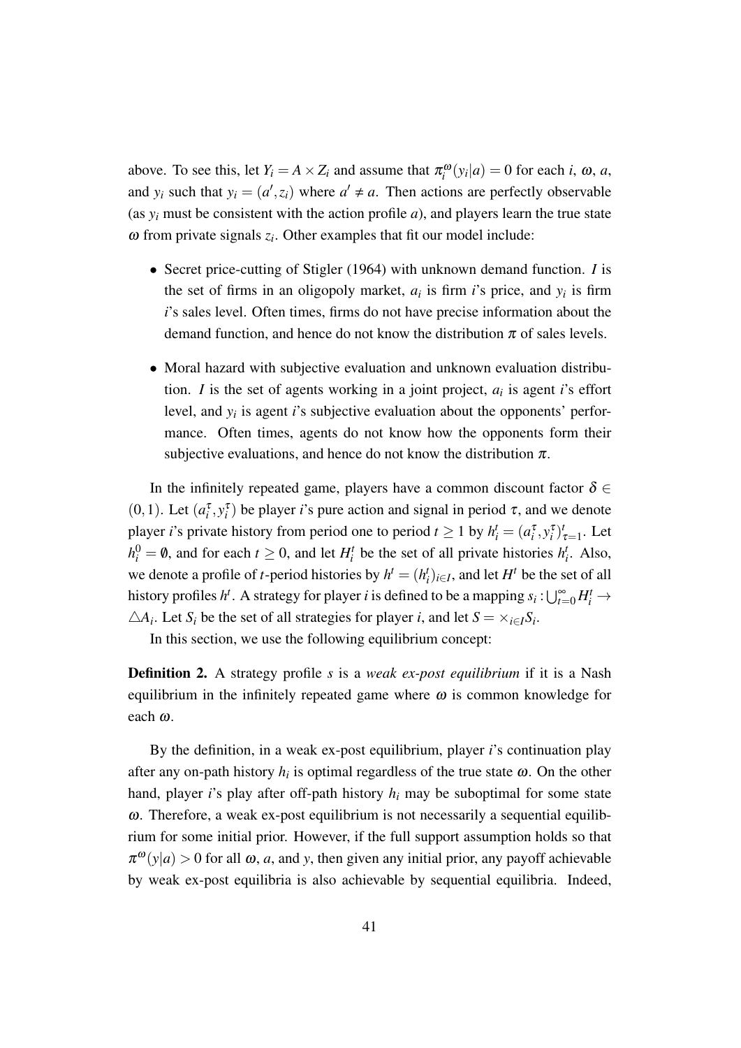above. To see this, let $Y_i = A \times Z_i$ and assume that $\pi_i^\omega(y_i|a) = 0$ for each $i$, $\omega$, $a$, and $y_i$ such that $y_i = (a', z_i)$ where $a' \neq a$. Then actions are perfectly observable (as $y_i$ must be consistent with the action profile $a$), and players learn the true state $\omega$ from private signals $z_i$. Other examples that fit our model include:

- Secret price-cutting of Stigler (1964) with unknown demand function. $I$ is the set of firms in an oligopoly market, $a_i$ is firm $i$'s price, and $y_i$ is firm $i$'s sales level. Often times, firms do not have precise information about the demand function, and hence do not know the distribution $\pi$ of sales levels.

- Moral hazard with subjective evaluation and unknown evaluation distribution. $I$ is the set of agents working in a joint project, $a_i$ is agent $i$'s effort level, and $y_i$ is agent $i$'s subjective evaluation about the opponents' performance. Often times, agents do not know how the opponents form their subjective evaluations, and hence do not know the distribution $\pi$.

In the infinitely repeated game, players have a common discount factor $\delta \in (0,1)$. Let $(a_i^\tau, y_i^\tau)$ be player $i$'s pure action and signal in period $\tau$, and we denote player $i$'s private history from period one to period $t \geq 1$ by $h_i^t = (a_i^\tau, y_i^\tau)_{\tau=1}^t$. Let $h_i^0 = \emptyset$, and for each $t \geq 0$, and let $H_i^t$ be the set of all private histories $h_i^t$. Also, we denote a profile of $t$-period histories by $h^t = (h_i^t)_{i \in I}$, and let $H^t$ be the set of all history profiles $h^t$. A strategy for player $i$ is defined to be a mapping $s_i : \bigcup_{t=0}^\infty H_i^t \to \triangle A_i$. Let $S_i$ be the set of all strategies for player $i$, and let $S = \times_{i \in I} S_i$.

In this section, we use the following equilibrium concept:

**Definition 2.** A strategy profile $s$ is a *weak ex-post equilibrium* if it is a Nash equilibrium in the infinitely repeated game where $\omega$ is common knowledge for each $\omega$.

By the definition, in a weak ex-post equilibrium, player $i$'s continuation play after any on-path history $h_i$ is optimal regardless of the true state $\omega$. On the other hand, player $i$'s play after off-path history $h_i$ may be suboptimal for some state $\omega$. Therefore, a weak ex-post equilibrium is not necessarily a sequential equilibrium for some initial prior. However, if the full support assumption holds so that $\pi^\omega(y|a) > 0$ for all $\omega$, $a$, and $y$, then given any initial prior, any payoff achievable by weak ex-post equilibria is also achievable by sequential equilibria. Indeed,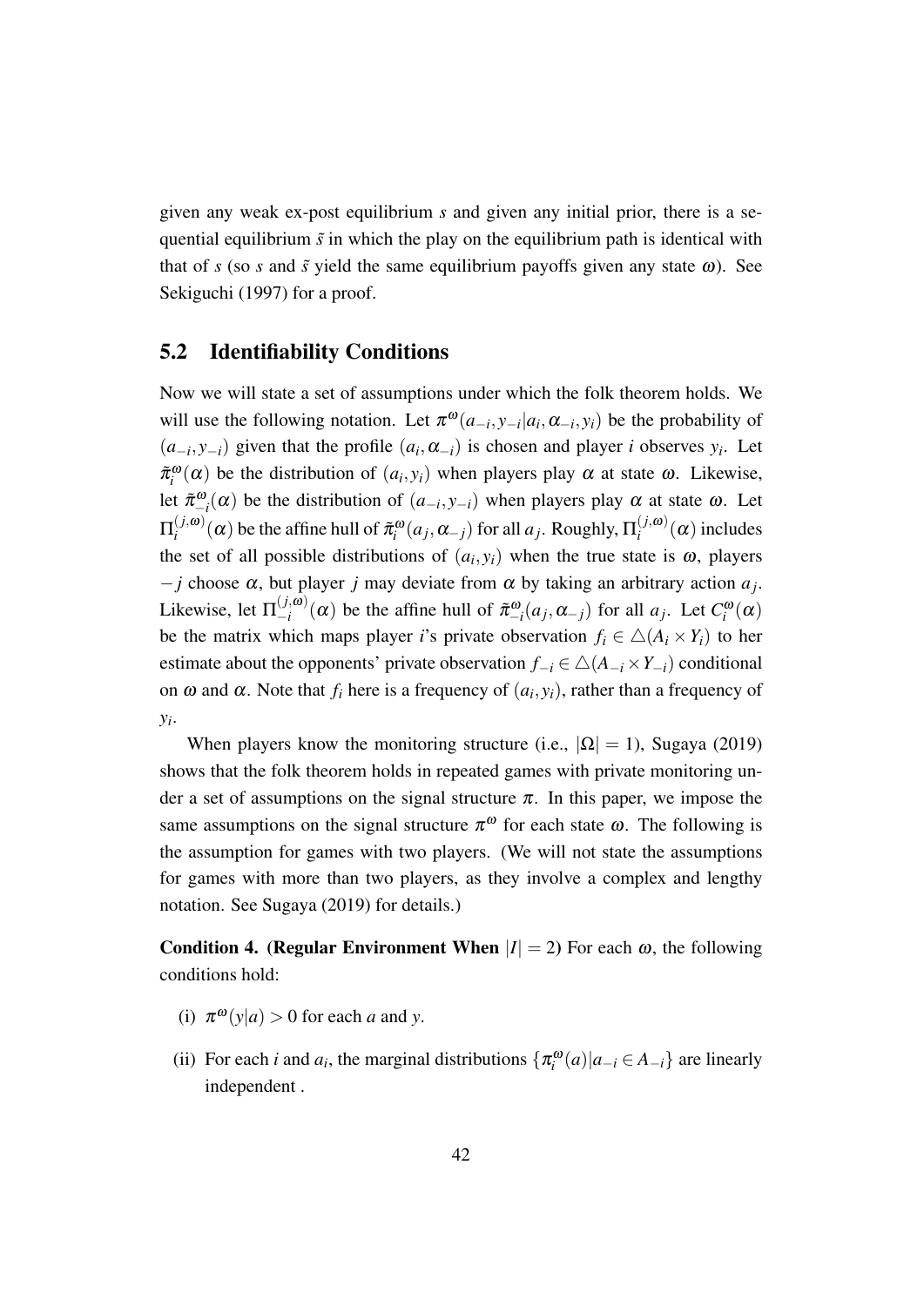given any weak ex-post equilibrium $s$ and given any initial prior, there is a sequential equilibrium $\tilde{s}$ in which the play on the equilibrium path is identical with that of $s$ (so $s$ and $\tilde{s}$ yield the same equilibrium payoffs given any state $\omega$). See Sekiguchi (1997) for a proof.

## 5.2 Identifiability Conditions

Now we will state a set of assumptions under which the folk theorem holds. We will use the following notation. Let $\pi^{\omega}(a_{-i}, y_{-i}|a_i, \alpha_{-i}, y_i)$ be the probability of $(a_{-i}, y_{-i})$ given that the profile $(a_i, \alpha_{-i})$ is chosen and player $i$ observes $y_i$. Let $\tilde{\pi}_i^{\omega}(\alpha)$ be the distribution of $(a_i, y_i)$ when players play $\alpha$ at state $\omega$. Likewise, let $\tilde{\pi}_{-i}^{\omega}(\alpha)$ be the distribution of $(a_{-i}, y_{-i})$ when players play $\alpha$ at state $\omega$. Let $\Pi_i^{(j,\omega)}(\alpha)$ be the affine hull of $\tilde{\pi}_i^{\omega}(a_j, \alpha_{-j})$ for all $a_j$. Roughly, $\Pi_i^{(j,\omega)}(\alpha)$ includes the set of all possible distributions of $(a_i, y_i)$ when the true state is $\omega$, players $-j$ choose $\alpha$, but player $j$ may deviate from $\alpha$ by taking an arbitrary action $a_j$. Likewise, let $\Pi_{-i}^{(j,\omega)}(\alpha)$ be the affine hull of $\tilde{\pi}_{-i}^{\omega}(a_j, \alpha_{-j})$ for all $a_j$. Let $C_i^{\omega}(\alpha)$ be the matrix which maps player $i$'s private observation $f_i \in \triangle(A_i \times Y_i)$ to her estimate about the opponents' private observation $f_{-i} \in \triangle(A_{-i} \times Y_{-i})$ conditional on $\omega$ and $\alpha$. Note that $f_i$ here is a frequency of $(a_i, y_i)$, rather than a frequency of $y_i$.

When players know the monitoring structure (i.e., $|\Omega| = 1$), Sugaya (2019) shows that the folk theorem holds in repeated games with private monitoring under a set of assumptions on the signal structure $\pi$. In this paper, we impose the same assumptions on the signal structure $\pi^{\omega}$ for each state $\omega$. The following is the assumption for games with two players. (We will not state the assumptions for games with more than two players, as they involve a complex and lengthy notation. See Sugaya (2019) for details.)

**Condition 4. (Regular Environment When $|I| = 2$)** For each $\omega$, the following conditions hold:

(i) $\pi^{\omega}(y|a) > 0$ for each $a$ and $y$.

(ii) For each $i$ and $a_i$, the marginal distributions $\{\pi_i^{\omega}(a)|a_{-i} \in A_{-i}\}$ are linearly independent .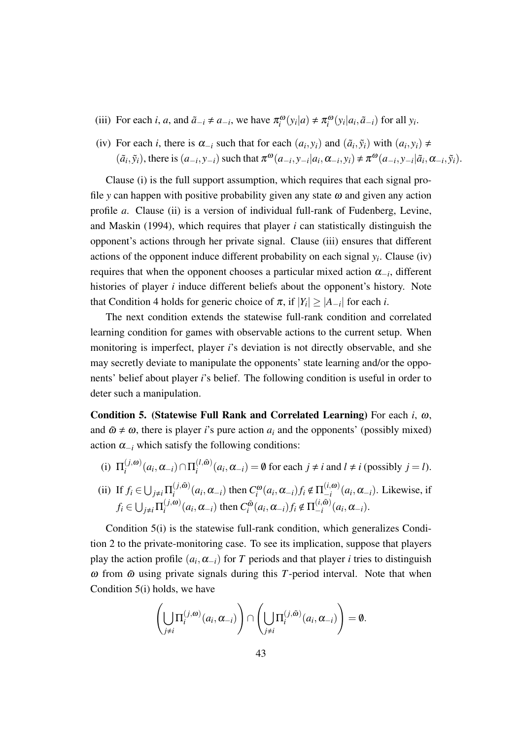(iii) For each $i$, $a$, and $\tilde{a}_{-i} \neq a_{-i}$, we have $\pi_i^{\omega}(y_i|a) \neq \pi_i^{\omega}(y_i|a_i,\tilde{a}_{-i})$ for all $y_i$.

(iv) For each $i$, there is $\alpha_{-i}$ such that for each $(a_i, y_i)$ and $(\tilde{a}_i, \tilde{y}_i)$ with $(a_i, y_i) \neq (\tilde{a}_i, \tilde{y}_i)$, there is $(a_{-i}, y_{-i})$ such that $\pi^{\omega}(a_{-i}, y_{-i}|a_i, \alpha_{-i}, y_i) \neq \pi^{\omega}(a_{-i}, y_{-i}|\tilde{a}_i, \alpha_{-i}, \tilde{y}_i)$.

Clause (i) is the full support assumption, which requires that each signal profile $y$ can happen with positive probability given any state $\omega$ and given any action profile $a$. Clause (ii) is a version of individual full-rank of Fudenberg, Levine, and Maskin (1994), which requires that player $i$ can statistically distinguish the opponent's actions through her private signal. Clause (iii) ensures that different actions of the opponent induce different probability on each signal $y_i$. Clause (iv) requires that when the opponent chooses a particular mixed action $\alpha_{-i}$, different histories of player $i$ induce different beliefs about the opponent's history. Note that Condition 4 holds for generic choice of $\pi$, if $|Y_i| \geq |A_{-i}|$ for each $i$.

The next condition extends the statewise full-rank condition and correlated learning condition for games with observable actions to the current setup. When monitoring is imperfect, player $i$'s deviation is not directly observable, and she may secretly deviate to manipulate the opponents' state learning and/or the opponents' belief about player $i$'s belief. The following condition is useful in order to deter such a manipulation.

**Condition 5. (Statewise Full Rank and Correlated Learning)** For each $i$, $\omega$, and $\tilde{\omega} \neq \omega$, there is player $i$'s pure action $a_i$ and the opponents' (possibly mixed) action $\alpha_{-i}$ which satisfy the following conditions:

(i) $\Pi_i^{(j,\omega)}(a_i, \alpha_{-i}) \cap \Pi_i^{(l,\tilde{\omega})}(a_i, \alpha_{-i}) = \emptyset$ for each $j \neq i$ and $l \neq i$ (possibly $j = l$).

(ii) If $f_i \in \bigcup_{j \neq i} \Pi_i^{(j,\tilde{\omega})}(a_i, \alpha_{-i})$ then $C_i^{\omega}(a_i, \alpha_{-i}) f_i \notin \Pi_{-i}^{(i,\omega)}(a_i, \alpha_{-i})$. Likewise, if $f_i \in \bigcup_{j \neq i} \Pi_i^{(j,\omega)}(a_i, \alpha_{-i})$ then $C_i^{\tilde{\omega}}(a_i, \alpha_{-i}) f_i \notin \Pi_{-i}^{(i,\tilde{\omega})}(a_i, \alpha_{-i})$.

Condition 5(i) is the statewise full-rank condition, which generalizes Condition 2 to the private-monitoring case. To see its implication, suppose that players play the action profile $(a_i, \alpha_{-i})$ for $T$ periods and that player $i$ tries to distinguish $\omega$ from $\tilde{\omega}$ using private signals during this $T$-period interval. Note that when Condition 5(i) holds, we have

$$\left( \bigcup_{j \neq i} \Pi_i^{(j,\omega)}(a_i, \alpha_{-i}) \right) \cap \left( \bigcup_{j \neq i} \Pi_i^{(j,\tilde{\omega})}(a_i, \alpha_{-i}) \right) = \emptyset.$$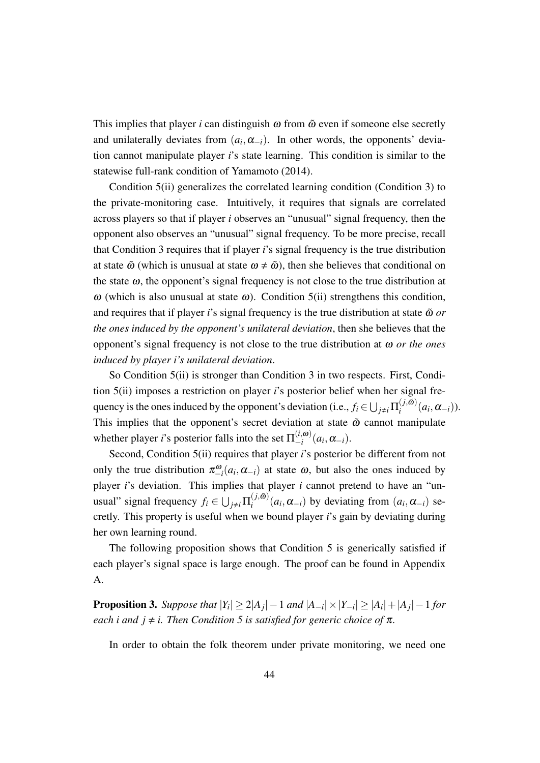This implies that player $i$ can distinguish $\omega$ from $\tilde{\omega}$ even if someone else secretly and unilaterally deviates from $(a_i, \alpha_{-i})$. In other words, the opponents' deviation cannot manipulate player $i$'s state learning. This condition is similar to the statewise full-rank condition of Yamamoto (2014).

Condition 5(ii) generalizes the correlated learning condition (Condition 3) to the private-monitoring case. Intuitively, it requires that signals are correlated across players so that if player $i$ observes an "unusual" signal frequency, then the opponent also observes an "unusual" signal frequency. To be more precise, recall that Condition 3 requires that if player $i$'s signal frequency is the true distribution at state $\tilde{\omega}$ (which is unusual at state $\omega \neq \tilde{\omega}$), then she believes that conditional on the state $\omega$, the opponent's signal frequency is not close to the true distribution at $\omega$ (which is also unusual at state $\omega$). Condition 5(ii) strengthens this condition, and requires that if player $i$'s signal frequency is the true distribution at state $\tilde{\omega}$ *or the ones induced by the opponent's unilateral deviation*, then she believes that the opponent's signal frequency is not close to the true distribution at $\omega$ *or the ones induced by player i's unilateral deviation*.

So Condition 5(ii) is stronger than Condition 3 in two respects. First, Condition 5(ii) imposes a restriction on player $i$'s posterior belief when her signal frequency is the ones induced by the opponent's deviation (i.e., $f_i \in \bigcup_{j \neq i} \Pi_i^{(j,\tilde{\omega})}(a_i, \alpha_{-i})$). This implies that the opponent's secret deviation at state $\tilde{\omega}$ cannot manipulate whether player $i$'s posterior falls into the set $\Pi_{-i}^{(i,\omega)}(a_i, \alpha_{-i})$.

Second, Condition 5(ii) requires that player $i$'s posterior be different from not only the true distribution $\pi_{-i}^{\omega}(a_i, \alpha_{-i})$ at state $\omega$, but also the ones induced by player $i$'s deviation. This implies that player $i$ cannot pretend to have an "unusual" signal frequency $f_i \in \bigcup_{j \neq i} \Pi_i^{(j,\tilde{\omega})}(a_i, \alpha_{-i})$ by deviating from $(a_i, \alpha_{-i})$ secretly. This property is useful when we bound player $i$'s gain by deviating during her own learning round.

The following proposition shows that Condition 5 is generically satisfied if each player's signal space is large enough. The proof can be found in Appendix A.

**Proposition 3.** *Suppose that $|Y_i| \geq 2|A_j| - 1$ and $|A_{-i}| \times |Y_{-i}| \geq |A_i| + |A_j| - 1$ for each $i$ and $j \neq i$. Then Condition 5 is satisfied for generic choice of $\pi$.*

In order to obtain the folk theorem under private monitoring, we need one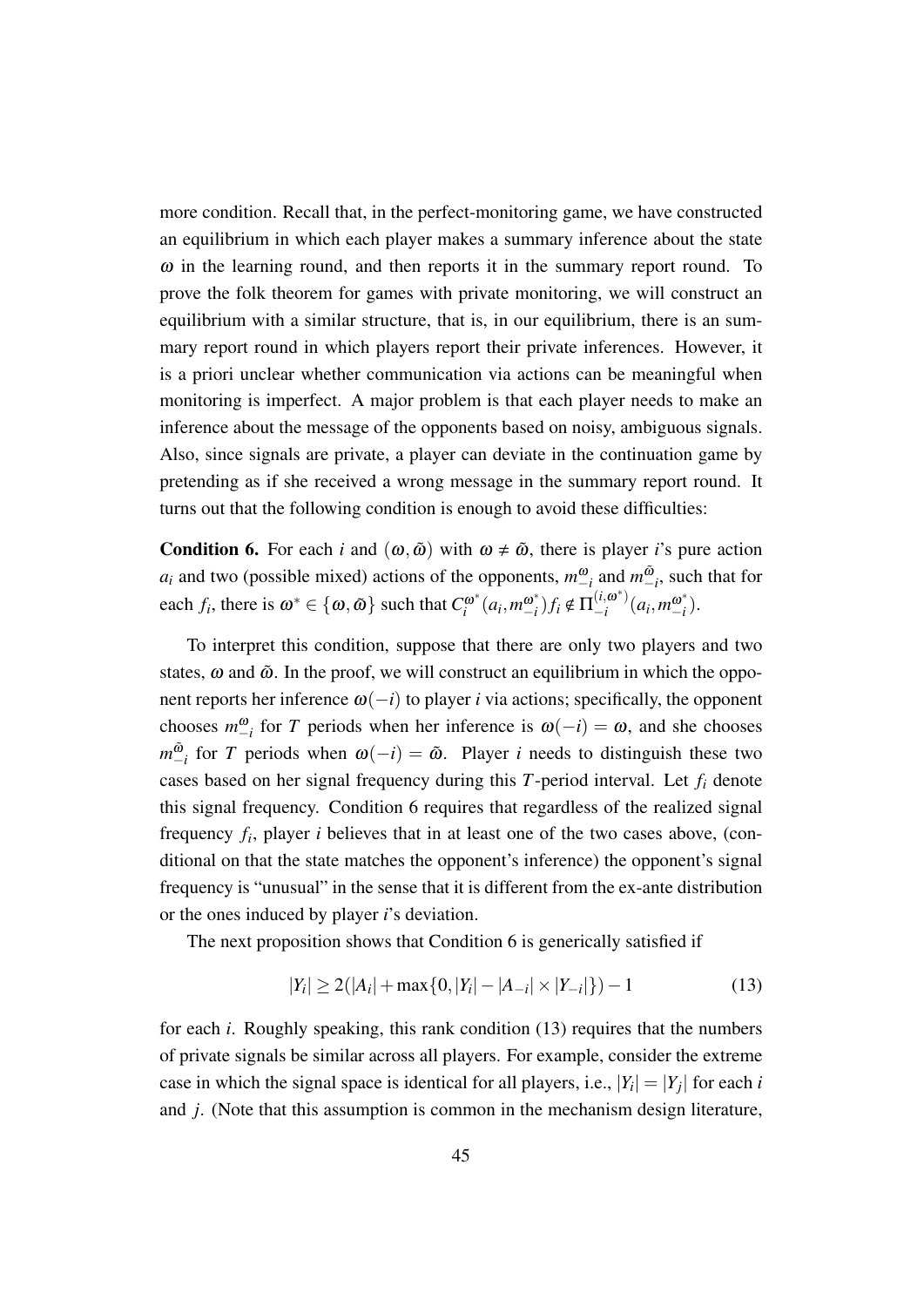more condition. Recall that, in the perfect-monitoring game, we have constructed an equilibrium in which each player makes a summary inference about the state $\omega$ in the learning round, and then reports it in the summary report round. To prove the folk theorem for games with private monitoring, we will construct an equilibrium with a similar structure, that is, in our equilibrium, there is an summary report round in which players report their private inferences. However, it is a priori unclear whether communication via actions can be meaningful when monitoring is imperfect. A major problem is that each player needs to make an inference about the message of the opponents based on noisy, ambiguous signals. Also, since signals are private, a player can deviate in the continuation game by pretending as if she received a wrong message in the summary report round. It turns out that the following condition is enough to avoid these difficulties:

**Condition 6.** For each $i$ and $(\omega, \tilde{\omega})$ with $\omega \neq \tilde{\omega}$, there is player $i$'s pure action $a_i$ and two (possible mixed) actions of the opponents, $m_{-i}^{\omega}$ and $m_{-i}^{\tilde{\omega}}$, such that for each $f_i$, there is $\omega^* \in \{\omega, \tilde{\omega}\}$ such that $C_i^{\omega^*}(a_i, m_{-i}^{\omega^*}) f_i \notin \Pi_{-i}^{(i,\omega^*)}(a_i, m_{-i}^{\omega^*})$.

To interpret this condition, suppose that there are only two players and two states, $\omega$ and $\tilde{\omega}$. In the proof, we will construct an equilibrium in which the opponent reports her inference $\omega(-i)$ to player $i$ via actions; specifically, the opponent chooses $m_{-i}^{\omega}$ for $T$ periods when her inference is $\omega(-i) = \omega$, and she chooses $m_{-i}^{\tilde{\omega}}$ for $T$ periods when $\omega(-i) = \tilde{\omega}$. Player $i$ needs to distinguish these two cases based on her signal frequency during this $T$-period interval. Let $f_i$ denote this signal frequency. Condition 6 requires that regardless of the realized signal frequency $f_i$, player $i$ believes that in at least one of the two cases above, (conditional on that the state matches the opponent's inference) the opponent's signal frequency is "unusual" in the sense that it is different from the ex-ante distribution or the ones induced by player $i$'s deviation.

The next proposition shows that Condition 6 is generically satisfied if

$$|Y_i| \geq 2(|A_i| + \max\{0, |Y_i| - |A_{-i}| \times |Y_{-i}|\}) - 1 \tag{13}$$

for each $i$. Roughly speaking, this rank condition (13) requires that the numbers of private signals be similar across all players. For example, consider the extreme case in which the signal space is identical for all players, i.e., $|Y_i| = |Y_j|$ for each $i$ and $j$. (Note that this assumption is common in the mechanism design literature,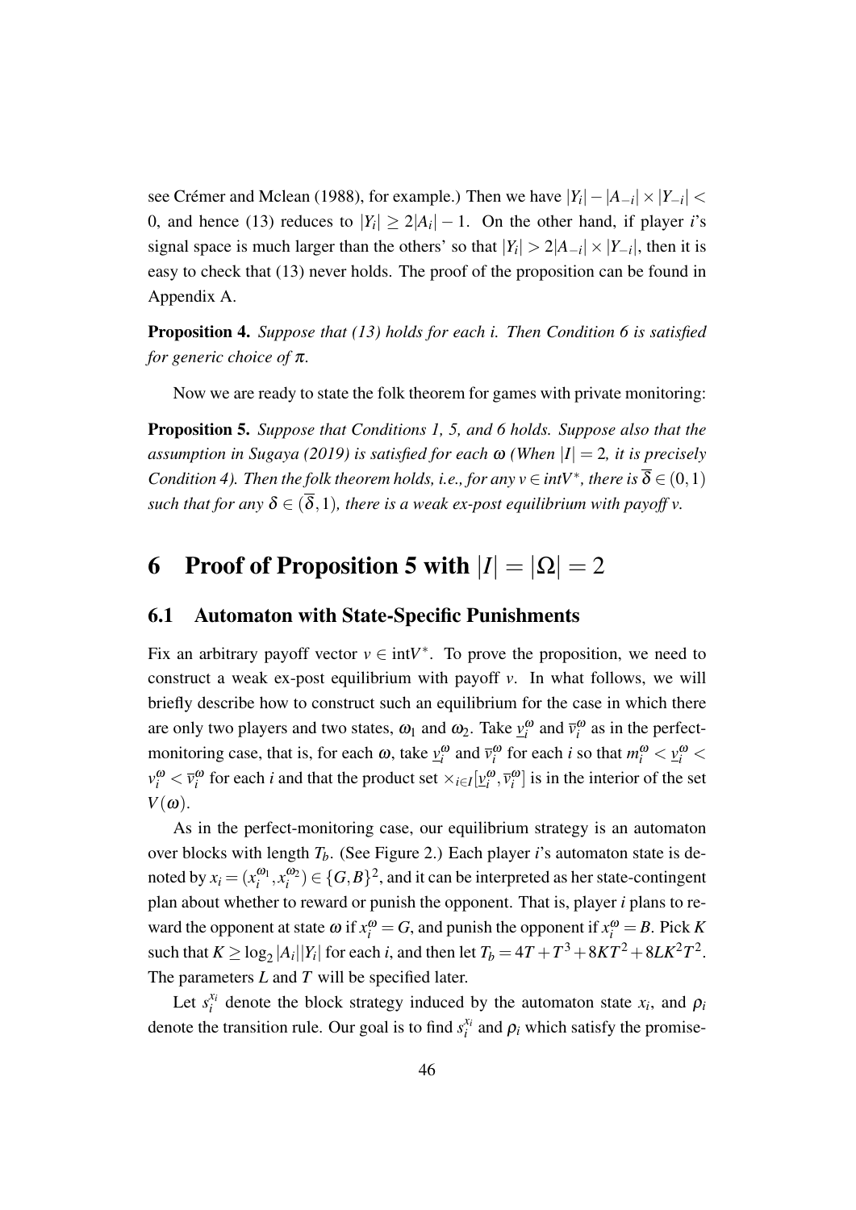see Crémer and Mclean (1988), for example.) Then we have $|Y_i| - |A_{-i}| \times |Y_{-i}| < 0$, and hence (13) reduces to $|Y_i| \geq 2|A_i| - 1$. On the other hand, if player $i$'s signal space is much larger than the others' so that $|Y_i| > 2|A_{-i}| \times |Y_{-i}|$, then it is easy to check that (13) never holds. The proof of the proposition can be found in Appendix A.

**Proposition 4.** *Suppose that (13) holds for each $i$. Then Condition 6 is satisfied for generic choice of $\pi$.*

Now we are ready to state the folk theorem for games with private monitoring:

**Proposition 5.** *Suppose that Conditions 1, 5, and 6 holds. Suppose also that the assumption in Sugaya (2019) is satisfied for each $\omega$ (When $|I| = 2$, it is precisely Condition 4). Then the folk theorem holds, i.e., for any $v \in intV^*$, there is $\overline{\delta} \in (0,1)$ such that for any $\delta \in (\overline{\delta}, 1)$, there is a weak ex-post equilibrium with payoff $v$.*

# 6 Proof of Proposition 5 with $|I| = |\Omega| = 2$

## 6.1 Automaton with State-Specific Punishments

Fix an arbitrary payoff vector $v \in \text{int}V^*$. To prove the proposition, we need to construct a weak ex-post equilibrium with payoff $v$. In what follows, we will briefly describe how to construct such an equilibrium for the case in which there are only two players and two states, $\omega_1$ and $\omega_2$. Take $\underline{v}_i^\omega$ and $\overline{v}_i^\omega$ as in the perfect-monitoring case, that is, for each $\omega$, take $\underline{v}_i^\omega$ and $\overline{v}_i^\omega$ for each $i$ so that $m_i^\omega < \underline{v}_i^\omega < v_i^\omega < \overline{v}_i^\omega$ for each $i$ and that the product set $\times_{i \in I}[\underline{v}_i^\omega, \overline{v}_i^\omega]$ is in the interior of the set $V(\omega)$.

As in the perfect-monitoring case, our equilibrium strategy is an automaton over blocks with length $T_b$. (See Figure 2.) Each player $i$'s automaton state is denoted by $x_i = (x_i^{\omega_1}, x_i^{\omega_2}) \in \{G, B\}^2$, and it can be interpreted as her state-contingent plan about whether to reward or punish the opponent. That is, player $i$ plans to reward the opponent at state $\omega$ if $x_i^\omega = G$, and punish the opponent if $x_i^\omega = B$. Pick $K$ such that $K \geq \log_2 |A_i||Y_i|$ for each $i$, and then let $T_b = 4T + T^3 + 8KT^2 + 8LK^2T^2$. The parameters $L$ and $T$ will be specified later.

Let $s_i^{x_i}$ denote the block strategy induced by the automaton state $x_i$, and $\rho_i$ denote the transition rule. Our goal is to find $s_i^{x_i}$ and $\rho_i$ which satisfy the promise-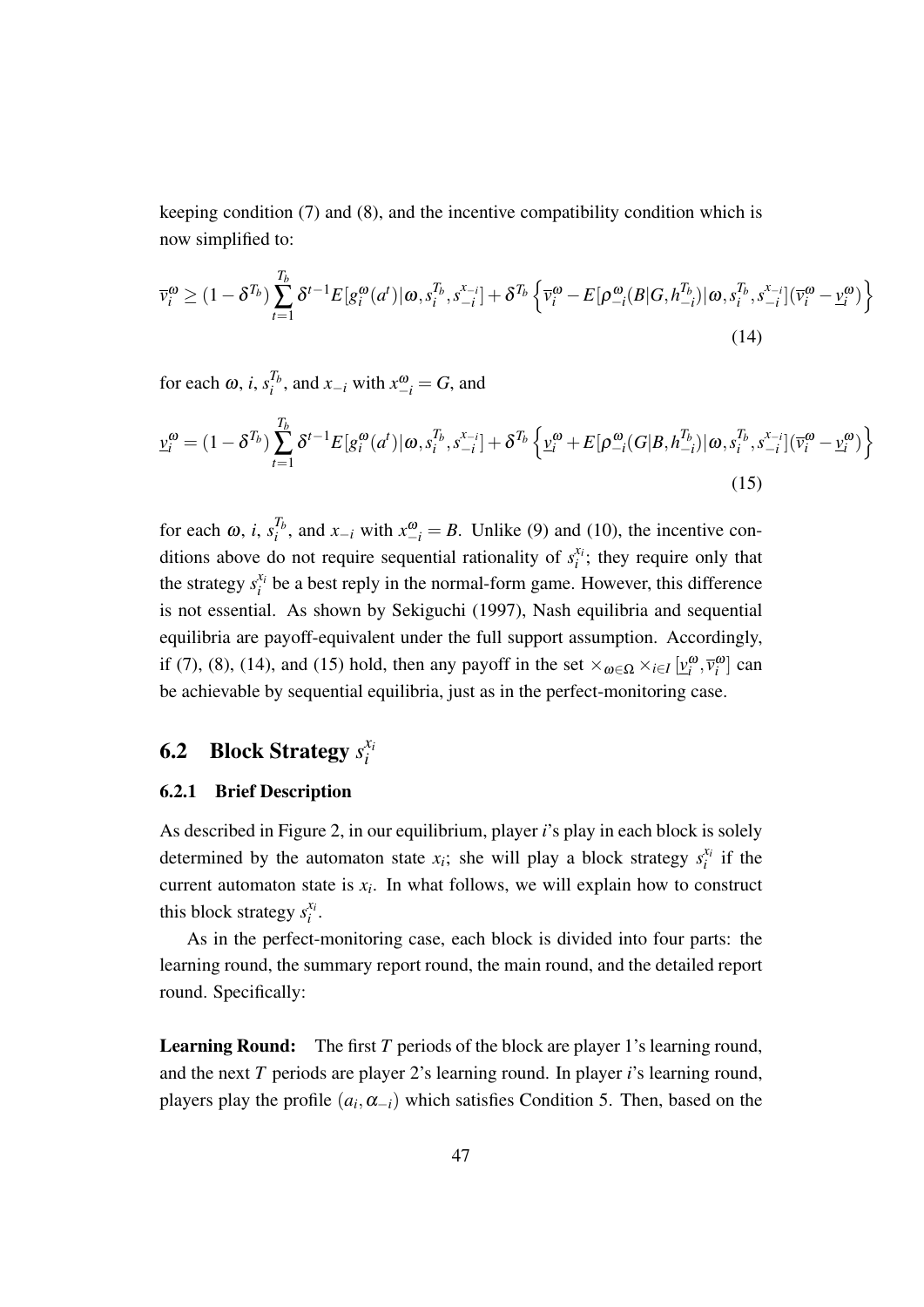keeping condition (7) and (8), and the incentive compatibility condition which is now simplified to:

$$\overline{v}_i^{\omega} \geq (1-\delta^{T_b})\sum_{t=1}^{T_b}\delta^{t-1}E[g_i^{\omega}(a^t)|\omega, s_i^{T_b}, s_{-i}^{x_{-i}}] + \delta^{T_b}\left\{\overline{v}_i^{\omega} - E[\rho_{-i}^{\omega}(B|G, h_{-i}^{T_b})|\omega, s_i^{T_b}, s_{-i}^{x_{-i}}](\overline{v}_i^{\omega} - \underline{v}_i^{\omega})\right\} \tag{14}$$

for each $\omega$, $i$, $s_i^{T_b}$, and $x_{-i}$ with $x_{-i}^{\omega} = G$, and

$$\underline{v}_i^{\omega} = (1-\delta^{T_b})\sum_{t=1}^{T_b}\delta^{t-1}E[g_i^{\omega}(a^t)|\omega, s_i^{T_b}, s_{-i}^{x_{-i}}] + \delta^{T_b}\left\{\underline{v}_i^{\omega} + E[\rho_{-i}^{\omega}(G|B, h_{-i}^{T_b})|\omega, s_i^{T_b}, s_{-i}^{x_{-i}}](\overline{v}_i^{\omega} - \underline{v}_i^{\omega})\right\} \tag{15}$$

for each $\omega$, $i$, $s_i^{T_b}$, and $x_{-i}$ with $x_{-i}^{\omega} = B$. Unlike (9) and (10), the incentive conditions above do not require sequential rationality of $s_i^{x_i}$; they require only that the strategy $s_i^{x_i}$ be a best reply in the normal-form game. However, this difference is not essential. As shown by Sekiguchi (1997), Nash equilibria and sequential equilibria are payoff-equivalent under the full support assumption. Accordingly, if (7), (8), (14), and (15) hold, then any payoff in the set $\times_{\omega\in\Omega}\times_{i\in I}[\underline{v}_i^{\omega}, \overline{v}_i^{\omega}]$ can be achievable by sequential equilibria, just as in the perfect-monitoring case.

## 6.2 Block Strategy $s_i^{x_i}$

### 6.2.1 Brief Description

As described in Figure 2, in our equilibrium, player $i$'s play in each block is solely determined by the automaton state $x_i$; she will play a block strategy $s_i^{x_i}$ if the current automaton state is $x_i$. In what follows, we will explain how to construct this block strategy $s_i^{x_i}$.

As in the perfect-monitoring case, each block is divided into four parts: the learning round, the summary report round, the main round, and the detailed report round. Specifically:

**Learning Round:** The first $T$ periods of the block are player 1's learning round, and the next $T$ periods are player 2's learning round. In player $i$'s learning round, players play the profile $(a_i, \alpha_{-i})$ which satisfies Condition 5. Then, based on the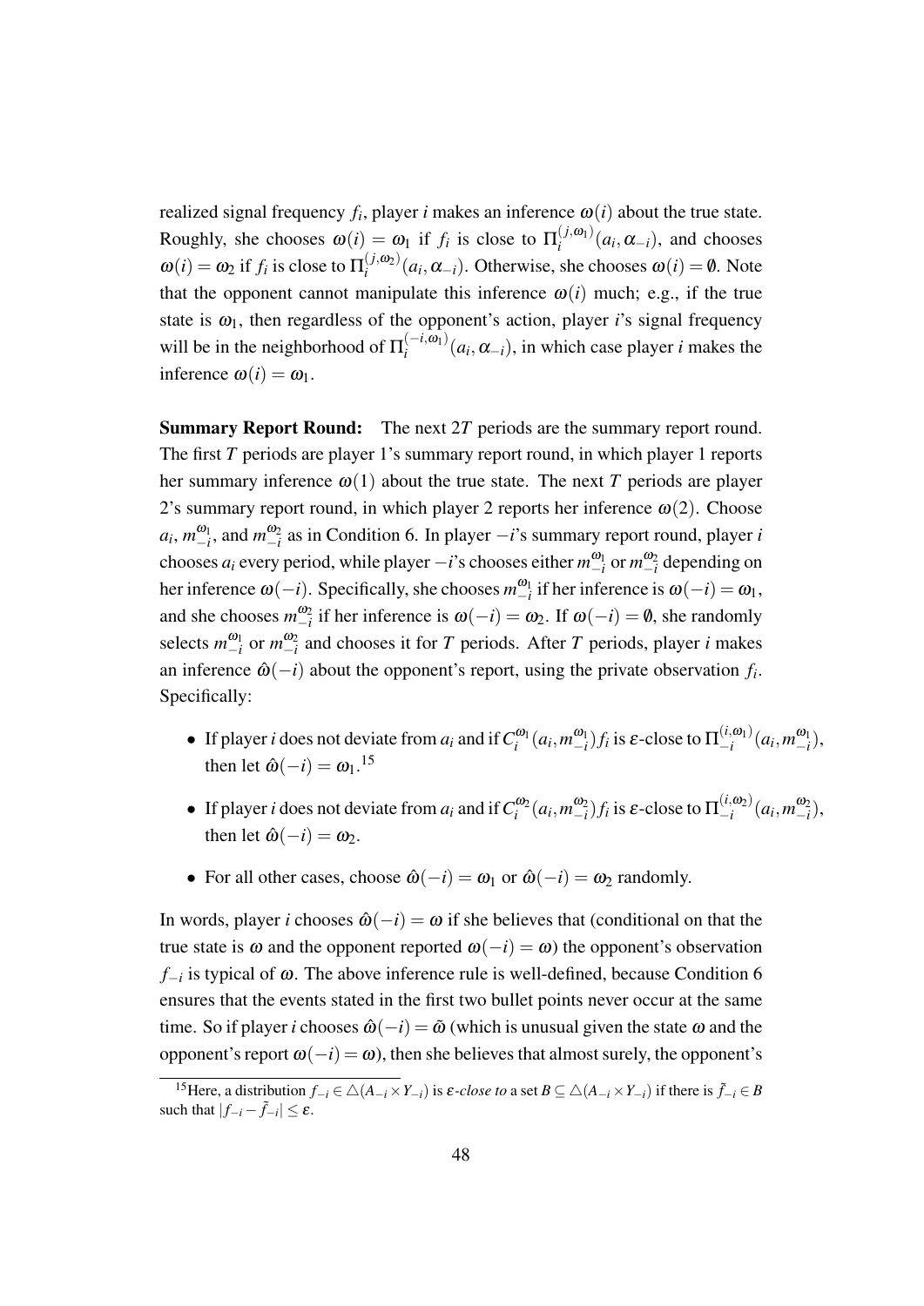realized signal frequency $f_i$, player $i$ makes an inference $\omega(i)$ about the true state. Roughly, she chooses $\omega(i) = \omega_1$ if $f_i$ is close to $\Pi_i^{(j,\omega_1)}(a_i, \alpha_{-i})$, and chooses $\omega(i) = \omega_2$ if $f_i$ is close to $\Pi_i^{(j,\omega_2)}(a_i, \alpha_{-i})$. Otherwise, she chooses $\omega(i) = \emptyset$. Note that the opponent cannot manipulate this inference $\omega(i)$ much; e.g., if the true state is $\omega_1$, then regardless of the opponent's action, player $i$'s signal frequency will be in the neighborhood of $\Pi_i^{(-i,\omega_1)}(a_i, \alpha_{-i})$, in which case player $i$ makes the inference $\omega(i) = \omega_1$.

**Summary Report Round:** The next $2T$ periods are the summary report round. The first $T$ periods are player 1's summary report round, in which player 1 reports her summary inference $\omega(1)$ about the true state. The next $T$ periods are player 2's summary report round, in which player 2 reports her inference $\omega(2)$. Choose $a_i$, $m_{-i}^{\omega_1}$, and $m_{-i}^{\omega_2}$ as in Condition 6. In player $-i$'s summary report round, player $i$ chooses $a_i$ every period, while player $-i$'s chooses either $m_{-i}^{\omega_1}$ or $m_{-i}^{\omega_2}$ depending on her inference $\omega(-i)$. Specifically, she chooses $m_{-i}^{\omega_1}$ if her inference is $\omega(-i) = \omega_1$, and she chooses $m_{-i}^{\omega_2}$ if her inference is $\omega(-i) = \omega_2$. If $\omega(-i) = \emptyset$, she randomly selects $m_{-i}^{\omega_1}$ or $m_{-i}^{\omega_2}$ and chooses it for $T$ periods. After $T$ periods, player $i$ makes an inference $\hat{\omega}(-i)$ about the opponent's report, using the private observation $f_i$. Specifically:

- If player $i$ does not deviate from $a_i$ and if $C_i^{\omega_1}(a_i, m_{-i}^{\omega_1}) f_i$ is $\varepsilon$-close to $\Pi_{-i}^{(i,\omega_1)}(a_i, m_{-i}^{\omega_1})$, then let $\hat{\omega}(-i) = \omega_1$.[15]
- If player $i$ does not deviate from $a_i$ and if $C_i^{\omega_2}(a_i, m_{-i}^{\omega_2}) f_i$ is $\varepsilon$-close to $\Pi_{-i}^{(i,\omega_2)}(a_i, m_{-i}^{\omega_2})$, then let $\hat{\omega}(-i) = \omega_2$.
- For all other cases, choose $\hat{\omega}(-i) = \omega_1$ or $\hat{\omega}(-i) = \omega_2$ randomly.

In words, player $i$ chooses $\hat{\omega}(-i) = \omega$ if she believes that (conditional on that the true state is $\omega$ and the opponent reported $\omega(-i) = \omega$) the opponent's observation $f_{-i}$ is typical of $\omega$. The above inference rule is well-defined, because Condition 6 ensures that the events stated in the first two bullet points never occur at the same time. So if player $i$ chooses $\hat{\omega}(-i) = \tilde{\omega}$ (which is unusual given the state $\omega$ and the opponent's report $\omega(-i) = \omega$), then she believes that almost surely, the opponent's

[15] Here, a distribution $f_{-i} \in \triangle(A_{-i} \times Y_{-i})$ is $\varepsilon$-*close to* a set $B \subseteq \triangle(A_{-i} \times Y_{-i})$ if there is $\tilde{f}_{-i} \in B$ such that $|f_{-i} - \tilde{f}_{-i}| \leq \varepsilon$.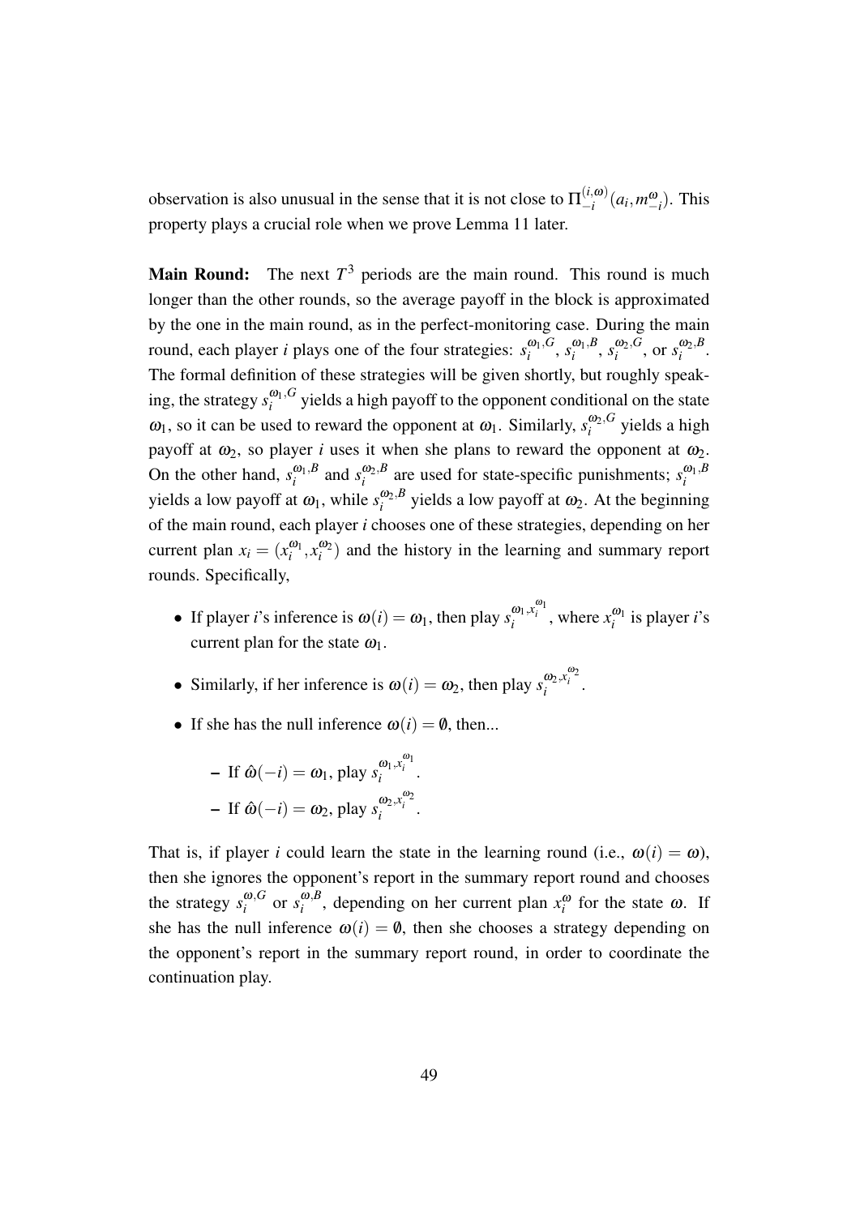observation is also unusual in the sense that it is not close to $\Pi_{-i}^{(i,\omega)}(a_i, m_{-i}^{\omega})$. This property plays a crucial role when we prove Lemma 11 later.

**Main Round:** The next $T^3$ periods are the main round. This round is much longer than the other rounds, so the average payoff in the block is approximated by the one in the main round, as in the perfect-monitoring case. During the main round, each player $i$ plays one of the four strategies: $s_i^{\omega_1,G}$, $s_i^{\omega_1,B}$, $s_i^{\omega_2,G}$, or $s_i^{\omega_2,B}$. The formal definition of these strategies will be given shortly, but roughly speaking, the strategy $s_i^{\omega_1,G}$ yields a high payoff to the opponent conditional on the state $\omega_1$, so it can be used to reward the opponent at $\omega_1$. Similarly, $s_i^{\omega_2,G}$ yields a high payoff at $\omega_2$, so player $i$ uses it when she plans to reward the opponent at $\omega_2$. On the other hand, $s_i^{\omega_1,B}$ and $s_i^{\omega_2,B}$ are used for state-specific punishments; $s_i^{\omega_1,B}$ yields a low payoff at $\omega_1$, while $s_i^{\omega_2,B}$ yields a low payoff at $\omega_2$. At the beginning of the main round, each player $i$ chooses one of these strategies, depending on her current plan $x_i = (x_i^{\omega_1}, x_i^{\omega_2})$ and the history in the learning and summary report rounds. Specifically,

- If player $i$'s inference is $\omega(i) = \omega_1$, then play $s_i^{\omega_1, x_i^{\omega_1}}$, where $x_i^{\omega_1}$ is player $i$'s current plan for the state $\omega_1$.
- Similarly, if her inference is $\omega(i) = \omega_2$, then play $s_i^{\omega_2, x_i^{\omega_2}}$.
- If she has the null inference $\omega(i) = \emptyset$, then...
  - If $\hat{\omega}(-i) = \omega_1$, play $s_i^{\omega_1, x_i^{\omega_1}}$.
  - If $\hat{\omega}(-i) = \omega_2$, play $s_i^{\omega_2, x_i^{\omega_2}}$.

That is, if player $i$ could learn the state in the learning round (i.e., $\omega(i) = \omega$), then she ignores the opponent's report in the summary report round and chooses the strategy $s_i^{\omega,G}$ or $s_i^{\omega,B}$, depending on her current plan $x_i^{\omega}$ for the state $\omega$. If she has the null inference $\omega(i) = \emptyset$, then she chooses a strategy depending on the opponent's report in the summary report round, in order to coordinate the continuation play.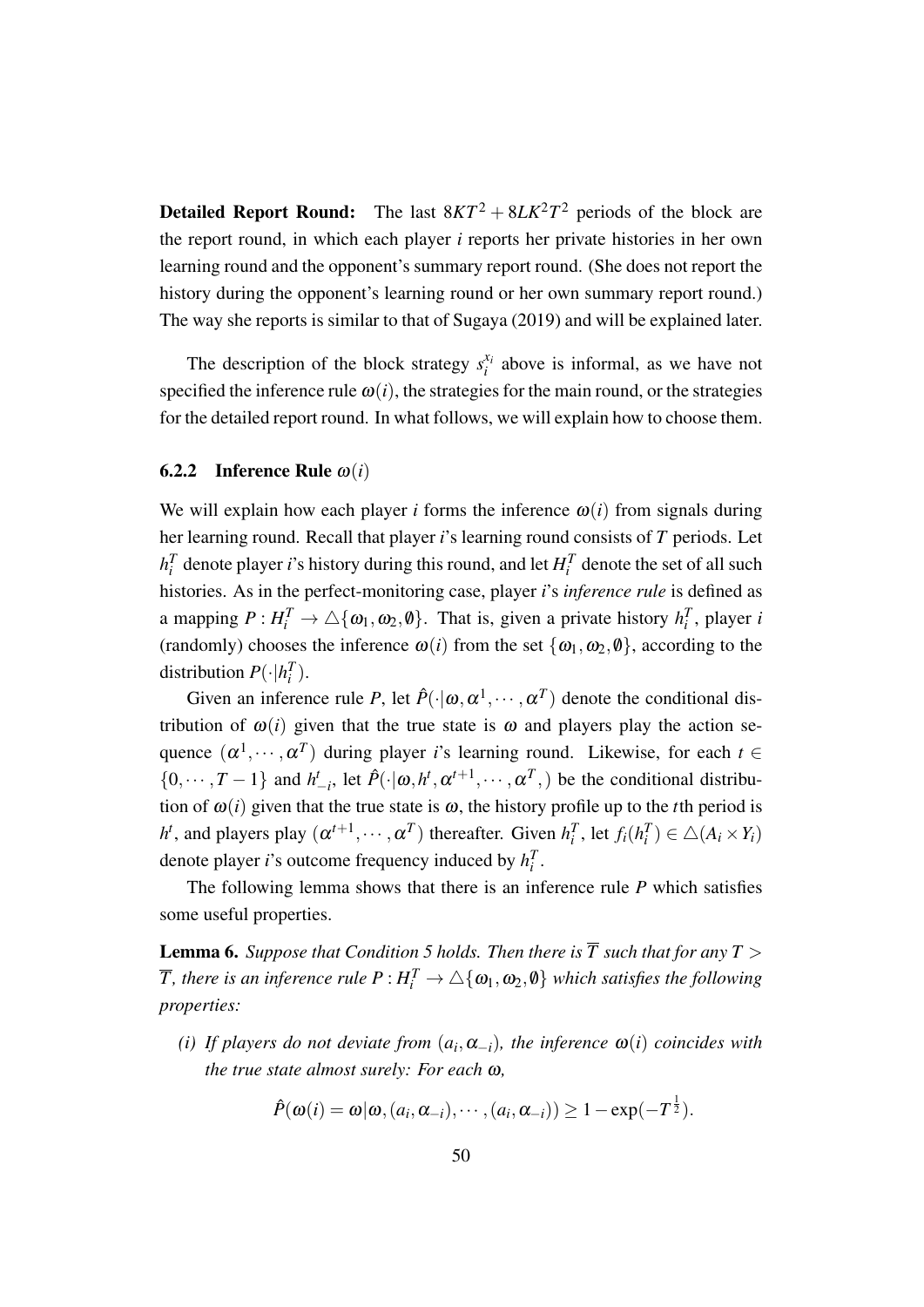**Detailed Report Round:** The last $8KT^2 + 8LK^2T^2$ periods of the block are the report round, in which each player $i$ reports her private histories in her own learning round and the opponent's summary report round. (She does not report the history during the opponent's learning round or her own summary report round.) The way she reports is similar to that of Sugaya (2019) and will be explained later.

The description of the block strategy $s_i^{x_i}$ above is informal, as we have not specified the inference rule $\omega(i)$, the strategies for the main round, or the strategies for the detailed report round. In what follows, we will explain how to choose them.

### 6.2.2 Inference Rule $\omega(i)$

We will explain how each player $i$ forms the inference $\omega(i)$ from signals during her learning round. Recall that player $i$'s learning round consists of $T$ periods. Let $h_i^T$ denote player $i$'s history during this round, and let $H_i^T$ denote the set of all such histories. As in the perfect-monitoring case, player $i$'s *inference rule* is defined as a mapping $P : H_i^T \to \triangle\{\omega_1, \omega_2, \emptyset\}$. That is, given a private history $h_i^T$, player $i$ (randomly) chooses the inference $\omega(i)$ from the set $\{\omega_1, \omega_2, \emptyset\}$, according to the distribution $P(\cdot|h_i^T)$.

Given an inference rule $P$, let $\hat{P}(\cdot|\omega, \alpha^1, \cdots, \alpha^T)$ denote the conditional distribution of $\omega(i)$ given that the true state is $\omega$ and players play the action sequence $(\alpha^1, \cdots, \alpha^T)$ during player $i$'s learning round. Likewise, for each $t \in \{0, \cdots, T-1\}$ and $h_{-i}^t$, let $\hat{P}(\cdot|\omega, h^t, \alpha^{t+1}, \cdots, \alpha^T,)$ be the conditional distribution of $\omega(i)$ given that the true state is $\omega$, the history profile up to the $t$th period is $h^t$, and players play $(\alpha^{t+1}, \cdots, \alpha^T)$ thereafter. Given $h_i^T$, let $f_i(h_i^T) \in \triangle(A_i \times Y_i)$ denote player $i$'s outcome frequency induced by $h_i^T$.

The following lemma shows that there is an inference rule $P$ which satisfies some useful properties.

**Lemma 6.** *Suppose that Condition 5 holds. Then there is $\overline{T}$ such that for any $T > \overline{T}$, there is an inference rule $P : H_i^T \to \triangle\{\omega_1, \omega_2, \emptyset\}$ which satisfies the following properties:*

*(i) If players do not deviate from $(a_i, \alpha_{-i})$, the inference $\omega(i)$ coincides with the true state almost surely: For each $\omega$,*

$$\hat{P}(\omega(i) = \omega|\omega, (a_i, \alpha_{-i}), \cdots, (a_i, \alpha_{-i})) \geq 1 - \exp(-T^{\frac{1}{2}}).$$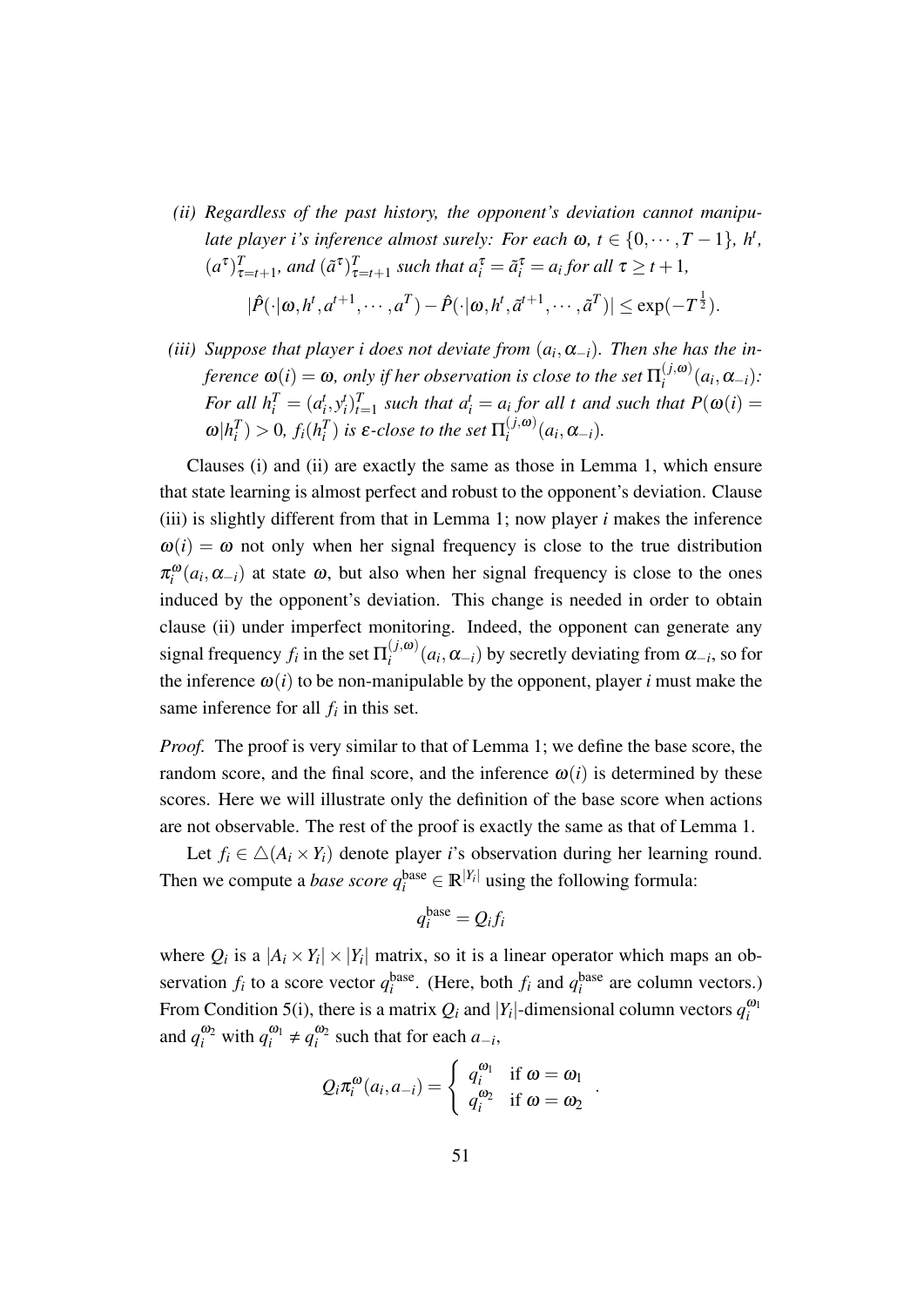*(ii) Regardless of the past history, the opponent's deviation cannot manipulate player i's inference almost surely: For each $\omega$, $t \in \{0, \cdots, T-1\}$, $h^t$, $(a^\tau)_{\tau=t+1}^T$, and $(\tilde{a}^\tau)_{\tau=t+1}^T$ such that $a_i^\tau = \tilde{a}_i^\tau = a_i$ for all $\tau \geq t+1$,*

$$|\hat{P}(\cdot|\omega, h^t, a^{t+1}, \cdots, a^T) - \hat{P}(\cdot|\omega, h^t, \tilde{a}^{t+1}, \cdots, \tilde{a}^T)| \leq \exp(-T^{\frac{1}{2}}).$$

*(iii) Suppose that player i does not deviate from $(a_i, \alpha_{-i})$. Then she has the inference $\omega(i) = \omega$, only if her observation is close to the set $\Pi_i^{(j,\omega)}(a_i, \alpha_{-i})$: For all $h_i^T = (a_i^t, y_i^t)_{t=1}^T$ such that $a_i^t = a_i$ for all $t$ and such that $P(\omega(i) = \omega | h_i^T) > 0$, $f_i(h_i^T)$ is $\varepsilon$-close to the set $\Pi_i^{(j,\omega)}(a_i, \alpha_{-i})$.*

Clauses (i) and (ii) are exactly the same as those in Lemma 1, which ensure that state learning is almost perfect and robust to the opponent's deviation. Clause (iii) is slightly different from that in Lemma 1; now player $i$ makes the inference $\omega(i) = \omega$ not only when her signal frequency is close to the true distribution $\pi_i^\omega(a_i, \alpha_{-i})$ at state $\omega$, but also when her signal frequency is close to the ones induced by the opponent's deviation. This change is needed in order to obtain clause (ii) under imperfect monitoring. Indeed, the opponent can generate any signal frequency $f_i$ in the set $\Pi_i^{(j,\omega)}(a_i, \alpha_{-i})$ by secretly deviating from $\alpha_{-i}$, so for the inference $\omega(i)$ to be non-manipulable by the opponent, player $i$ must make the same inference for all $f_i$ in this set.

*Proof.* The proof is very similar to that of Lemma 1; we define the base score, the random score, and the final score, and the inference $\omega(i)$ is determined by these scores. Here we will illustrate only the definition of the base score when actions are not observable. The rest of the proof is exactly the same as that of Lemma 1.

Let $f_i \in \triangle(A_i \times Y_i)$ denote player $i$'s observation during her learning round. Then we compute a *base score* $q_i^{\text{base}} \in \mathbb{R}^{|Y_i|}$ using the following formula:

$$q_i^{\text{base}} = Q_i f_i$$

where $Q_i$ is a $|A_i \times Y_i| \times |Y_i|$ matrix, so it is a linear operator which maps an observation $f_i$ to a score vector $q_i^{\text{base}}$. (Here, both $f_i$ and $q_i^{\text{base}}$ are column vectors.) From Condition 5(i), there is a matrix $Q_i$ and $|Y_i|$-dimensional column vectors $q_i^{\omega_1}$ and $q_i^{\omega_2}$ with $q_i^{\omega_1} \neq q_i^{\omega_2}$ such that for each $a_{-i}$,

$$Q_i \pi_i^\omega(a_i, a_{-i}) = \begin{cases} q_i^{\omega_1} & \text{if } \omega = \omega_1 \\ q_i^{\omega_2} & \text{if } \omega = \omega_2 \end{cases}.$$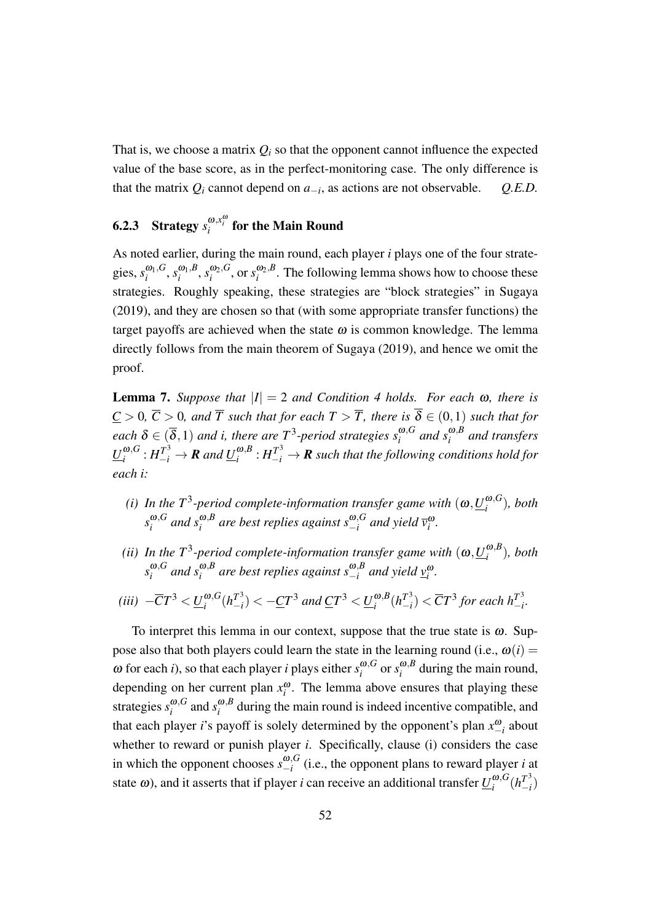That is, we choose a matrix $Q_i$ so that the opponent cannot influence the expected value of the base score, as in the perfect-monitoring case. The only difference is that the matrix $Q_i$ cannot depend on $a_{-i}$, as actions are not observable. *Q.E.D.*

### 6.2.3 Strategy $s_i^{\omega,x_i^\omega}$ for the Main Round

As noted earlier, during the main round, each player $i$ plays one of the four strategies, $s_i^{\omega_1,G}$, $s_i^{\omega_1,B}$, $s_i^{\omega_2,G}$, or $s_i^{\omega_2,B}$. The following lemma shows how to choose these strategies. Roughly speaking, these strategies are "block strategies" in Sugaya (2019), and they are chosen so that (with some appropriate transfer functions) the target payoffs are achieved when the state $\omega$ is common knowledge. The lemma directly follows from the main theorem of Sugaya (2019), and hence we omit the proof.

**Lemma 7.** *Suppose that $|I| = 2$ and Condition 4 holds. For each $\omega$, there is $\underline{C} > 0$, $\overline{C} > 0$, and $\overline{T}$ such that for each $T > \overline{T}$, there is $\overline{\delta} \in (0,1)$ such that for each $\delta \in (\overline{\delta}, 1)$ and $i$, there are $T^3$-period strategies $s_i^{\omega,G}$ and $s_i^{\omega,B}$ and transfers $\underline{U}_i^{\omega,G} : H_{-i}^{T^3} \to \boldsymbol{R}$ and $\underline{U}_i^{\omega,B} : H_{-i}^{T^3} \to \boldsymbol{R}$ such that the following conditions hold for each $i$:*

- *(i) In the $T^3$-period complete-information transfer game with $(\omega, \underline{U}_i^{\omega,G})$, both $s_i^{\omega,G}$ and $s_i^{\omega,B}$ are best replies against $s_{-i}^{\omega,G}$ and yield $\overline{v}_i^\omega$.*
- *(ii) In the $T^3$-period complete-information transfer game with $(\omega, \underline{U}_i^{\omega,B})$, both $s_i^{\omega,G}$ and $s_i^{\omega,B}$ are best replies against $s_{-i}^{\omega,B}$ and yield $\underline{v}_i^\omega$.*
- *(iii) $-\overline{C}T^3 < \underline{U}_i^{\omega,G}(h_{-i}^{T^3}) < -\underline{C}T^3$ and $\underline{C}T^3 < \underline{U}_i^{\omega,B}(h_{-i}^{T^3}) < \overline{C}T^3$ for each $h_{-i}^{T^3}$.*

To interpret this lemma in our context, suppose that the true state is $\omega$. Suppose also that both players could learn the state in the learning round (i.e., $\omega(i) = \omega$ for each $i$), so that each player $i$ plays either $s_i^{\omega,G}$ or $s_i^{\omega,B}$ during the main round, depending on her current plan $x_i^\omega$. The lemma above ensures that playing these strategies $s_i^{\omega,G}$ and $s_i^{\omega,B}$ during the main round is indeed incentive compatible, and that each player $i$'s payoff is solely determined by the opponent's plan $x_{-i}^\omega$ about whether to reward or punish player $i$. Specifically, clause (i) considers the case in which the opponent chooses $s_{-i}^{\omega,G}$ (i.e., the opponent plans to reward player $i$ at state $\omega$), and it asserts that if player $i$ can receive an additional transfer $\underline{U}_i^{\omega,G}(h_{-i}^{T^3})$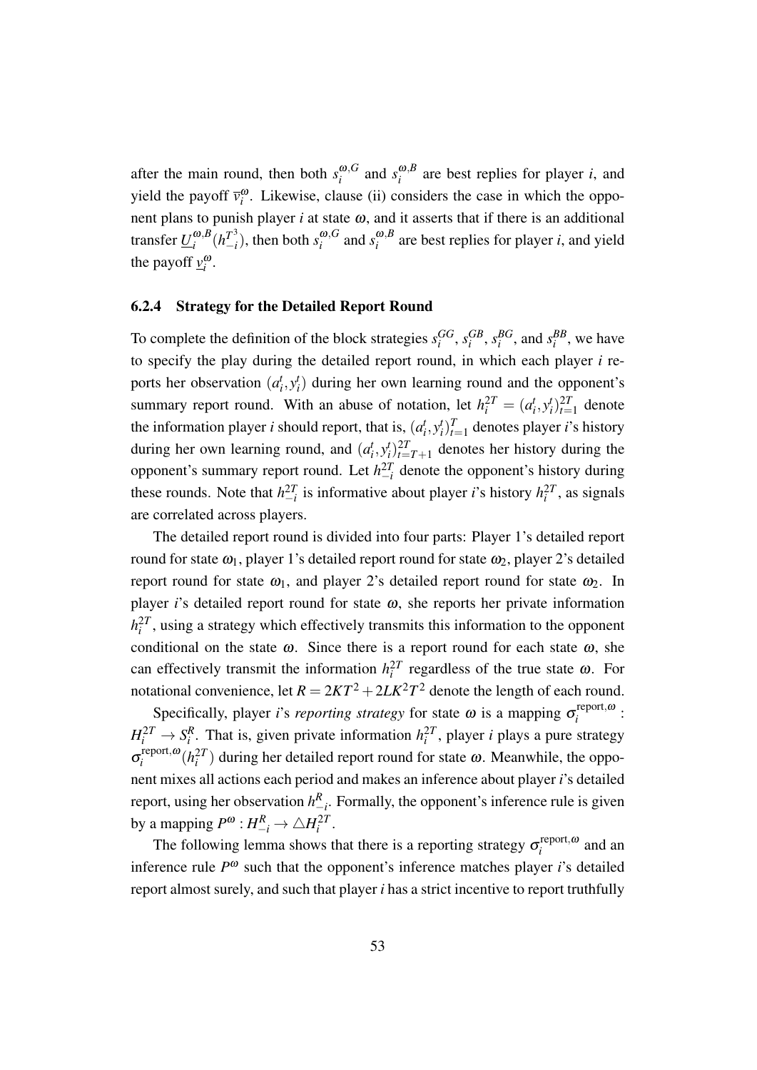after the main round, then both $s_i^{\omega,G}$ and $s_i^{\omega,B}$ are best replies for player $i$, and yield the payoff $\overline{v}_i^{\omega}$. Likewise, clause (ii) considers the case in which the opponent plans to punish player $i$ at state $\omega$, and it asserts that if there is an additional transfer $\underline{U}_i^{\omega,B}(h_{-i}^{T^3})$, then both $s_i^{\omega,G}$ and $s_i^{\omega,B}$ are best replies for player $i$, and yield the payoff $\underline{v}_i^{\omega}$.

### 6.2.4 Strategy for the Detailed Report Round

To complete the definition of the block strategies $s_i^{GG}$, $s_i^{GB}$, $s_i^{BG}$, and $s_i^{BB}$, we have to specify the play during the detailed report round, in which each player $i$ reports her observation $(a_i^t, y_i^t)$ during her own learning round and the opponent's summary report round. With an abuse of notation, let $h_i^{2T} = (a_i^t, y_i^t)_{t=1}^{2T}$ denote the information player $i$ should report, that is, $(a_i^t, y_i^t)_{t=1}^{T}$ denotes player $i$'s history during her own learning round, and $(a_i^t, y_i^t)_{t=T+1}^{2T}$ denotes her history during the opponent's summary report round. Let $h_{-i}^{2T}$ denote the opponent's history during these rounds. Note that $h_{-i}^{2T}$ is informative about player $i$'s history $h_i^{2T}$, as signals are correlated across players.

The detailed report round is divided into four parts: Player 1's detailed report round for state $\omega_1$, player 1's detailed report round for state $\omega_2$, player 2's detailed report round for state $\omega_1$, and player 2's detailed report round for state $\omega_2$. In player $i$'s detailed report round for state $\omega$, she reports her private information $h_i^{2T}$, using a strategy which effectively transmits this information to the opponent conditional on the state $\omega$. Since there is a report round for each state $\omega$, she can effectively transmit the information $h_i^{2T}$ regardless of the true state $\omega$. For notational convenience, let $R = 2KT^2 + 2LK^2T^2$ denote the length of each round.

Specifically, player $i$'s *reporting strategy* for state $\omega$ is a mapping $\sigma_i^{\text{report},\omega}$ : $H_i^{2T} \to S_i^R$. That is, given private information $h_i^{2T}$, player $i$ plays a pure strategy $\sigma_i^{\text{report},\omega}(h_i^{2T})$ during her detailed report round for state $\omega$. Meanwhile, the opponent mixes all actions each period and makes an inference about player $i$'s detailed report, using her observation $h_{-i}^R$. Formally, the opponent's inference rule is given by a mapping $P^{\omega} : H_{-i}^R \to \triangle H_i^{2T}$.

The following lemma shows that there is a reporting strategy $\sigma_i^{\text{report},\omega}$ and an inference rule $P^{\omega}$ such that the opponent's inference matches player $i$'s detailed report almost surely, and such that player $i$ has a strict incentive to report truthfully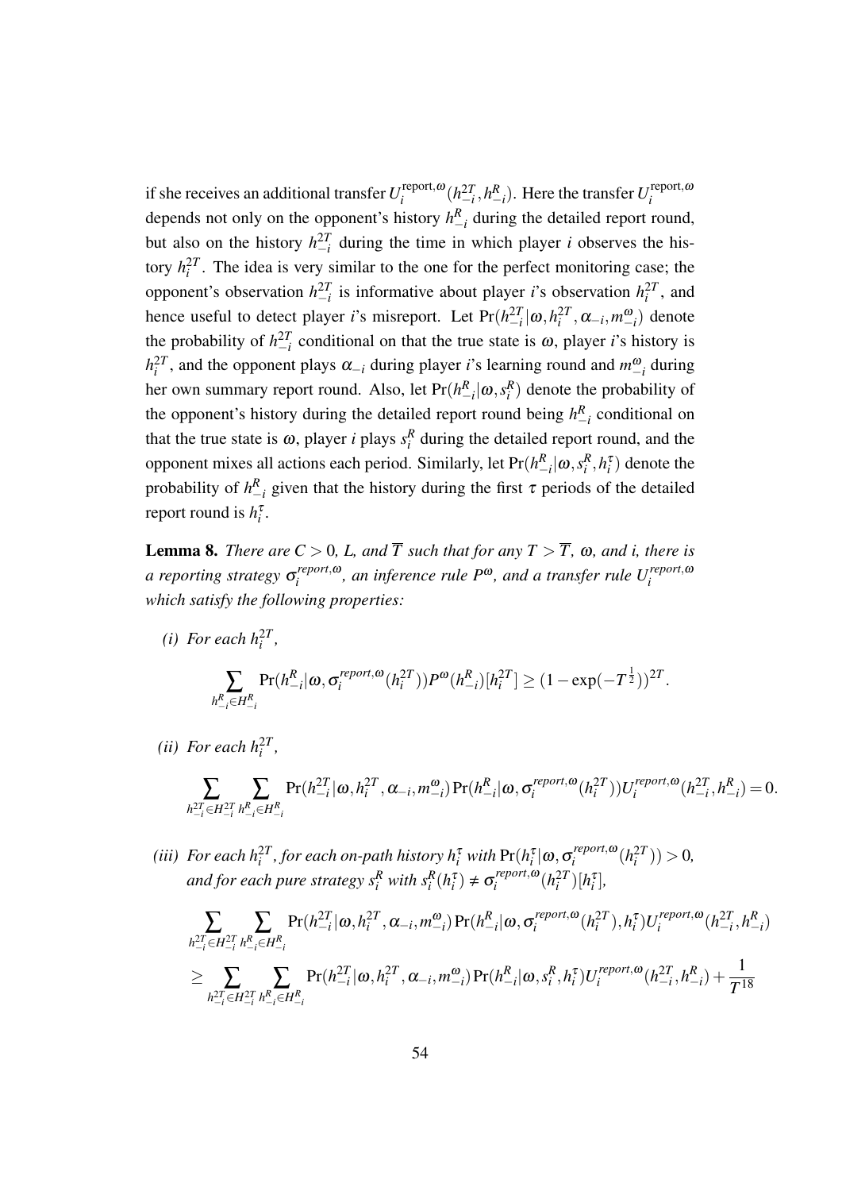if she receives an additional transfer $U_i^{\text{report},\omega}(h_{-i}^{2T}, h_{-i}^R)$. Here the transfer $U_i^{\text{report},\omega}$ depends not only on the opponent's history $h_{-i}^R$ during the detailed report round, but also on the history $h_{-i}^{2T}$ during the time in which player $i$ observes the history $h_i^{2T}$. The idea is very similar to the one for the perfect monitoring case; the opponent's observation $h_{-i}^{2T}$ is informative about player $i$'s observation $h_i^{2T}$, and hence useful to detect player $i$'s misreport. Let $\Pr(h_{-i}^{2T}|\omega, h_i^{2T}, \alpha_{-i}, m_{-i}^\omega)$ denote the probability of $h_{-i}^{2T}$ conditional on that the true state is $\omega$, player $i$'s history is $h_i^{2T}$, and the opponent plays $\alpha_{-i}$ during player $i$'s learning round and $m_{-i}^\omega$ during her own summary report round. Also, let $\Pr(h_{-i}^R|\omega, s_i^R)$ denote the probability of the opponent's history during the detailed report round being $h_{-i}^R$ conditional on that the true state is $\omega$, player $i$ plays $s_i^R$ during the detailed report round, and the opponent mixes all actions each period. Similarly, let $\Pr(h_{-i}^R|\omega, s_i^R, h_i^\tau)$ denote the probability of $h_{-i}^R$ given that the history during the first $\tau$ periods of the detailed report round is $h_i^\tau$.

**Lemma 8.** *There are $C > 0$, $L$, and $\overline{T}$ such that for any $T > \overline{T}$, $\omega$, and $i$, there is a reporting strategy $\sigma_i^{report,\omega}$, an inference rule $P^\omega$, and a transfer rule $U_i^{report,\omega}$ which satisfy the following properties:*

*(i) For each $h_i^{2T}$,*

$$\sum_{h_{-i}^R \in H_{-i}^R} \Pr(h_{-i}^R|\omega, \sigma_i^{report,\omega}(h_i^{2T})) P^\omega(h_{-i}^R)[h_i^{2T}] \geq (1 - \exp(-T^{\frac{1}{2}}))^{2T}.$$

*(ii) For each $h_i^{2T}$,*

$$\sum_{h_{-i}^{2T} \in H_{-i}^{2T}} \sum_{h_{-i}^R \in H_{-i}^R} \Pr(h_{-i}^{2T}|\omega, h_i^{2T}, \alpha_{-i}, m_{-i}^\omega) \Pr(h_{-i}^R|\omega, \sigma_i^{report,\omega}(h_i^{2T})) U_i^{report,\omega}(h_{-i}^{2T}, h_{-i}^R) = 0.$$

*(iii) For each $h_i^{2T}$, for each on-path history $h_i^\tau$ with $\Pr(h_i^\tau|\omega, \sigma_i^{report,\omega}(h_i^{2T})) > 0$, and for each pure strategy $s_i^R$ with $s_i^R(h_i^\tau) \neq \sigma_i^{report,\omega}(h_i^{2T})[h_i^\tau]$,*

$$\begin{aligned}
&\sum_{h_{-i}^{2T} \in H_{-i}^{2T}} \sum_{h_{-i}^R \in H_{-i}^R} \Pr(h_{-i}^{2T}|\omega, h_i^{2T}, \alpha_{-i}, m_{-i}^\omega) \Pr(h_{-i}^R|\omega, \sigma_i^{report,\omega}(h_i^{2T}), h_i^\tau) U_i^{report,\omega}(h_{-i}^{2T}, h_{-i}^R) \\
&\geq \sum_{h_{-i}^{2T} \in H_{-i}^{2T}} \sum_{h_{-i}^R \in H_{-i}^R} \Pr(h_{-i}^{2T}|\omega, h_i^{2T}, \alpha_{-i}, m_{-i}^\omega) \Pr(h_{-i}^R|\omega, s_i^R, h_i^\tau) U_i^{report,\omega}(h_{-i}^{2T}, h_{-i}^R) + \frac{1}{T^{18}}
\end{aligned}$$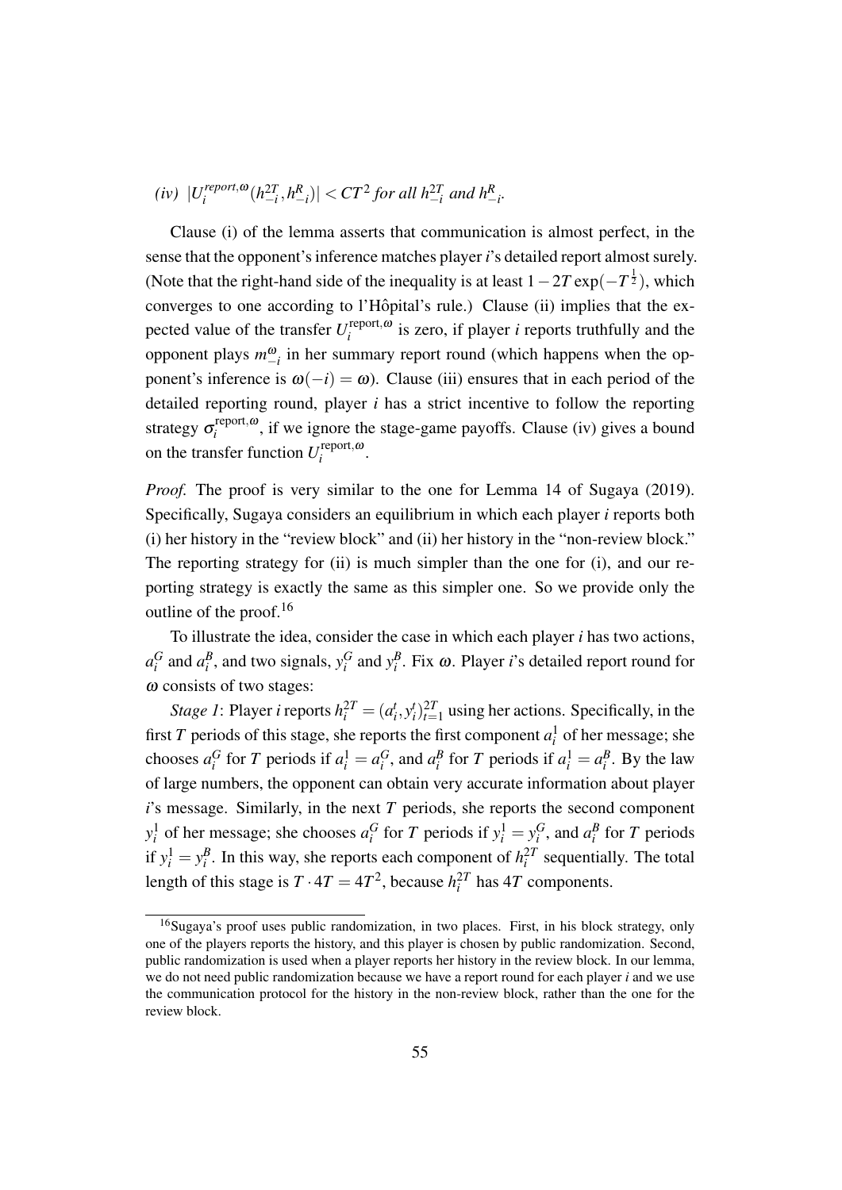*(iv)* $|U_i^{report,\omega}(h_{-i}^{2T}, h_{-i}^R)| < CT^2$ *for all* $h_{-i}^{2T}$ *and* $h_{-i}^R$*.*

Clause (i) of the lemma asserts that communication is almost perfect, in the sense that the opponent's inference matches player $i$'s detailed report almost surely. (Note that the right-hand side of the inequality is at least $1 - 2T\exp(-T^{\frac{1}{2}})$, which converges to one according to l'Hôpital's rule.) Clause (ii) implies that the expected value of the transfer $U_i^{\text{report},\omega}$ is zero, if player $i$ reports truthfully and the opponent plays $m_{-i}^{\omega}$ in her summary report round (which happens when the opponent's inference is $\omega(-i) = \omega$). Clause (iii) ensures that in each period of the detailed reporting round, player $i$ has a strict incentive to follow the reporting strategy $\sigma_i^{\text{report},\omega}$, if we ignore the stage-game payoffs. Clause (iv) gives a bound on the transfer function $U_i^{\text{report},\omega}$.

*Proof.* The proof is very similar to the one for Lemma 14 of Sugaya (2019). Specifically, Sugaya considers an equilibrium in which each player $i$ reports both (i) her history in the "review block" and (ii) her history in the "non-review block." The reporting strategy for (ii) is much simpler than the one for (i), and our reporting strategy is exactly the same as this simpler one. So we provide only the outline of the proof.[16]

To illustrate the idea, consider the case in which each player $i$ has two actions, $a_i^G$ and $a_i^B$, and two signals, $y_i^G$ and $y_i^B$. Fix $\omega$. Player $i$'s detailed report round for $\omega$ consists of two stages:

*Stage 1*: Player $i$ reports $h_i^{2T} = (a_i^t, y_i^t)_{t=1}^{2T}$ using her actions. Specifically, in the first $T$ periods of this stage, she reports the first component $a_i^1$ of her message; she chooses $a_i^G$ for $T$ periods if $a_i^1 = a_i^G$, and $a_i^B$ for $T$ periods if $a_i^1 = a_i^B$. By the law of large numbers, the opponent can obtain very accurate information about player $i$'s message. Similarly, in the next $T$ periods, she reports the second component $y_i^1$ of her message; she chooses $a_i^G$ for $T$ periods if $y_i^1 = y_i^G$, and $a_i^B$ for $T$ periods if $y_i^1 = y_i^B$. In this way, she reports each component of $h_i^{2T}$ sequentially. The total length of this stage is $T \cdot 4T = 4T^2$, because $h_i^{2T}$ has $4T$ components.

[16] Sugaya's proof uses public randomization, in two places. First, in his block strategy, only one of the players reports the history, and this player is chosen by public randomization. Second, public randomization is used when a player reports her history in the review block. In our lemma, we do not need public randomization because we have a report round for each player $i$ and we use the communication protocol for the history in the non-review block, rather than the one for the review block.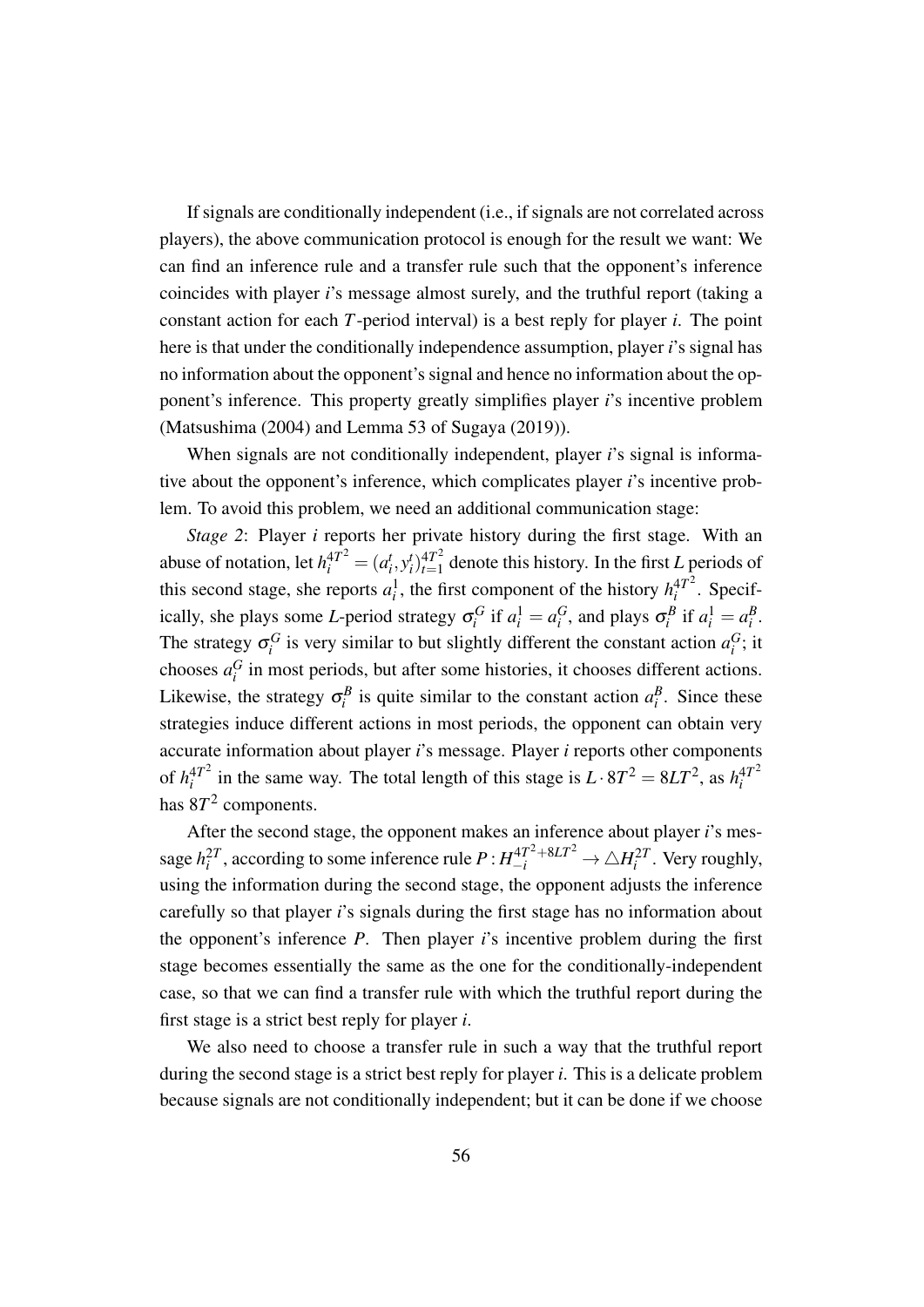If signals are conditionally independent (i.e., if signals are not correlated across players), the above communication protocol is enough for the result we want: We can find an inference rule and a transfer rule such that the opponent's inference coincides with player $i$'s message almost surely, and the truthful report (taking a constant action for each $T$-period interval) is a best reply for player $i$. The point here is that under the conditionally independence assumption, player $i$'s signal has no information about the opponent's signal and hence no information about the opponent's inference. This property greatly simplifies player $i$'s incentive problem (Matsushima (2004) and Lemma 53 of Sugaya (2019)).

When signals are not conditionally independent, player $i$'s signal is informative about the opponent's inference, which complicates player $i$'s incentive problem. To avoid this problem, we need an additional communication stage:

*Stage 2*: Player $i$ reports her private history during the first stage. With an abuse of notation, let $h_i^{4T^2} = (a_i^t, y_i^t)_{t=1}^{4T^2}$ denote this history. In the first $L$ periods of this second stage, she reports $a_i^1$, the first component of the history $h_i^{4T^2}$. Specifically, she plays some $L$-period strategy $\sigma_i^G$ if $a_i^1 = a_i^G$, and plays $\sigma_i^B$ if $a_i^1 = a_i^B$. The strategy $\sigma_i^G$ is very similar to but slightly different the constant action $a_i^G$; it chooses $a_i^G$ in most periods, but after some histories, it chooses different actions. Likewise, the strategy $\sigma_i^B$ is quite similar to the constant action $a_i^B$. Since these strategies induce different actions in most periods, the opponent can obtain very accurate information about player $i$'s message. Player $i$ reports other components of $h_i^{4T^2}$ in the same way. The total length of this stage is $L \cdot 8T^2 = 8LT^2$, as $h_i^{4T^2}$ has $8T^2$ components.

After the second stage, the opponent makes an inference about player $i$'s message $h_i^{2T}$, according to some inference rule $P : H_{-i}^{4T^2+8LT^2} \to \triangle H_i^{2T}$. Very roughly, using the information during the second stage, the opponent adjusts the inference carefully so that player $i$'s signals during the first stage has no information about the opponent's inference $P$. Then player $i$'s incentive problem during the first stage becomes essentially the same as the one for the conditionally-independent case, so that we can find a transfer rule with which the truthful report during the first stage is a strict best reply for player $i$.

We also need to choose a transfer rule in such a way that the truthful report during the second stage is a strict best reply for player $i$. This is a delicate problem because signals are not conditionally independent; but it can be done if we choose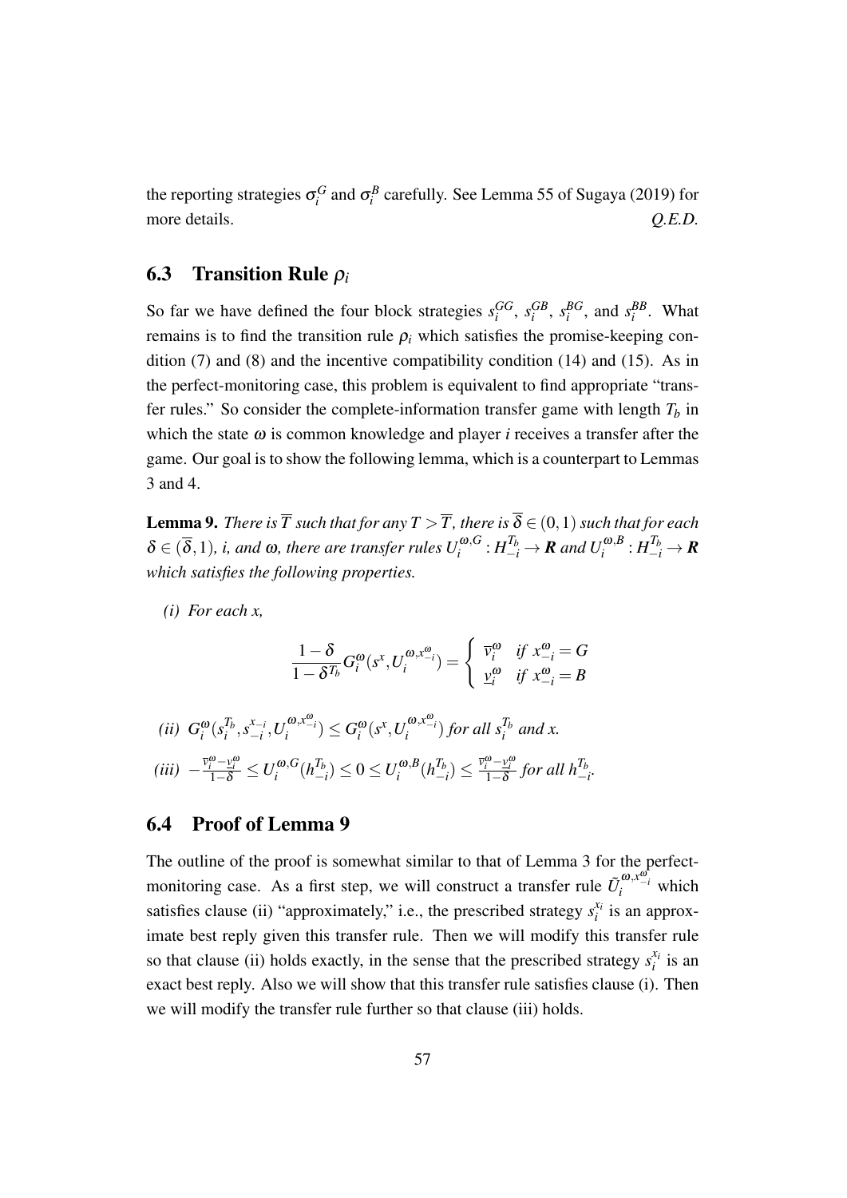the reporting strategies $\sigma_i^G$ and $\sigma_i^B$ carefully. See Lemma 55 of Sugaya (2019) for more details. *Q.E.D.*

## 6.3 Transition Rule $\rho_i$

So far we have defined the four block strategies $s_i^{GG}$, $s_i^{GB}$, $s_i^{BG}$, and $s_i^{BB}$. What remains is to find the transition rule $\rho_i$ which satisfies the promise-keeping condition (7) and (8) and the incentive compatibility condition (14) and (15). As in the perfect-monitoring case, this problem is equivalent to find appropriate "transfer rules." So consider the complete-information transfer game with length $T_b$ in which the state $\omega$ is common knowledge and player $i$ receives a transfer after the game. Our goal is to show the following lemma, which is a counterpart to Lemmas 3 and 4.

**Lemma 9.** *There is $\overline{T}$ such that for any $T > \overline{T}$, there is $\overline{\delta} \in (0,1)$ such that for each $\delta \in (\overline{\delta}, 1)$, $i$, and $\omega$, there are transfer rules $U_i^{\omega,G} : H_{-i}^{T_b} \to \mathbf{R}$ and $U_i^{\omega,B} : H_{-i}^{T_b} \to \mathbf{R}$ which satisfies the following properties.*

*(i) For each $x$,*

$$\frac{1-\delta}{1-\delta^{T_b}} G_i^{\omega}(s^x, U_i^{\omega, x_{-i}^{\omega}}) = \begin{cases} \overline{v}_i^{\omega} & \text{if } x_{-i}^{\omega} = G \\ \underline{v}_i^{\omega} & \text{if } x_{-i}^{\omega} = B \end{cases}$$

*(ii) $G_i^{\omega}(s_i^{T_b}, s_{-i}^{x_{-i}}, U_i^{\omega, x_{-i}^{\omega}}) \leq G_i^{\omega}(s^x, U_i^{\omega, x_{-i}^{\omega}})$ for all $s_i^{T_b}$ and $x$.*

*(iii) $-\frac{\overline{v}_i^{\omega} - \underline{v}_i^{\omega}}{1-\delta} \leq U_i^{\omega,G}(h_{-i}^{T_b}) \leq 0 \leq U_i^{\omega,B}(h_{-i}^{T_b}) \leq \frac{\overline{v}_i^{\omega} - \underline{v}_i^{\omega}}{1-\delta}$ for all $h_{-i}^{T_b}$.*

## 6.4 Proof of Lemma 9

The outline of the proof is somewhat similar to that of Lemma 3 for the perfect-monitoring case. As a first step, we will construct a transfer rule $\tilde{U}_i^{\omega, x_{-i}^{\omega}}$ which satisfies clause (ii) "approximately," i.e., the prescribed strategy $s_i^{x_i}$ is an approximate best reply given this transfer rule. Then we will modify this transfer rule so that clause (ii) holds exactly, in the sense that the prescribed strategy $s_i^{x_i}$ is an exact best reply. Also we will show that this transfer rule satisfies clause (i). Then we will modify the transfer rule further so that clause (iii) holds.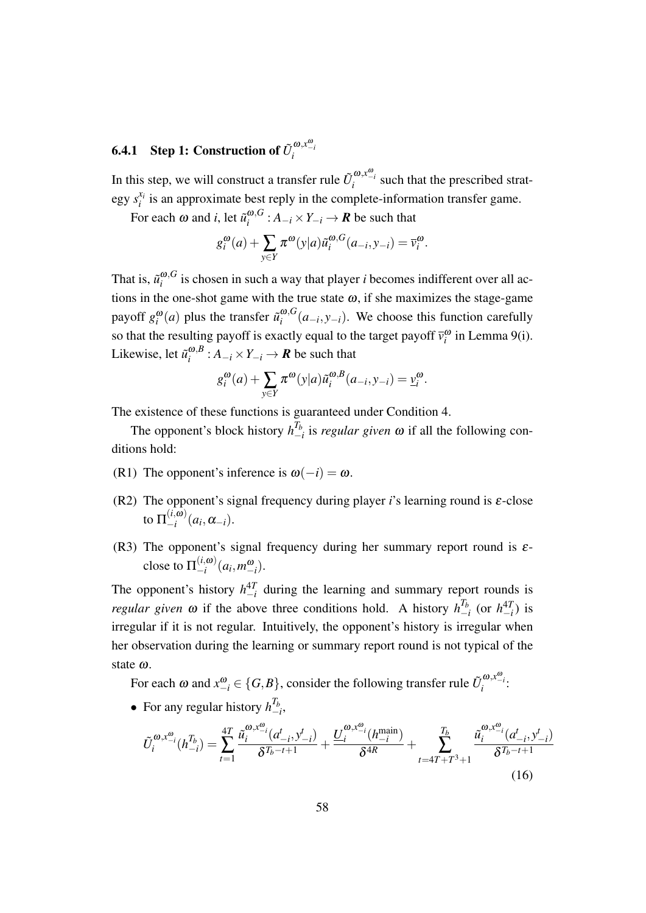### 6.4.1 Step 1: Construction of $\tilde{U}_i^{\omega,x_{-i}^{\omega}}$

In this step, we will construct a transfer rule $\tilde{U}_i^{\omega,x_{-i}^{\omega}}$ such that the prescribed strategy $s_i^{x_i}$ is an approximate best reply in the complete-information transfer game.

For each $\omega$ and $i$, let $\tilde{u}_i^{\omega,G} : A_{-i} \times Y_{-i} \to \boldsymbol{R}$ be such that

$$g_i^{\omega}(a) + \sum_{y \in Y} \pi^{\omega}(y|a) \tilde{u}_i^{\omega,G}(a_{-i}, y_{-i}) = \overline{v}_i^{\omega}.$$

That is, $\tilde{u}_i^{\omega,G}$ is chosen in such a way that player $i$ becomes indifferent over all actions in the one-shot game with the true state $\omega$, if she maximizes the stage-game payoff $g_i^{\omega}(a)$ plus the transfer $\tilde{u}_i^{\omega,G}(a_{-i}, y_{-i})$. We choose this function carefully so that the resulting payoff is exactly equal to the target payoff $\overline{v}_i^{\omega}$ in Lemma 9(i). Likewise, let $\tilde{u}_i^{\omega,B} : A_{-i} \times Y_{-i} \to \boldsymbol{R}$ be such that

$$g_i^{\omega}(a) + \sum_{y \in Y} \pi^{\omega}(y|a) \tilde{u}_i^{\omega,B}(a_{-i}, y_{-i}) = \underline{v}_i^{\omega}.$$

The existence of these functions is guaranteed under Condition 4.

The opponent's block history $h_{-i}^{T_b}$ is *regular given* $\omega$ if all the following conditions hold:

(R1) The opponent's inference is $\omega(-i) = \omega$.

(R2) The opponent's signal frequency during player $i$'s learning round is $\varepsilon$-close to $\Pi_{-i}^{(i,\omega)}(a_i, \alpha_{-i})$.

(R3) The opponent's signal frequency during her summary report round is $\varepsilon$-close to $\Pi_{-i}^{(i,\omega)}(a_i, m_{-i}^{\omega})$.

The opponent's history $h_{-i}^{4T}$ during the learning and summary report rounds is *regular given* $\omega$ if the above three conditions hold. A history $h_{-i}^{T_b}$ (or $h_{-i}^{4T}$) is irregular if it is not regular. Intuitively, the opponent's history is irregular when her observation during the learning or summary report round is not typical of the state $\omega$.

For each $\omega$ and $x_{-i}^{\omega} \in \{G, B\}$, consider the following transfer rule $\tilde{U}_i^{\omega,x_{-i}^{\omega}}$:

- For any regular history $h_{-i}^{T_b}$,

$$\tilde{U}_i^{\omega,x_{-i}^{\omega}}(h_{-i}^{T_b}) = \sum_{t=1}^{4T} \frac{\tilde{u}_i^{\omega,x_{-i}^{\omega}}(a_{-i}^t, y_{-i}^t)}{\delta^{T_b-t+1}} + \frac{\underline{U}_i^{\omega,x_{-i}^{\omega}}(h_{-i}^{\text{main}})}{\delta^{4R}} + \sum_{t=4T+T^3+1}^{T_b} \frac{\tilde{u}_i^{\omega,x_{-i}^{\omega}}(a_{-i}^t, y_{-i}^t)}{\delta^{T_b-t+1}} \tag{16}$$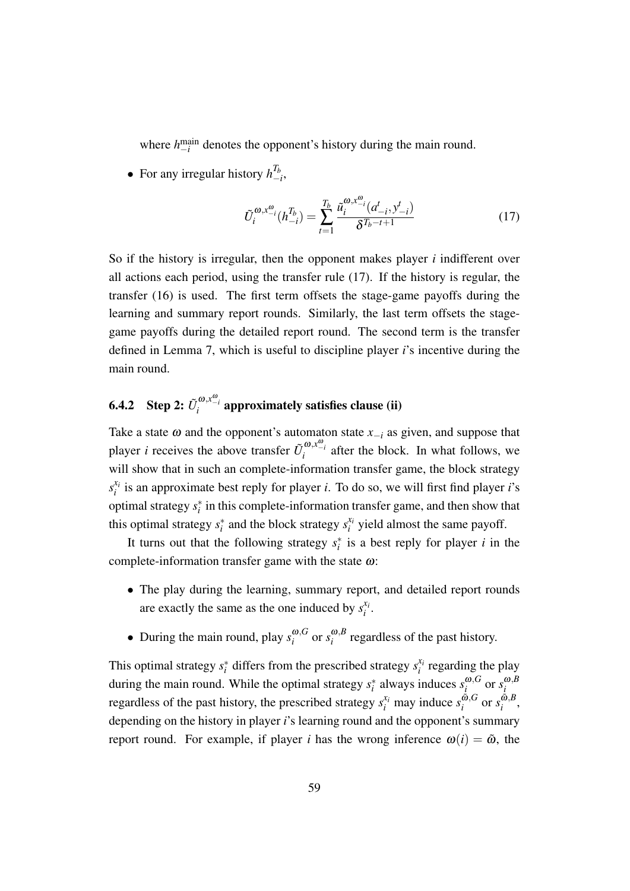where $h_{-i}^{\text{main}}$ denotes the opponent's history during the main round.

- For any irregular history $h_{-i}^{T_b}$,

$$\tilde{U}_i^{\omega,x_{-i}^{\omega}}(h_{-i}^{T_b}) = \sum_{t=1}^{T_b} \frac{\tilde{u}_i^{\omega,x_{-i}^{\omega}}(a_{-i}^t, y_{-i}^t)}{\delta^{T_b-t+1}} \tag{17}$$

So if the history is irregular, then the opponent makes player $i$ indifferent over all actions each period, using the transfer rule (17). If the history is regular, the transfer (16) is used. The first term offsets the stage-game payoffs during the learning and summary report rounds. Similarly, the last term offsets the stage-game payoffs during the detailed report round. The second term is the transfer defined in Lemma 7, which is useful to discipline player $i$'s incentive during the main round.

### 6.4.2 Step 2: $\tilde{U}_i^{\omega,x_{-i}^{\omega}}$ approximately satisfies clause (ii)

Take a state $\omega$ and the opponent's automaton state $x_{-i}$ as given, and suppose that player $i$ receives the above transfer $\tilde{U}_i^{\omega,x_{-i}^{\omega}}$ after the block. In what follows, we will show that in such an complete-information transfer game, the block strategy $s_i^{x_i}$ is an approximate best reply for player $i$. To do so, we will first find player $i$'s optimal strategy $s_i^*$ in this complete-information transfer game, and then show that this optimal strategy $s_i^*$ and the block strategy $s_i^{x_i}$ yield almost the same payoff.

It turns out that the following strategy $s_i^*$ is a best reply for player $i$ in the complete-information transfer game with the state $\omega$:

- The play during the learning, summary report, and detailed report rounds are exactly the same as the one induced by $s_i^{x_i}$.
- During the main round, play $s_i^{\omega,G}$ or $s_i^{\omega,B}$ regardless of the past history.

This optimal strategy $s_i^*$ differs from the prescribed strategy $s_i^{x_i}$ regarding the play during the main round. While the optimal strategy $s_i^*$ always induces $s_i^{\omega,G}$ or $s_i^{\omega,B}$ regardless of the past history, the prescribed strategy $s_i^{x_i}$ may induce $s_i^{\tilde{\omega},G}$ or $s_i^{\tilde{\omega},B}$, depending on the history in player $i$'s learning round and the opponent's summary report round. For example, if player $i$ has the wrong inference $\omega(i) = \tilde{\omega}$, the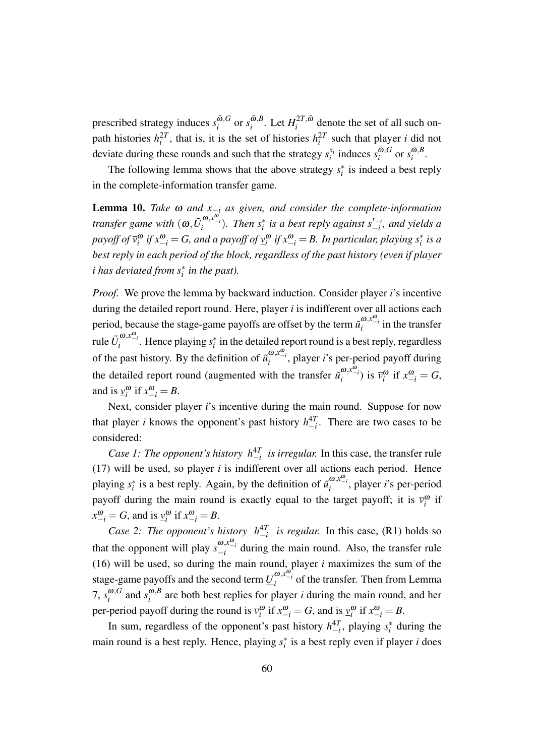prescribed strategy induces $s_i^{\tilde{\omega},G}$ or $s_i^{\tilde{\omega},B}$. Let $H_i^{2T,\tilde{\omega}}$ denote the set of all such on-path histories $h_i^{2T}$, that is, it is the set of histories $h_i^{2T}$ such that player $i$ did not deviate during these rounds and such that the strategy $s_i^{x_i}$ induces $s_i^{\tilde{\omega},G}$ or $s_i^{\tilde{\omega},B}$.

The following lemma shows that the above strategy $s_i^*$ is indeed a best reply in the complete-information transfer game.

**Lemma 10.** *Take $\omega$ and $x_{-i}$ as given, and consider the complete-information transfer game with $(\omega, \tilde{U}_i^{\omega, x_{-i}^{\omega}})$. Then $s_i^*$ is a best reply against $s_{-i}^{x_{-i}}$, and yields a payoff of $\overline{v}_i^{\omega}$ if $x_{-i}^{\omega} = G$, and a payoff of $\underline{v}_i^{\omega}$ if $x_{-i}^{\omega} = B$. In particular, playing $s_i^*$ is a best reply in each period of the block, regardless of the past history (even if player $i$ has deviated from $s_i^*$ in the past).*

*Proof.* We prove the lemma by backward induction. Consider player $i$'s incentive during the detailed report round. Here, player $i$ is indifferent over all actions each period, because the stage-game payoffs are offset by the term $\tilde{u}_i^{\omega, x_{-i}^{\omega}}$ in the transfer rule $\tilde{U}_i^{\omega, x_{-i}^{\omega}}$. Hence playing $s_i^*$ in the detailed report round is a best reply, regardless of the past history. By the definition of $\tilde{u}_i^{\omega, x_{-i}^{\omega}}$, player $i$'s per-period payoff during the detailed report round (augmented with the transfer $\tilde{u}_i^{\omega, x_{-i}^{\omega}}$) is $\overline{v}_i^{\omega}$ if $x_{-i}^{\omega} = G$, and is $\underline{v}_i^{\omega}$ if $x_{-i}^{\omega} = B$.

Next, consider player $i$'s incentive during the main round. Suppose for now that player $i$ knows the opponent's past history $h_{-i}^{4T}$. There are two cases to be considered:

*Case 1: The opponent's history $h_{-i}^{4T}$ is irregular.* In this case, the transfer rule (17) will be used, so player $i$ is indifferent over all actions each period. Hence playing $s_i^*$ is a best reply. Again, by the definition of $\tilde{u}_i^{\omega, x_{-i}^{\omega}}$, player $i$'s per-period payoff during the main round is exactly equal to the target payoff; it is $\overline{v}_i^{\omega}$ if $x_{-i}^{\omega} = G$, and is $\underline{v}_i^{\omega}$ if $x_{-i}^{\omega} = B$.

*Case 2: The opponent's history $h_{-i}^{4T}$ is regular.* In this case, (R1) holds so that the opponent will play $s_{-i}^{\omega, x_{-i}^{\omega}}$ during the main round. Also, the transfer rule (16) will be used, so during the main round, player $i$ maximizes the sum of the stage-game payoffs and the second term $\underline{U}_i^{\omega, x_{-i}^{\omega}}$ of the transfer. Then from Lemma 7, $s_i^{\omega,G}$ and $s_i^{\omega,B}$ are both best replies for player $i$ during the main round, and her per-period payoff during the round is $\overline{v}_i^{\omega}$ if $x_{-i}^{\omega} = G$, and is $\underline{v}_i^{\omega}$ if $x_{-i}^{\omega} = B$.

In sum, regardless of the opponent's past history $h_{-i}^{4T}$, playing $s_i^*$ during the main round is a best reply. Hence, playing $s_i^*$ is a best reply even if player $i$ does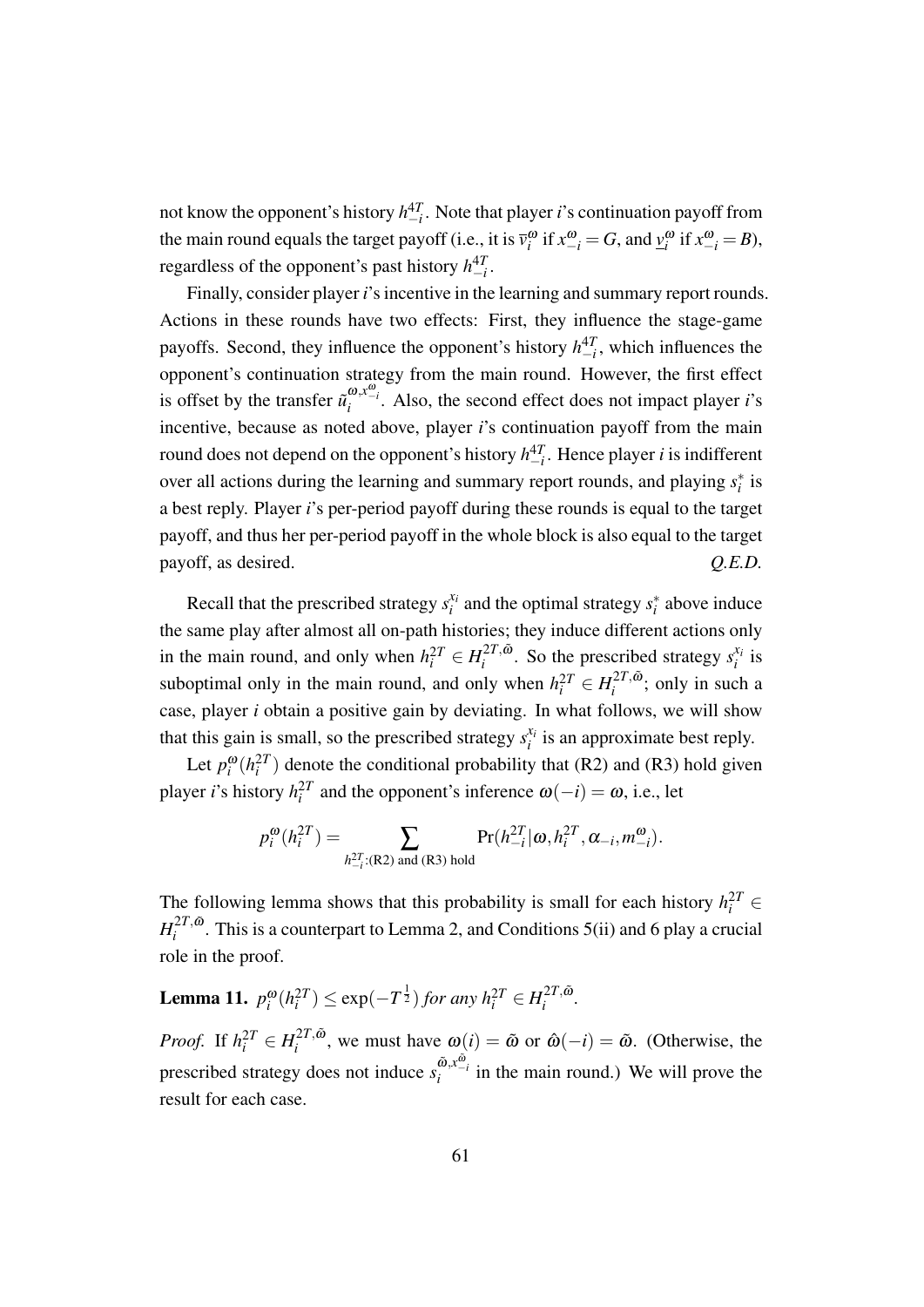not know the opponent's history $h_{-i}^{4T}$. Note that player $i$'s continuation payoff from the main round equals the target payoff (i.e., it is $\overline{v}_i^{\omega}$ if $x_{-i}^{\omega} = G$, and $\underline{v}_i^{\omega}$ if $x_{-i}^{\omega} = B$), regardless of the opponent's past history $h_{-i}^{4T}$.

Finally, consider player $i$'s incentive in the learning and summary report rounds. Actions in these rounds have two effects: First, they influence the stage-game payoffs. Second, they influence the opponent's history $h_{-i}^{4T}$, which influences the opponent's continuation strategy from the main round. However, the first effect is offset by the transfer $\tilde{u}_i^{\omega, x_{-i}^{\omega}}$. Also, the second effect does not impact player $i$'s incentive, because as noted above, player $i$'s continuation payoff from the main round does not depend on the opponent's history $h_{-i}^{4T}$. Hence player $i$ is indifferent over all actions during the learning and summary report rounds, and playing $s_i^*$ is a best reply. Player $i$'s per-period payoff during these rounds is equal to the target payoff, and thus her per-period payoff in the whole block is also equal to the target payoff, as desired. *Q.E.D.*

Recall that the prescribed strategy $s_i^{x_i}$ and the optimal strategy $s_i^*$ above induce the same play after almost all on-path histories; they induce different actions only in the main round, and only when $h_i^{2T} \in H_i^{2T,\tilde{\omega}}$. So the prescribed strategy $s_i^{x_i}$ is suboptimal only in the main round, and only when $h_i^{2T} \in H_i^{2T,\tilde{\omega}}$; only in such a case, player $i$ obtain a positive gain by deviating. In what follows, we will show that this gain is small, so the prescribed strategy $s_i^{x_i}$ is an approximate best reply.

Let $p_i^{\omega}(h_i^{2T})$ denote the conditional probability that (R2) and (R3) hold given player $i$'s history $h_i^{2T}$ and the opponent's inference $\omega(-i) = \omega$, i.e., let

$$p_i^{\omega}(h_i^{2T}) = \sum_{h_{-i}^{2T}:\text{(R2) and (R3) hold}} \Pr(h_{-i}^{2T} | \omega, h_i^{2T}, \alpha_{-i}, m_{-i}^{\omega}).$$

The following lemma shows that this probability is small for each history $h_i^{2T} \in H_i^{2T,\tilde{\omega}}$. This is a counterpart to Lemma 2, and Conditions 5(ii) and 6 play a crucial role in the proof.

**Lemma 11.** *$p_i^{\omega}(h_i^{2T}) \leq \exp(-T^{\frac{1}{2}})$ for any $h_i^{2T} \in H_i^{2T,\tilde{\omega}}$.*

*Proof.* If $h_i^{2T} \in H_i^{2T,\tilde{\omega}}$, we must have $\omega(i) = \tilde{\omega}$ or $\hat{\omega}(-i) = \tilde{\omega}$. (Otherwise, the prescribed strategy does not induce $s_i^{\tilde{\omega}, x_{-i}^{\tilde{\omega}}}$ in the main round.) We will prove the result for each case.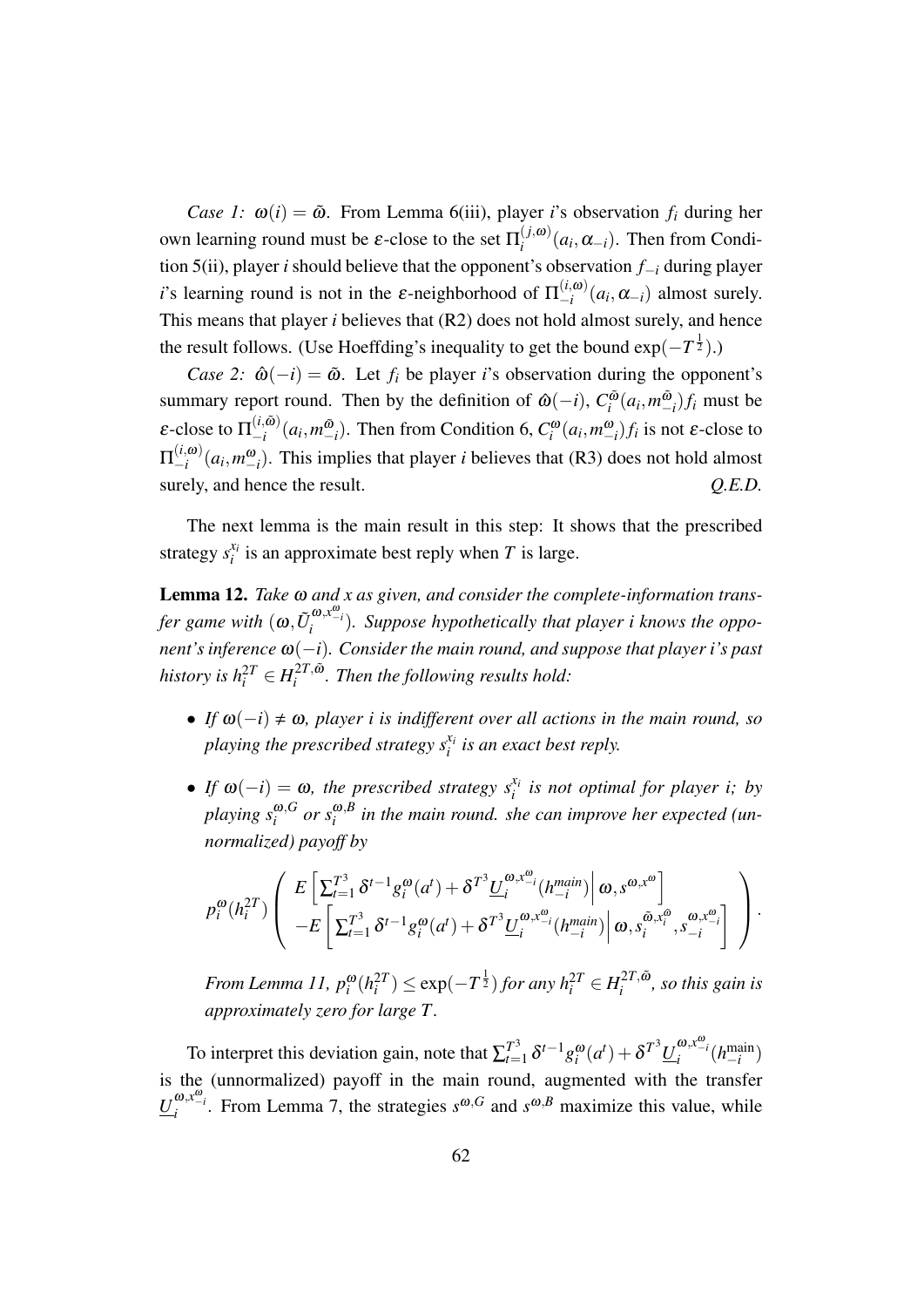*Case 1:* $\omega(i) = \tilde{\omega}$. From Lemma 6(iii), player $i$'s observation $f_i$ during her own learning round must be $\varepsilon$-close to the set $\Pi_i^{(j,\omega)}(a_i, \alpha_{-i})$. Then from Condition 5(ii), player $i$ should believe that the opponent's observation $f_{-i}$ during player $i$'s learning round is not in the $\varepsilon$-neighborhood of $\Pi_{-i}^{(i,\omega)}(a_i, \alpha_{-i})$ almost surely. This means that player $i$ believes that (R2) does not hold almost surely, and hence the result follows. (Use Hoeffding's inequality to get the bound $\exp(-T^{\frac{1}{2}})$.)

*Case 2:* $\hat{\omega}(-i) = \tilde{\omega}$. Let $f_i$ be player $i$'s observation during the opponent's summary report round. Then by the definition of $\hat{\omega}(-i)$, $C_i^{\tilde{\omega}}(a_i, m_{-i}^{\tilde{\omega}}) f_i$ must be $\varepsilon$-close to $\Pi_{-i}^{(i,\tilde{\omega})}(a_i, m_{-i}^{\tilde{\omega}})$. Then from Condition 6, $C_i^{\omega}(a_i, m_{-i}^{\omega}) f_i$ is not $\varepsilon$-close to $\Pi_{-i}^{(i,\omega)}(a_i, m_{-i}^{\omega})$. This implies that player $i$ believes that (R3) does not hold almost surely, and hence the result. *Q.E.D.*

The next lemma is the main result in this step: It shows that the prescribed strategy $s_i^{x_i}$ is an approximate best reply when $T$ is large.

**Lemma 12.** *Take $\omega$ and $x$ as given, and consider the complete-information transfer game with $(\omega, \tilde{U}_i^{\omega, x_{-i}^{\omega}})$. Suppose hypothetically that player $i$ knows the opponent's inference $\omega(-i)$. Consider the main round, and suppose that player $i$'s past history is $h_i^{2T} \in H_i^{2T,\tilde{\omega}}$. Then the following results hold:*

- *If $\omega(-i) \neq \omega$, player $i$ is indifferent over all actions in the main round, so playing the prescribed strategy $s_i^{x_i}$ is an exact best reply.*
- *If $\omega(-i) = \omega$, the prescribed strategy $s_i^{x_i}$ is not optimal for player $i$; by playing $s_i^{\omega,G}$ or $s_i^{\omega,B}$ in the main round. she can improve her expected (unnormalized) payoff by*

$$p_i^{\omega}(h_i^{2T}) \left( \begin{array}{c} E\left[\sum_{t=1}^{T^3} \delta^{t-1} g_i^{\omega}(a^t) + \delta^{T^3} \underline{U}_i^{\omega, x_{-i}^{\omega}}(h_{-i}^{main}) \middle| \omega, s^{\omega, x^{\omega}}\right] \\ -E\left[\sum_{t=1}^{T^3} \delta^{t-1} g_i^{\omega}(a^t) + \delta^{T^3} \underline{U}_i^{\omega, x_{-i}^{\omega}}(h_{-i}^{main}) \middle| \omega, s_i^{\tilde{\omega}, x_i^{\tilde{\omega}}}, s_{-i}^{\omega, x_{-i}^{\omega}}\right] \end{array} \right).$$

  *From Lemma 11, $p_i^{\omega}(h_i^{2T}) \leq \exp(-T^{\frac{1}{2}})$ for any $h_i^{2T} \in H_i^{2T,\tilde{\omega}}$, so this gain is approximately zero for large $T$.*

To interpret this deviation gain, note that $\sum_{t=1}^{T^3} \delta^{t-1} g_i^{\omega}(a^t) + \delta^{T^3} \underline{U}_i^{\omega, x_{-i}^{\omega}}(h_{-i}^{\text{main}})$ is the (unnormalized) payoff in the main round, augmented with the transfer $\underline{U}_i^{\omega, x_{-i}^{\omega}}$. From Lemma 7, the strategies $s^{\omega,G}$ and $s^{\omega,B}$ maximize this value, while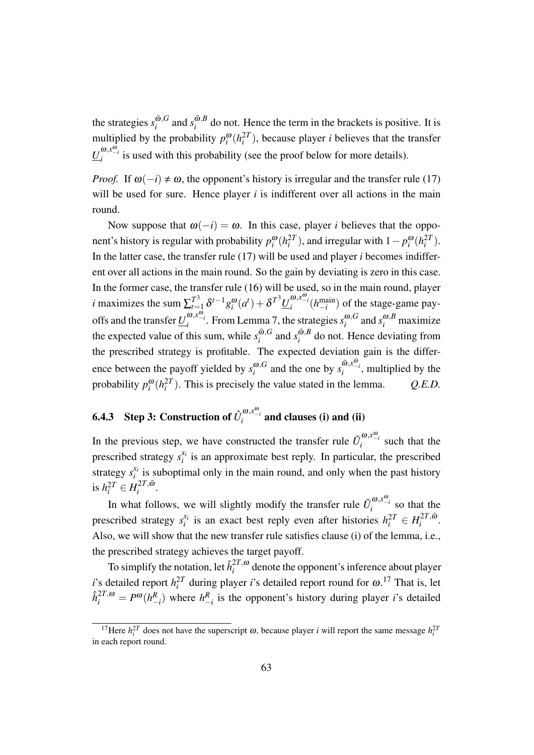the strategies $s_i^{\tilde{\omega},G}$ and $s_i^{\tilde{\omega},B}$ do not. Hence the term in the brackets is positive. It is multiplied by the probability $p_i^{\omega}(h_i^{2T})$, because player $i$ believes that the transfer $\underline{U}_i^{\omega,x_{-i}^{\omega}}$ is used with this probability (see the proof below for more details).

*Proof.* If $\omega(-i) \neq \omega$, the opponent's history is irregular and the transfer rule (17) will be used for sure. Hence player $i$ is indifferent over all actions in the main round.

Now suppose that $\omega(-i) = \omega$. In this case, player $i$ believes that the opponent's history is regular with probability $p_i^{\omega}(h_i^{2T})$, and irregular with $1 - p_i^{\omega}(h_i^{2T})$. In the latter case, the transfer rule (17) will be used and player $i$ becomes indifferent over all actions in the main round. So the gain by deviating is zero in this case. In the former case, the transfer rule (16) will be used, so in the main round, player $i$ maximizes the sum $\sum_{t=1}^{T^3} \delta^{t-1} g_i^{\omega}(a^t) + \delta^{T^3} \underline{U}_i^{\omega,x_{-i}^{\omega}}(h_{-i}^{\text{main}})$ of the stage-game payoffs and the transfer $\underline{U}_i^{\omega,x_{-i}^{\omega}}$. From Lemma 7, the strategies $s_i^{\omega,G}$ and $s_i^{\omega,B}$ maximize the expected value of this sum, while $s_i^{\tilde{\omega},G}$ and $s_i^{\tilde{\omega},B}$ do not. Hence deviating from the prescribed strategy is profitable. The expected deviation gain is the difference between the payoff yielded by $s_i^{\omega,G}$ and the one by $s_i^{\tilde{\omega},x_{-i}^{\tilde{\omega}}}$, multiplied by the probability $p_i^{\omega}(h_i^{2T})$. This is precisely the value stated in the lemma. *Q.E.D.*

### 6.4.3 Step 3: Construction of $\hat{U}_i^{\omega,x_{-i}^{\omega}}$ and clauses (i) and (ii)

In the previous step, we have constructed the transfer rule $\tilde{U}_i^{\omega,x_{-i}^{\omega}}$ such that the prescribed strategy $s_i^{x_i}$ is an approximate best reply. In particular, the prescribed strategy $s_i^{x_i}$ is suboptimal only in the main round, and only when the past history is $h_i^{2T} \in H_i^{2T,\tilde{\omega}}$.

In what follows, we will slightly modify the transfer rule $\tilde{U}_i^{\omega,x_{-i}^{\omega}}$ so that the prescribed strategy $s_i^{x_i}$ is an exact best reply even after histories $h_i^{2T} \in H_i^{2T,\tilde{\omega}}$. Also, we will show that the new transfer rule satisfies clause (i) of the lemma, i.e., the prescribed strategy achieves the target payoff.

To simplify the notation, let $\hat{h}_i^{2T,\omega}$ denote the opponent's inference about player $i$'s detailed report $h_i^{2T}$ during player $i$'s detailed report round for $\omega$.[17] That is, let $\hat{h}_i^{2T,\omega} = P^{\omega}(h_{-i}^R)$ where $h_{-i}^R$ is the opponent's history during player $i$'s detailed

[17] Here $h_i^{2T}$ does not have the superscript $\omega$, because player $i$ will report the same message $h_i^{2T}$ in each report round.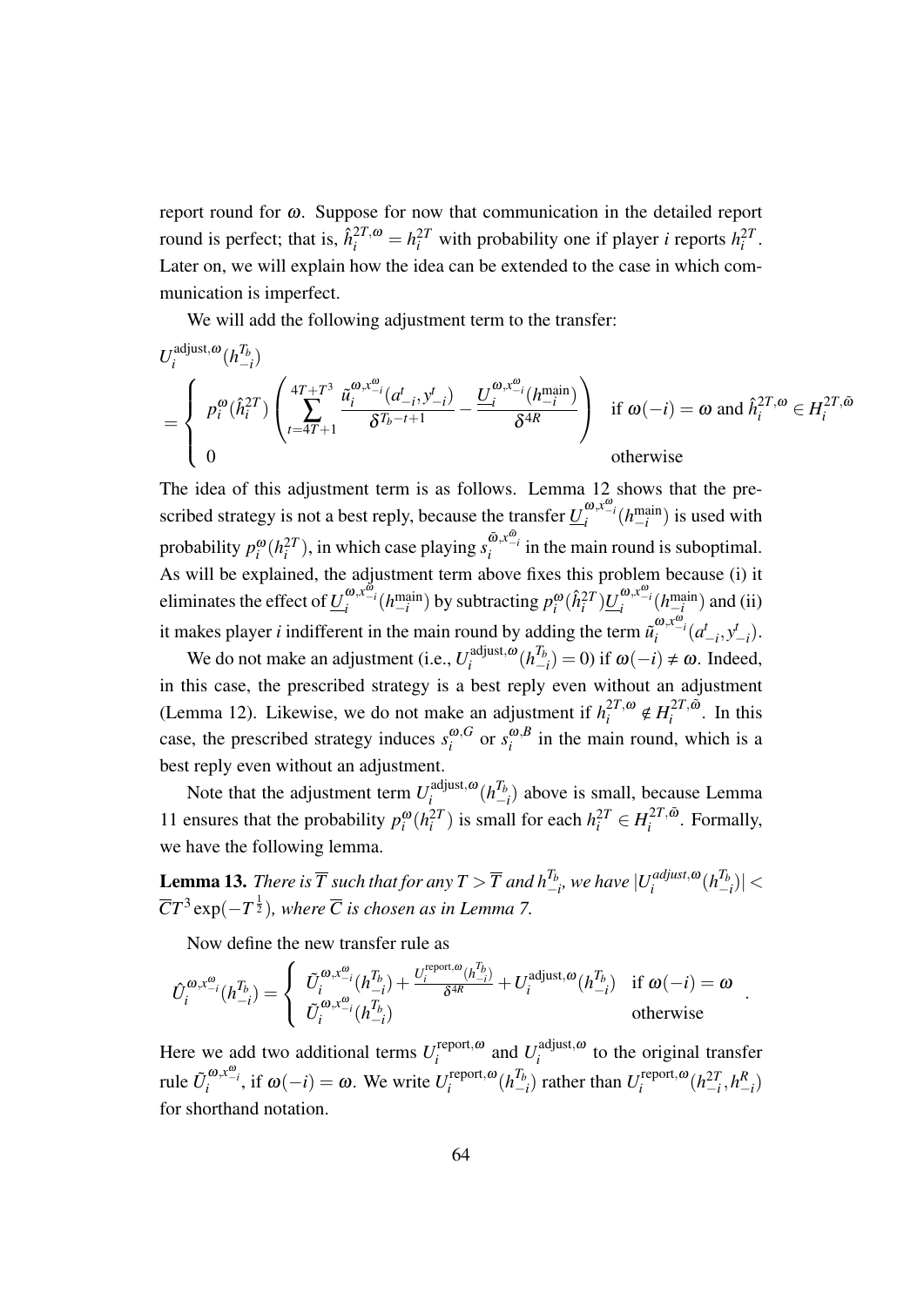report round for $\omega$. Suppose for now that communication in the detailed report round is perfect; that is, $\hat{h}_i^{2T,\omega} = h_i^{2T}$ with probability one if player $i$ reports $h_i^{2T}$. Later on, we will explain how the idea can be extended to the case in which communication is imperfect.

We will add the following adjustment term to the transfer:

$$
U_i^{\text{adjust},\omega}(h_{-i}^{T_b}) = \begin{cases} p_i^{\omega}(\hat{h}_i^{2T}) \left( \sum_{t=4T+1}^{4T+T^3} \frac{\tilde{u}_i^{\omega,x_{-i}^{\omega}}(a_{-i}^t, y_{-i}^t)}{\delta^{T_b - t + 1}} - \frac{\underline{U}_i^{\omega,x_{-i}^{\omega}}(h_{-i}^{\text{main}})}{\delta^{4R}} \right) & \text{if } \omega(-i) = \omega \text{ and } \hat{h}_i^{2T,\omega} \in H_i^{2T,\tilde{\omega}} \\ 0 & \text{otherwise} \end{cases}
$$

The idea of this adjustment term is as follows. Lemma 12 shows that the prescribed strategy is not a best reply, because the transfer $\underline{U}_i^{\omega,x_{-i}^{\omega}}(h_{-i}^{\text{main}})$ is used with probability $p_i^{\omega}(h_i^{2T})$, in which case playing $s_i^{\tilde{\omega},x_{-i}^{\tilde{\omega}}}$ in the main round is suboptimal. As will be explained, the adjustment term above fixes this problem because (i) it eliminates the effect of $\underline{U}_i^{\omega,x_{-i}^{\tilde{\omega}}}(h_{-i}^{\text{main}})$ by subtracting $p_i^{\omega}(\hat{h}_i^{2T})\underline{U}_i^{\omega,x_{-i}^{\omega}}(h_{-i}^{\text{main}})$ and (ii) it makes player $i$ indifferent in the main round by adding the term $\tilde{u}_i^{\omega,x_{-i}^{\omega}}(a_{-i}^t, y_{-i}^t)$.

We do not make an adjustment (i.e., $U_i^{\text{adjust},\omega}(h_{-i}^{T_b}) = 0$) if $\omega(-i) \neq \omega$. Indeed, in this case, the prescribed strategy is a best reply even without an adjustment (Lemma 12). Likewise, we do not make an adjustment if $h_i^{2T,\omega} \notin H_i^{2T,\tilde{\omega}}$. In this case, the prescribed strategy induces $s_i^{\omega,G}$ or $s_i^{\omega,B}$ in the main round, which is a best reply even without an adjustment.

Note that the adjustment term $U_i^{\text{adjust},\omega}(h_{-i}^{T_b})$ above is small, because Lemma 11 ensures that the probability $p_i^{\omega}(h_i^{2T})$ is small for each $h_i^{2T} \in H_i^{2T,\tilde{\omega}}$. Formally, we have the following lemma.

**Lemma 13.** *There is $\overline{T}$ such that for any $T > \overline{T}$ and $h_{-i}^{T_b}$, we have $|U_i^{\text{adjust},\omega}(h_{-i}^{T_b})| < \overline{C}T^3 \exp(-T^{\frac{1}{2}})$, where $\overline{C}$ is chosen as in Lemma 7.*

Now define the new transfer rule as

$$
\hat{U}_i^{\omega,x_{-i}^{\omega}}(h_{-i}^{T_b}) = \begin{cases} \tilde{U}_i^{\omega,x_{-i}^{\omega}}(h_{-i}^{T_b}) + \frac{U_i^{\text{report},\omega}(h_{-i}^{T_b})}{\delta^{4R}} + U_i^{\text{adjust},\omega}(h_{-i}^{T_b}) & \text{if } \omega(-i) = \omega \\ \tilde{U}_i^{\omega,x_{-i}^{\omega}}(h_{-i}^{T_b}) & \text{otherwise} \end{cases}.
$$

Here we add two additional terms $U_i^{\text{report},\omega}$ and $U_i^{\text{adjust},\omega}$ to the original transfer rule $\tilde{U}_i^{\omega,x_{-i}^{\omega}}$, if $\omega(-i) = \omega$. We write $U_i^{\text{report},\omega}(h_{-i}^{T_b})$ rather than $U_i^{\text{report},\omega}(h_{-i}^{2T}, h_{-i}^R)$ for shorthand notation.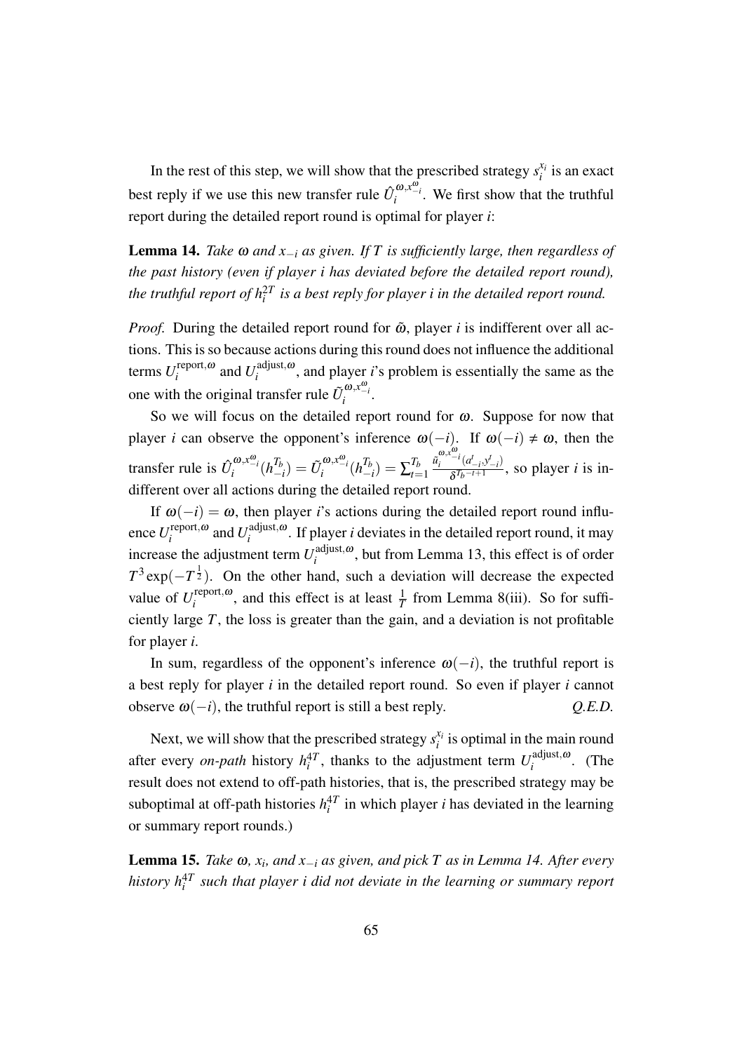In the rest of this step, we will show that the prescribed strategy $s_i^{x_i}$ is an exact best reply if we use this new transfer rule $\hat{U}_i^{\omega,x_{-i}^{\omega}}$. We first show that the truthful report during the detailed report round is optimal for player $i$:

**Lemma 14.** *Take $\omega$ and $x_{-i}$ as given. If $T$ is sufficiently large, then regardless of the past history (even if player $i$ has deviated before the detailed report round), the truthful report of $h_i^{2T}$ is a best reply for player $i$ in the detailed report round.*

*Proof.* During the detailed report round for $\tilde{\omega}$, player $i$ is indifferent over all actions. This is so because actions during this round does not influence the additional terms $U_i^{\text{report},\omega}$ and $U_i^{\text{adjust},\omega}$, and player $i$'s problem is essentially the same as the one with the original transfer rule $\tilde{U}_i^{\omega,x_{-i}^{\omega}}$.

So we will focus on the detailed report round for $\omega$. Suppose for now that player $i$ can observe the opponent's inference $\omega(-i)$. If $\omega(-i) \neq \omega$, then the transfer rule is $\hat{U}_i^{\omega,x_{-i}^{\omega}}(h_{-i}^{T_b}) = \tilde{U}_i^{\omega,x_{-i}^{\omega}}(h_{-i}^{T_b}) = \sum_{t=1}^{T_b} \frac{\tilde{u}_i^{\omega,x_{-i}^{\omega}}(a_{-i}^t, y_{-i}^t)}{\delta^{T_b-t+1}}$, so player $i$ is indifferent over all actions during the detailed report round.

If $\omega(-i) = \omega$, then player $i$'s actions during the detailed report round influence $U_i^{\text{report},\omega}$ and $U_i^{\text{adjust},\omega}$. If player $i$ deviates in the detailed report round, it may increase the adjustment term $U_i^{\text{adjust},\omega}$, but from Lemma 13, this effect is of order $T^3 \exp(-T^{\frac{1}{2}})$. On the other hand, such a deviation will decrease the expected value of $U_i^{\text{report},\omega}$, and this effect is at least $\frac{1}{T}$ from Lemma 8(iii). So for sufficiently large $T$, the loss is greater than the gain, and a deviation is not profitable for player $i$.

In sum, regardless of the opponent's inference $\omega(-i)$, the truthful report is a best reply for player $i$ in the detailed report round. So even if player $i$ cannot observe $\omega(-i)$, the truthful report is still a best reply. *Q.E.D.*

Next, we will show that the prescribed strategy $s_i^{x_i}$ is optimal in the main round after every *on-path* history $h_i^{4T}$, thanks to the adjustment term $U_i^{\text{adjust},\omega}$. (The result does not extend to off-path histories, that is, the prescribed strategy may be suboptimal at off-path histories $h_i^{4T}$ in which player $i$ has deviated in the learning or summary report rounds.)

**Lemma 15.** *Take $\omega$, $x_i$, and $x_{-i}$ as given, and pick $T$ as in Lemma 14. After every history $h_i^{4T}$ such that player $i$ did not deviate in the learning or summary report*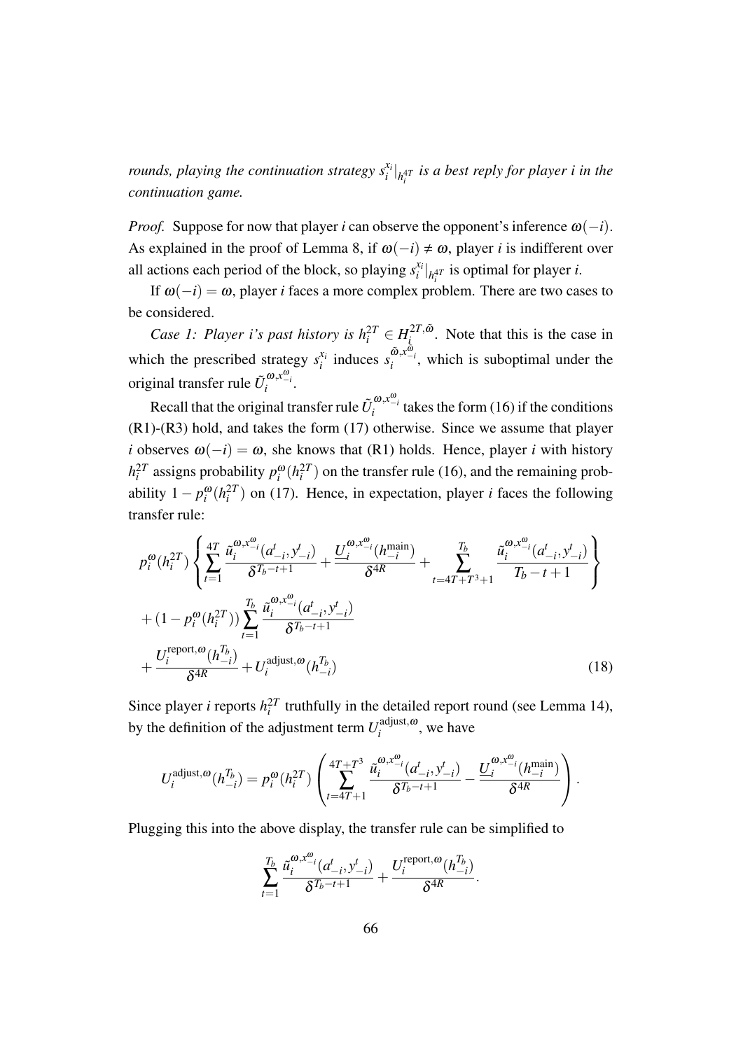*rounds, playing the continuation strategy $s_i^{x_i}|_{h_i^{4T}}$ is a best reply for player i in the continuation game.*

*Proof.* Suppose for now that player $i$ can observe the opponent's inference $\omega(-i)$. As explained in the proof of Lemma 8, if $\omega(-i) \neq \omega$, player $i$ is indifferent over all actions each period of the block, so playing $s_i^{x_i}|_{h_i^{4T}}$ is optimal for player $i$.

If $\omega(-i) = \omega$, player $i$ faces a more complex problem. There are two cases to be considered.

*Case 1: Player i's past history is $h_i^{2T} \in H_i^{2T,\tilde{\omega}}$.* Note that this is the case in which the prescribed strategy $s_i^{x_i}$ induces $s_i^{\tilde{\omega},x_{-i}^{\tilde{\omega}}}$, which is suboptimal under the original transfer rule $\tilde{U}_i^{\omega,x_{-i}^{\omega}}$.

Recall that the original transfer rule $\tilde{U}_i^{\omega,x_{-i}^{\omega}}$ takes the form (16) if the conditions (R1)-(R3) hold, and takes the form (17) otherwise. Since we assume that player $i$ observes $\omega(-i) = \omega$, she knows that (R1) holds. Hence, player $i$ with history $h_i^{2T}$ assigns probability $p_i^{\omega}(h_i^{2T})$ on the transfer rule (16), and the remaining probability $1 - p_i^{\omega}(h_i^{2T})$ on (17). Hence, in expectation, player $i$ faces the following transfer rule:

$$
\begin{aligned}
& p_i^{\omega}(h_i^{2T}) \left\{ \sum_{t=1}^{4T} \frac{\tilde{u}_i^{\omega,x_{-i}^{\omega}}(a_{-i}^t, y_{-i}^t)}{\delta^{T_b-t+1}} + \frac{\underline{U}_i^{\omega,x_{-i}^{\omega}}(h_{-i}^{\text{main}})}{\delta^{4R}} + \sum_{t=4T+T^3+1}^{T_b} \frac{\tilde{u}_i^{\omega,x_{-i}^{\omega}}(a_{-i}^t, y_{-i}^t)}{T_b - t + 1} \right\} \\
& + (1 - p_i^{\omega}(h_i^{2T})) \sum_{t=1}^{T_b} \frac{\tilde{u}_i^{\omega,x_{-i}^{\omega}}(a_{-i}^t, y_{-i}^t)}{\delta^{T_b-t+1}} \\
& + \frac{U_i^{\text{report},\omega}(h_{-i}^{T_b})}{\delta^{4R}} + U_i^{\text{adjust},\omega}(h_{-i}^{T_b}) \qquad (18)
\end{aligned}
$$

Since player $i$ reports $h_i^{2T}$ truthfully in the detailed report round (see Lemma 14), by the definition of the adjustment term $U_i^{\text{adjust},\omega}$, we have

$$
U_i^{\text{adjust},\omega}(h_{-i}^{T_b}) = p_i^{\omega}(h_i^{2T}) \left( \sum_{t=4T+1}^{4T+T^3} \frac{\tilde{u}_i^{\omega,x_{-i}^{\omega}}(a_{-i}^t, y_{-i}^t)}{\delta^{T_b-t+1}} - \frac{\underline{U}_i^{\omega,x_{-i}^{\omega}}(h_{-i}^{\text{main}})}{\delta^{4R}} \right).
$$

Plugging this into the above display, the transfer rule can be simplified to

$$
\sum_{t=1}^{T_b} \frac{\tilde{u}_i^{\omega,x_{-i}^{\omega}}(a_{-i}^t, y_{-i}^t)}{\delta^{T_b-t+1}} + \frac{U_i^{\text{report},\omega}(h_{-i}^{T_b})}{\delta^{4R}}.
$$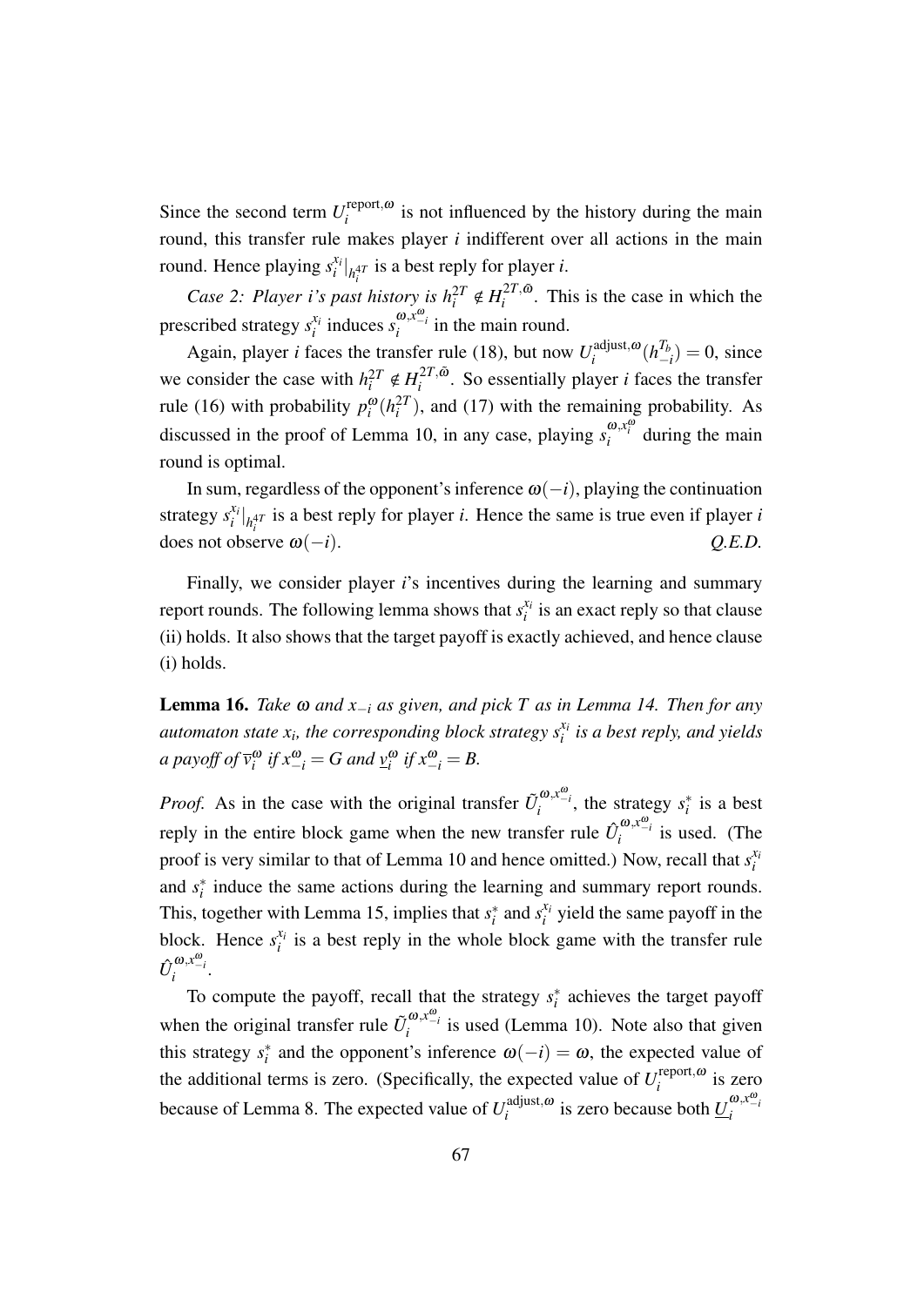Since the second term $U_i^{\text{report},\omega}$ is not influenced by the history during the main round, this transfer rule makes player $i$ indifferent over all actions in the main round. Hence playing $s_i^{x_i}|_{h_i^{4T}}$ is a best reply for player $i$.

*Case 2: Player i's past history is $h_i^{2T} \notin H_i^{2T,\bar{\omega}}$.* This is the case in which the prescribed strategy $s_i^{x_i}$ induces $s_i^{\omega,x_{-i}^{\omega}}$ in the main round.

Again, player $i$ faces the transfer rule (18), but now $U_i^{\text{adjust},\omega}(h_{-i}^{T_b}) = 0$, since we consider the case with $h_i^{2T} \notin H_i^{2T,\bar{\omega}}$. So essentially player $i$ faces the transfer rule (16) with probability $p_i^{\omega}(h_i^{2T})$, and (17) with the remaining probability. As discussed in the proof of Lemma 10, in any case, playing $s_i^{\omega,x_i^{\omega}}$ during the main round is optimal.

In sum, regardless of the opponent's inference $\omega(-i)$, playing the continuation strategy $s_i^{x_i}|_{h_i^{4T}}$ is a best reply for player $i$. Hence the same is true even if player $i$ does not observe $\omega(-i)$. *Q.E.D.*

Finally, we consider player $i$'s incentives during the learning and summary report rounds. The following lemma shows that $s_i^{x_i}$ is an exact reply so that clause (ii) holds. It also shows that the target payoff is exactly achieved, and hence clause (i) holds.

**Lemma 16.** *Take $\omega$ and $x_{-i}$ as given, and pick $T$ as in Lemma 14. Then for any automaton state $x_i$, the corresponding block strategy $s_i^{x_i}$ is a best reply, and yields a payoff of $\overline{v}_i^{\omega}$ if $x_{-i}^{\omega} = G$ and $\underline{v}_i^{\omega}$ if $x_{-i}^{\omega} = B$.*

*Proof.* As in the case with the original transfer $\tilde{U}_i^{\omega,x_{-i}^{\omega}}$, the strategy $s_i^*$ is a best reply in the entire block game when the new transfer rule $\hat{U}_i^{\omega,x_{-i}^{\omega}}$ is used. (The proof is very similar to that of Lemma 10 and hence omitted.) Now, recall that $s_i^{x_i}$ and $s_i^*$ induce the same actions during the learning and summary report rounds. This, together with Lemma 15, implies that $s_i^*$ and $s_i^{x_i}$ yield the same payoff in the block. Hence $s_i^{x_i}$ is a best reply in the whole block game with the transfer rule $\hat{U}_i^{\omega,x_{-i}^{\omega}}$.

To compute the payoff, recall that the strategy $s_i^*$ achieves the target payoff when the original transfer rule $\tilde{U}_i^{\omega,x_{-i}^{\omega}}$ is used (Lemma 10). Note also that given this strategy $s_i^*$ and the opponent's inference $\omega(-i) = \omega$, the expected value of the additional terms is zero. (Specifically, the expected value of $U_i^{\text{report},\omega}$ is zero because of Lemma 8. The expected value of $U_i^{\text{adjust},\omega}$ is zero because both $\underline{U}_i^{\omega,x_{-i}^{\omega}}$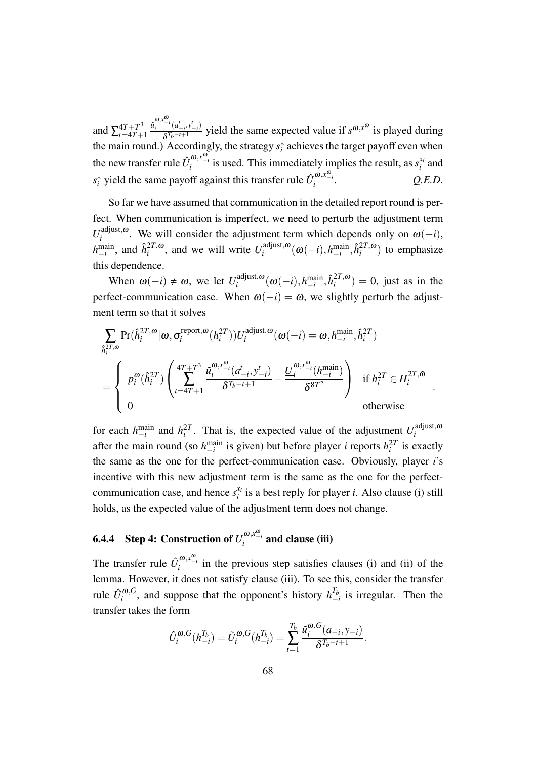and $\sum_{t=4T+1}^{4T+T^3} \frac{\tilde{u}_i^{\omega,x_{-i}^{\omega}}(a_{-i}^t, y_{-i}^t)}{\delta^{T_b-t+1}}$ yield the same expected value if $s^{\omega,x^{\omega}}$ is played during the main round.) Accordingly, the strategy $s_i^*$ achieves the target payoff even when the new transfer rule $\hat{U}_i^{\omega,x_{-i}^{\omega}}$ is used. This immediately implies the result, as $s_i^{x_i}$ and $s_i^*$ yield the same payoff against this transfer rule $\hat{U}_i^{\omega,x_{-i}^{\omega}}$. *Q.E.D.*

So far we have assumed that communication in the detailed report round is perfect. When communication is imperfect, we need to perturb the adjustment term $U_i^{\text{adjust},\omega}$. We will consider the adjustment term which depends only on $\omega(-i)$, $h_{-i}^{\text{main}}$, and $\hat{h}_i^{2T,\omega}$, and we will write $U_i^{\text{adjust},\omega}(\omega(-i), h_{-i}^{\text{main}}, \hat{h}_i^{2T,\omega})$ to emphasize this dependence.

When $\omega(-i) \neq \omega$, we let $U_i^{\text{adjust},\omega}(\omega(-i), h_{-i}^{\text{main}}, \hat{h}_i^{2T,\omega}) = 0$, just as in the perfect-communication case. When $\omega(-i) = \omega$, we slightly perturb the adjustment term so that it solves

$$\sum_{\hat{h}_i^{2T,\omega}} \Pr(\hat{h}_i^{2T,\omega} | \omega, \sigma_i^{\text{report},\omega}(h_i^{2T})) U_i^{\text{adjust},\omega}(\omega(-i) = \omega, h_{-i}^{\text{main}}, \hat{h}_i^{2T})$$
$$= \begin{cases} p_i^{\omega}(\hat{h}_i^{2T}) \left( \sum_{t=4T+1}^{4T+T^3} \frac{\tilde{u}_i^{\omega,x_{-i}^{\omega}}(a_{-i}^t, y_{-i}^t)}{\delta^{T_b-t+1}} - \frac{\underline{U}_i^{\omega,x_{-i}^{\omega}}(h_{-i}^{\text{main}})}{\delta^{8T^2}} \right) & \text{if } h_i^{2T} \in H_i^{2T,\tilde{\omega}} \\ 0 & \text{otherwise} \end{cases}.$$

for each $h_{-i}^{\text{main}}$ and $h_i^{2T}$. That is, the expected value of the adjustment $U_i^{\text{adjust},\omega}$ after the main round (so $h_{-i}^{\text{main}}$ is given) but before player $i$ reports $h_i^{2T}$ is exactly the same as the one for the perfect-communication case. Obviously, player $i$'s incentive with this new adjustment term is the same as the one for the perfect-communication case, and hence $s_i^{x_i}$ is a best reply for player $i$. Also clause (i) still holds, as the expected value of the adjustment term does not change.

#### 6.4.4 Step 4: Construction of $U_i^{\omega,x_{-i}^{\omega}}$ and clause (iii)

The transfer rule $\hat{U}_i^{\omega,x_{-i}^{\omega}}$ in the previous step satisfies clauses (i) and (ii) of the lemma. However, it does not satisfy clause (iii). To see this, consider the transfer rule $\hat{U}_i^{\omega,G}$, and suppose that the opponent's history $h_{-i}^{T_b}$ is irregular. Then the transfer takes the form

$$\hat{U}_i^{\omega,G}(h_{-i}^{T_b}) = \tilde{U}_i^{\omega,G}(h_{-i}^{T_b}) = \sum_{t=1}^{T_b} \frac{\tilde{u}_i^{\omega,G}(a_{-i}, y_{-i})}{\delta^{T_b-t+1}}.$$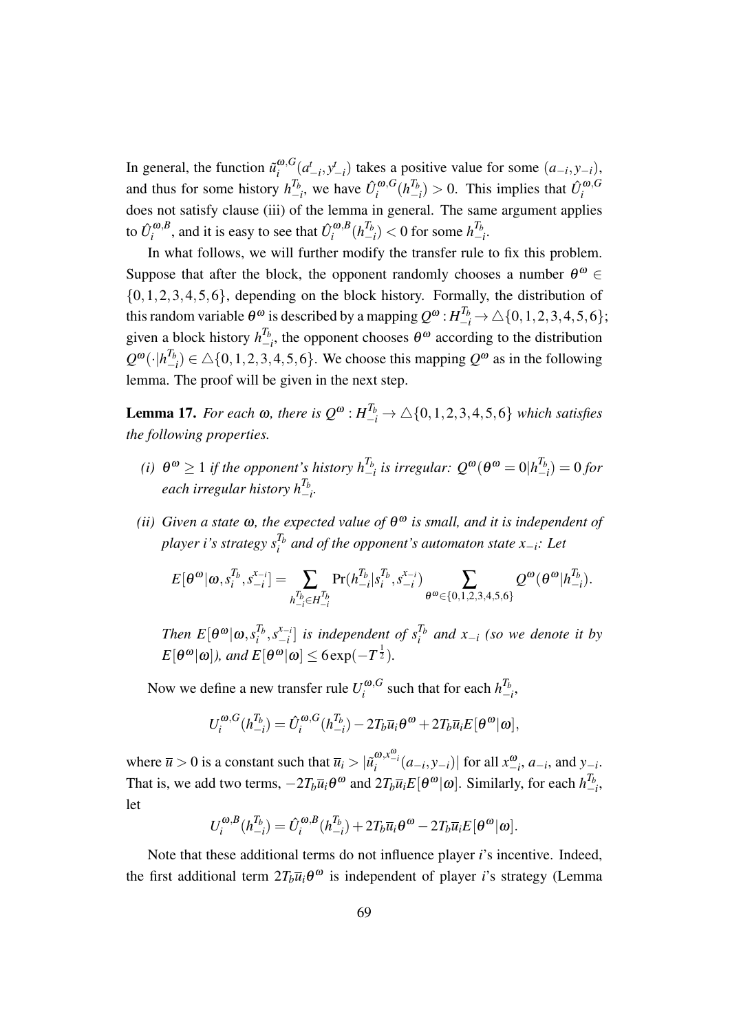In general, the function $\tilde{u}_i^{\omega,G}(a_{-i}^t, y_{-i}^t)$ takes a positive value for some $(a_{-i}, y_{-i})$, and thus for some history $h_{-i}^{T_b}$, we have $\hat{U}_i^{\omega,G}(h_{-i}^{T_b}) > 0$. This implies that $\hat{U}_i^{\omega,G}$ does not satisfy clause (iii) of the lemma in general. The same argument applies to $\hat{U}_i^{\omega,B}$, and it is easy to see that $\hat{U}_i^{\omega,B}(h_{-i}^{T_b}) < 0$ for some $h_{-i}^{T_b}$.

In what follows, we will further modify the transfer rule to fix this problem. Suppose that after the block, the opponent randomly chooses a number $\theta^\omega \in \{0,1,2,3,4,5,6\}$, depending on the block history. Formally, the distribution of this random variable $\theta^\omega$ is described by a mapping $Q^\omega : H_{-i}^{T_b} \to \triangle\{0,1,2,3,4,5,6\}$; given a block history $h_{-i}^{T_b}$, the opponent chooses $\theta^\omega$ according to the distribution $Q^\omega(\cdot|h_{-i}^{T_b}) \in \triangle\{0,1,2,3,4,5,6\}$. We choose this mapping $Q^\omega$ as in the following lemma. The proof will be given in the next step.

**Lemma 17.** *For each $\omega$, there is $Q^\omega : H_{-i}^{T_b} \to \triangle\{0,1,2,3,4,5,6\}$ which satisfies the following properties.*

*(i) $\theta^\omega \geq 1$ if the opponent's history $h_{-i}^{T_b}$ is irregular: $Q^\omega(\theta^\omega = 0|h_{-i}^{T_b}) = 0$ for each irregular history $h_{-i}^{T_b}$.*

*(ii) Given a state $\omega$, the expected value of $\theta^\omega$ is small, and it is independent of player i's strategy $s_i^{T_b}$ and of the opponent's automaton state $x_{-i}$: Let*

$$E[\theta^\omega|\omega, s_i^{T_b}, s_{-i}^{x_{-i}}] = \sum_{h_{-i}^{T_b} \in H_{-i}^{T_b}} \Pr(h_{-i}^{T_b}|s_i^{T_b}, s_{-i}^{x_{-i}}) \sum_{\theta^\omega \in \{0,1,2,3,4,5,6\}} Q^\omega(\theta^\omega|h_{-i}^{T_b}).$$

*Then $E[\theta^\omega|\omega, s_i^{T_b}, s_{-i}^{x_{-i}}]$ is independent of $s_i^{T_b}$ and $x_{-i}$ (so we denote it by $E[\theta^\omega|\omega]$), and $E[\theta^\omega|\omega] \leq 6\exp(-T^{\frac{1}{2}})$.*

Now we define a new transfer rule $U_i^{\omega,G}$ such that for each $h_{-i}^{T_b}$,

$$U_i^{\omega,G}(h_{-i}^{T_b}) = \hat{U}_i^{\omega,G}(h_{-i}^{T_b}) - 2T_b\overline{u}_i\theta^\omega + 2T_b\overline{u}_i E[\theta^\omega|\omega],$$

where $\overline{u} > 0$ is a constant such that $\overline{u}_i > |\tilde{u}_i^{\omega,x_{-i}^\omega}(a_{-i}, y_{-i})|$ for all $x_{-i}^\omega$, $a_{-i}$, and $y_{-i}$. That is, we add two terms, $-2T_b\overline{u}_i\theta^\omega$ and $2T_b\overline{u}_i E[\theta^\omega|\omega]$. Similarly, for each $h_{-i}^{T_b}$, let

$$U_i^{\omega,B}(h_{-i}^{T_b}) = \hat{U}_i^{\omega,B}(h_{-i}^{T_b}) + 2T_b\overline{u}_i\theta^\omega - 2T_b\overline{u}_i E[\theta^\omega|\omega].$$

Note that these additional terms do not influence player $i$'s incentive. Indeed, the first additional term $2T_b\overline{u}_i\theta^\omega$ is independent of player $i$'s strategy (Lemma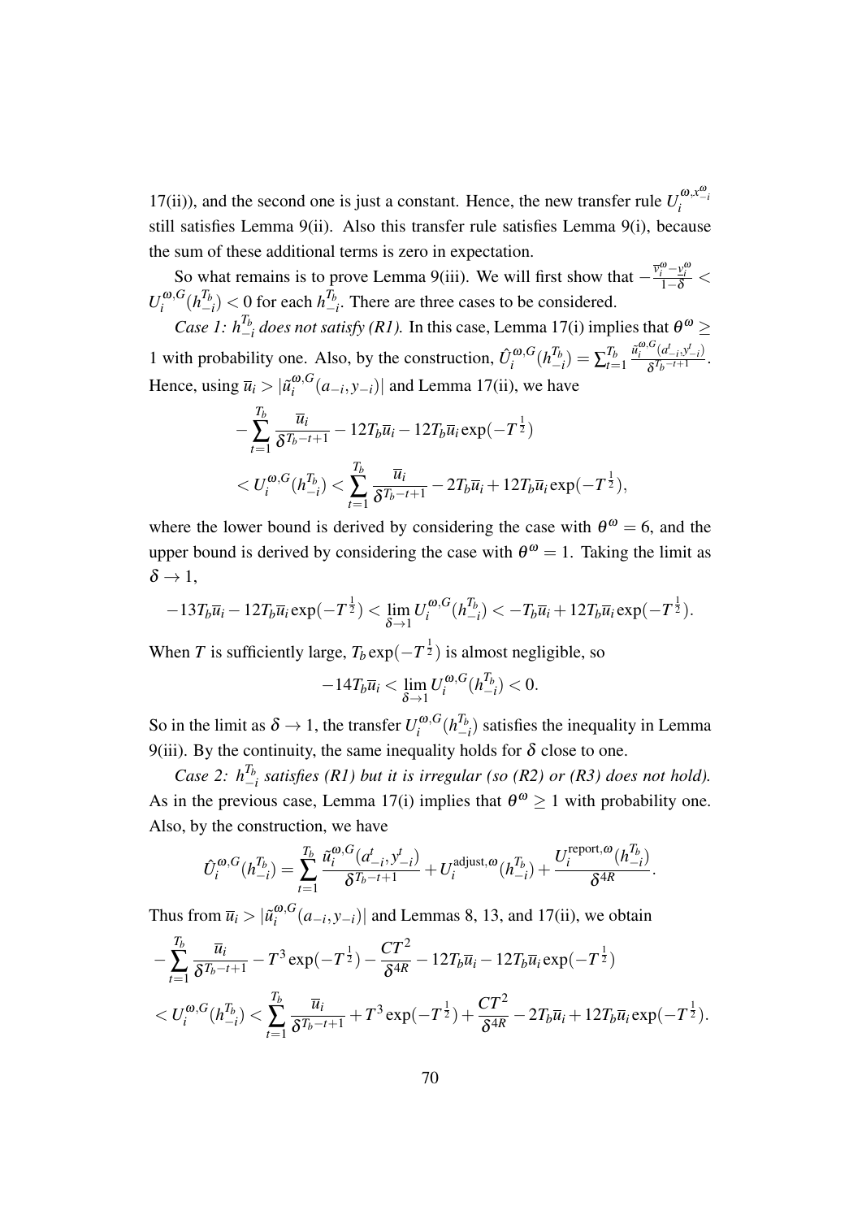17(ii)), and the second one is just a constant. Hence, the new transfer rule $U_i^{\omega, x_{-i}^{\omega}}$ still satisfies Lemma 9(ii). Also this transfer rule satisfies Lemma 9(i), because the sum of these additional terms is zero in expectation.

So what remains is to prove Lemma 9(iii). We will first show that $-\frac{\overline{v}_i^{\omega} - \underline{v}_i^{\omega}}{1-\delta} < U_i^{\omega,G}(h_{-i}^{T_b}) < 0$ for each $h_{-i}^{T_b}$. There are three cases to be considered.

*Case 1: $h_{-i}^{T_b}$ does not satisfy (R1).* In this case, Lemma 17(i) implies that $\theta^{\omega} \geq 1$ with probability one. Also, by the construction, $\hat{U}_i^{\omega,G}(h_{-i}^{T_b}) = \sum_{t=1}^{T_b} \frac{\tilde{u}_i^{\omega,G}(a_{-i}^t, y_{-i}^t)}{\delta^{T_b - t+1}}$. Hence, using $\overline{u}_i > |\tilde{u}_i^{\omega,G}(a_{-i}, y_{-i})|$ and Lemma 17(ii), we have

$$
\begin{aligned}
&-\sum_{t=1}^{T_b} \frac{\overline{u}_i}{\delta^{T_b-t+1}} - 12T_b\overline{u}_i - 12T_b\overline{u}_i \exp(-T^{\frac{1}{2}}) \\
&< U_i^{\omega,G}(h_{-i}^{T_b}) < \sum_{t=1}^{T_b} \frac{\overline{u}_i}{\delta^{T_b-t+1}} - 2T_b\overline{u}_i + 12T_b\overline{u}_i \exp(-T^{\frac{1}{2}}),
\end{aligned}
$$

where the lower bound is derived by considering the case with $\theta^{\omega} = 6$, and the upper bound is derived by considering the case with $\theta^{\omega} = 1$. Taking the limit as $\delta \to 1$,

$$
-13T_b\overline{u}_i - 12T_b\overline{u}_i \exp(-T^{\frac{1}{2}}) < \lim_{\delta \to 1} U_i^{\omega,G}(h_{-i}^{T_b}) < -T_b\overline{u}_i + 12T_b\overline{u}_i \exp(-T^{\frac{1}{2}}).
$$

When $T$ is sufficiently large, $T_b \exp(-T^{\frac{1}{2}})$ is almost negligible, so

$$
-14T_b\overline{u}_i < \lim_{\delta \to 1} U_i^{\omega,G}(h_{-i}^{T_b}) < 0.
$$

So in the limit as $\delta \to 1$, the transfer $U_i^{\omega,G}(h_{-i}^{T_b})$ satisfies the inequality in Lemma 9(iii). By the continuity, the same inequality holds for $\delta$ close to one.

*Case 2: $h_{-i}^{T_b}$ satisfies (R1) but it is irregular (so (R2) or (R3) does not hold).* As in the previous case, Lemma 17(i) implies that $\theta^{\omega} \geq 1$ with probability one. Also, by the construction, we have

$$
\hat{U}_i^{\omega,G}(h_{-i}^{T_b}) = \sum_{t=1}^{T_b} \frac{\tilde{u}_i^{\omega,G}(a_{-i}^t, y_{-i}^t)}{\delta^{T_b-t+1}} + U_i^{\text{adjust},\omega}(h_{-i}^{T_b}) + \frac{U_i^{\text{report},\omega}(h_{-i}^{T_b})}{\delta^{4R}}.
$$

Thus from $\overline{u}_i > |\tilde{u}_i^{\omega,G}(a_{-i}, y_{-i})|$ and Lemmas 8, 13, and 17(ii), we obtain

$$
\begin{aligned}
&-\sum_{t=1}^{T_b} \frac{\overline{u}_i}{\delta^{T_b-t+1}} - T^3 \exp(-T^{\frac{1}{2}}) - \frac{CT^2}{\delta^{4R}} - 12T_b\overline{u}_i - 12T_b\overline{u}_i \exp(-T^{\frac{1}{2}}) \\
&< U_i^{\omega,G}(h_{-i}^{T_b}) < \sum_{t=1}^{T_b} \frac{\overline{u}_i}{\delta^{T_b-t+1}} + T^3 \exp(-T^{\frac{1}{2}}) + \frac{CT^2}{\delta^{4R}} - 2T_b\overline{u}_i + 12T_b\overline{u}_i \exp(-T^{\frac{1}{2}}).
\end{aligned}
$$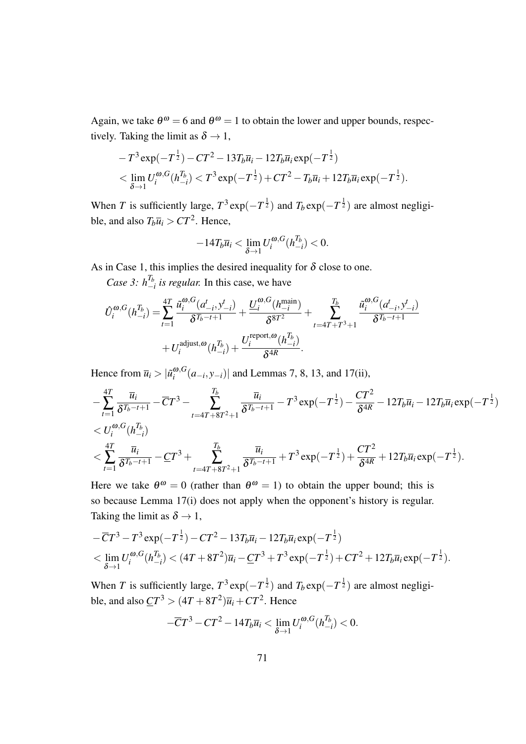Again, we take $\theta^\omega = 6$ and $\theta^\omega = 1$ to obtain the lower and upper bounds, respectively. Taking the limit as $\delta \to 1$,

$$
\begin{aligned}
&-T^3\exp(-T^{\frac{1}{2}}) - CT^2 - 13T_b\overline{u}_i - 12T_b\overline{u}_i\exp(-T^{\frac{1}{2}}) \\
&< \lim_{\delta\to 1} U_i^{\omega,G}(h_{-i}^{T_b}) < T^3\exp(-T^{\frac{1}{2}}) + CT^2 - T_b\overline{u}_i + 12T_b\overline{u}_i\exp(-T^{\frac{1}{2}}).
\end{aligned}
$$

When $T$ is sufficiently large, $T^3\exp(-T^{\frac{1}{2}})$ and $T_b\exp(-T^{\frac{1}{2}})$ are almost negligible, and also $T_b\overline{u}_i > CT^2$. Hence,

$$
-14T_b\overline{u}_i < \lim_{\delta\to 1} U_i^{\omega,G}(h_{-i}^{T_b}) < 0.
$$

As in Case 1, this implies the desired inequality for $\delta$ close to one.

*Case 3: $h_{-i}^{T_b}$ is regular.* In this case, we have

$$
\begin{aligned}
\hat{U}_i^{\omega,G}(h_{-i}^{T_b}) = &\sum_{t=1}^{4T} \frac{\tilde{u}_i^{\omega,G}(a_{-i}^t, y_{-i}^t)}{\delta^{T_b-t+1}} + \frac{\underline{U}_i^{\omega,G}(h_{-i}^{\text{main}})}{\delta^{8T^2}} + \sum_{t=4T+T^3+1}^{T_b} \frac{\tilde{u}_i^{\omega,G}(a_{-i}^t, y_{-i}^t)}{\delta^{T_b-t+1}} \\
&+ U_i^{\text{adjust},\omega}(h_{-i}^{T_b}) + \frac{U_i^{\text{report},\omega}(h_{-i}^{T_b})}{\delta^{4R}}.
\end{aligned}
$$

Hence from $\overline{u}_i > |\tilde{u}_i^{\omega,G}(a_{-i}, y_{-i})|$ and Lemmas 7, 8, 13, and 17(ii),

$$
\begin{aligned}
&-\sum_{t=1}^{4T} \frac{\overline{u}_i}{\delta^{T_b-t+1}} - \overline{C}T^3 - \sum_{t=4T+8T^2+1}^{T_b} \frac{\overline{u}_i}{\delta^{T_b-t+1}} - T^3\exp(-T^{\frac{1}{2}}) - \frac{CT^2}{\delta^{4R}} - 12T_b\overline{u}_i - 12T_b\overline{u}_i\exp(-T^{\frac{1}{2}}) \\
&< U_i^{\omega,G}(h_{-i}^{T_b}) \\
&< \sum_{t=1}^{4T} \frac{\overline{u}_i}{\delta^{T_b-t+1}} - \underline{C}T^3 + \sum_{t=4T+8T^2+1}^{T_b} \frac{\overline{u}_i}{\delta^{T_b-t+1}} + T^3\exp(-T^{\frac{1}{2}}) + \frac{CT^2}{\delta^{4R}} + 12T_b\overline{u}_i\exp(-T^{\frac{1}{2}}).
\end{aligned}
$$

Here we take $\theta^\omega = 0$ (rather than $\theta^\omega = 1$) to obtain the upper bound; this is so because Lemma 17(i) does not apply when the opponent's history is regular. Taking the limit as $\delta \to 1$,

$$
\begin{aligned}
&-\overline{C}T^3 - T^3\exp(-T^{\frac{1}{2}}) - CT^2 - 13T_b\overline{u}_i - 12T_b\overline{u}_i\exp(-T^{\frac{1}{2}}) \\
&< \lim_{\delta\to 1} U_i^{\omega,G}(h_{-i}^{T_b}) < (4T + 8T^2)\overline{u}_i - \underline{C}T^3 + T^3\exp(-T^{\frac{1}{2}}) + CT^2 + 12T_b\overline{u}_i\exp(-T^{\frac{1}{2}}).
\end{aligned}
$$

When $T$ is sufficiently large, $T^3\exp(-T^{\frac{1}{2}})$ and $T_b\exp(-T^{\frac{1}{2}})$ are almost negligible, and also $\underline{C}T^3 > (4T + 8T^2)\overline{u}_i + CT^2$. Hence

$$
-\overline{C}T^3 - CT^2 - 14T_b\overline{u}_i < \lim_{\delta\to 1} U_i^{\omega,G}(h_{-i}^{T_b}) < 0.
$$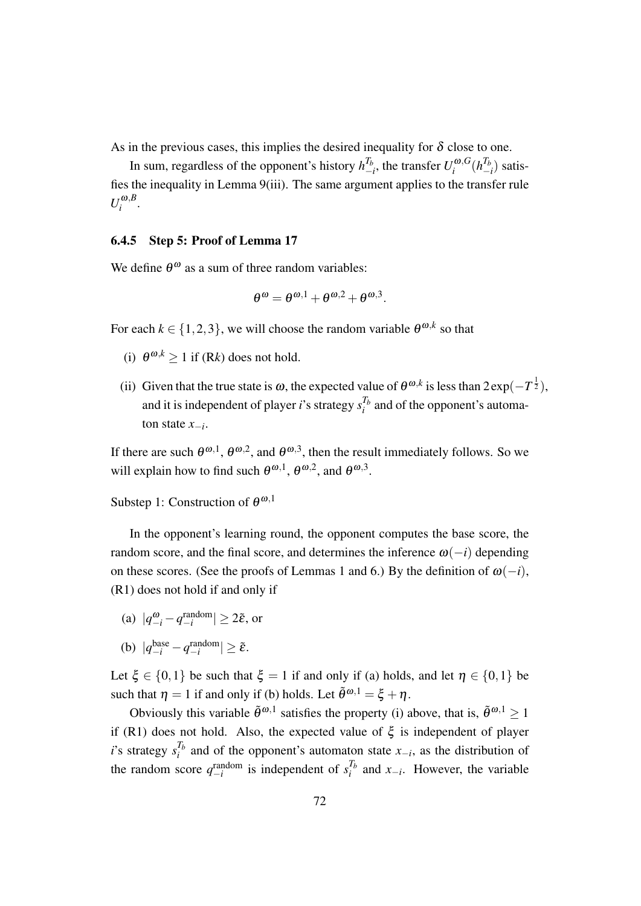As in the previous cases, this implies the desired inequality for $\delta$ close to one.

In sum, regardless of the opponent's history $h_{-i}^{T_b}$, the transfer $U_i^{\omega,G}(h_{-i}^{T_b})$ satisfies the inequality in Lemma 9(iii). The same argument applies to the transfer rule $U_i^{\omega,B}$.

### 6.4.5 Step 5: Proof of Lemma 17

We define $\theta^{\omega}$ as a sum of three random variables:

$$\theta^{\omega} = \theta^{\omega,1} + \theta^{\omega,2} + \theta^{\omega,3}.$$

For each $k \in \{1,2,3\}$, we will choose the random variable $\theta^{\omega,k}$ so that

(i) $\theta^{\omega,k} \geq 1$ if (R$k$) does not hold.

(ii) Given that the true state is $\omega$, the expected value of $\theta^{\omega,k}$ is less than $2\exp(-T^{\frac{1}{2}})$, and it is independent of player $i$'s strategy $s_i^{T_b}$ and of the opponent's automaton state $x_{-i}$.

If there are such $\theta^{\omega,1}$, $\theta^{\omega,2}$, and $\theta^{\omega,3}$, then the result immediately follows. So we will explain how to find such $\theta^{\omega,1}$, $\theta^{\omega,2}$, and $\theta^{\omega,3}$.

Substep 1: Construction of $\theta^{\omega,1}$

In the opponent's learning round, the opponent computes the base score, the random score, and the final score, and determines the inference $\omega(-i)$ depending on these scores. (See the proofs of Lemmas 1 and 6.) By the definition of $\omega(-i)$, (R1) does not hold if and only if

(a) $|q_{-i}^{\omega} - q_{-i}^{\text{random}}| \geq 2\tilde{\varepsilon}$, or

(b) $|q_{-i}^{\text{base}} - q_{-i}^{\text{random}}| \geq \tilde{\varepsilon}$.

Let $\xi \in \{0,1\}$ be such that $\xi = 1$ if and only if (a) holds, and let $\eta \in \{0,1\}$ be such that $\eta = 1$ if and only if (b) holds. Let $\tilde{\theta}^{\omega,1} = \xi + \eta$.

Obviously this variable $\tilde{\theta}^{\omega,1}$ satisfies the property (i) above, that is, $\tilde{\theta}^{\omega,1} \geq 1$ if (R1) does not hold. Also, the expected value of $\xi$ is independent of player $i$'s strategy $s_i^{T_b}$ and of the opponent's automaton state $x_{-i}$, as the distribution of the random score $q_{-i}^{\text{random}}$ is independent of $s_i^{T_b}$ and $x_{-i}$. However, the variable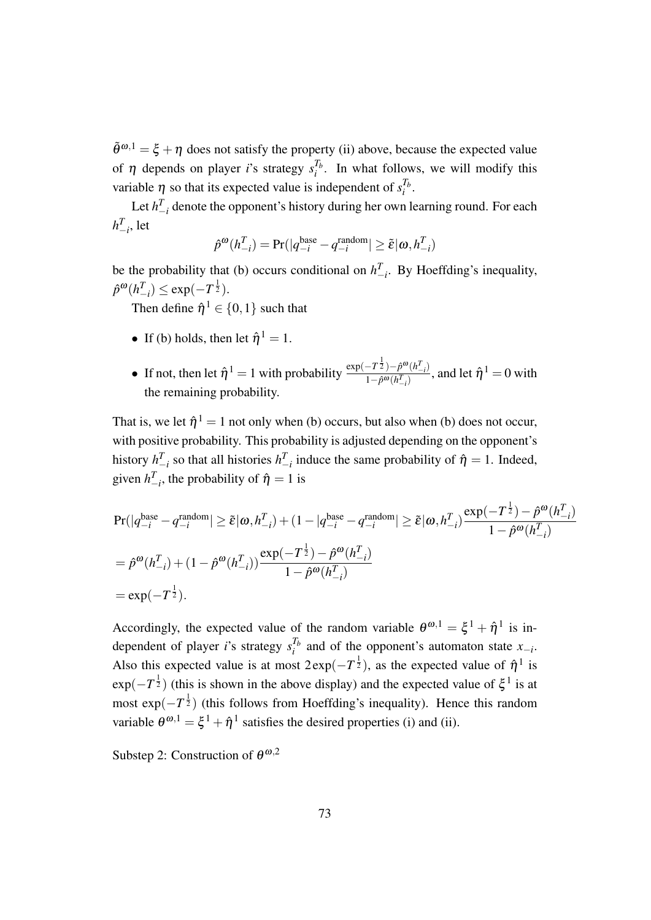$\tilde{\theta}^{\omega,1} = \xi + \eta$ does not satisfy the property (ii) above, because the expected value of $\eta$ depends on player $i$'s strategy $s_i^{T_b}$. In what follows, we will modify this variable $\eta$ so that its expected value is independent of $s_i^{T_b}$.

Let $h_{-i}^T$ denote the opponent's history during her own learning round. For each $h_{-i}^T$, let

$$\hat{p}^{\omega}(h_{-i}^T) = \Pr(|q_{-i}^{\text{base}} - q_{-i}^{\text{random}}| \geq \tilde{\varepsilon}|\omega, h_{-i}^T)$$

be the probability that (b) occurs conditional on $h_{-i}^T$. By Hoeffding's inequality, $\hat{p}^{\omega}(h_{-i}^T) \leq \exp(-T^{\frac{1}{2}})$.

Then define $\hat{\eta}^1 \in \{0,1\}$ such that

- If (b) holds, then let $\hat{\eta}^1 = 1$.
- If not, then let $\hat{\eta}^1 = 1$ with probability $\frac{\exp(-T^{\frac{1}{2}}) - \hat{p}^{\omega}(h_{-i}^T)}{1 - \hat{p}^{\omega}(h_{-i}^T)}$, and let $\hat{\eta}^1 = 0$ with the remaining probability.

That is, we let $\hat{\eta}^1 = 1$ not only when (b) occurs, but also when (b) does not occur, with positive probability. This probability is adjusted depending on the opponent's history $h_{-i}^T$ so that all histories $h_{-i}^T$ induce the same probability of $\hat{\eta} = 1$. Indeed, given $h_{-i}^T$, the probability of $\hat{\eta} = 1$ is

$$\begin{aligned}
&\Pr(|q_{-i}^{\text{base}} - q_{-i}^{\text{random}}| \geq \tilde{\varepsilon}|\omega, h_{-i}^T) + (1 - |q_{-i}^{\text{base}} - q_{-i}^{\text{random}}| \geq \tilde{\varepsilon}|\omega, h_{-i}^T)\frac{\exp(-T^{\frac{1}{2}}) - \hat{p}^{\omega}(h_{-i}^T)}{1 - \hat{p}^{\omega}(h_{-i}^T)} \\
&= \hat{p}^{\omega}(h_{-i}^T) + (1 - \hat{p}^{\omega}(h_{-i}^T))\frac{\exp(-T^{\frac{1}{2}}) - \hat{p}^{\omega}(h_{-i}^T)}{1 - \hat{p}^{\omega}(h_{-i}^T)} \\
&= \exp(-T^{\frac{1}{2}}).
\end{aligned}$$

Accordingly, the expected value of the random variable $\theta^{\omega,1} = \xi^1 + \hat{\eta}^1$ is independent of player $i$'s strategy $s_i^{T_b}$ and of the opponent's automaton state $x_{-i}$. Also this expected value is at most $2\exp(-T^{\frac{1}{2}})$, as the expected value of $\hat{\eta}^1$ is $\exp(-T^{\frac{1}{2}})$ (this is shown in the above display) and the expected value of $\xi^1$ is at most $\exp(-T^{\frac{1}{2}})$ (this follows from Hoeffding's inequality). Hence this random variable $\theta^{\omega,1} = \xi^1 + \hat{\eta}^1$ satisfies the desired properties (i) and (ii).

Substep 2: Construction of $\theta^{\omega,2}$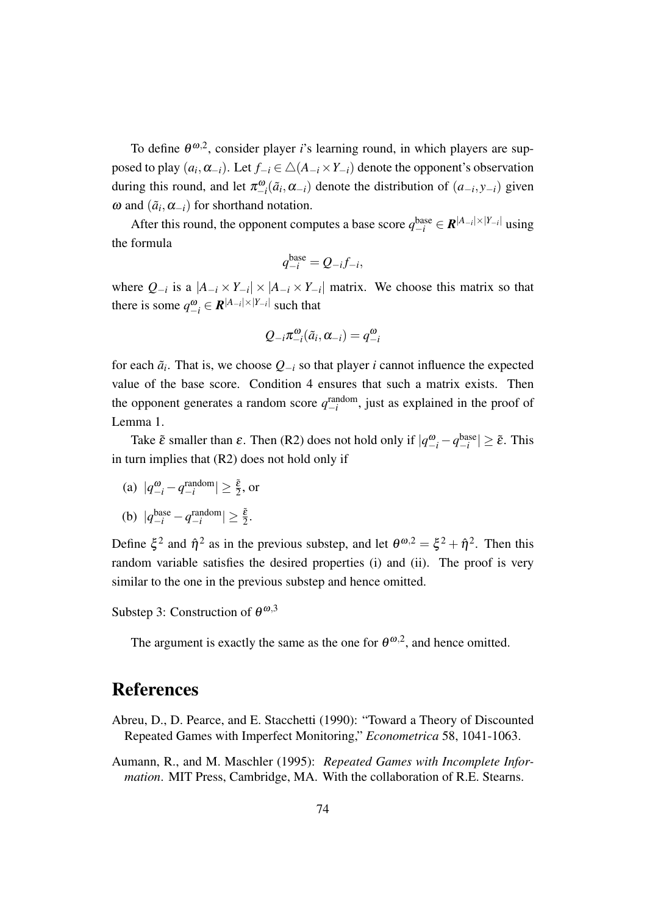To define $\theta^{\omega,2}$, consider player $i$'s learning round, in which players are supposed to play $(a_i, \alpha_{-i})$. Let $f_{-i} \in \triangle(A_{-i} \times Y_{-i})$ denote the opponent's observation during this round, and let $\pi^{\omega}_{-i}(\tilde{a}_i, \alpha_{-i})$ denote the distribution of $(a_{-i}, y_{-i})$ given $\omega$ and $(\tilde{a}_i, \alpha_{-i})$ for shorthand notation.

After this round, the opponent computes a base score $q^{\text{base}}_{-i} \in \mathbf{R}^{|A_{-i}| \times |Y_{-i}|}$ using the formula

$$q^{\text{base}}_{-i} = Q_{-i} f_{-i},$$

where $Q_{-i}$ is a $|A_{-i} \times Y_{-i}| \times |A_{-i} \times Y_{-i}|$ matrix. We choose this matrix so that there is some $q^{\omega}_{-i} \in \mathbf{R}^{|A_{-i}| \times |Y_{-i}|}$ such that

$$Q_{-i} \pi^{\omega}_{-i}(\tilde{a}_i, \alpha_{-i}) = q^{\omega}_{-i}$$

for each $\tilde{a}_i$. That is, we choose $Q_{-i}$ so that player $i$ cannot influence the expected value of the base score. Condition 4 ensures that such a matrix exists. Then the opponent generates a random score $q^{\text{random}}_{-i}$, just as explained in the proof of Lemma 1.

Take $\tilde{\varepsilon}$ smaller than $\varepsilon$. Then (R2) does not hold only if $|q^{\omega}_{-i} - q^{\text{base}}_{-i}| \geq \tilde{\varepsilon}$. This in turn implies that (R2) does not hold only if

(a) $|q^{\omega}_{-i} - q^{\text{random}}_{-i}| \geq \frac{\tilde{\varepsilon}}{2}$, or

(b) $|q^{\text{base}}_{-i} - q^{\text{random}}_{-i}| \geq \frac{\tilde{\varepsilon}}{2}$.

Define $\xi^2$ and $\hat{\eta}^2$ as in the previous substep, and let $\theta^{\omega,2} = \xi^2 + \hat{\eta}^2$. Then this random variable satisfies the desired properties (i) and (ii). The proof is very similar to the one in the previous substep and hence omitted.

Substep 3: Construction of $\theta^{\omega,3}$

The argument is exactly the same as the one for $\theta^{\omega,2}$, and hence omitted.

# References

Abreu, D., D. Pearce, and E. Stacchetti (1990): "Toward a Theory of Discounted Repeated Games with Imperfect Monitoring," *Econometrica* 58, 1041-1063.

Aumann, R., and M. Maschler (1995): *Repeated Games with Incomplete Information*. MIT Press, Cambridge, MA. With the collaboration of R.E. Stearns.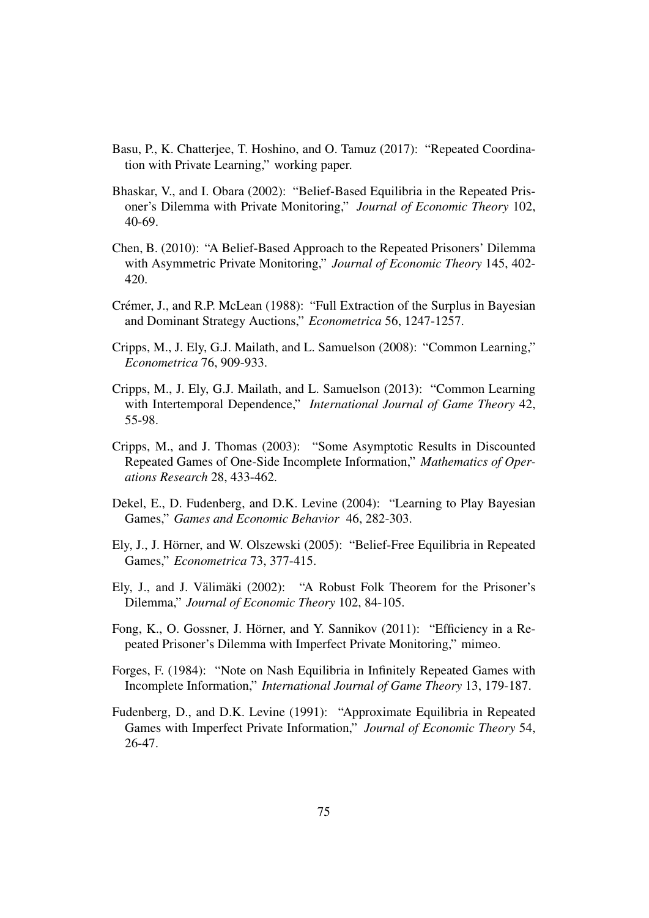Basu, P., K. Chatterjee, T. Hoshino, and O. Tamuz (2017): "Repeated Coordination with Private Learning," working paper.

Bhaskar, V., and I. Obara (2002): "Belief-Based Equilibria in the Repeated Prisoner's Dilemma with Private Monitoring," *Journal of Economic Theory* 102, 40-69.

Chen, B. (2010): "A Belief-Based Approach to the Repeated Prisoners' Dilemma with Asymmetric Private Monitoring," *Journal of Economic Theory* 145, 402-420.

Crémer, J., and R.P. McLean (1988): "Full Extraction of the Surplus in Bayesian and Dominant Strategy Auctions," *Econometrica* 56, 1247-1257.

Cripps, M., J. Ely, G.J. Mailath, and L. Samuelson (2008): "Common Learning," *Econometrica* 76, 909-933.

Cripps, M., J. Ely, G.J. Mailath, and L. Samuelson (2013): "Common Learning with Intertemporal Dependence," *International Journal of Game Theory* 42, 55-98.

Cripps, M., and J. Thomas (2003): "Some Asymptotic Results in Discounted Repeated Games of One-Side Incomplete Information," *Mathematics of Operations Research* 28, 433-462.

Dekel, E., D. Fudenberg, and D.K. Levine (2004): "Learning to Play Bayesian Games," *Games and Economic Behavior* 46, 282-303.

Ely, J., J. Hörner, and W. Olszewski (2005): "Belief-Free Equilibria in Repeated Games," *Econometrica* 73, 377-415.

Ely, J., and J. Välimäki (2002): "A Robust Folk Theorem for the Prisoner's Dilemma," *Journal of Economic Theory* 102, 84-105.

Fong, K., O. Gossner, J. Hörner, and Y. Sannikov (2011): "Efficiency in a Repeated Prisoner's Dilemma with Imperfect Private Monitoring," mimeo.

Forges, F. (1984): "Note on Nash Equilibria in Infinitely Repeated Games with Incomplete Information," *International Journal of Game Theory* 13, 179-187.

Fudenberg, D., and D.K. Levine (1991): "Approximate Equilibria in Repeated Games with Imperfect Private Information," *Journal of Economic Theory* 54, 26-47.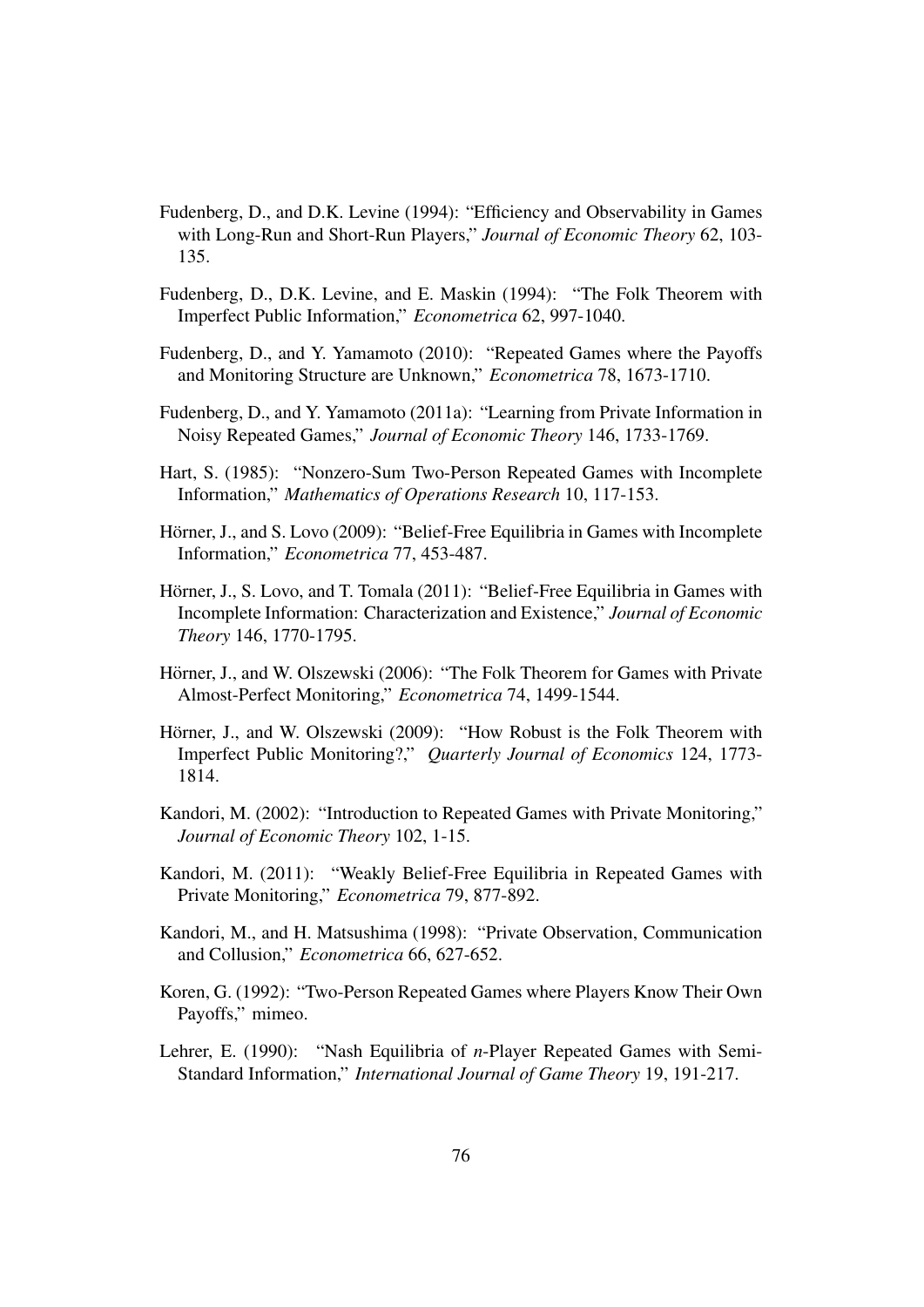Fudenberg, D., and D.K. Levine (1994): "Efficiency and Observability in Games with Long-Run and Short-Run Players," *Journal of Economic Theory* 62, 103-135.

Fudenberg, D., D.K. Levine, and E. Maskin (1994): "The Folk Theorem with Imperfect Public Information," *Econometrica* 62, 997-1040.

Fudenberg, D., and Y. Yamamoto (2010): "Repeated Games where the Payoffs and Monitoring Structure are Unknown," *Econometrica* 78, 1673-1710.

Fudenberg, D., and Y. Yamamoto (2011a): "Learning from Private Information in Noisy Repeated Games," *Journal of Economic Theory* 146, 1733-1769.

Hart, S. (1985): "Nonzero-Sum Two-Person Repeated Games with Incomplete Information," *Mathematics of Operations Research* 10, 117-153.

Hörner, J., and S. Lovo (2009): "Belief-Free Equilibria in Games with Incomplete Information," *Econometrica* 77, 453-487.

Hörner, J., S. Lovo, and T. Tomala (2011): "Belief-Free Equilibria in Games with Incomplete Information: Characterization and Existence," *Journal of Economic Theory* 146, 1770-1795.

Hörner, J., and W. Olszewski (2006): "The Folk Theorem for Games with Private Almost-Perfect Monitoring," *Econometrica* 74, 1499-1544.

Hörner, J., and W. Olszewski (2009): "How Robust is the Folk Theorem with Imperfect Public Monitoring?," *Quarterly Journal of Economics* 124, 1773-1814.

Kandori, M. (2002): "Introduction to Repeated Games with Private Monitoring," *Journal of Economic Theory* 102, 1-15.

Kandori, M. (2011): "Weakly Belief-Free Equilibria in Repeated Games with Private Monitoring," *Econometrica* 79, 877-892.

Kandori, M., and H. Matsushima (1998): "Private Observation, Communication and Collusion," *Econometrica* 66, 627-652.

Koren, G. (1992): "Two-Person Repeated Games where Players Know Their Own Payoffs," mimeo.

Lehrer, E. (1990): "Nash Equilibria of *n*-Player Repeated Games with Semi-Standard Information," *International Journal of Game Theory* 19, 191-217.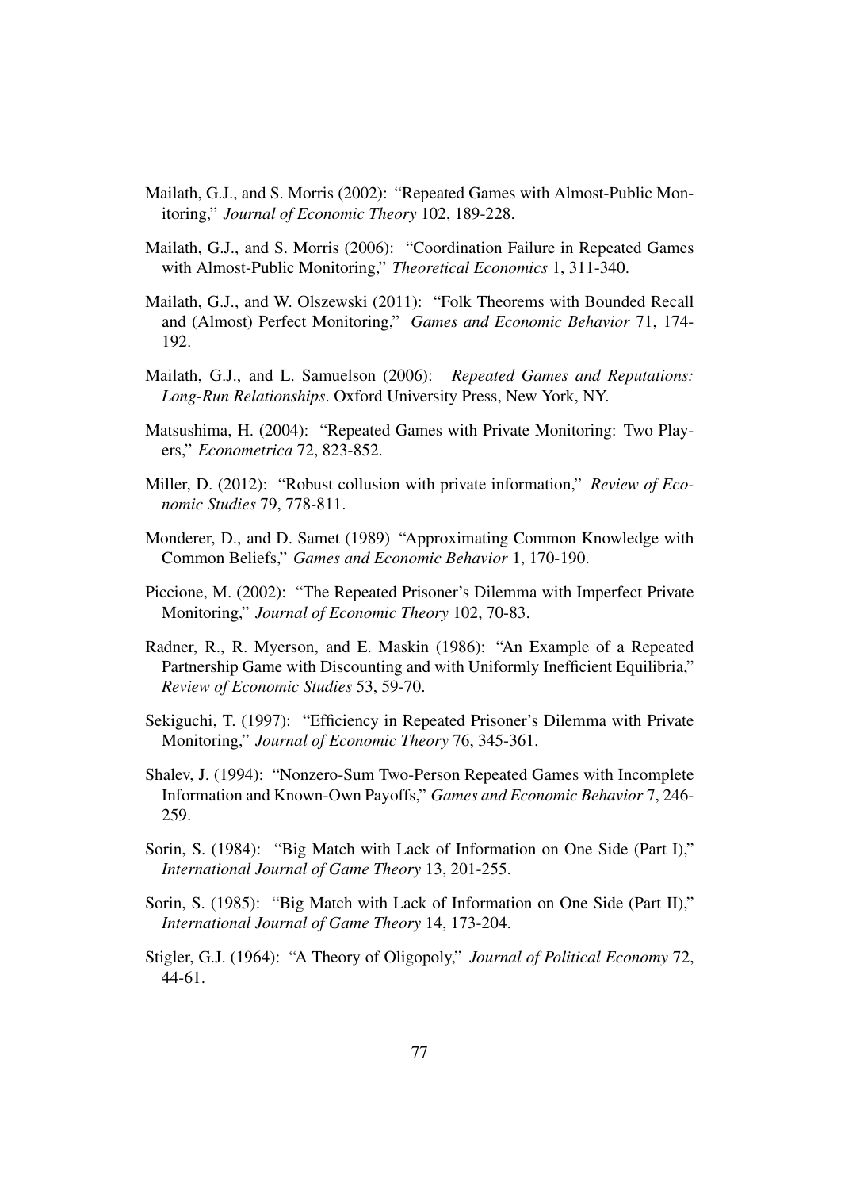Mailath, G.J., and S. Morris (2002): "Repeated Games with Almost-Public Monitoring," *Journal of Economic Theory* 102, 189-228.

Mailath, G.J., and S. Morris (2006): "Coordination Failure in Repeated Games with Almost-Public Monitoring," *Theoretical Economics* 1, 311-340.

Mailath, G.J., and W. Olszewski (2011): "Folk Theorems with Bounded Recall and (Almost) Perfect Monitoring," *Games and Economic Behavior* 71, 174-192.

Mailath, G.J., and L. Samuelson (2006): *Repeated Games and Reputations: Long-Run Relationships*. Oxford University Press, New York, NY.

Matsushima, H. (2004): "Repeated Games with Private Monitoring: Two Players," *Econometrica* 72, 823-852.

Miller, D. (2012): "Robust collusion with private information," *Review of Economic Studies* 79, 778-811.

Monderer, D., and D. Samet (1989) "Approximating Common Knowledge with Common Beliefs," *Games and Economic Behavior* 1, 170-190.

Piccione, M. (2002): "The Repeated Prisoner's Dilemma with Imperfect Private Monitoring," *Journal of Economic Theory* 102, 70-83.

Radner, R., R. Myerson, and E. Maskin (1986): "An Example of a Repeated Partnership Game with Discounting and with Uniformly Inefficient Equilibria," *Review of Economic Studies* 53, 59-70.

Sekiguchi, T. (1997): "Efficiency in Repeated Prisoner's Dilemma with Private Monitoring," *Journal of Economic Theory* 76, 345-361.

Shalev, J. (1994): "Nonzero-Sum Two-Person Repeated Games with Incomplete Information and Known-Own Payoffs," *Games and Economic Behavior* 7, 246-259.

Sorin, S. (1984): "Big Match with Lack of Information on One Side (Part I)," *International Journal of Game Theory* 13, 201-255.

Sorin, S. (1985): "Big Match with Lack of Information on One Side (Part II)," *International Journal of Game Theory* 14, 173-204.

Stigler, G.J. (1964): "A Theory of Oligopoly," *Journal of Political Economy* 72, 44-61.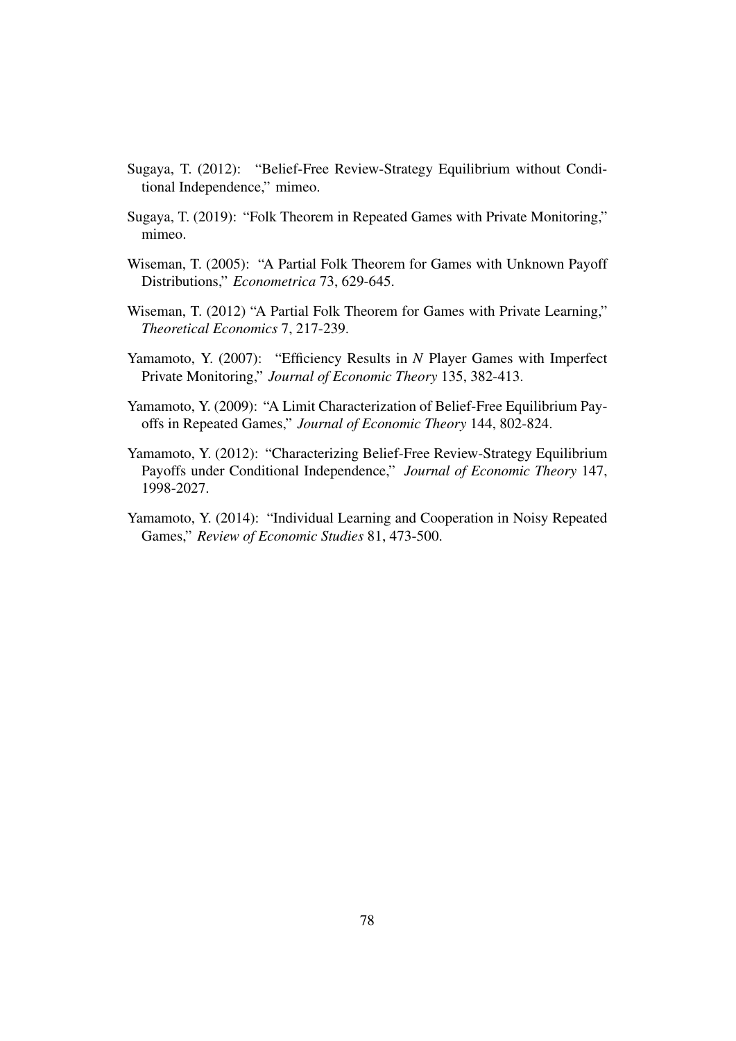Sugaya, T. (2012): "Belief-Free Review-Strategy Equilibrium without Conditional Independence," mimeo.

Sugaya, T. (2019): "Folk Theorem in Repeated Games with Private Monitoring," mimeo.

Wiseman, T. (2005): "A Partial Folk Theorem for Games with Unknown Payoff Distributions," *Econometrica* 73, 629-645.

Wiseman, T. (2012) "A Partial Folk Theorem for Games with Private Learning," *Theoretical Economics* 7, 217-239.

Yamamoto, Y. (2007): "Efficiency Results in *N* Player Games with Imperfect Private Monitoring," *Journal of Economic Theory* 135, 382-413.

Yamamoto, Y. (2009): "A Limit Characterization of Belief-Free Equilibrium Payoffs in Repeated Games," *Journal of Economic Theory* 144, 802-824.

Yamamoto, Y. (2012): "Characterizing Belief-Free Review-Strategy Equilibrium Payoffs under Conditional Independence," *Journal of Economic Theory* 147, 1998-2027.

Yamamoto, Y. (2014): "Individual Learning and Cooperation in Noisy Repeated Games," *Review of Economic Studies* 81, 473-500.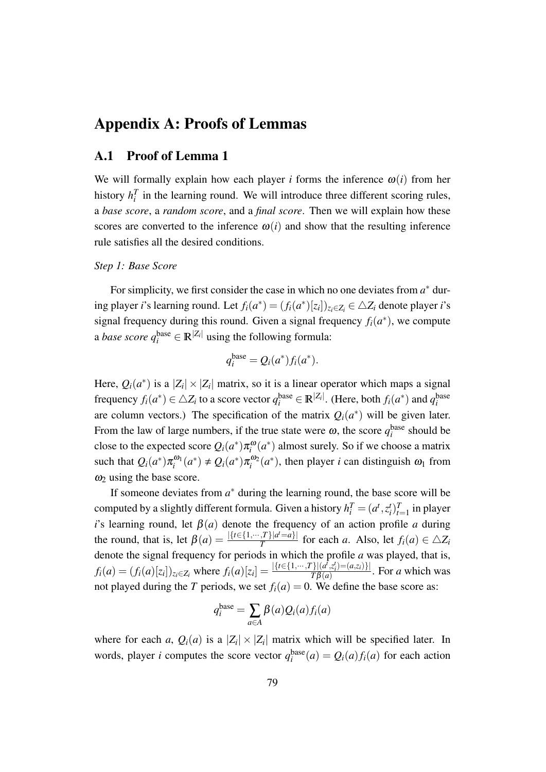# Appendix A: Proofs of Lemmas

## A.1 Proof of Lemma 1

We will formally explain how each player $i$ forms the inference $\omega(i)$ from her history $h_i^T$ in the learning round. We will introduce three different scoring rules, a *base score*, a *random score*, and a *final score*. Then we will explain how these scores are converted to the inference $\omega(i)$ and show that the resulting inference rule satisfies all the desired conditions.

*Step 1: Base Score*

For simplicity, we first consider the case in which no one deviates from $a^*$ during player $i$'s learning round. Let $f_i(a^*) = (f_i(a^*)[z_i])_{z_i \in Z_i} \in \triangle Z_i$ denote player $i$'s signal frequency during this round. Given a signal frequency $f_i(a^*)$, we compute a *base score* $q_i^{\text{base}} \in \mathbb{R}^{|Z_i|}$ using the following formula:

$$q_i^{\text{base}} = Q_i(a^*) f_i(a^*).$$

Here, $Q_i(a^*)$ is a $|Z_i| \times |Z_i|$ matrix, so it is a linear operator which maps a signal frequency $f_i(a^*) \in \triangle Z_i$ to a score vector $q_i^{\text{base}} \in \mathbb{R}^{|Z_i|}$. (Here, both $f_i(a^*)$ and $q_i^{\text{base}}$ are column vectors.) The specification of the matrix $Q_i(a^*)$ will be given later. From the law of large numbers, if the true state were $\omega$, the score $q_i^{\text{base}}$ should be close to the expected score $Q_i(a^*)\pi_i^{\omega}(a^*)$ almost surely. So if we choose a matrix such that $Q_i(a^*)\pi_i^{\omega_1}(a^*) \neq Q_i(a^*)\pi_i^{\omega_2}(a^*)$, then player $i$ can distinguish $\omega_1$ from $\omega_2$ using the base score.

If someone deviates from $a^*$ during the learning round, the base score will be computed by a slightly different formula. Given a history $h_i^T = (a^t, z_i^t)_{t=1}^T$ in player $i$'s learning round, let $\beta(a)$ denote the frequency of an action profile $a$ during the round, that is, let $\beta(a) = \frac{|\{t \in \{1,\cdots,T\} | a^t = a\}|}{T}$ for each $a$. Also, let $f_i(a) \in \triangle Z_i$ denote the signal frequency for periods in which the profile $a$ was played, that is, $f_i(a) = (f_i(a)[z_i])_{z_i \in Z_i}$ where $f_i(a)[z_i] = \frac{|\{t \in \{1,\cdots,T\} | (a^t, z_i^t) = (a, z_i)\}|}{T\beta(a)}$. For $a$ which was not played during the $T$ periods, we set $f_i(a) = 0$. We define the base score as:

$$q_i^{\text{base}} = \sum_{a \in A} \beta(a) Q_i(a) f_i(a)$$

where for each $a$, $Q_i(a)$ is a $|Z_i| \times |Z_i|$ matrix which will be specified later. In words, player $i$ computes the score vector $q_i^{\text{base}}(a) = Q_i(a) f_i(a)$ for each action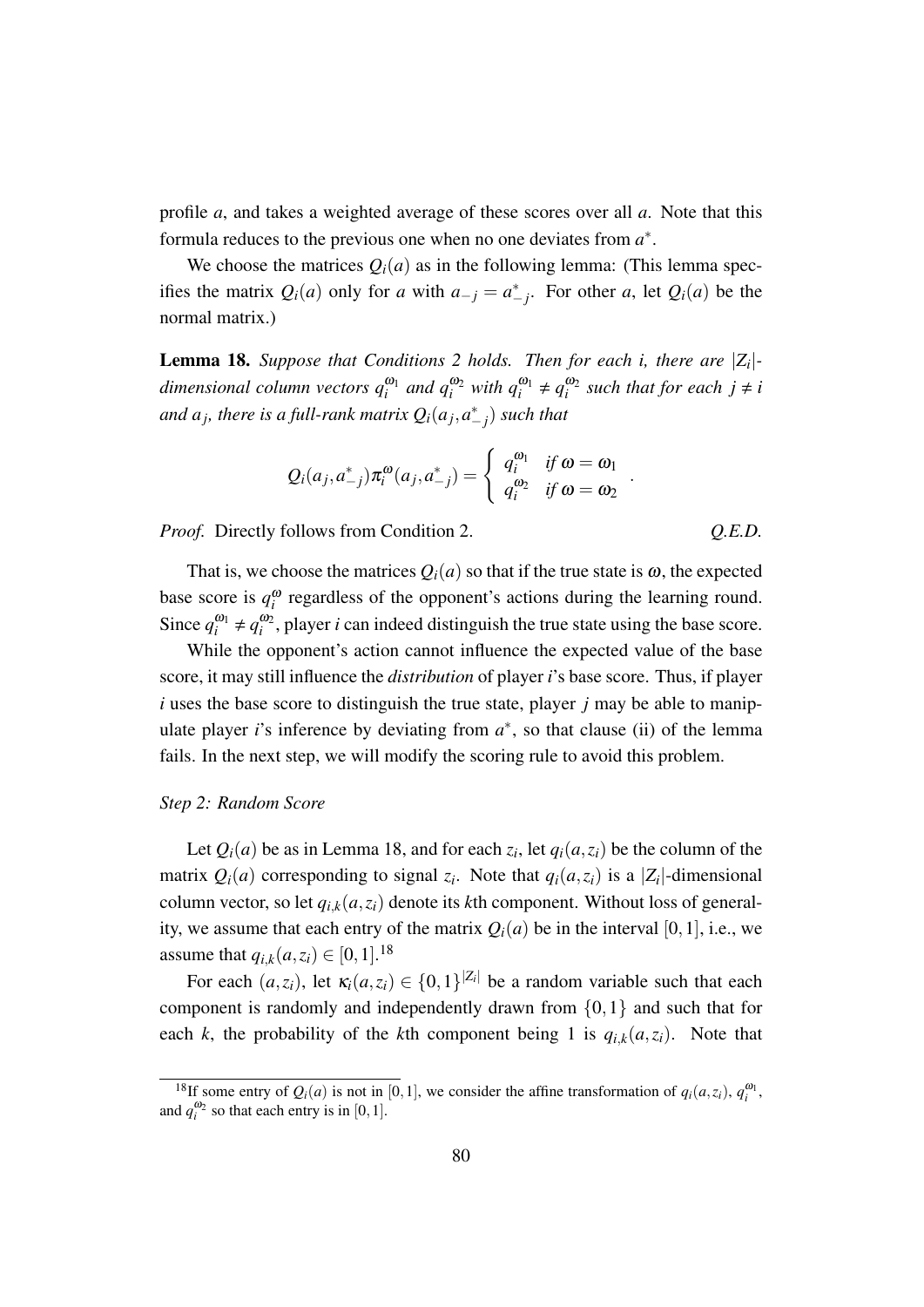profile $a$, and takes a weighted average of these scores over all $a$. Note that this formula reduces to the previous one when no one deviates from $a^*$.

We choose the matrices $Q_i(a)$ as in the following lemma: (This lemma specifies the matrix $Q_i(a)$ only for $a$ with $a_{-j} = a^*_{-j}$. For other $a$, let $Q_i(a)$ be the normal matrix.)

**Lemma 18.** *Suppose that Conditions 2 holds. Then for each i, there are $|Z_i|$-dimensional column vectors $q_i^{\omega_1}$ and $q_i^{\omega_2}$ with $q_i^{\omega_1} \neq q_i^{\omega_2}$ such that for each $j \neq i$ and $a_j$, there is a full-rank matrix $Q_i(a_j, a^*_{-j})$ such that*

$$Q_i(a_j, a^*_{-j})\pi_i^{\omega}(a_j, a^*_{-j}) = \begin{cases} q_i^{\omega_1} & \text{if } \omega = \omega_1 \\ q_i^{\omega_2} & \text{if } \omega = \omega_2 \end{cases} .$$

*Proof.* Directly follows from Condition 2. *Q.E.D.*

That is, we choose the matrices $Q_i(a)$ so that if the true state is $\omega$, the expected base score is $q_i^{\omega}$ regardless of the opponent's actions during the learning round. Since $q_i^{\omega_1} \neq q_i^{\omega_2}$, player $i$ can indeed distinguish the true state using the base score.

While the opponent's action cannot influence the expected value of the base score, it may still influence the *distribution* of player $i$'s base score. Thus, if player $i$ uses the base score to distinguish the true state, player $j$ may be able to manipulate player $i$'s inference by deviating from $a^*$, so that clause (ii) of the lemma fails. In the next step, we will modify the scoring rule to avoid this problem.

*Step 2: Random Score*

Let $Q_i(a)$ be as in Lemma 18, and for each $z_i$, let $q_i(a, z_i)$ be the column of the matrix $Q_i(a)$ corresponding to signal $z_i$. Note that $q_i(a, z_i)$ is a $|Z_i|$-dimensional column vector, so let $q_{i,k}(a, z_i)$ denote its $k$th component. Without loss of generality, we assume that each entry of the matrix $Q_i(a)$ be in the interval $[0, 1]$, i.e., we assume that $q_{i,k}(a, z_i) \in [0, 1]$.[18]

For each $(a, z_i)$, let $\kappa_i(a, z_i) \in \{0, 1\}^{|Z_i|}$ be a random variable such that each component is randomly and independently drawn from $\{0, 1\}$ and such that for each $k$, the probability of the $k$th component being 1 is $q_{i,k}(a, z_i)$. Note that

[18] If some entry of $Q_i(a)$ is not in $[0, 1]$, we consider the affine transformation of $q_i(a, z_i)$, $q_i^{\omega_1}$, and $q_i^{\omega_2}$ so that each entry is in $[0, 1]$.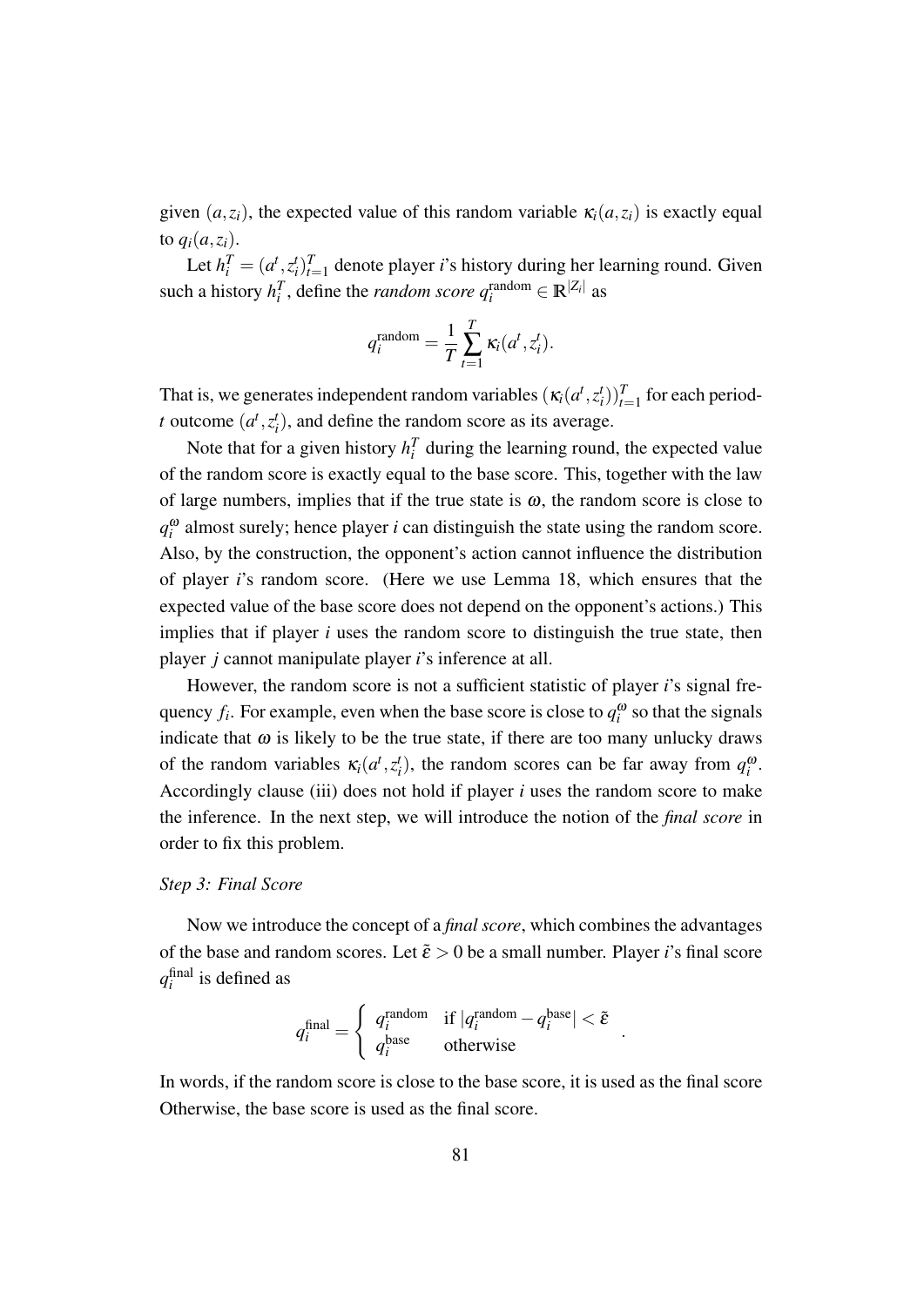given $(a, z_i)$, the expected value of this random variable $\kappa_i(a, z_i)$ is exactly equal to $q_i(a, z_i)$.

Let $h_i^T = (a^t, z_i^t)_{t=1}^T$ denote player $i$'s history during her learning round. Given such a history $h_i^T$, define the *random score* $q_i^{\text{random}} \in \mathbb{R}^{|Z_i|}$ as

$$q_i^{\text{random}} = \frac{1}{T} \sum_{t=1}^{T} \kappa_i(a^t, z_i^t).$$

That is, we generates independent random variables $(\kappa_i(a^t, z_i^t))_{t=1}^T$ for each period-$t$ outcome $(a^t, z_i^t)$, and define the random score as its average.

Note that for a given history $h_i^T$ during the learning round, the expected value of the random score is exactly equal to the base score. This, together with the law of large numbers, implies that if the true state is $\omega$, the random score is close to $q_i^\omega$ almost surely; hence player $i$ can distinguish the state using the random score. Also, by the construction, the opponent's action cannot influence the distribution of player $i$'s random score. (Here we use Lemma 18, which ensures that the expected value of the base score does not depend on the opponent's actions.) This implies that if player $i$ uses the random score to distinguish the true state, then player $j$ cannot manipulate player $i$'s inference at all.

However, the random score is not a sufficient statistic of player $i$'s signal frequency $f_i$. For example, even when the base score is close to $q_i^\omega$ so that the signals indicate that $\omega$ is likely to be the true state, if there are too many unlucky draws of the random variables $\kappa_i(a^t, z_i^t)$, the random scores can be far away from $q_i^\omega$. Accordingly clause (iii) does not hold if player $i$ uses the random score to make the inference. In the next step, we will introduce the notion of the *final score* in order to fix this problem.

*Step 3: Final Score*

Now we introduce the concept of a *final score*, which combines the advantages of the base and random scores. Let $\tilde{\varepsilon} > 0$ be a small number. Player $i$'s final score $q_i^{\text{final}}$ is defined as

$$q_i^{\text{final}} = \begin{cases} q_i^{\text{random}} & \text{if } |q_i^{\text{random}} - q_i^{\text{base}}| < \tilde{\varepsilon} \\ q_i^{\text{base}} & \text{otherwise} \end{cases}.$$

In words, if the random score is close to the base score, it is used as the final score Otherwise, the base score is used as the final score.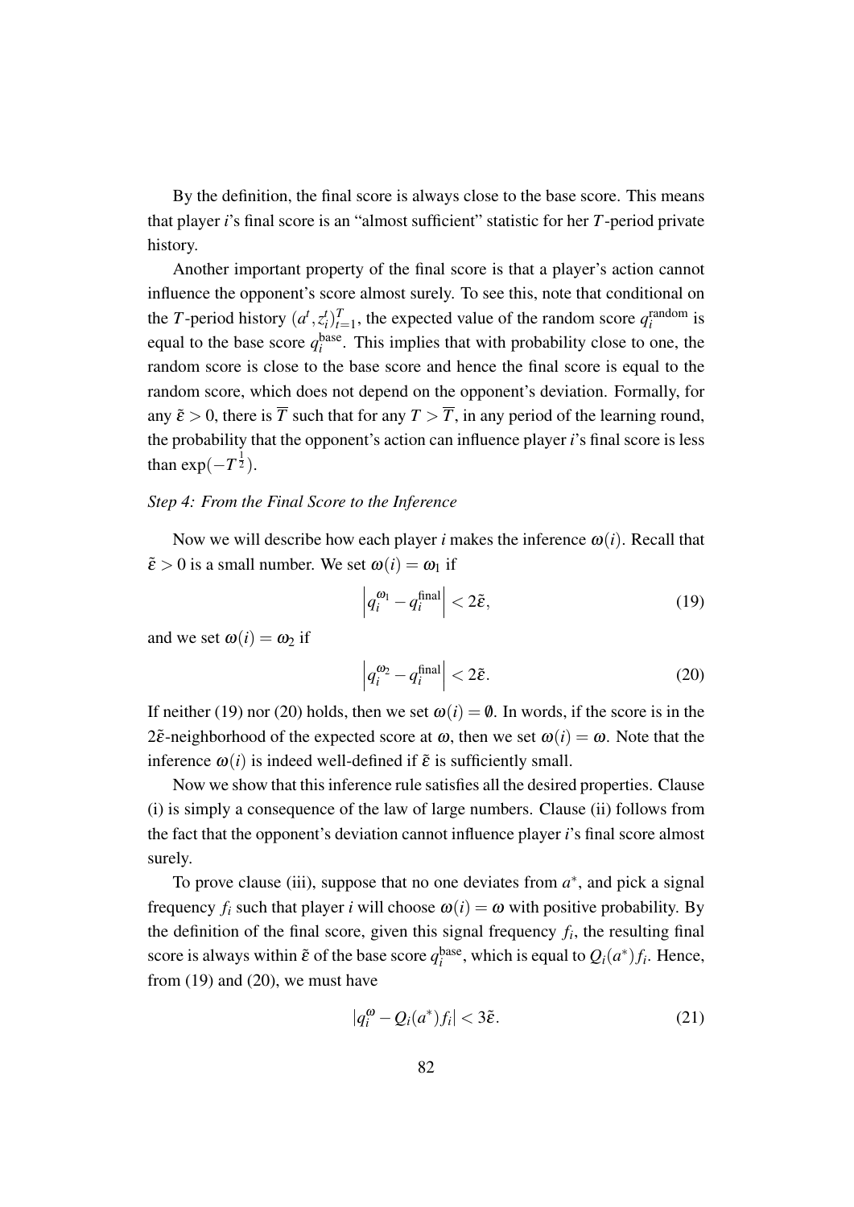By the definition, the final score is always close to the base score. This means that player $i$'s final score is an "almost sufficient" statistic for her $T$-period private history.

Another important property of the final score is that a player's action cannot influence the opponent's score almost surely. To see this, note that conditional on the $T$-period history $(a^t, z_i^t)_{t=1}^T$, the expected value of the random score $q_i^{\text{random}}$ is equal to the base score $q_i^{\text{base}}$. This implies that with probability close to one, the random score is close to the base score and hence the final score is equal to the random score, which does not depend on the opponent's deviation. Formally, for any $\tilde{\varepsilon} > 0$, there is $\overline{T}$ such that for any $T > \overline{T}$, in any period of the learning round, the probability that the opponent's action can influence player $i$'s final score is less than $\exp(-T^{\frac{1}{2}})$.

*Step 4: From the Final Score to the Inference*

Now we will describe how each player $i$ makes the inference $\omega(i)$. Recall that $\tilde{\varepsilon} > 0$ is a small number. We set $\omega(i) = \omega_1$ if

$$\left| q_i^{\omega_1} - q_i^{\text{final}} \right| < 2\tilde{\varepsilon}, \tag{19}$$

and we set $\omega(i) = \omega_2$ if

$$\left| q_i^{\omega_2} - q_i^{\text{final}} \right| < 2\tilde{\varepsilon}. \tag{20}$$

If neither (19) nor (20) holds, then we set $\omega(i) = \emptyset$. In words, if the score is in the $2\tilde{\varepsilon}$-neighborhood of the expected score at $\omega$, then we set $\omega(i) = \omega$. Note that the inference $\omega(i)$ is indeed well-defined if $\tilde{\varepsilon}$ is sufficiently small.

Now we show that this inference rule satisfies all the desired properties. Clause (i) is simply a consequence of the law of large numbers. Clause (ii) follows from the fact that the opponent's deviation cannot influence player $i$'s final score almost surely.

To prove clause (iii), suppose that no one deviates from $a^*$, and pick a signal frequency $f_i$ such that player $i$ will choose $\omega(i) = \omega$ with positive probability. By the definition of the final score, given this signal frequency $f_i$, the resulting final score is always within $\tilde{\varepsilon}$ of the base score $q_i^{\text{base}}$, which is equal to $Q_i(a^*) f_i$. Hence, from (19) and (20), we must have

$$|q_i^{\omega} - Q_i(a^*) f_i| < 3\tilde{\varepsilon}. \tag{21}$$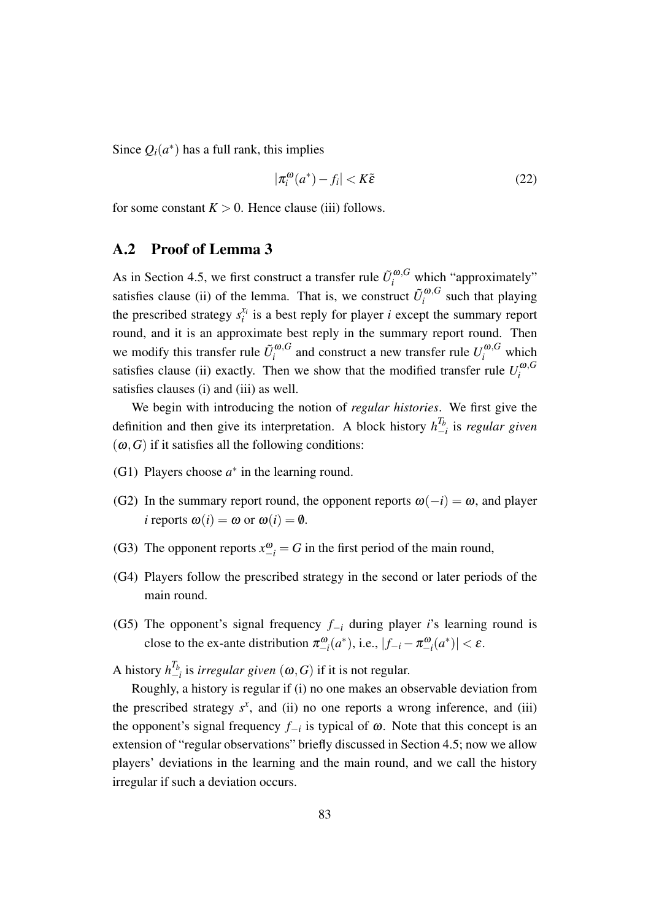Since $Q_i(a^*)$ has a full rank, this implies

$$|\pi_i^{\omega}(a^*) - f_i| < K\tilde{\varepsilon} \tag{22}$$

for some constant $K > 0$. Hence clause (iii) follows.

## A.2 Proof of Lemma 3

As in Section 4.5, we first construct a transfer rule $\tilde{U}_i^{\omega,G}$ which "approximately" satisfies clause (ii) of the lemma. That is, we construct $\tilde{U}_i^{\omega,G}$ such that playing the prescribed strategy $s_i^{x_i}$ is a best reply for player $i$ except the summary report round, and it is an approximate best reply in the summary report round. Then we modify this transfer rule $\tilde{U}_i^{\omega,G}$ and construct a new transfer rule $U_i^{\omega,G}$ which satisfies clause (ii) exactly. Then we show that the modified transfer rule $U_i^{\omega,G}$ satisfies clauses (i) and (iii) as well.

We begin with introducing the notion of *regular histories*. We first give the definition and then give its interpretation. A block history $h_{-i}^{T_b}$ is *regular given* $(\omega, G)$ if it satisfies all the following conditions:

(G1) Players choose $a^*$ in the learning round.

(G2) In the summary report round, the opponent reports $\omega(-i) = \omega$, and player $i$ reports $\omega(i) = \omega$ or $\omega(i) = \emptyset$.

(G3) The opponent reports $x_{-i}^{\omega} = G$ in the first period of the main round,

(G4) Players follow the prescribed strategy in the second or later periods of the main round.

(G5) The opponent's signal frequency $f_{-i}$ during player $i$'s learning round is close to the ex-ante distribution $\pi_{-i}^{\omega}(a^*)$, i.e., $|f_{-i} - \pi_{-i}^{\omega}(a^*)| < \varepsilon$.

A history $h_{-i}^{T_b}$ is *irregular given* $(\omega, G)$ if it is not regular.

Roughly, a history is regular if (i) no one makes an observable deviation from the prescribed strategy $s^x$, and (ii) no one reports a wrong inference, and (iii) the opponent's signal frequency $f_{-i}$ is typical of $\omega$. Note that this concept is an extension of "regular observations" briefly discussed in Section 4.5; now we allow players' deviations in the learning and the main round, and we call the history irregular if such a deviation occurs.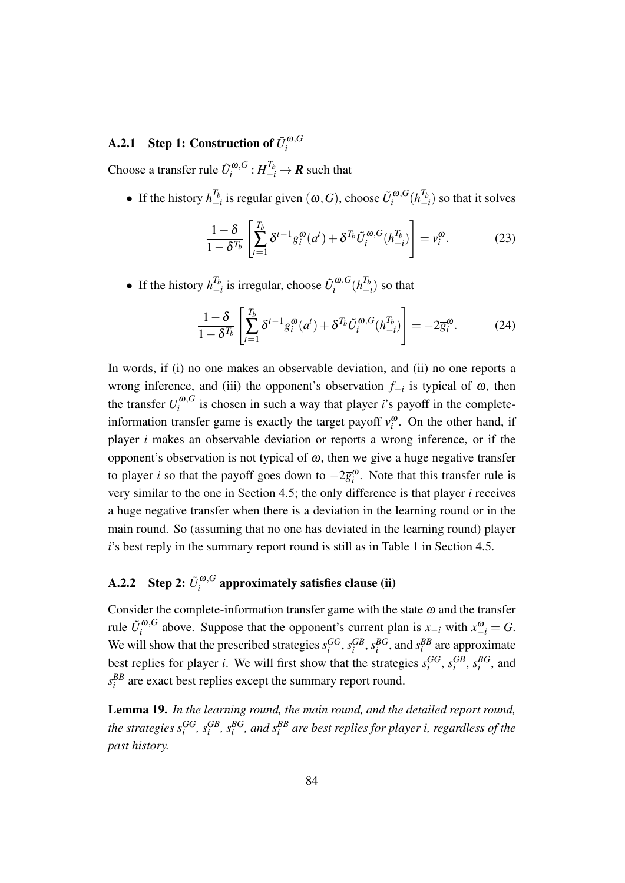### A.2.1 Step 1: Construction of $\tilde{U}_i^{\omega,G}$

Choose a transfer rule $\tilde{U}_i^{\omega,G} : H_{-i}^{T_b} \to \boldsymbol{R}$ such that

- If the history $h_{-i}^{T_b}$ is regular given $(\omega, G)$, choose $\tilde{U}_i^{\omega,G}(h_{-i}^{T_b})$ so that it solves

$$\frac{1-\delta}{1-\delta^{T_b}}\left[\sum_{t=1}^{T_b}\delta^{t-1}g_i^{\omega}(a^t)+\delta^{T_b}\tilde{U}_i^{\omega,G}(h_{-i}^{T_b})\right]=\overline{v}_i^{\omega}. \tag{23}$$

- If the history $h_{-i}^{T_b}$ is irregular, choose $\tilde{U}_i^{\omega,G}(h_{-i}^{T_b})$ so that

$$\frac{1-\delta}{1-\delta^{T_b}}\left[\sum_{t=1}^{T_b}\delta^{t-1}g_i^{\omega}(a^t)+\delta^{T_b}\tilde{U}_i^{\omega,G}(h_{-i}^{T_b})\right]=-2\overline{g}_i^{\omega}. \tag{24}$$

In words, if (i) no one makes an observable deviation, and (ii) no one reports a wrong inference, and (iii) the opponent's observation $f_{-i}$ is typical of $\omega$, then the transfer $U_i^{\omega,G}$ is chosen in such a way that player $i$'s payoff in the complete-information transfer game is exactly the target payoff $\overline{v}_i^{\omega}$. On the other hand, if player $i$ makes an observable deviation or reports a wrong inference, or if the opponent's observation is not typical of $\omega$, then we give a huge negative transfer to player $i$ so that the payoff goes down to $-2\overline{g}_i^{\omega}$. Note that this transfer rule is very similar to the one in Section 4.5; the only difference is that player $i$ receives a huge negative transfer when there is a deviation in the learning round or in the main round. So (assuming that no one has deviated in the learning round) player $i$'s best reply in the summary report round is still as in Table 1 in Section 4.5.

### A.2.2 Step 2: $\tilde{U}_i^{\omega,G}$ approximately satisfies clause (ii)

Consider the complete-information transfer game with the state $\omega$ and the transfer rule $\tilde{U}_i^{\omega,G}$ above. Suppose that the opponent's current plan is $x_{-i}$ with $x_{-i}^{\omega} = G$. We will show that the prescribed strategies $s_i^{GG}$, $s_i^{GB}$, $s_i^{BG}$, and $s_i^{BB}$ are approximate best replies for player $i$. We will first show that the strategies $s_i^{GG}$, $s_i^{GB}$, $s_i^{BG}$, and $s_i^{BB}$ are exact best replies except the summary report round.

**Lemma 19.** *In the learning round, the main round, and the detailed report round, the strategies $s_i^{GG}$, $s_i^{GB}$, $s_i^{BG}$, and $s_i^{BB}$ are best replies for player i, regardless of the past history.*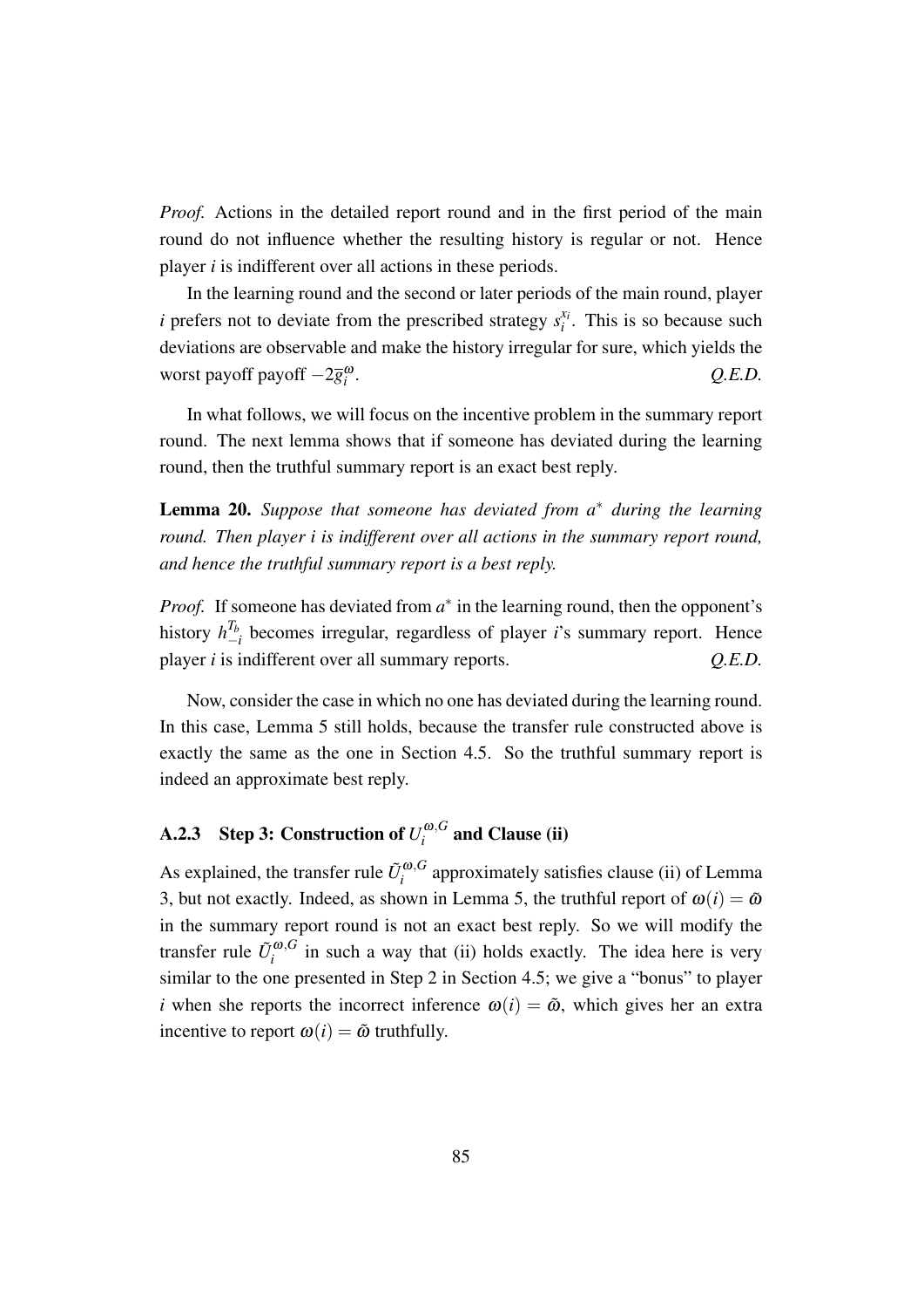*Proof.* Actions in the detailed report round and in the first period of the main round do not influence whether the resulting history is regular or not. Hence player $i$ is indifferent over all actions in these periods.

In the learning round and the second or later periods of the main round, player $i$ prefers not to deviate from the prescribed strategy $s_i^{x_i}$. This is so because such deviations are observable and make the history irregular for sure, which yields the worst payoff payoff $-2\overline{g}_i^{\omega}$. *Q.E.D.*

In what follows, we will focus on the incentive problem in the summary report round. The next lemma shows that if someone has deviated during the learning round, then the truthful summary report is an exact best reply.

**Lemma 20.** *Suppose that someone has deviated from $a^*$ during the learning round. Then player $i$ is indifferent over all actions in the summary report round, and hence the truthful summary report is a best reply.*

*Proof.* If someone has deviated from $a^*$ in the learning round, then the opponent's history $h_{-i}^{T_b}$ becomes irregular, regardless of player $i$'s summary report. Hence player $i$ is indifferent over all summary reports. *Q.E.D.*

Now, consider the case in which no one has deviated during the learning round. In this case, Lemma 5 still holds, because the transfer rule constructed above is exactly the same as the one in Section 4.5. So the truthful summary report is indeed an approximate best reply.

### A.2.3 Step 3: Construction of $U_i^{\omega,G}$ and Clause (ii)

As explained, the transfer rule $\tilde{U}_i^{\omega,G}$ approximately satisfies clause (ii) of Lemma 3, but not exactly. Indeed, as shown in Lemma 5, the truthful report of $\omega(i) = \tilde{\omega}$ in the summary report round is not an exact best reply. So we will modify the transfer rule $\tilde{U}_i^{\omega,G}$ in such a way that (ii) holds exactly. The idea here is very similar to the one presented in Step 2 in Section 4.5; we give a "bonus" to player $i$ when she reports the incorrect inference $\omega(i) = \tilde{\omega}$, which gives her an extra incentive to report $\omega(i) = \tilde{\omega}$ truthfully.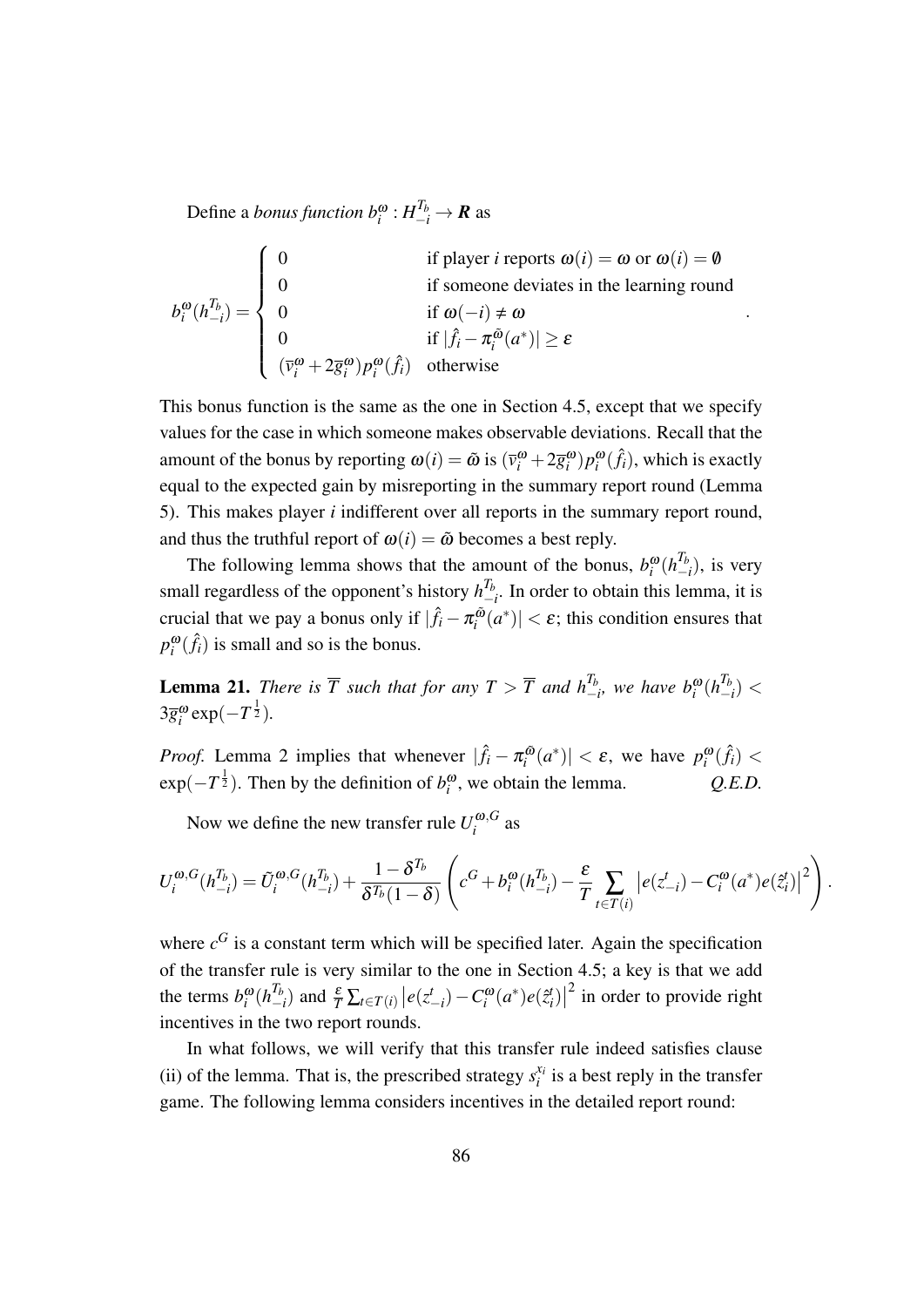Define a *bonus function* $b_i^\omega : H_{-i}^{T_b} \to \boldsymbol{R}$ as

$$
b_i^\omega(h_{-i}^{T_b}) = \begin{cases} 0 & \text{if player } i \text{ reports } \omega(i) = \omega \text{ or } \omega(i) = \emptyset \\ 0 & \text{if someone deviates in the learning round} \\ 0 & \text{if } \omega(-i) \neq \omega \\ 0 & \text{if } |\hat{f}_i - \pi_i^{\tilde{\omega}}(a^*)| \geq \varepsilon \\ (\overline{v}_i^\omega + 2\overline{g}_i^\omega) p_i^\omega(\hat{f}_i) & \text{otherwise} \end{cases}.
$$

This bonus function is the same as the one in Section 4.5, except that we specify values for the case in which someone makes observable deviations. Recall that the amount of the bonus by reporting $\omega(i) = \tilde{\omega}$ is $(\overline{v}_i^\omega + 2\overline{g}_i^\omega) p_i^\omega(\hat{f}_i)$, which is exactly equal to the expected gain by misreporting in the summary report round (Lemma 5). This makes player $i$ indifferent over all reports in the summary report round, and thus the truthful report of $\omega(i) = \tilde{\omega}$ becomes a best reply.

The following lemma shows that the amount of the bonus, $b_i^\omega(h_{-i}^{T_b})$, is very small regardless of the opponent's history $h_{-i}^{T_b}$. In order to obtain this lemma, it is crucial that we pay a bonus only if $|\hat{f}_i - \pi_i^{\tilde{\omega}}(a^*)| < \varepsilon$; this condition ensures that $p_i^\omega(\hat{f}_i)$ is small and so is the bonus.

**Lemma 21.** *There is $\overline{T}$ such that for any $T > \overline{T}$ and $h_{-i}^{T_b}$, we have $b_i^\omega(h_{-i}^{T_b}) < 3\overline{g}_i^\omega \exp(-T^{\frac{1}{2}})$.*

*Proof.* Lemma 2 implies that whenever $|\hat{f}_i - \pi_i^{\tilde{\omega}}(a^*)| < \varepsilon$, we have $p_i^\omega(\hat{f}_i) < \exp(-T^{\frac{1}{2}})$. Then by the definition of $b_i^\omega$, we obtain the lemma. *Q.E.D.*

Now we define the new transfer rule $U_i^{\omega,G}$ as

$$
U_i^{\omega,G}(h_{-i}^{T_b}) = \tilde{U}_i^{\omega,G}(h_{-i}^{T_b}) + \frac{1-\delta^{T_b}}{\delta^{T_b}(1-\delta)} \left( c^G + b_i^\omega(h_{-i}^{T_b}) - \frac{\varepsilon}{T} \sum_{t \in T(i)} \left| e(z_{-i}^t) - C_i^\omega(a^*) e(\hat{z}_i^t) \right|^2 \right).
$$

where $c^G$ is a constant term which will be specified later. Again the specification of the transfer rule is very similar to the one in Section 4.5; a key is that we add the terms $b_i^\omega(h_{-i}^{T_b})$ and $\frac{\varepsilon}{T} \sum_{t \in T(i)} \left| e(z_{-i}^t) - C_i^\omega(a^*) e(\hat{z}_i^t) \right|^2$ in order to provide right incentives in the two report rounds.

In what follows, we will verify that this transfer rule indeed satisfies clause (ii) of the lemma. That is, the prescribed strategy $s_i^{x_i}$ is a best reply in the transfer game. The following lemma considers incentives in the detailed report round: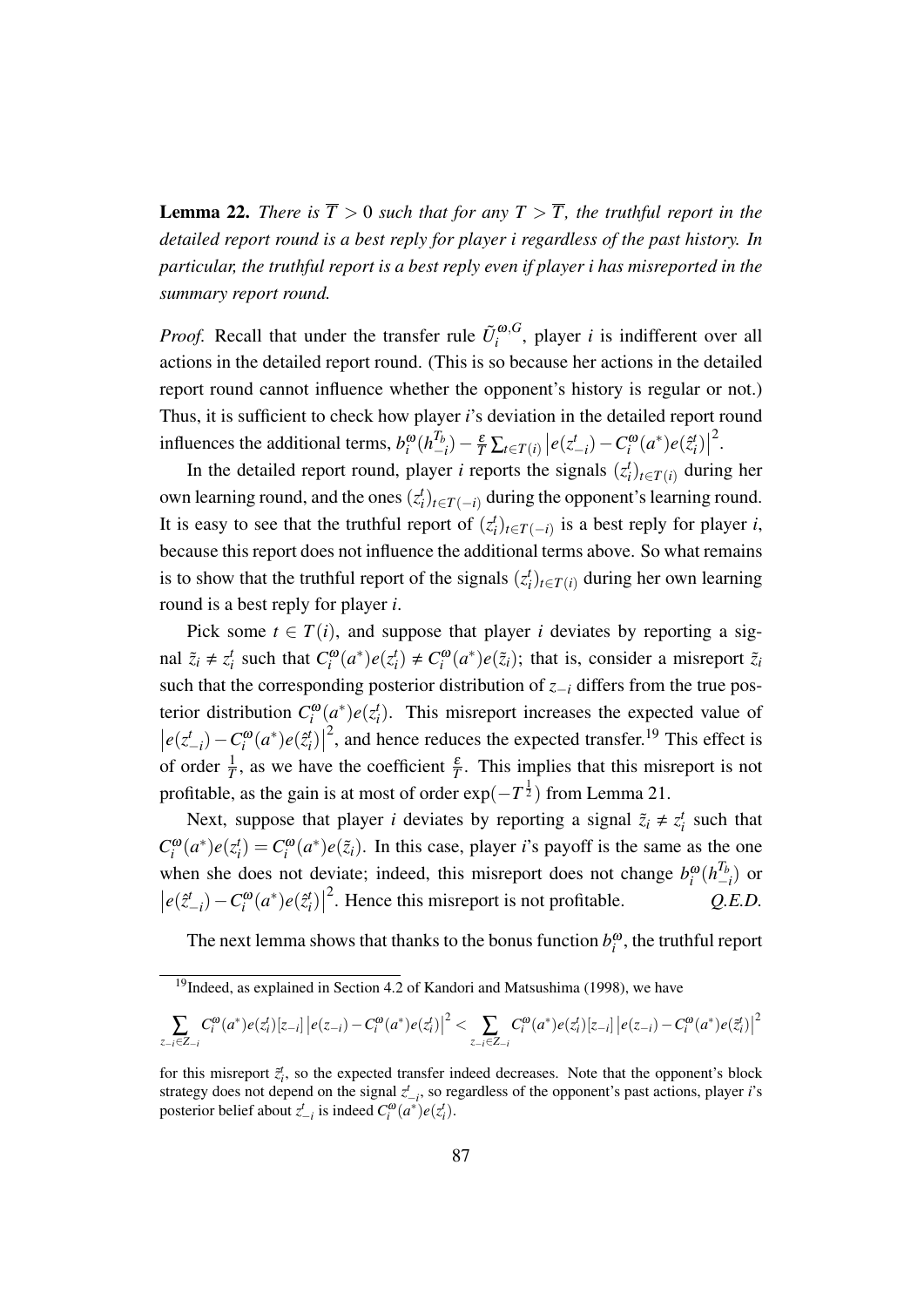**Lemma 22.** *There is $\overline{T} > 0$ such that for any $T > \overline{T}$, the truthful report in the detailed report round is a best reply for player i regardless of the past history. In particular, the truthful report is a best reply even if player i has misreported in the summary report round.*

*Proof.* Recall that under the transfer rule $\tilde{U}_i^{\omega,G}$, player $i$ is indifferent over all actions in the detailed report round. (This is so because her actions in the detailed report round cannot influence whether the opponent's history is regular or not.) Thus, it is sufficient to check how player $i$'s deviation in the detailed report round influences the additional terms, $b_i^{\omega}(h_{-i}^{T_b}) - \frac{\varepsilon}{T}\sum_{t\in T(i)} \left|e(z_{-i}^t) - C_i^{\omega}(a^*)e(\hat{z}_i^t)\right|^2$.

In the detailed report round, player $i$ reports the signals $(z_i^t)_{t\in T(i)}$ during her own learning round, and the ones $(z_i^t)_{t\in T(-i)}$ during the opponent's learning round. It is easy to see that the truthful report of $(z_i^t)_{t\in T(-i)}$ is a best reply for player $i$, because this report does not influence the additional terms above. So what remains is to show that the truthful report of the signals $(z_i^t)_{t\in T(i)}$ during her own learning round is a best reply for player $i$.

Pick some $t \in T(i)$, and suppose that player $i$ deviates by reporting a signal $\tilde{z}_i \neq z_i^t$ such that $C_i^{\omega}(a^*)e(z_i^t) \neq C_i^{\omega}(a^*)e(\tilde{z}_i)$; that is, consider a misreport $\tilde{z}_i$ such that the corresponding posterior distribution of $z_{-i}$ differs from the true posterior distribution $C_i^{\omega}(a^*)e(z_i^t)$. This misreport increases the expected value of $\left|e(z_{-i}^t) - C_i^{\omega}(a^*)e(\hat{z}_i^t)\right|^2$, and hence reduces the expected transfer.[19] This effect is of order $\frac{1}{T}$, as we have the coefficient $\frac{\varepsilon}{T}$. This implies that this misreport is not profitable, as the gain is at most of order $\exp(-T^{\frac{1}{2}})$ from Lemma 21.

Next, suppose that player $i$ deviates by reporting a signal $\tilde{z}_i \neq z_i^t$ such that $C_i^{\omega}(a^*)e(z_i^t) = C_i^{\omega}(a^*)e(\tilde{z}_i)$. In this case, player $i$'s payoff is the same as the one when she does not deviate; indeed, this misreport does not change $b_i^{\omega}(h_{-i}^{T_b})$ or $\left|e(\hat{z}_{-i}^t) - C_i^{\omega}(a^*)e(\hat{z}_i^t)\right|^2$. Hence this misreport is not profitable. *Q.E.D.*

The next lemma shows that thanks to the bonus function $b_i^{\omega}$, the truthful report

[19] Indeed, as explained in Section 4.2 of Kandori and Matsushima (1998), we have

$$\sum_{z_{-i}\in Z_{-i}} C_i^{\omega}(a^*)e(z_i^t)[z_{-i}] \left|e(z_{-i}) - C_i^{\omega}(a^*)e(z_i^t)\right|^2 < \sum_{z_{-i}\in Z_{-i}} C_i^{\omega}(a^*)e(z_i^t)[z_{-i}] \left|e(z_{-i}) - C_i^{\omega}(a^*)e(\tilde{z}_i^t)\right|^2$$

for this misreport $\tilde{z}_i^t$, so the expected transfer indeed decreases. Note that the opponent's block strategy does not depend on the signal $z_{-i}^t$, so regardless of the opponent's past actions, player $i$'s posterior belief about $z_{-i}^t$ is indeed $C_i^{\omega}(a^*)e(z_i^t)$.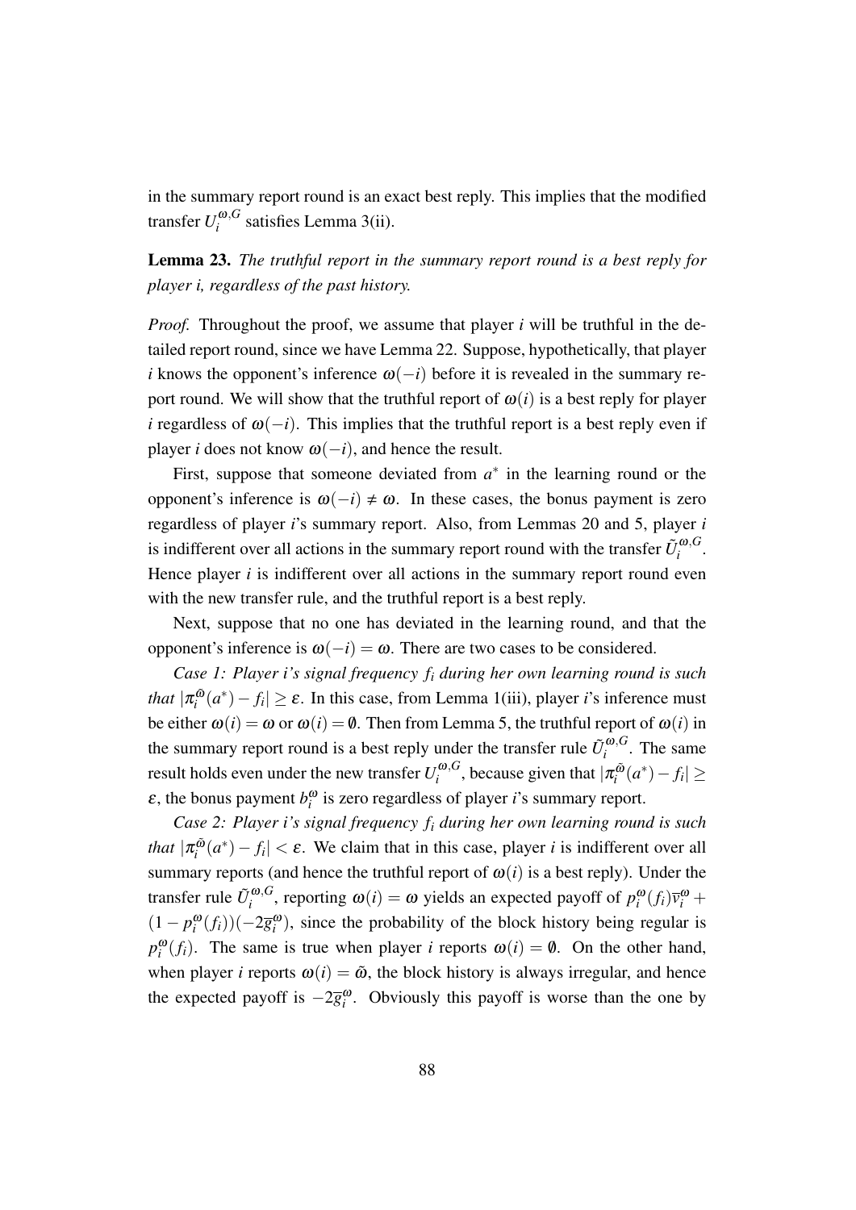in the summary report round is an exact best reply. This implies that the modified transfer $U_i^{\omega,G}$ satisfies Lemma 3(ii).

**Lemma 23.** *The truthful report in the summary report round is a best reply for player i, regardless of the past history.*

*Proof.* Throughout the proof, we assume that player $i$ will be truthful in the detailed report round, since we have Lemma 22. Suppose, hypothetically, that player $i$ knows the opponent's inference $\omega(-i)$ before it is revealed in the summary report round. We will show that the truthful report of $\omega(i)$ is a best reply for player $i$ regardless of $\omega(-i)$. This implies that the truthful report is a best reply even if player $i$ does not know $\omega(-i)$, and hence the result.

First, suppose that someone deviated from $a^*$ in the learning round or the opponent's inference is $\omega(-i) \neq \omega$. In these cases, the bonus payment is zero regardless of player $i$'s summary report. Also, from Lemmas 20 and 5, player $i$ is indifferent over all actions in the summary report round with the transfer $\tilde{U}_i^{\omega,G}$. Hence player $i$ is indifferent over all actions in the summary report round even with the new transfer rule, and the truthful report is a best reply.

Next, suppose that no one has deviated in the learning round, and that the opponent's inference is $\omega(-i) = \omega$. There are two cases to be considered.

*Case 1: Player i's signal frequency $f_i$ during her own learning round is such that* $|\pi_i^{\tilde{\omega}}(a^*) - f_i| \geq \varepsilon$. In this case, from Lemma 1(iii), player $i$'s inference must be either $\omega(i) = \omega$ or $\omega(i) = \emptyset$. Then from Lemma 5, the truthful report of $\omega(i)$ in the summary report round is a best reply under the transfer rule $\tilde{U}_i^{\omega,G}$. The same result holds even under the new transfer $U_i^{\omega,G}$, because given that $|\pi_i^{\tilde{\omega}}(a^*) - f_i| \geq \varepsilon$, the bonus payment $b_i^{\omega}$ is zero regardless of player $i$'s summary report.

*Case 2: Player i's signal frequency $f_i$ during her own learning round is such that* $|\pi_i^{\tilde{\omega}}(a^*) - f_i| < \varepsilon$. We claim that in this case, player $i$ is indifferent over all summary reports (and hence the truthful report of $\omega(i)$ is a best reply). Under the transfer rule $\tilde{U}_i^{\omega,G}$, reporting $\omega(i) = \omega$ yields an expected payoff of $p_i^{\omega}(f_i)\overline{v}_i^{\omega} + (1 - p_i^{\omega}(f_i))(-2\overline{g}_i^{\omega})$, since the probability of the block history being regular is $p_i^{\omega}(f_i)$. The same is true when player $i$ reports $\omega(i) = \emptyset$. On the other hand, when player $i$ reports $\omega(i) = \tilde{\omega}$, the block history is always irregular, and hence the expected payoff is $-2\overline{g}_i^{\omega}$. Obviously this payoff is worse than the one by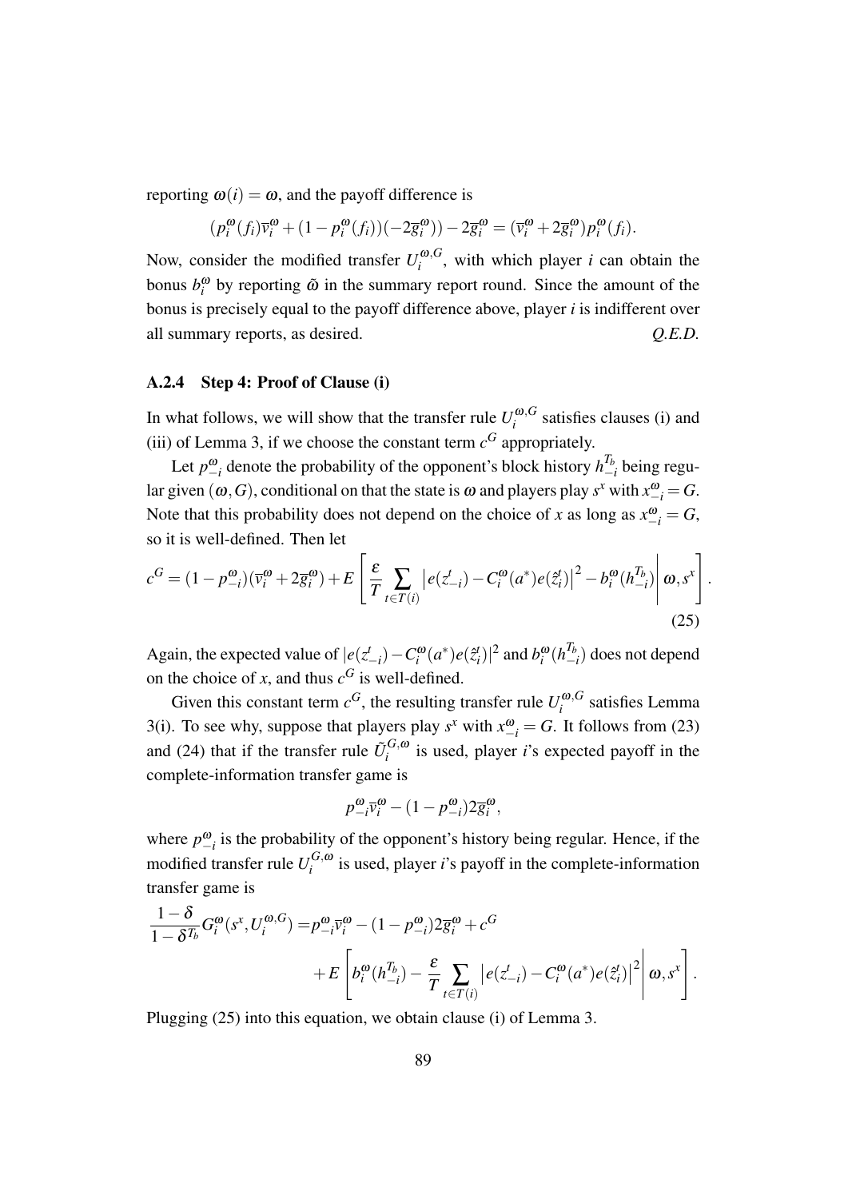reporting $\omega(i) = \omega$, and the payoff difference is

$$(p_i^{\omega}(f_i)\overline{v}_i^{\omega} + (1 - p_i^{\omega}(f_i))(-2\overline{g}_i^{\omega})) - 2\overline{g}_i^{\omega} = (\overline{v}_i^{\omega} + 2\overline{g}_i^{\omega})p_i^{\omega}(f_i).$$

Now, consider the modified transfer $U_i^{\omega,G}$, with which player $i$ can obtain the bonus $b_i^{\omega}$ by reporting $\tilde{\omega}$ in the summary report round. Since the amount of the bonus is precisely equal to the payoff difference above, player $i$ is indifferent over all summary reports, as desired. *Q.E.D.*

### A.2.4 Step 4: Proof of Clause (i)

In what follows, we will show that the transfer rule $U_i^{\omega,G}$ satisfies clauses (i) and (iii) of Lemma 3, if we choose the constant term $c^G$ appropriately.

Let $p_{-i}^{\omega}$ denote the probability of the opponent's block history $h_{-i}^{T_b}$ being regular given $(\omega, G)$, conditional on that the state is $\omega$ and players play $s^x$ with $x_{-i}^{\omega} = G$. Note that this probability does not depend on the choice of $x$ as long as $x_{-i}^{\omega} = G$, so it is well-defined. Then let

$$c^G = (1 - p_{-i}^{\omega})(\overline{v}_i^{\omega} + 2\overline{g}_i^{\omega}) + E\left[\frac{\varepsilon}{T}\sum_{t \in T(i)} \left|e(z_{-i}^t) - C_i^{\omega}(a^*)e(\hat{z}_i^t)\right|^2 - b_i^{\omega}(h_{-i}^{T_b})\right| \omega, s^x\Bigg]. \tag{25}$$

Again, the expected value of $|e(z_{-i}^t) - C_i^{\omega}(a^*)e(\hat{z}_i^t)|^2$ and $b_i^{\omega}(h_{-i}^{T_b})$ does not depend on the choice of $x$, and thus $c^G$ is well-defined.

Given this constant term $c^G$, the resulting transfer rule $U_i^{\omega,G}$ satisfies Lemma 3(i). To see why, suppose that players play $s^x$ with $x_{-i}^{\omega} = G$. It follows from (23) and (24) that if the transfer rule $\tilde{U}_i^{G,\omega}$ is used, player $i$'s expected payoff in the complete-information transfer game is

$$p_{-i}^{\omega}\overline{v}_i^{\omega} - (1 - p_{-i}^{\omega})2\overline{g}_i^{\omega},$$

where $p_{-i}^{\omega}$ is the probability of the opponent's history being regular. Hence, if the modified transfer rule $U_i^{G,\omega}$ is used, player $i$'s payoff in the complete-information transfer game is

$$\begin{aligned}\frac{1-\delta}{1-\delta^{T_b}}G_i^{\omega}(s^x, U_i^{\omega,G}) =& p_{-i}^{\omega}\overline{v}_i^{\omega} - (1 - p_{-i}^{\omega})2\overline{g}_i^{\omega} + c^G \\ &+ E\left[b_i^{\omega}(h_{-i}^{T_b}) - \frac{\varepsilon}{T}\sum_{t \in T(i)} \left|e(z_{-i}^t) - C_i^{\omega}(a^*)e(\hat{z}_i^t)\right|^2 \right| \omega, s^x\Bigg].\end{aligned}$$

Plugging (25) into this equation, we obtain clause (i) of Lemma 3.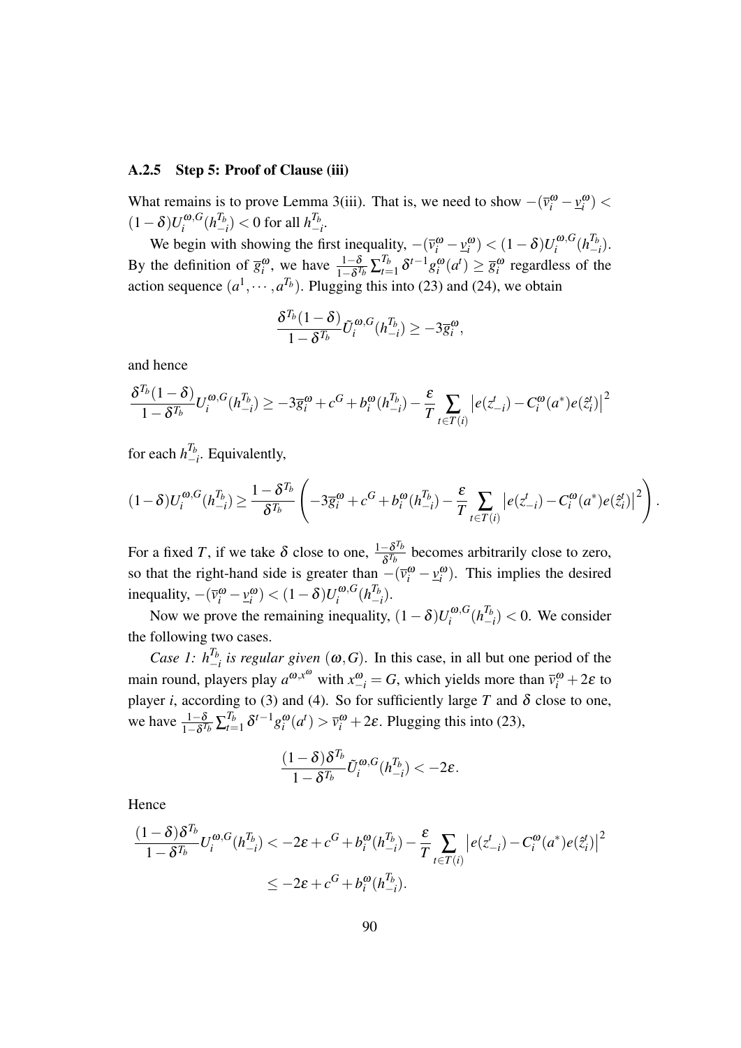### A.2.5 Step 5: Proof of Clause (iii)

What remains is to prove Lemma 3(iii). That is, we need to show $-(\overline{v}_i^{\omega} - \underline{v}_i^{\omega}) < (1-\delta)U_i^{\omega,G}(h_{-i}^{T_b}) < 0$ for all $h_{-i}^{T_b}$.

We begin with showing the first inequality, $-(\overline{v}_i^{\omega} - \underline{v}_i^{\omega}) < (1-\delta)U_i^{\omega,G}(h_{-i}^{T_b})$. By the definition of $\overline{g}_i^{\omega}$, we have $\frac{1-\delta}{1-\delta^{T_b}}\sum_{t=1}^{T_b}\delta^{t-1}g_i^{\omega}(a^t) \geq \overline{g}_i^{\omega}$ regardless of the action sequence $(a^1, \cdots, a^{T_b})$. Plugging this into (23) and (24), we obtain

$$\frac{\delta^{T_b}(1-\delta)}{1-\delta^{T_b}}\tilde{U}_i^{\omega,G}(h_{-i}^{T_b}) \geq -3\overline{g}_i^{\omega},$$

and hence

$$\frac{\delta^{T_b}(1-\delta)}{1-\delta^{T_b}}U_i^{\omega,G}(h_{-i}^{T_b}) \geq -3\overline{g}_i^{\omega} + c^G + b_i^{\omega}(h_{-i}^{T_b}) - \frac{\varepsilon}{T}\sum_{t\in T(i)}\left|e(z_{-i}^t) - C_i^{\omega}(a^*)e(\hat{z}_i^t)\right|^2$$

for each $h_{-i}^{T_b}$. Equivalently,

$$(1-\delta)U_i^{\omega,G}(h_{-i}^{T_b}) \geq \frac{1-\delta^{T_b}}{\delta^{T_b}}\left(-3\overline{g}_i^{\omega} + c^G + b_i^{\omega}(h_{-i}^{T_b}) - \frac{\varepsilon}{T}\sum_{t\in T(i)}\left|e(z_{-i}^t) - C_i^{\omega}(a^*)e(\hat{z}_i^t)\right|^2\right).$$

For a fixed $T$, if we take $\delta$ close to one, $\frac{1-\delta^{T_b}}{\delta^{T_b}}$ becomes arbitrarily close to zero, so that the right-hand side is greater than $-(\overline{v}_i^{\omega} - \underline{v}_i^{\omega})$. This implies the desired inequality, $-(\overline{v}_i^{\omega} - \underline{v}_i^{\omega}) < (1-\delta)U_i^{\omega,G}(h_{-i}^{T_b})$.

Now we prove the remaining inequality, $(1-\delta)U_i^{\omega,G}(h_{-i}^{T_b}) < 0$. We consider the following two cases.

*Case 1: $h_{-i}^{T_b}$ is regular given $(\omega, G)$.* In this case, in all but one period of the main round, players play $a^{\omega,x^{\omega}}$ with $x_{-i}^{\omega} = G$, which yields more than $\overline{v}_i^{\omega} + 2\varepsilon$ to player $i$, according to (3) and (4). So for sufficiently large $T$ and $\delta$ close to one, we have $\frac{1-\delta}{1-\delta^{T_b}}\sum_{t=1}^{T_b}\delta^{t-1}g_i^{\omega}(a^t) > \overline{v}_i^{\omega} + 2\varepsilon$. Plugging this into (23),

$$\frac{(1-\delta)\delta^{T_b}}{1-\delta^{T_b}}\tilde{U}_i^{\omega,G}(h_{-i}^{T_b}) < -2\varepsilon.$$

Hence

$$\begin{aligned}\frac{(1-\delta)\delta^{T_b}}{1-\delta^{T_b}}U_i^{\omega,G}(h_{-i}^{T_b}) &< -2\varepsilon + c^G + b_i^{\omega}(h_{-i}^{T_b}) - \frac{\varepsilon}{T}\sum_{t\in T(i)}\left|e(z_{-i}^t) - C_i^{\omega}(a^*)e(\hat{z}_i^t)\right|^2 \\ &\leq -2\varepsilon + c^G + b_i^{\omega}(h_{-i}^{T_b}).\end{aligned}$$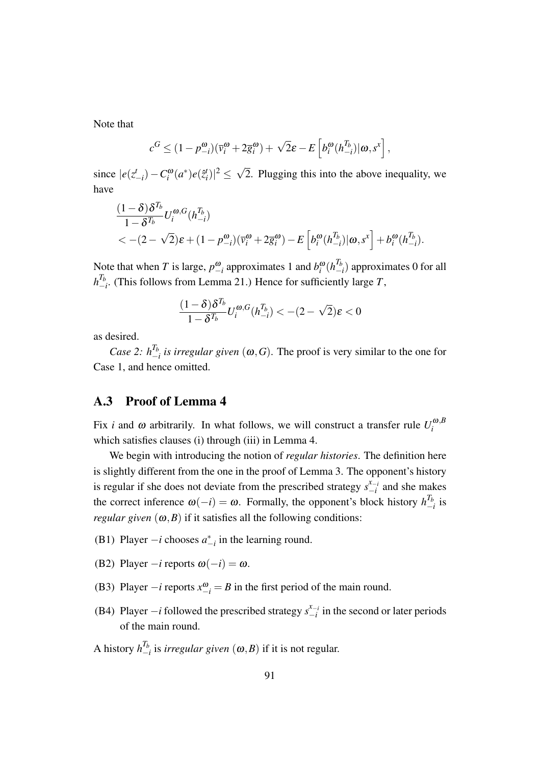Note that

$$c^G \leq (1-p^{\omega}_{-i})(\overline{v}^{\omega}_i + 2\overline{g}^{\omega}_i) + \sqrt{2}\varepsilon - E\left[b^{\omega}_i(h^{T_b}_{-i})|\omega, s^x\right],$$

since $|e(z^t_{-i}) - C^{\omega}_i(a^*)e(\tilde{z}^t_i)|^2 \leq \sqrt{2}$. Plugging this into the above inequality, we have

$$\begin{aligned}
&\frac{(1-\delta)\delta^{T_b}}{1-\delta^{T_b}} U^{\omega,G}_i(h^{T_b}_{-i}) \\
&< -(2-\sqrt{2})\varepsilon + (1-p^{\omega}_{-i})(\overline{v}^{\omega}_i + 2\overline{g}^{\omega}_i) - E\left[b^{\omega}_i(h^{T_b}_{-i})|\omega, s^x\right] + b^{\omega}_i(h^{T_b}_{-i}).
\end{aligned}$$

Note that when $T$ is large, $p^{\omega}_{-i}$ approximates 1 and $b^{\omega}_i(h^{T_b}_{-i})$ approximates 0 for all $h^{T_b}_{-i}$. (This follows from Lemma 21.) Hence for sufficiently large $T$,

$$\frac{(1-\delta)\delta^{T_b}}{1-\delta^{T_b}} U^{\omega,G}_i(h^{T_b}_{-i}) < -(2-\sqrt{2})\varepsilon < 0$$

as desired.

*Case 2: $h^{T_b}_{-i}$ is irregular given $(\omega, G)$.* The proof is very similar to the one for Case 1, and hence omitted.

## A.3 Proof of Lemma 4

Fix $i$ and $\omega$ arbitrarily. In what follows, we will construct a transfer rule $U^{\omega,B}_i$ which satisfies clauses (i) through (iii) in Lemma 4.

We begin with introducing the notion of *regular histories*. The definition here is slightly different from the one in the proof of Lemma 3. The opponent's history is regular if she does not deviate from the prescribed strategy $s^{x_{-i}}_{-i}$ and she makes the correct inference $\omega(-i) = \omega$. Formally, the opponent's block history $h^{T_b}_{-i}$ is *regular given* $(\omega, B)$ if it satisfies all the following conditions:

(B1) Player $-i$ chooses $a^*_{-i}$ in the learning round.

(B2) Player $-i$ reports $\omega(-i) = \omega$.

(B3) Player $-i$ reports $x^{\omega}_{-i} = B$ in the first period of the main round.

(B4) Player $-i$ followed the prescribed strategy $s^{x_{-i}}_{-i}$ in the second or later periods of the main round.

A history $h^{T_b}_{-i}$ is *irregular given* $(\omega, B)$ if it is not regular.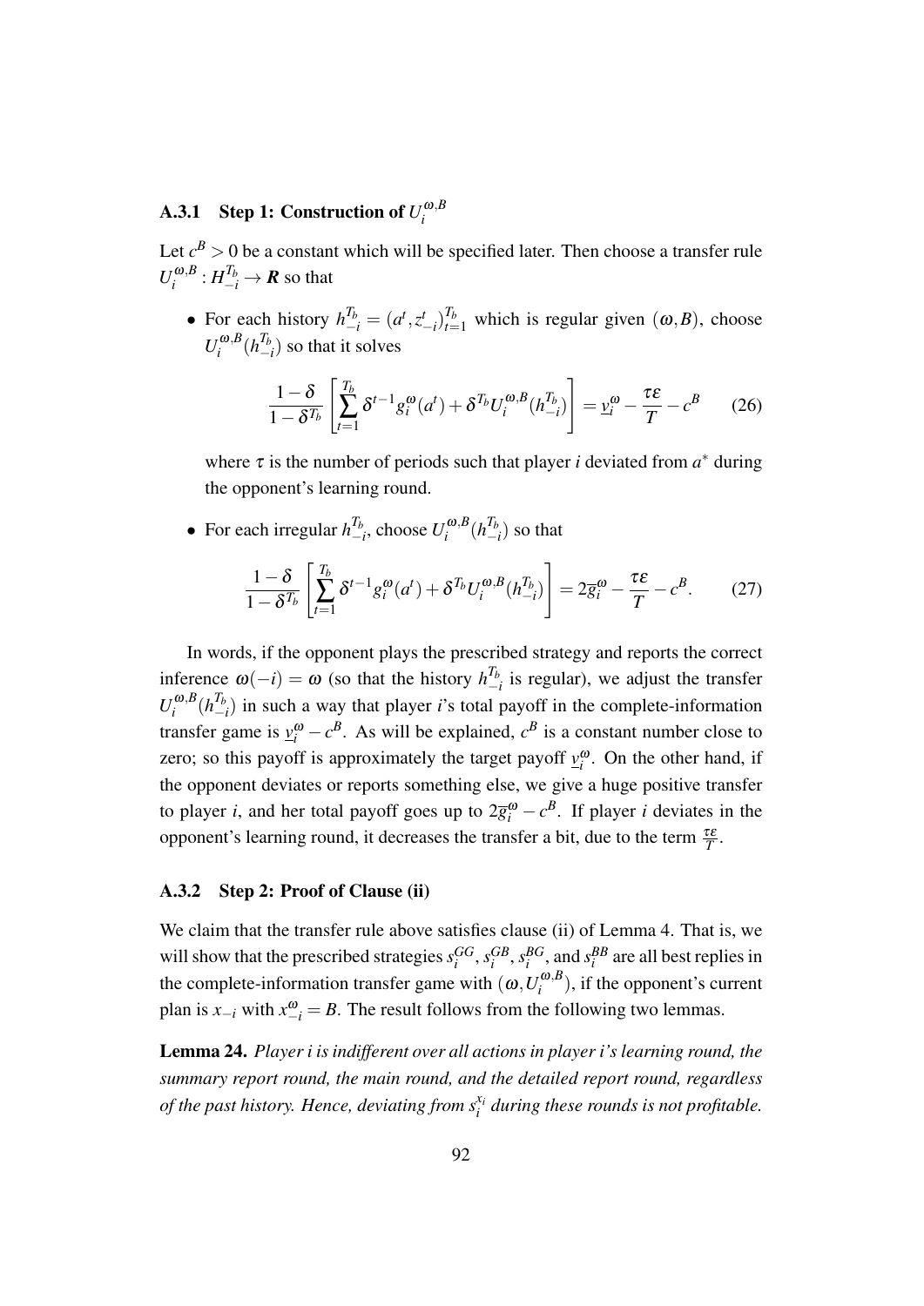### A.3.1 Step 1: Construction of $U_i^{\omega,B}$

Let $c^B > 0$ be a constant which will be specified later. Then choose a transfer rule $U_i^{\omega,B} : H_{-i}^{T_b} \to \boldsymbol{R}$ so that

- For each history $h_{-i}^{T_b} = (a^t, z_{-i}^t)_{t=1}^{T_b}$ which is regular given $(\omega, B)$, choose $U_i^{\omega,B}(h_{-i}^{T_b})$ so that it solves

$$\frac{1-\delta}{1-\delta^{T_b}}\left[\sum_{t=1}^{T_b}\delta^{t-1}g_i^{\omega}(a^t) + \delta^{T_b}U_i^{\omega,B}(h_{-i}^{T_b})\right] = \underline{v}_i^{\omega} - \frac{\tau\varepsilon}{T} - c^B \tag{26}$$

  where $\tau$ is the number of periods such that player $i$ deviated from $a^*$ during the opponent's learning round.

- For each irregular $h_{-i}^{T_b}$, choose $U_i^{\omega,B}(h_{-i}^{T_b})$ so that

$$\frac{1-\delta}{1-\delta^{T_b}}\left[\sum_{t=1}^{T_b}\delta^{t-1}g_i^{\omega}(a^t) + \delta^{T_b}U_i^{\omega,B}(h_{-i}^{T_b})\right] = 2\overline{g}_i^{\omega} - \frac{\tau\varepsilon}{T} - c^B. \tag{27}$$

In words, if the opponent plays the prescribed strategy and reports the correct inference $\omega(-i) = \omega$ (so that the history $h_{-i}^{T_b}$ is regular), we adjust the transfer $U_i^{\omega,B}(h_{-i}^{T_b})$ in such a way that player $i$'s total payoff in the complete-information transfer game is $\underline{v}_i^{\omega} - c^B$. As will be explained, $c^B$ is a constant number close to zero; so this payoff is approximately the target payoff $\underline{v}_i^{\omega}$. On the other hand, if the opponent deviates or reports something else, we give a huge positive transfer to player $i$, and her total payoff goes up to $2\overline{g}_i^{\omega} - c^B$. If player $i$ deviates in the opponent's learning round, it decreases the transfer a bit, due to the term $\frac{\tau\varepsilon}{T}$.

### A.3.2 Step 2: Proof of Clause (ii)

We claim that the transfer rule above satisfies clause (ii) of Lemma 4. That is, we will show that the prescribed strategies $s_i^{GG}$, $s_i^{GB}$, $s_i^{BG}$, and $s_i^{BB}$ are all best replies in the complete-information transfer game with $(\omega, U_i^{\omega,B})$, if the opponent's current plan is $x_{-i}$ with $x_{-i}^{\omega} = B$. The result follows from the following two lemmas.

**Lemma 24.** *Player i is indifferent over all actions in player i's learning round, the summary report round, the main round, and the detailed report round, regardless of the past history. Hence, deviating from $s_i^{x_i}$ during these rounds is not profitable.*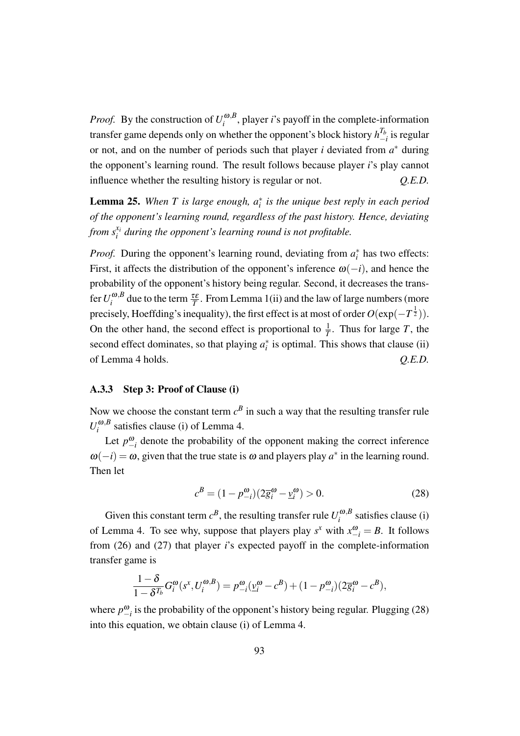*Proof.* By the construction of $U_i^{\omega,B}$, player $i$'s payoff in the complete-information transfer game depends only on whether the opponent's block history $h_{-i}^{T_b}$ is regular or not, and on the number of periods such that player $i$ deviated from $a^*$ during the opponent's learning round. The result follows because player $i$'s play cannot influence whether the resulting history is regular or not. *Q.E.D.*

**Lemma 25.** *When $T$ is large enough, $a_i^*$ is the unique best reply in each period of the opponent's learning round, regardless of the past history. Hence, deviating from $s_i^{x_i}$ during the opponent's learning round is not profitable.*

*Proof.* During the opponent's learning round, deviating from $a_i^*$ has two effects: First, it affects the distribution of the opponent's inference $\omega(-i)$, and hence the probability of the opponent's history being regular. Second, it decreases the transfer $U_i^{\omega,B}$ due to the term $\frac{\tau\varepsilon}{T}$. From Lemma 1(ii) and the law of large numbers (more precisely, Hoeffding's inequality), the first effect is at most of order $O(\exp(-T^{\frac{1}{2}}))$. On the other hand, the second effect is proportional to $\frac{1}{T}$. Thus for large $T$, the second effect dominates, so that playing $a_i^*$ is optimal. This shows that clause (ii) of Lemma 4 holds. *Q.E.D.*

### A.3.3 Step 3: Proof of Clause (i)

Now we choose the constant term $c^B$ in such a way that the resulting transfer rule $U_i^{\omega,B}$ satisfies clause (i) of Lemma 4.

Let $p_{-i}^{\omega}$ denote the probability of the opponent making the correct inference $\omega(-i) = \omega$, given that the true state is $\omega$ and players play $a^*$ in the learning round. Then let

$$c^B = (1 - p_{-i}^{\omega})(2\overline{g}_i^{\omega} - \underline{v}_i^{\omega}) > 0. \tag{28}$$

Given this constant term $c^B$, the resulting transfer rule $U_i^{\omega,B}$ satisfies clause (i) of Lemma 4. To see why, suppose that players play $s^x$ with $x_{-i}^{\omega} = B$. It follows from (26) and (27) that player $i$'s expected payoff in the complete-information transfer game is

$$\frac{1-\delta}{1-\delta^{T_b}} G_i^{\omega}(s^x, U_i^{\omega,B}) = p_{-i}^{\omega}(\underline{v}_i^{\omega} - c^B) + (1 - p_{-i}^{\omega})(2\overline{g}_i^{\omega} - c^B),$$

where $p_{-i}^{\omega}$ is the probability of the opponent's history being regular. Plugging (28) into this equation, we obtain clause (i) of Lemma 4.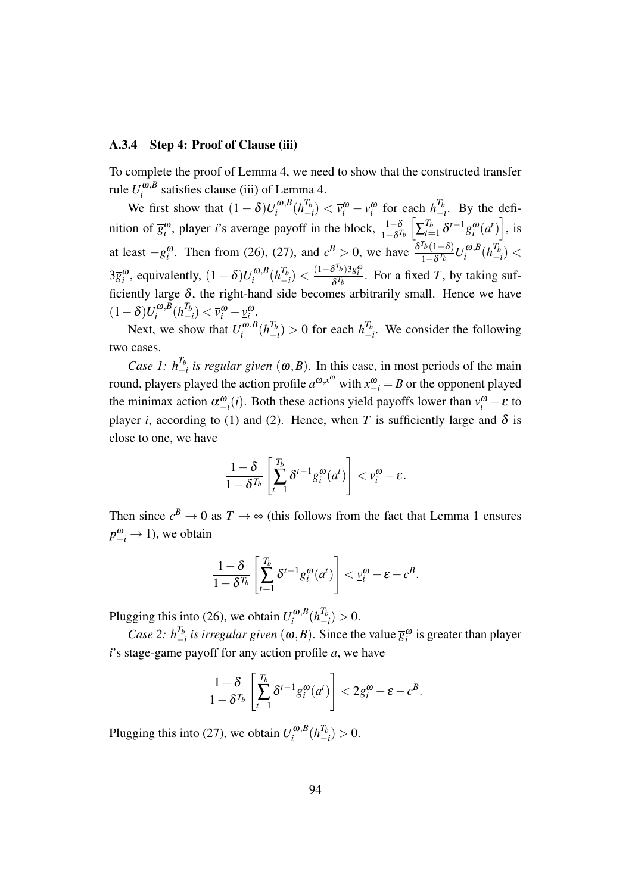### A.3.4 Step 4: Proof of Clause (iii)

To complete the proof of Lemma 4, we need to show that the constructed transfer rule $U_i^{\omega,B}$ satisfies clause (iii) of Lemma 4.

We first show that $(1-\delta)U_i^{\omega,B}(h_{-i}^{T_b}) < \overline{v}_i^{\omega} - \underline{v}_i^{\omega}$ for each $h_{-i}^{T_b}$. By the definition of $\overline{g}_i^{\omega}$, player $i$'s average payoff in the block, $\frac{1-\delta}{1-\delta^{T_b}}\left[\sum_{t=1}^{T_b}\delta^{t-1}g_i^{\omega}(a^t)\right]$, is at least $-\overline{g}_i^{\omega}$. Then from (26), (27), and $c^B > 0$, we have $\frac{\delta^{T_b}(1-\delta)}{1-\delta^{T_b}}U_i^{\omega,B}(h_{-i}^{T_b}) < 3\overline{g}_i^{\omega}$, equivalently, $(1-\delta)U_i^{\omega,B}(h_{-i}^{T_b}) < \frac{(1-\delta^{T_b})3\overline{g}_i^{\omega}}{\delta^{T_b}}$. For a fixed $T$, by taking sufficiently large $\delta$, the right-hand side becomes arbitrarily small. Hence we have $(1-\delta)U_i^{\omega,B}(h_{-i}^{T_b}) < \overline{v}_i^{\omega} - \underline{v}_i^{\omega}$.

Next, we show that $U_i^{\omega,B}(h_{-i}^{T_b}) > 0$ for each $h_{-i}^{T_b}$. We consider the following two cases.

*Case 1: $h_{-i}^{T_b}$ is regular given $(\omega, B)$.* In this case, in most periods of the main round, players played the action profile $a^{\omega,x^{\omega}}$ with $x_{-i}^{\omega} = B$ or the opponent played the minimax action $\underline{\alpha}_{-i}^{\omega}(i)$. Both these actions yield payoffs lower than $\underline{v}_i^{\omega} - \varepsilon$ to player $i$, according to (1) and (2). Hence, when $T$ is sufficiently large and $\delta$ is close to one, we have

$$\frac{1-\delta}{1-\delta^{T_b}}\left[\sum_{t=1}^{T_b}\delta^{t-1}g_i^{\omega}(a^t)\right] < \underline{v}_i^{\omega} - \varepsilon.$$

Then since $c^B \to 0$ as $T \to \infty$ (this follows from the fact that Lemma 1 ensures $p_{-i}^{\omega} \to 1$), we obtain

$$\frac{1-\delta}{1-\delta^{T_b}}\left[\sum_{t=1}^{T_b}\delta^{t-1}g_i^{\omega}(a^t)\right] < \underline{v}_i^{\omega} - \varepsilon - c^B.$$

Plugging this into (26), we obtain $U_i^{\omega,B}(h_{-i}^{T_b}) > 0$.

*Case 2: $h_{-i}^{T_b}$ is irregular given $(\omega, B)$.* Since the value $\overline{g}_i^{\omega}$ is greater than player $i$'s stage-game payoff for any action profile $a$, we have

$$\frac{1-\delta}{1-\delta^{T_b}}\left[\sum_{t=1}^{T_b}\delta^{t-1}g_i^{\omega}(a^t)\right] < 2\overline{g}_i^{\omega} - \varepsilon - c^B.$$

Plugging this into (27), we obtain $U_i^{\omega,B}(h_{-i}^{T_b}) > 0$.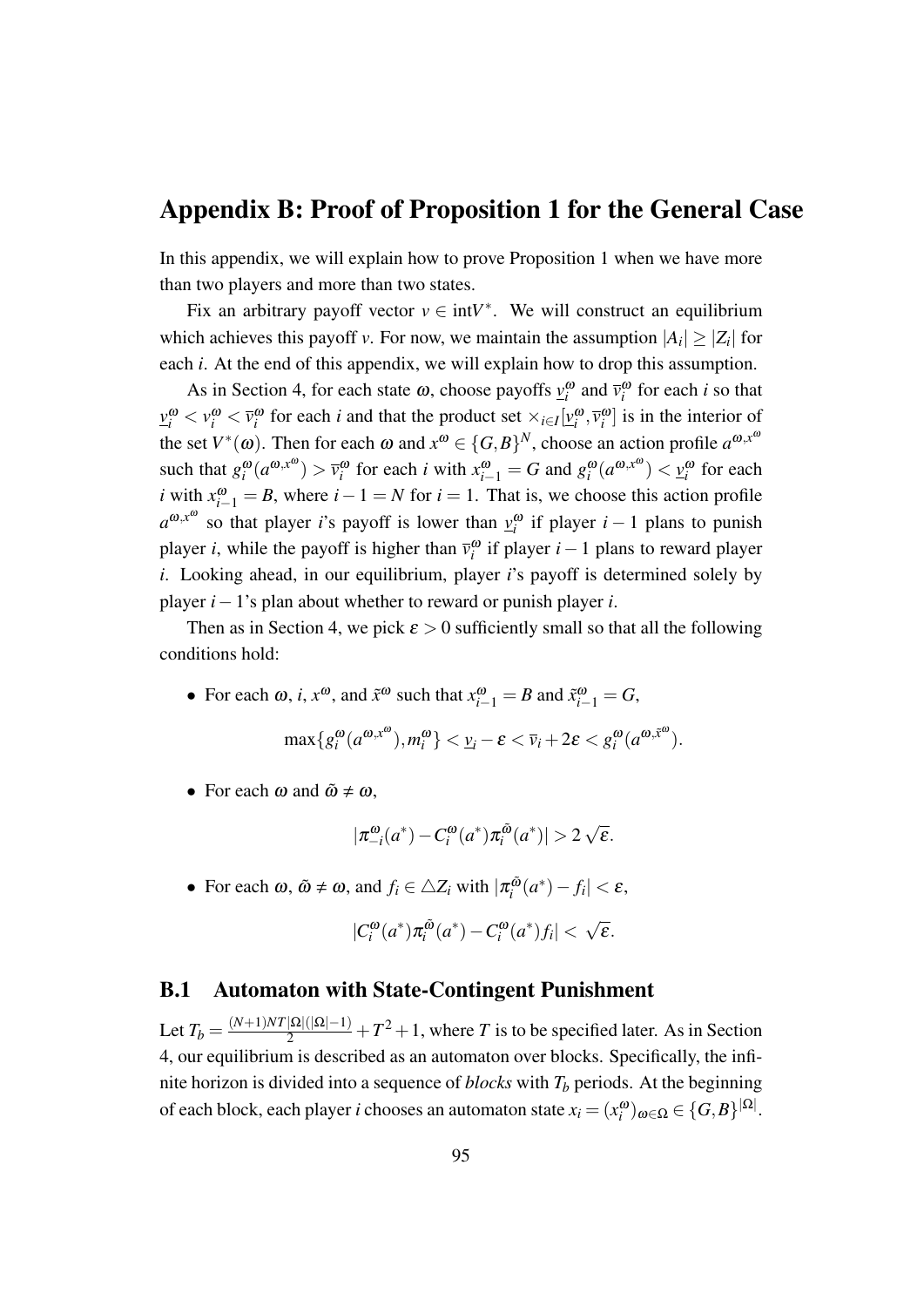## Appendix B: Proof of Proposition 1 for the General Case

In this appendix, we will explain how to prove Proposition 1 when we have more than two players and more than two states.

Fix an arbitrary payoff vector $v \in \text{int}V^*$. We will construct an equilibrium which achieves this payoff $v$. For now, we maintain the assumption $|A_i| \geq |Z_i|$ for each $i$. At the end of this appendix, we will explain how to drop this assumption.

As in Section 4, for each state $\omega$, choose payoffs $\underline{v}_i^\omega$ and $\overline{v}_i^\omega$ for each $i$ so that $\underline{v}_i^\omega < v_i^\omega < \overline{v}_i^\omega$ for each $i$ and that the product set $\times_{i \in I}[\underline{v}_i^\omega, \overline{v}_i^\omega]$ is in the interior of the set $V^*(\omega)$. Then for each $\omega$ and $x^\omega \in \{G, B\}^N$, choose an action profile $a^{\omega, x^\omega}$ such that $g_i^\omega(a^{\omega, x^\omega}) > \overline{v}_i^\omega$ for each $i$ with $x_{i-1}^\omega = G$ and $g_i^\omega(a^{\omega, x^\omega}) < \underline{v}_i^\omega$ for each $i$ with $x_{i-1}^\omega = B$, where $i - 1 = N$ for $i = 1$. That is, we choose this action profile $a^{\omega, x^\omega}$ so that player $i$'s payoff is lower than $\underline{v}_i^\omega$ if player $i-1$ plans to punish player $i$, while the payoff is higher than $\overline{v}_i^\omega$ if player $i-1$ plans to reward player $i$. Looking ahead, in our equilibrium, player $i$'s payoff is determined solely by player $i-1$'s plan about whether to reward or punish player $i$.

Then as in Section 4, we pick $\varepsilon > 0$ sufficiently small so that all the following conditions hold:

- For each $\omega$, $i$, $x^\omega$, and $\tilde{x}^\omega$ such that $x_{i-1}^\omega = B$ and $\tilde{x}_{i-1}^\omega = G$,

$$\max\{g_i^\omega(a^{\omega, x^\omega}), m_i^\omega\} < \underline{v}_i - \varepsilon < \overline{v}_i + 2\varepsilon < g_i^\omega(a^{\omega, \tilde{x}^\omega}).$$

- For each $\omega$ and $\tilde{\omega} \neq \omega$,

$$|\pi_{-i}^\omega(a^*) - C_i^\omega(a^*)\pi_i^{\tilde{\omega}}(a^*)| > 2\sqrt{\varepsilon}.$$

- For each $\omega$, $\tilde{\omega} \neq \omega$, and $f_i \in \triangle Z_i$ with $|\pi_i^{\tilde{\omega}}(a^*) - f_i| < \varepsilon$,

$$|C_i^\omega(a^*)\pi_i^{\tilde{\omega}}(a^*) - C_i^\omega(a^*)f_i| < \sqrt{\varepsilon}.$$

### B.1 Automaton with State-Contingent Punishment

Let $T_b = \frac{(N+1)NT|\Omega|(|\Omega|-1)}{2} + T^2 + 1$, where $T$ is to be specified later. As in Section 4, our equilibrium is described as an automaton over blocks. Specifically, the infinite horizon is divided into a sequence of *blocks* with $T_b$ periods. At the beginning of each block, each player $i$ chooses an automaton state $x_i = (x_i^\omega)_{\omega \in \Omega} \in \{G, B\}^{|\Omega|}$.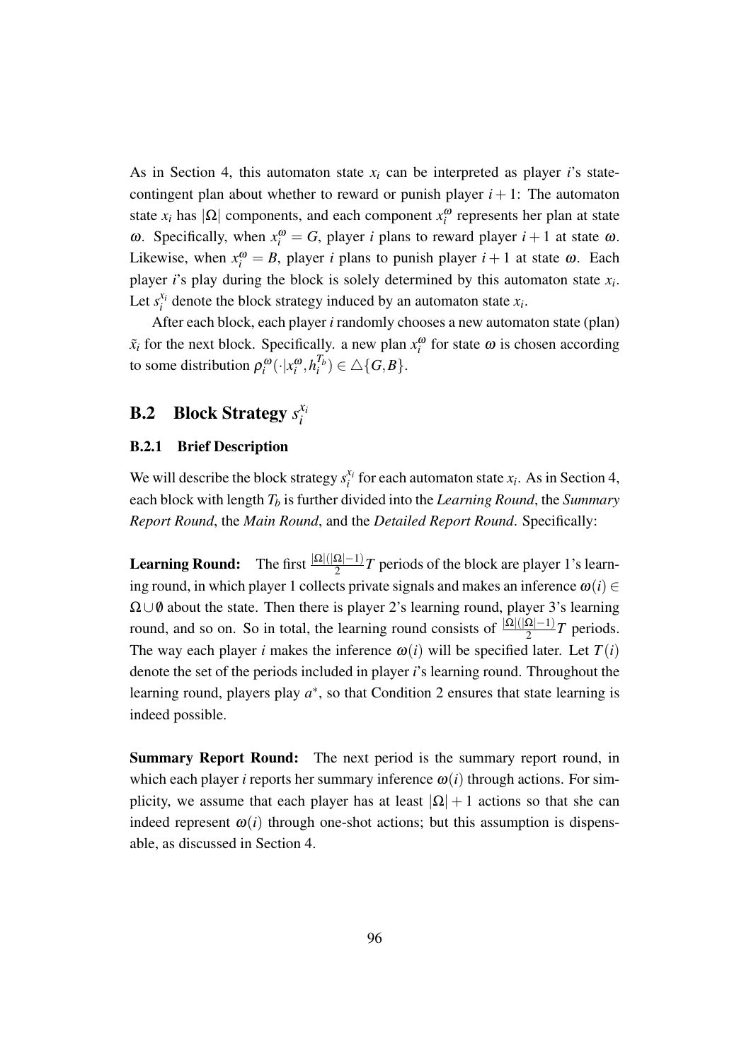As in Section 4, this automaton state $x_i$ can be interpreted as player $i$'s state-contingent plan about whether to reward or punish player $i+1$: The automaton state $x_i$ has $|\Omega|$ components, and each component $x_i^{\omega}$ represents her plan at state $\omega$. Specifically, when $x_i^{\omega} = G$, player $i$ plans to reward player $i+1$ at state $\omega$. Likewise, when $x_i^{\omega} = B$, player $i$ plans to punish player $i+1$ at state $\omega$. Each player $i$'s play during the block is solely determined by this automaton state $x_i$. Let $s_i^{x_i}$ denote the block strategy induced by an automaton state $x_i$.

After each block, each player $i$ randomly chooses a new automaton state (plan) $\tilde{x}_i$ for the next block. Specifically. a new plan $x_i^{\omega}$ for state $\omega$ is chosen according to some distribution $\rho_i^{\omega}(\cdot|x_i^{\omega}, h_i^{T_b}) \in \triangle\{G, B\}$.

## B.2 Block Strategy $s_i^{x_i}$

### B.2.1 Brief Description

We will describe the block strategy $s_i^{x_i}$ for each automaton state $x_i$. As in Section 4, each block with length $T_b$ is further divided into the *Learning Round*, the *Summary Report Round*, the *Main Round*, and the *Detailed Report Round*. Specifically:

**Learning Round:** The first $\frac{|\Omega|(|\Omega|-1)}{2}T$ periods of the block are player 1's learning round, in which player 1 collects private signals and makes an inference $\omega(i) \in \Omega \cup \emptyset$ about the state. Then there is player 2's learning round, player 3's learning round, and so on. So in total, the learning round consists of $\frac{|\Omega|(|\Omega|-1)}{2}T$ periods. The way each player $i$ makes the inference $\omega(i)$ will be specified later. Let $T(i)$ denote the set of the periods included in player $i$'s learning round. Throughout the learning round, players play $a^*$, so that Condition 2 ensures that state learning is indeed possible.

**Summary Report Round:** The next period is the summary report round, in which each player $i$ reports her summary inference $\omega(i)$ through actions. For simplicity, we assume that each player has at least $|\Omega|+1$ actions so that she can indeed represent $\omega(i)$ through one-shot actions; but this assumption is dispensable, as discussed in Section 4.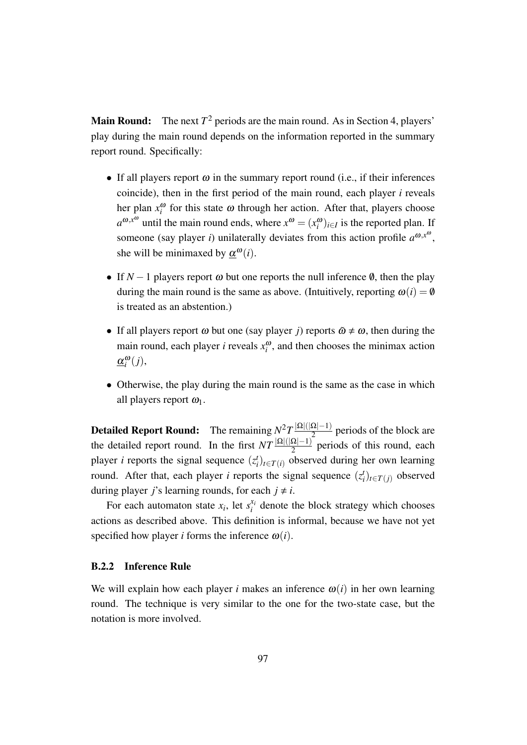**Main Round:** The next $T^2$ periods are the main round. As in Section 4, players' play during the main round depends on the information reported in the summary report round. Specifically:

- If all players report $\omega$ in the summary report round (i.e., if their inferences coincide), then in the first period of the main round, each player $i$ reveals her plan $x_i^{\omega}$ for this state $\omega$ through her action. After that, players choose $a^{\omega,x^{\omega}}$ until the main round ends, where $x^{\omega} = (x_i^{\omega})_{i\in I}$ is the reported plan. If someone (say player $i$) unilaterally deviates from this action profile $a^{\omega,x^{\omega}}$, she will be minimaxed by $\underline{\alpha}^{\omega}(i)$.

- If $N-1$ players report $\omega$ but one reports the null inference $\emptyset$, then the play during the main round is the same as above. (Intuitively, reporting $\omega(i) = \emptyset$ is treated as an abstention.)

- If all players report $\omega$ but one (say player $j$) reports $\tilde{\omega} \neq \omega$, then during the main round, each player $i$ reveals $x_i^{\omega}$, and then chooses the minimax action $\underline{\alpha}_i^{\omega}(j)$,

- Otherwise, the play during the main round is the same as the case in which all players report $\omega_1$.

**Detailed Report Round:** The remaining $N^2 T \frac{|\Omega|(|\Omega|-1)}{2}$ periods of the block are the detailed report round. In the first $NT\frac{|\Omega|(|\Omega|-1)}{2}$ periods of this round, each player $i$ reports the signal sequence $(z_i^t)_{t\in T(i)}$ observed during her own learning round. After that, each player $i$ reports the signal sequence $(z_i^t)_{t\in T(j)}$ observed during player $j$'s learning rounds, for each $j \neq i$.

For each automaton state $x_i$, let $s_i^{x_i}$ denote the block strategy which chooses actions as described above. This definition is informal, because we have not yet specified how player $i$ forms the inference $\omega(i)$.

### B.2.2 Inference Rule

We will explain how each player $i$ makes an inference $\omega(i)$ in her own learning round. The technique is very similar to the one for the two-state case, but the notation is more involved.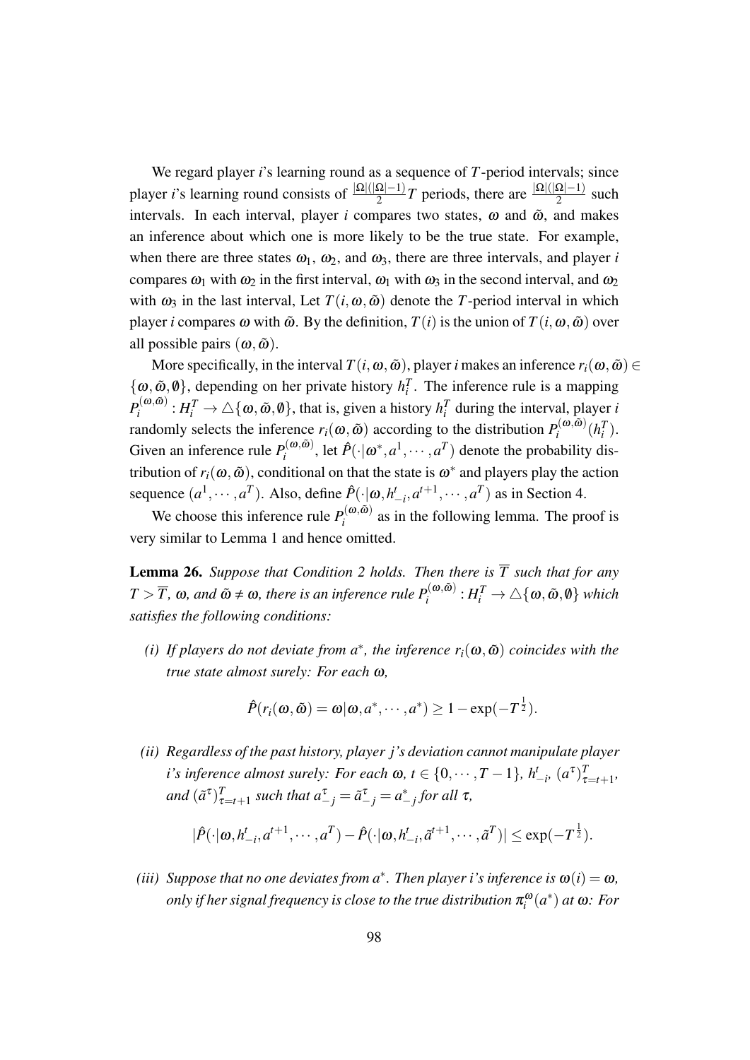We regard player $i$'s learning round as a sequence of $T$-period intervals; since player $i$'s learning round consists of $\frac{|\Omega|(|\Omega|-1)}{2}T$ periods, there are $\frac{|\Omega|(|\Omega|-1)}{2}$ such intervals. In each interval, player $i$ compares two states, $\omega$ and $\tilde{\omega}$, and makes an inference about which one is more likely to be the true state. For example, when there are three states $\omega_1$, $\omega_2$, and $\omega_3$, there are three intervals, and player $i$ compares $\omega_1$ with $\omega_2$ in the first interval, $\omega_1$ with $\omega_3$ in the second interval, and $\omega_2$ with $\omega_3$ in the last interval, Let $T(i,\omega,\tilde{\omega})$ denote the $T$-period interval in which player $i$ compares $\omega$ with $\tilde{\omega}$. By the definition, $T(i)$ is the union of $T(i,\omega,\tilde{\omega})$ over all possible pairs $(\omega,\tilde{\omega})$.

More specifically, in the interval $T(i,\omega,\tilde{\omega})$, player $i$ makes an inference $r_i(\omega,\tilde{\omega}) \in \{\omega,\tilde{\omega},\emptyset\}$, depending on her private history $h_i^T$. The inference rule is a mapping $P_i^{(\omega,\tilde{\omega})} : H_i^T \to \triangle\{\omega,\tilde{\omega},\emptyset\}$, that is, given a history $h_i^T$ during the interval, player $i$ randomly selects the inference $r_i(\omega,\tilde{\omega})$ according to the distribution $P_i^{(\omega,\tilde{\omega})}(h_i^T)$. Given an inference rule $P_i^{(\omega,\tilde{\omega})}$, let $\hat{P}(\cdot|\omega^*,a^1,\cdots,a^T)$ denote the probability distribution of $r_i(\omega,\tilde{\omega})$, conditional on that the state is $\omega^*$ and players play the action sequence $(a^1,\cdots,a^T)$. Also, define $\hat{P}(\cdot|\omega,h_{-i}^t,a^{t+1},\cdots,a^T)$ as in Section 4.

We choose this inference rule $P_i^{(\omega,\tilde{\omega})}$ as in the following lemma. The proof is very similar to Lemma 1 and hence omitted.

**Lemma 26.** *Suppose that Condition 2 holds. Then there is $\overline{T}$ such that for any $T > \overline{T}$, $\omega$, and $\tilde{\omega} \neq \omega$, there is an inference rule $P_i^{(\omega,\tilde{\omega})} : H_i^T \to \triangle\{\omega,\tilde{\omega},\emptyset\}$ which satisfies the following conditions:*

*(i) If players do not deviate from $a^*$, the inference $r_i(\omega,\tilde{\omega})$ coincides with the true state almost surely: For each $\omega$,*

$$\hat{P}(r_i(\omega,\tilde{\omega}) = \omega|\omega,a^*,\cdots,a^*) \geq 1 - \exp(-T^{\frac{1}{2}}).$$

*(ii) Regardless of the past history, player $j$'s deviation cannot manipulate player $i$'s inference almost surely: For each $\omega$, $t \in \{0,\cdots,T-1\}$, $h_{-i}^t$, $(a^\tau)_{\tau=t+1}^T$, and $(\tilde{a}^\tau)_{\tau=t+1}^T$ such that $a_{-j}^\tau = \tilde{a}_{-j}^\tau = a_{-j}^*$ for all $\tau$,*

$$|\hat{P}(\cdot|\omega,h_{-i}^t,a^{t+1},\cdots,a^T) - \hat{P}(\cdot|\omega,h_{-i}^t,\tilde{a}^{t+1},\cdots,\tilde{a}^T)| \leq \exp(-T^{\frac{1}{2}}).$$

*(iii) Suppose that no one deviates from $a^*$. Then player $i$'s inference is $\omega(i) = \omega$, only if her signal frequency is close to the true distribution $\pi_i^\omega(a^*)$ at $\omega$: For*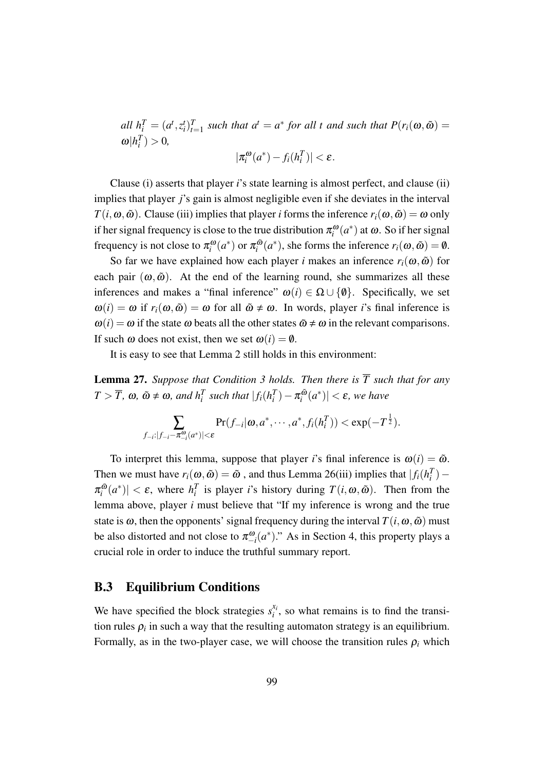*all* $h_i^T = (a^t, z_i^t)_{t=1}^T$ *such that* $a^t = a^*$ *for all* $t$ *and such that* $P(r_i(\omega,\tilde{\omega}) = \omega | h_i^T) > 0$*,*

$$|\pi_i^\omega(a^*) - f_i(h_i^T)| < \varepsilon.$$

Clause (i) asserts that player $i$'s state learning is almost perfect, and clause (ii) implies that player $j$'s gain is almost negligible even if she deviates in the interval $T(i,\omega,\tilde{\omega})$. Clause (iii) implies that player $i$ forms the inference $r_i(\omega,\tilde{\omega}) = \omega$ only if her signal frequency is close to the true distribution $\pi_i^\omega(a^*)$ at $\omega$. So if her signal frequency is not close to $\pi_i^\omega(a^*)$ or $\pi_i^{\tilde{\omega}}(a^*)$, she forms the inference $r_i(\omega,\tilde{\omega}) = \emptyset$.

So far we have explained how each player $i$ makes an inference $r_i(\omega,\tilde{\omega})$ for each pair $(\omega,\tilde{\omega})$. At the end of the learning round, she summarizes all these inferences and makes a "final inference" $\omega(i) \in \Omega \cup \{\emptyset\}$. Specifically, we set $\omega(i) = \omega$ if $r_i(\omega,\tilde{\omega}) = \omega$ for all $\tilde{\omega} \neq \omega$. In words, player $i$'s final inference is $\omega(i) = \omega$ if the state $\omega$ beats all the other states $\tilde{\omega} \neq \omega$ in the relevant comparisons. If such $\omega$ does not exist, then we set $\omega(i) = \emptyset$.

It is easy to see that Lemma 2 still holds in this environment:

**Lemma 27.** *Suppose that Condition 3 holds. Then there is* $\overline{T}$ *such that for any* $T > \overline{T}$*,* $\omega$*,* $\tilde{\omega} \neq \omega$*, and* $h_i^T$ *such that* $|f_i(h_i^T) - \pi_i^{\tilde{\omega}}(a^*)| < \varepsilon$*, we have*

$$\sum_{f_{-i}:|f_{-i}-\pi_{-i}^{\omega}(a^*)|<\varepsilon} \Pr(f_{-i}|\omega, a^*, \cdots, a^*, f_i(h_i^T)) < \exp(-T^{\frac{1}{2}}).$$

To interpret this lemma, suppose that player $i$'s final inference is $\omega(i) = \tilde{\omega}$. Then we must have $r_i(\omega,\tilde{\omega}) = \tilde{\omega}$ , and thus Lemma 26(iii) implies that $|f_i(h_i^T) - \pi_i^{\tilde{\omega}}(a^*)| < \varepsilon$, where $h_i^T$ is player $i$'s history during $T(i,\omega,\tilde{\omega})$. Then from the lemma above, player $i$ must believe that "If my inference is wrong and the true state is $\omega$, then the opponents' signal frequency during the interval $T(i,\omega,\tilde{\omega})$ must be also distorted and not close to $\pi_{-i}^{\omega}(a^*)$." As in Section 4, this property plays a crucial role in order to induce the truthful summary report.

## B.3 Equilibrium Conditions

We have specified the block strategies $s_i^{x_i}$, so what remains is to find the transition rules $\rho_i$ in such a way that the resulting automaton strategy is an equilibrium. Formally, as in the two-player case, we will choose the transition rules $\rho_i$ which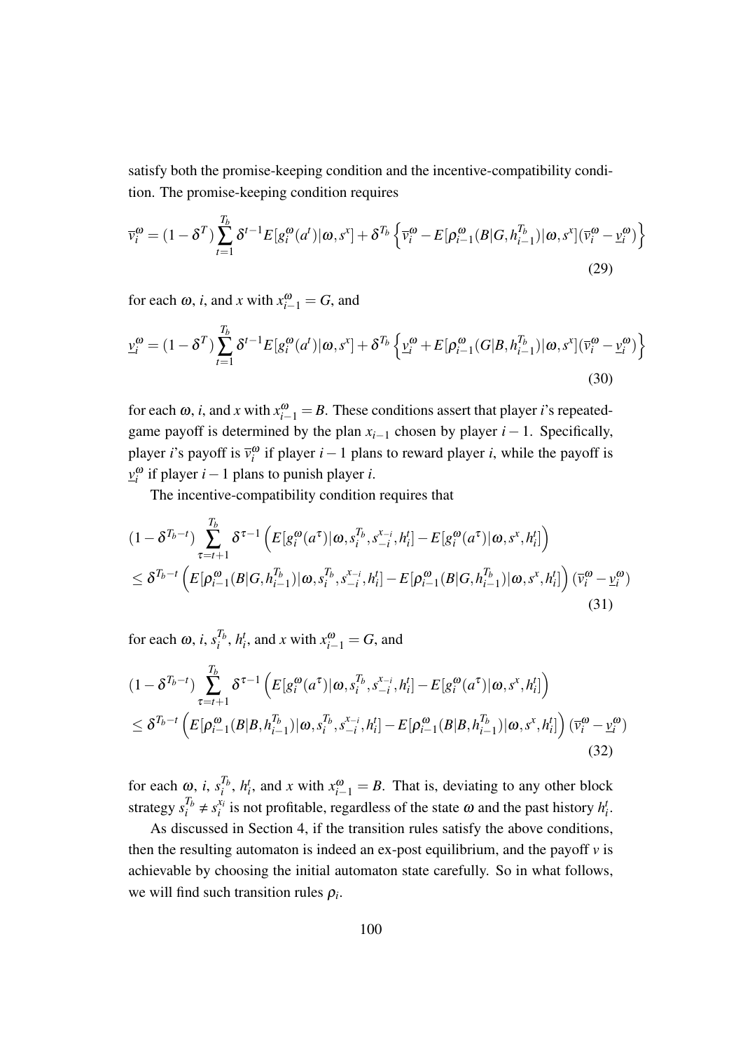satisfy both the promise-keeping condition and the incentive-compatibility condition. The promise-keeping condition requires

$$\overline{v}_i^{\omega} = (1-\delta^T)\sum_{t=1}^{T_b}\delta^{t-1}E[g_i^{\omega}(a^t)|\omega,s^x] + \delta^{T_b}\left\{\overline{v}_i^{\omega} - E[\rho_{i-1}^{\omega}(B|G,h_{i-1}^{T_b})|\omega,s^x](\overline{v}_i^{\omega} - \underline{v}_i^{\omega})\right\} \tag{29}$$

for each $\omega$, $i$, and $x$ with $x_{i-1}^{\omega} = G$, and

$$\underline{v}_i^{\omega} = (1-\delta^T)\sum_{t=1}^{T_b}\delta^{t-1}E[g_i^{\omega}(a^t)|\omega,s^x] + \delta^{T_b}\left\{\underline{v}_i^{\omega} + E[\rho_{i-1}^{\omega}(G|B,h_{i-1}^{T_b})|\omega,s^x](\overline{v}_i^{\omega} - \underline{v}_i^{\omega})\right\} \tag{30}$$

for each $\omega$, $i$, and $x$ with $x_{i-1}^{\omega} = B$. These conditions assert that player $i$'s repeated-game payoff is determined by the plan $x_{i-1}$ chosen by player $i-1$. Specifically, player $i$'s payoff is $\overline{v}_i^{\omega}$ if player $i-1$ plans to reward player $i$, while the payoff is $\underline{v}_i^{\omega}$ if player $i-1$ plans to punish player $i$.

The incentive-compatibility condition requires that

$$\begin{aligned}
&(1-\delta^{T_b-t})\sum_{\tau=t+1}^{T_b}\delta^{\tau-1}\left(E[g_i^{\omega}(a^{\tau})|\omega,s_i^{T_b},s_{-i}^{x_{-i}},h_i^t] - E[g_i^{\omega}(a^{\tau})|\omega,s^x,h_i^t]\right) \\
&\leq \delta^{T_b-t}\left(E[\rho_{i-1}^{\omega}(B|G,h_{i-1}^{T_b})|\omega,s_i^{T_b},s_{-i}^{x_{-i}},h_i^t] - E[\rho_{i-1}^{\omega}(B|G,h_{i-1}^{T_b})|\omega,s^x,h_i^t]\right)(\overline{v}_i^{\omega} - \underline{v}_i^{\omega})
\end{aligned} \tag{31}$$

for each $\omega$, $i$, $s_i^{T_b}$, $h_i^t$, and $x$ with $x_{i-1}^{\omega} = G$, and

$$\begin{aligned}
&(1-\delta^{T_b-t})\sum_{\tau=t+1}^{T_b}\delta^{\tau-1}\left(E[g_i^{\omega}(a^{\tau})|\omega,s_i^{T_b},s_{-i}^{x_{-i}},h_i^t] - E[g_i^{\omega}(a^{\tau})|\omega,s^x,h_i^t]\right) \\
&\leq \delta^{T_b-t}\left(E[\rho_{i-1}^{\omega}(B|B,h_{i-1}^{T_b})|\omega,s_i^{T_b},s_{-i}^{x_{-i}},h_i^t] - E[\rho_{i-1}^{\omega}(B|B,h_{i-1}^{T_b})|\omega,s^x,h_i^t]\right)(\overline{v}_i^{\omega} - \underline{v}_i^{\omega})
\end{aligned} \tag{32}$$

for each $\omega$, $i$, $s_i^{T_b}$, $h_i^t$, and $x$ with $x_{i-1}^{\omega} = B$. That is, deviating to any other block strategy $s_i^{T_b} \neq s_i^{x_i}$ is not profitable, regardless of the state $\omega$ and the past history $h_i^t$.

As discussed in Section 4, if the transition rules satisfy the above conditions, then the resulting automaton is indeed an ex-post equilibrium, and the payoff $v$ is achievable by choosing the initial automaton state carefully. So in what follows, we will find such transition rules $\rho_i$.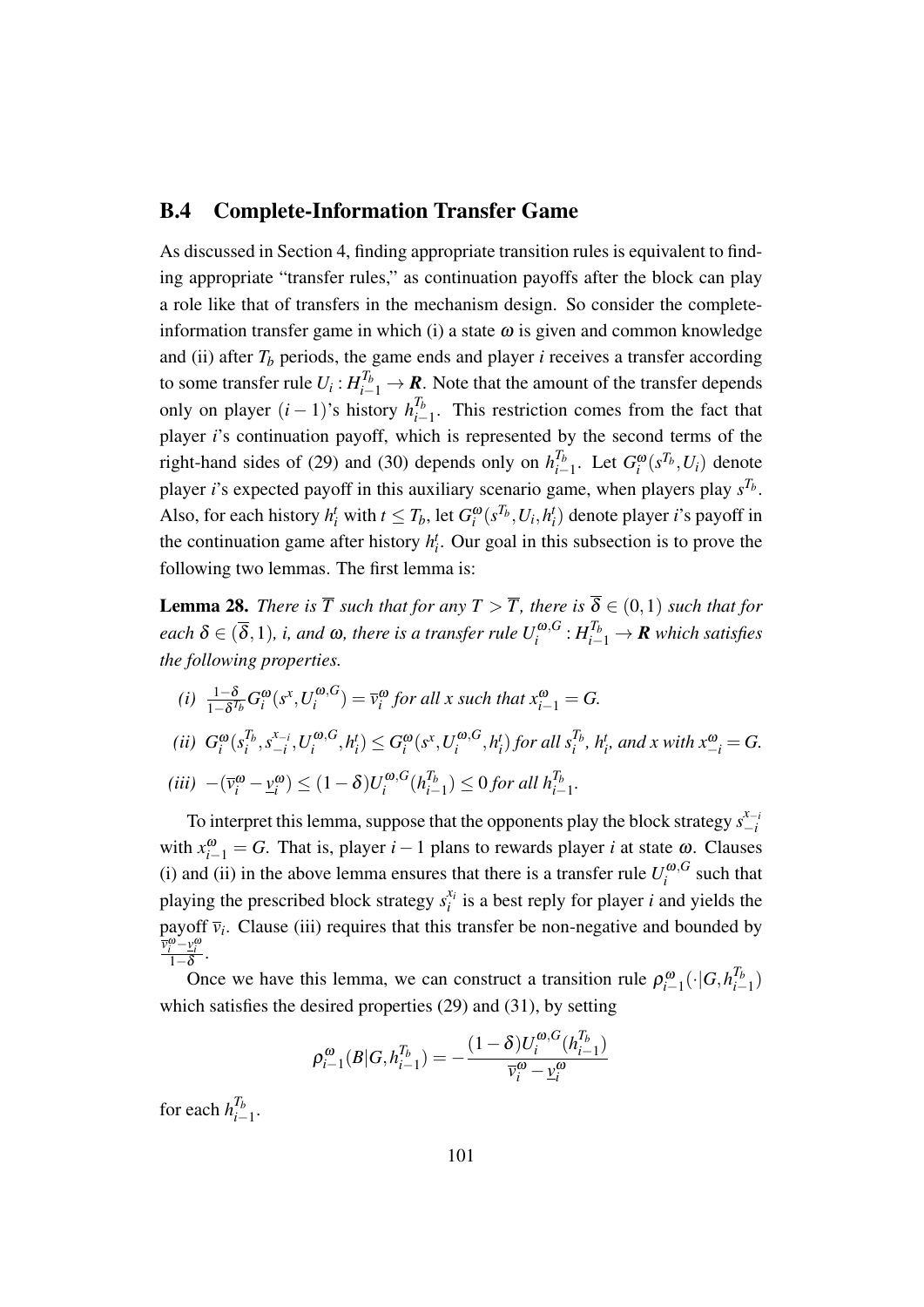### B.4 Complete-Information Transfer Game

As discussed in Section 4, finding appropriate transition rules is equivalent to finding appropriate "transfer rules," as continuation payoffs after the block can play a role like that of transfers in the mechanism design. So consider the complete-information transfer game in which (i) a state $\omega$ is given and common knowledge and (ii) after $T_b$ periods, the game ends and player $i$ receives a transfer according to some transfer rule $U_i : H_{i-1}^{T_b} \to \boldsymbol{R}$. Note that the amount of the transfer depends only on player $(i-1)$'s history $h_{i-1}^{T_b}$. This restriction comes from the fact that player $i$'s continuation payoff, which is represented by the second terms of the right-hand sides of (29) and (30) depends only on $h_{i-1}^{T_b}$. Let $G_i^{\omega}(s^{T_b}, U_i)$ denote player $i$'s expected payoff in this auxiliary scenario game, when players play $s^{T_b}$. Also, for each history $h_i^t$ with $t \leq T_b$, let $G_i^{\omega}(s^{T_b}, U_i, h_i^t)$ denote player $i$'s payoff in the continuation game after history $h_i^t$. Our goal in this subsection is to prove the following two lemmas. The first lemma is:

**Lemma 28.** *There is $\overline{T}$ such that for any $T > \overline{T}$, there is $\overline{\delta} \in (0,1)$ such that for each $\delta \in (\overline{\delta}, 1)$, $i$, and $\omega$, there is a transfer rule $U_i^{\omega,G} : H_{i-1}^{T_b} \to \boldsymbol{R}$ which satisfies the following properties.*

*(i)* $\frac{1-\delta}{1-\delta^{T_b}} G_i^{\omega}(s^x, U_i^{\omega,G}) = \overline{v}_i^{\omega}$ *for all $x$ such that $x_{i-1}^{\omega} = G$.*

*(ii)* $G_i^{\omega}(s_i^{T_b}, s_{-i}^{x_{-i}}, U_i^{\omega,G}, h_i^t) \leq G_i^{\omega}(s^x, U_i^{\omega,G}, h_i^t)$ *for all $s_i^{T_b}$, $h_i^t$, and $x$ with $x_{-i}^{\omega} = G$.*

*(iii)* $-(\overline{v}_i^{\omega} - \underline{v}_i^{\omega}) \leq (1-\delta) U_i^{\omega,G}(h_{i-1}^{T_b}) \leq 0$ *for all $h_{i-1}^{T_b}$.*

To interpret this lemma, suppose that the opponents play the block strategy $s_{-i}^{x_{-i}}$ with $x_{i-1}^{\omega} = G$. That is, player $i-1$ plans to rewards player $i$ at state $\omega$. Clauses (i) and (ii) in the above lemma ensures that there is a transfer rule $U_i^{\omega,G}$ such that playing the prescribed block strategy $s_i^{x_i}$ is a best reply for player $i$ and yields the payoff $\overline{v}_i$. Clause (iii) requires that this transfer be non-negative and bounded by $\frac{\overline{v}_i^{\omega} - \underline{v}_i^{\omega}}{1-\delta}$.

Once we have this lemma, we can construct a transition rule $\rho_{i-1}^{\omega}(\cdot | G, h_{i-1}^{T_b})$ which satisfies the desired properties (29) and (31), by setting

$$\rho_{i-1}^{\omega}(B|G, h_{i-1}^{T_b}) = -\frac{(1-\delta) U_i^{\omega,G}(h_{i-1}^{T_b})}{\overline{v}_i^{\omega} - \underline{v}_i^{\omega}}$$

for each $h_{i-1}^{T_b}$.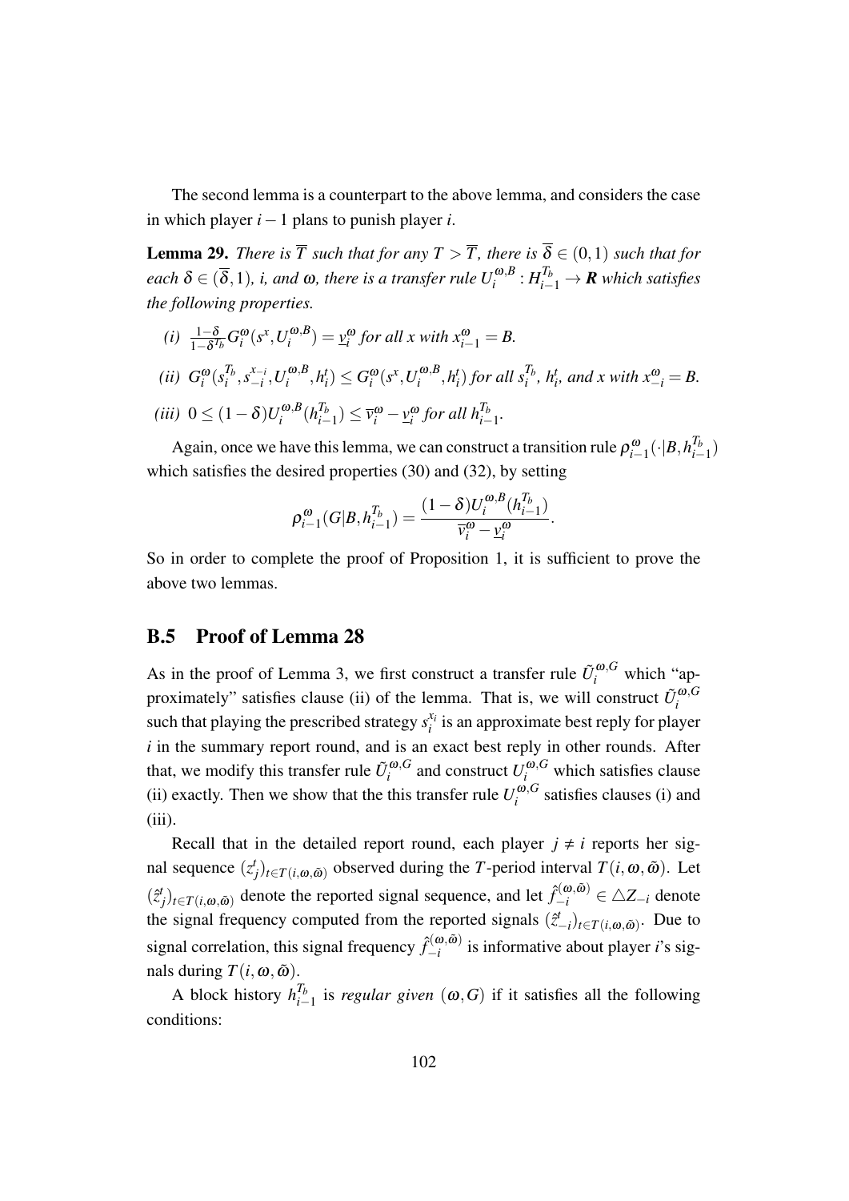The second lemma is a counterpart to the above lemma, and considers the case in which player $i-1$ plans to punish player $i$.

**Lemma 29.** *There is $\overline{T}$ such that for any $T > \overline{T}$, there is $\overline{\delta} \in (0,1)$ such that for each $\delta \in (\overline{\delta}, 1)$, $i$, and $\omega$, there is a transfer rule $U_i^{\omega,B} : H_{i-1}^{T_b} \to \mathbf{R}$ which satisfies the following properties.*

*(i)* $\frac{1-\delta}{1-\delta^{T_b}} G_i^{\omega}(s^x, U_i^{\omega,B}) = \underline{v}_i^{\omega}$ *for all $x$ with $x_{i-1}^{\omega} = B$.*

*(ii)* $G_i^{\omega}(s_i^{T_b}, s_{-i}^{x_{-i}}, U_i^{\omega,B}, h_i^t) \leq G_i^{\omega}(s^x, U_i^{\omega,B}, h_i^t)$ *for all $s_i^{T_b}$, $h_i^t$, and $x$ with $x_{-i}^{\omega} = B$.*

*(iii)* $0 \leq (1-\delta) U_i^{\omega,B}(h_{i-1}^{T_b}) \leq \overline{v}_i^{\omega} - \underline{v}_i^{\omega}$ *for all $h_{i-1}^{T_b}$.*

Again, once we have this lemma, we can construct a transition rule $\rho_{i-1}^{\omega}(\cdot | B, h_{i-1}^{T_b})$ which satisfies the desired properties (30) and (32), by setting

$$\rho_{i-1}^{\omega}(G | B, h_{i-1}^{T_b}) = \frac{(1-\delta) U_i^{\omega,B}(h_{i-1}^{T_b})}{\overline{v}_i^{\omega} - \underline{v}_i^{\omega}}.$$

So in order to complete the proof of Proposition 1, it is sufficient to prove the above two lemmas.

## B.5 Proof of Lemma 28

As in the proof of Lemma 3, we first construct a transfer rule $\tilde{U}_i^{\omega,G}$ which "approximately" satisfies clause (ii) of the lemma. That is, we will construct $\tilde{U}_i^{\omega,G}$ such that playing the prescribed strategy $s_i^{x_i}$ is an approximate best reply for player $i$ in the summary report round, and is an exact best reply in other rounds. After that, we modify this transfer rule $\tilde{U}_i^{\omega,G}$ and construct $U_i^{\omega,G}$ which satisfies clause (ii) exactly. Then we show that the this transfer rule $U_i^{\omega,G}$ satisfies clauses (i) and (iii).

Recall that in the detailed report round, each player $j \neq i$ reports her signal sequence $(z_j^t)_{t \in T(i,\omega,\tilde{\omega})}$ observed during the $T$-period interval $T(i,\omega,\tilde{\omega})$. Let $(\hat{z}_j^t)_{t \in T(i,\omega,\tilde{\omega})}$ denote the reported signal sequence, and let $\hat{f}_{-i}^{(\omega,\tilde{\omega})} \in \triangle Z_{-i}$ denote the signal frequency computed from the reported signals $(\hat{z}_{-i}^t)_{t \in T(i,\omega,\tilde{\omega})}$. Due to signal correlation, this signal frequency $\hat{f}_{-i}^{(\omega,\tilde{\omega})}$ is informative about player $i$'s signals during $T(i,\omega,\tilde{\omega})$.

A block history $h_{i-1}^{T_b}$ is *regular given* $(\omega, G)$ if it satisfies all the following conditions: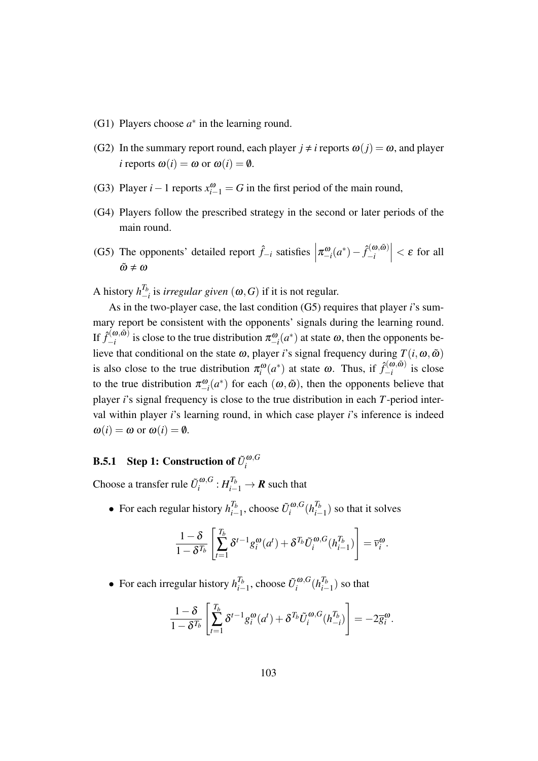- (G1) Players choose $a^*$ in the learning round.
- (G2) In the summary report round, each player $j \neq i$ reports $\omega(j) = \omega$, and player $i$ reports $\omega(i) = \omega$ or $\omega(i) = \emptyset$.
- (G3) Player $i-1$ reports $x^{\omega}_{i-1} = G$ in the first period of the main round,
- (G4) Players follow the prescribed strategy in the second or later periods of the main round.
- (G5) The opponents' detailed report $\hat{f}_{-i}$ satisfies $\left|\pi^{\omega}_{-i}(a^*) - \hat{f}^{(\omega,\tilde{\omega})}_{-i}\right| < \varepsilon$ for all $\tilde{\omega} \neq \omega$

A history $h^{T_b}_{-i}$ is *irregular given* $(\omega, G)$ if it is not regular.

As in the two-player case, the last condition (G5) requires that player $i$'s summary report be consistent with the opponents' signals during the learning round. If $\hat{f}^{(\omega,\tilde{\omega})}_{-i}$ is close to the true distribution $\pi^{\omega}_{-i}(a^*)$ at state $\omega$, then the opponents believe that conditional on the state $\omega$, player $i$'s signal frequency during $T(i,\omega,\tilde{\omega})$ is also close to the true distribution $\pi^{\omega}_{i}(a^*)$ at state $\omega$. Thus, if $\hat{f}^{(\omega,\tilde{\omega})}_{-i}$ is close to the true distribution $\pi^{\omega}_{-i}(a^*)$ for each $(\omega,\tilde{\omega})$, then the opponents believe that player $i$'s signal frequency is close to the true distribution in each $T$-period interval within player $i$'s learning round, in which case player $i$'s inference is indeed $\omega(i) = \omega$ or $\omega(i) = \emptyset$.

### B.5.1 Step 1: Construction of $\tilde{U}^{\omega,G}_i$

Choose a transfer rule $\tilde{U}^{\omega,G}_i : H^{T_b}_{i-1} \to \boldsymbol{R}$ such that

- For each regular history $h^{T_b}_{i-1}$, choose $\tilde{U}^{\omega,G}_i(h^{T_b}_{i-1})$ so that it solves

$$\frac{1-\delta}{1-\delta^{T_b}}\left[\sum_{t=1}^{T_b}\delta^{t-1}g^{\omega}_i(a^t) + \delta^{T_b}\tilde{U}^{\omega,G}_i(h^{T_b}_{i-1})\right] = \overline{v}^{\omega}_i.$$

- For each irregular history $h^{T_b}_{i-1}$, choose $\tilde{U}^{\omega,G}_i(h^{T_b}_{i-1})$ so that

$$\frac{1-\delta}{1-\delta^{T_b}}\left[\sum_{t=1}^{T_b}\delta^{t-1}g^{\omega}_i(a^t) + \delta^{T_b}\tilde{U}^{\omega,G}_i(h^{T_b}_{-i})\right] = -2\overline{g}^{\omega}_i.$$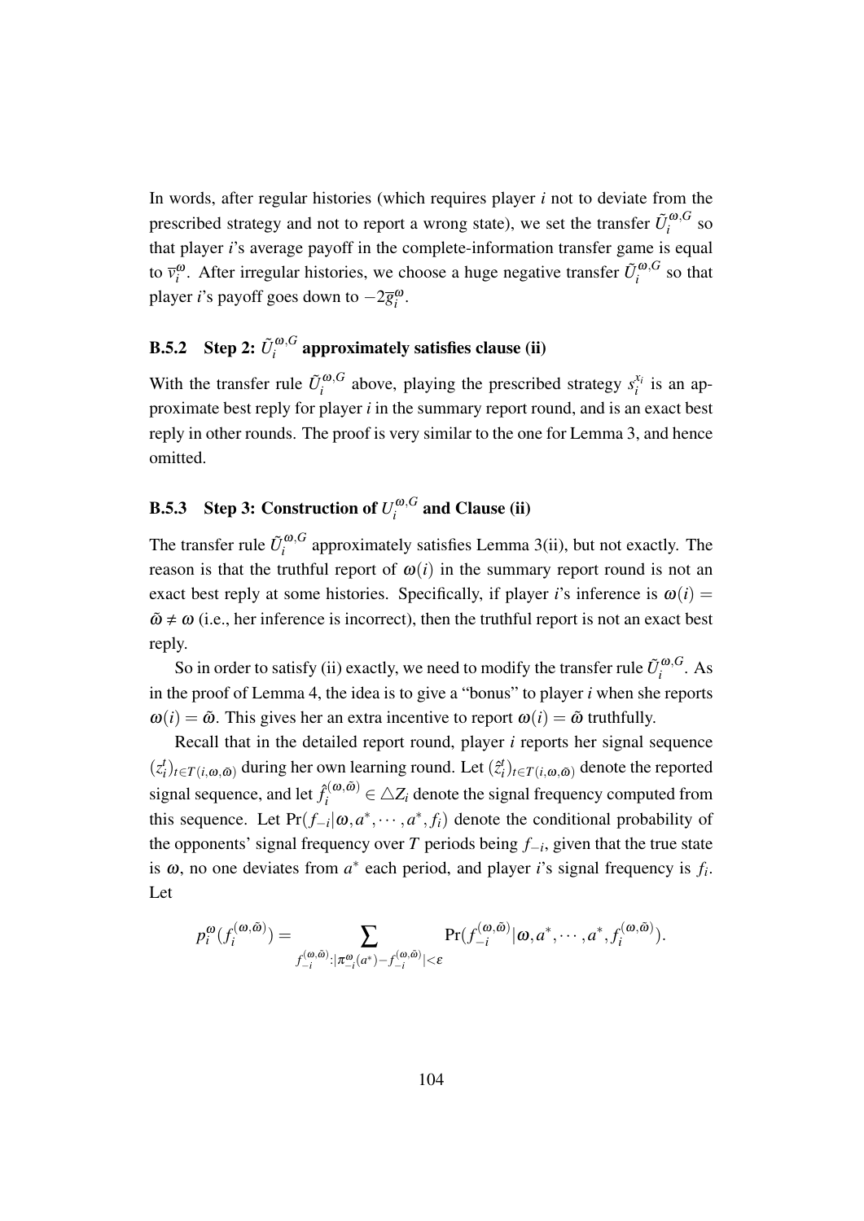In words, after regular histories (which requires player $i$ not to deviate from the prescribed strategy and not to report a wrong state), we set the transfer $\tilde{U}_i^{\omega,G}$ so that player $i$'s average payoff in the complete-information transfer game is equal to $\overline{v}_i^{\omega}$. After irregular histories, we choose a huge negative transfer $\tilde{U}_i^{\omega,G}$ so that player $i$'s payoff goes down to $-2\overline{g}_i^{\omega}$.

### B.5.2 Step 2: $\tilde{U}_i^{\omega,G}$ approximately satisfies clause (ii)

With the transfer rule $\tilde{U}_i^{\omega,G}$ above, playing the prescribed strategy $s_i^{x_i}$ is an approximate best reply for player $i$ in the summary report round, and is an exact best reply in other rounds. The proof is very similar to the one for Lemma 3, and hence omitted.

### B.5.3 Step 3: Construction of $U_i^{\omega,G}$ and Clause (ii)

The transfer rule $\tilde{U}_i^{\omega,G}$ approximately satisfies Lemma 3(ii), but not exactly. The reason is that the truthful report of $\omega(i)$ in the summary report round is not an exact best reply at some histories. Specifically, if player $i$'s inference is $\omega(i) = \tilde{\omega} \neq \omega$ (i.e., her inference is incorrect), then the truthful report is not an exact best reply.

So in order to satisfy (ii) exactly, we need to modify the transfer rule $\tilde{U}_i^{\omega,G}$. As in the proof of Lemma 4, the idea is to give a "bonus" to player $i$ when she reports $\omega(i) = \tilde{\omega}$. This gives her an extra incentive to report $\omega(i) = \tilde{\omega}$ truthfully.

Recall that in the detailed report round, player $i$ reports her signal sequence $(z_i^t)_{t \in T(i,\omega,\tilde{\omega})}$ during her own learning round. Let $(\hat{z}_i^t)_{t \in T(i,\omega,\tilde{\omega})}$ denote the reported signal sequence, and let $\hat{f}_i^{(\omega,\tilde{\omega})} \in \triangle Z_i$ denote the signal frequency computed from this sequence. Let $\Pr(f_{-i}|\omega, a^*, \cdots, a^*, f_i)$ denote the conditional probability of the opponents' signal frequency over $T$ periods being $f_{-i}$, given that the true state is $\omega$, no one deviates from $a^*$ each period, and player $i$'s signal frequency is $f_i$. Let

$$p_i^{\omega}(f_i^{(\omega,\tilde{\omega})}) = \sum_{f_{-i}^{(\omega,\tilde{\omega})} : |\pi_{-i}^{\omega}(a^*) - f_{-i}^{(\omega,\tilde{\omega})}| < \varepsilon} \Pr(f_{-i}^{(\omega,\tilde{\omega})} | \omega, a^*, \cdots, a^*, f_i^{(\omega,\tilde{\omega})}).$$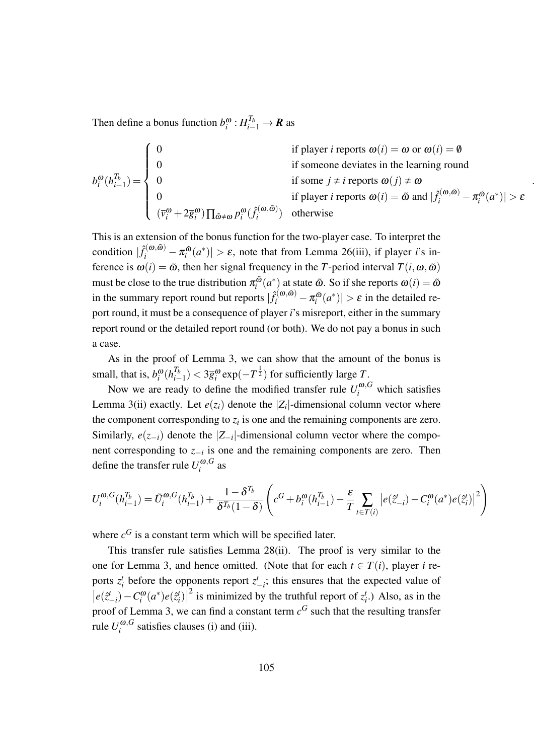Then define a bonus function $b_i^{\omega}: H_{i-1}^{T_b} \to \boldsymbol{R}$ as

$$
b_i^{\omega}(h_{i-1}^{T_b}) = \begin{cases} 0 & \text{if player } i \text{ reports } \omega(i) = \omega \text{ or } \omega(i) = \emptyset \\ 0 & \text{if someone deviates in the learning round} \\ 0 & \text{if some } j \neq i \text{ reports } \omega(j) \neq \omega \\ 0 & \text{if player } i \text{ reports } \omega(i) = \tilde{\omega} \text{ and } |\hat{f}_i^{(\omega,\tilde{\omega})} - \pi_i^{\tilde{\omega}}(a^*)| > \varepsilon \\ (\overline{v}_i^{\omega} + 2\overline{g}_i^{\omega}) \prod_{\tilde{\omega} \neq \omega} p_i^{\omega}(\hat{f}_i^{(\omega,\tilde{\omega})}) & \text{otherwise} \end{cases}.
$$

This is an extension of the bonus function for the two-player case. To interpret the condition $|\hat{f}_i^{(\omega,\tilde{\omega})} - \pi_i^{\tilde{\omega}}(a^*)| > \varepsilon$, note that from Lemma 26(iii), if player $i$'s inference is $\omega(i) = \tilde{\omega}$, then her signal frequency in the $T$-period interval $T(i,\omega,\tilde{\omega})$ must be close to the true distribution $\pi_i^{\tilde{\omega}}(a^*)$ at state $\tilde{\omega}$. So if she reports $\omega(i) = \tilde{\omega}$ in the summary report round but reports $|\hat{f}_i^{(\omega,\tilde{\omega})} - \pi_i^{\tilde{\omega}}(a^*)| > \varepsilon$ in the detailed report round, it must be a consequence of player $i$'s misreport, either in the summary report round or the detailed report round (or both). We do not pay a bonus in such a case.

As in the proof of Lemma 3, we can show that the amount of the bonus is small, that is, $b_i^{\omega}(h_{i-1}^{T_b}) < 3\overline{g}_i^{\omega} \exp(-T^{\frac{1}{2}})$ for sufficiently large $T$.

Now we are ready to define the modified transfer rule $U_i^{\omega,G}$ which satisfies Lemma 3(ii) exactly. Let $e(z_i)$ denote the $|Z_i|$-dimensional column vector where the component corresponding to $z_i$ is one and the remaining components are zero. Similarly, $e(z_{-i})$ denote the $|Z_{-i}|$-dimensional column vector where the component corresponding to $z_{-i}$ is one and the remaining components are zero. Then define the transfer rule $U_i^{\omega,G}$ as

$$
U_i^{\omega,G}(h_{i-1}^{T_b}) = \tilde{U}_i^{\omega,G}(h_{i-1}^{T_b}) + \frac{1-\delta^{T_b}}{\delta^{T_b}(1-\delta)} \left( c^G + b_i^{\omega}(h_{i-1}^{T_b}) - \frac{\varepsilon}{T} \sum_{t \in T(i)} \left| e(\hat{z}_{-i}^t) - C_i^{\omega}(a^*) e(\hat{z}_i^t) \right|^2 \right)
$$

where $c^G$ is a constant term which will be specified later.

This transfer rule satisfies Lemma 28(ii). The proof is very similar to the one for Lemma 3, and hence omitted. (Note that for each $t \in T(i)$, player $i$ reports $z_i^t$ before the opponents report $z_{-i}^t$; this ensures that the expected value of $\left| e(\hat{z}_{-i}^t) - C_i^{\omega}(a^*) e(\hat{z}_i^t) \right|^2$ is minimized by the truthful report of $z_i^t$.) Also, as in the proof of Lemma 3, we can find a constant term $c^G$ such that the resulting transfer rule $U_i^{\omega,G}$ satisfies clauses (i) and (iii).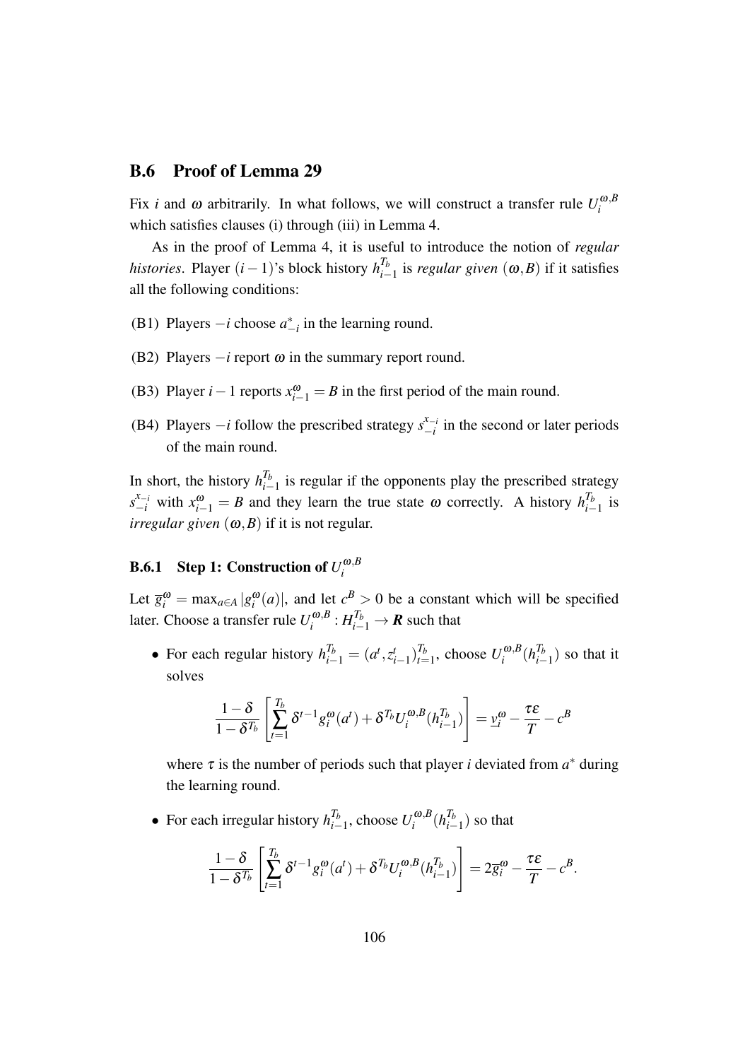## B.6 Proof of Lemma 29

Fix $i$ and $\omega$ arbitrarily. In what follows, we will construct a transfer rule $U_i^{\omega,B}$ which satisfies clauses (i) through (iii) in Lemma 4.

As in the proof of Lemma 4, it is useful to introduce the notion of *regular histories*. Player $(i-1)$'s block history $h_{i-1}^{T_b}$ is *regular given* $(\omega, B)$ if it satisfies all the following conditions:

- (B1) Players $-i$ choose $a_{-i}^*$ in the learning round.
- (B2) Players $-i$ report $\omega$ in the summary report round.
- (B3) Player $i-1$ reports $x_{i-1}^{\omega} = B$ in the first period of the main round.
- (B4) Players $-i$ follow the prescribed strategy $s_{-i}^{x_{-i}}$ in the second or later periods of the main round.

In short, the history $h_{i-1}^{T_b}$ is regular if the opponents play the prescribed strategy $s_{-i}^{x_{-i}}$ with $x_{i-1}^{\omega} = B$ and they learn the true state $\omega$ correctly. A history $h_{i-1}^{T_b}$ is *irregular given* $(\omega, B)$ if it is not regular.

### B.6.1 Step 1: Construction of $U_i^{\omega,B}$

Let $\overline{g}_i^{\omega} = \max_{a \in A} |g_i^{\omega}(a)|$, and let $c^B > 0$ be a constant which will be specified later. Choose a transfer rule $U_i^{\omega,B} : H_{i-1}^{T_b} \to \boldsymbol{R}$ such that

- For each regular history $h_{i-1}^{T_b} = (a^t, z_{i-1}^t)_{t=1}^{T_b}$, choose $U_i^{\omega,B}(h_{i-1}^{T_b})$ so that it solves

$$\frac{1-\delta}{1-\delta^{T_b}} \left[ \sum_{t=1}^{T_b} \delta^{t-1} g_i^{\omega}(a^t) + \delta^{T_b} U_i^{\omega,B}(h_{i-1}^{T_b}) \right] = \underline{v}_i^{\omega} - \frac{\tau \varepsilon}{T} - c^B$$

  where $\tau$ is the number of periods such that player $i$ deviated from $a^*$ during the learning round.

- For each irregular history $h_{i-1}^{T_b}$, choose $U_i^{\omega,B}(h_{i-1}^{T_b})$ so that

$$\frac{1-\delta}{1-\delta^{T_b}} \left[ \sum_{t=1}^{T_b} \delta^{t-1} g_i^{\omega}(a^t) + \delta^{T_b} U_i^{\omega,B}(h_{i-1}^{T_b}) \right] = 2\overline{g}_i^{\omega} - \frac{\tau \varepsilon}{T} - c^B.$$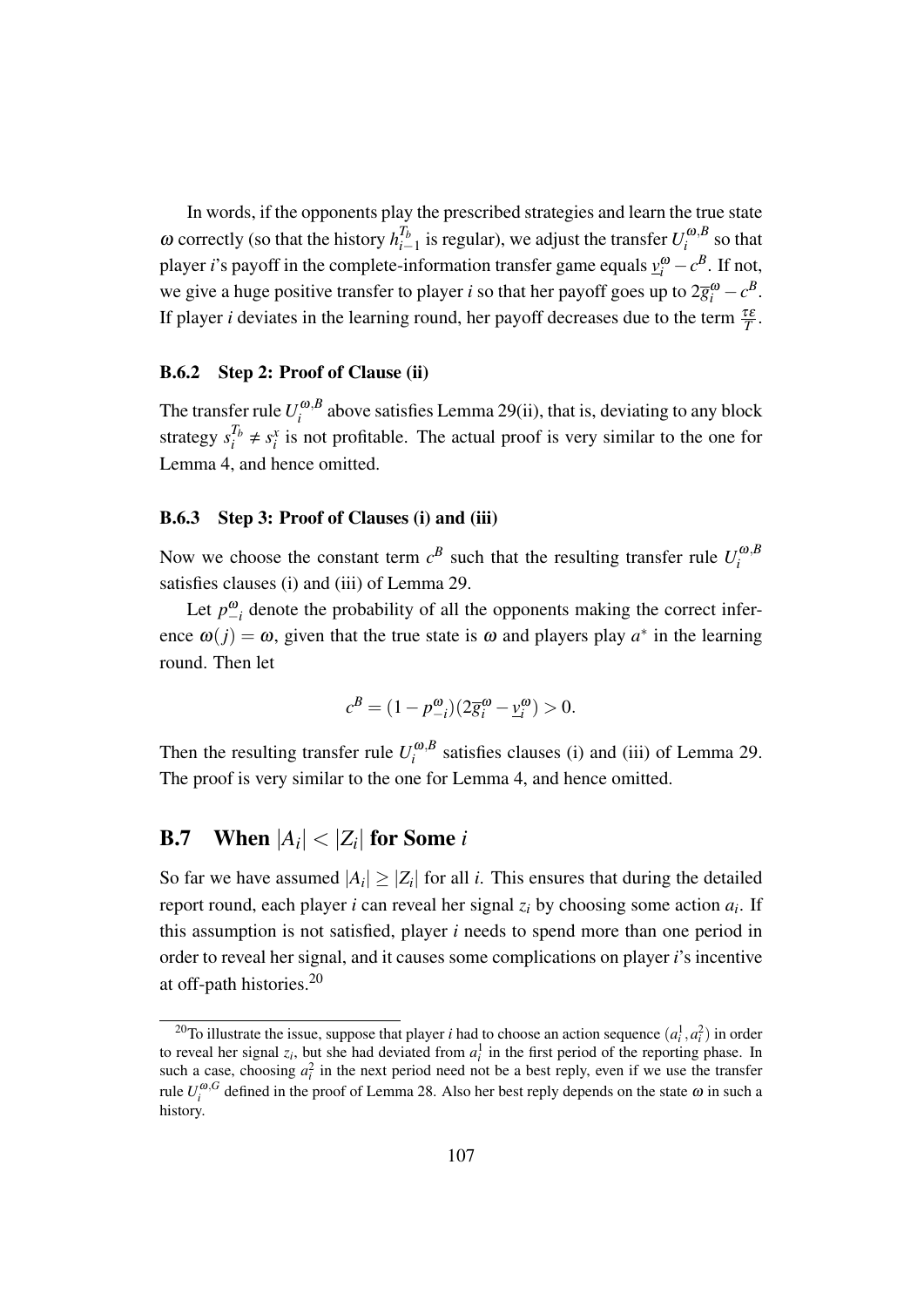In words, if the opponents play the prescribed strategies and learn the true state $\omega$ correctly (so that the history $h_{i-1}^{T_b}$ is regular), we adjust the transfer $U_i^{\omega,B}$ so that player $i$'s payoff in the complete-information transfer game equals $\underline{v}_i^{\omega} - c^B$. If not, we give a huge positive transfer to player $i$ so that her payoff goes up to $2\overline{g}_i^{\omega} - c^B$. If player $i$ deviates in the learning round, her payoff decreases due to the term $\frac{\tau\varepsilon}{T}$.

### B.6.2 Step 2: Proof of Clause (ii)

The transfer rule $U_i^{\omega,B}$ above satisfies Lemma 29(ii), that is, deviating to any block strategy $s_i^{T_b} \neq s_i^x$ is not profitable. The actual proof is very similar to the one for Lemma 4, and hence omitted.

### B.6.3 Step 3: Proof of Clauses (i) and (iii)

Now we choose the constant term $c^B$ such that the resulting transfer rule $U_i^{\omega,B}$ satisfies clauses (i) and (iii) of Lemma 29.

Let $p_{-i}^{\omega}$ denote the probability of all the opponents making the correct inference $\omega(j) = \omega$, given that the true state is $\omega$ and players play $a^*$ in the learning round. Then let

$$c^B = (1 - p_{-i}^{\omega})(2\overline{g}_i^{\omega} - \underline{v}_i^{\omega}) > 0.$$

Then the resulting transfer rule $U_i^{\omega,B}$ satisfies clauses (i) and (iii) of Lemma 29. The proof is very similar to the one for Lemma 4, and hence omitted.

## B.7 When $|A_i| < |Z_i|$ for Some $i$

So far we have assumed $|A_i| \geq |Z_i|$ for all $i$. This ensures that during the detailed report round, each player $i$ can reveal her signal $z_i$ by choosing some action $a_i$. If this assumption is not satisfied, player $i$ needs to spend more than one period in order to reveal her signal, and it causes some complications on player $i$'s incentive at off-path histories.[20]

[20] To illustrate the issue, suppose that player $i$ had to choose an action sequence $(a_i^1, a_i^2)$ in order to reveal her signal $z_i$, but she had deviated from $a_i^1$ in the first period of the reporting phase. In such a case, choosing $a_i^2$ in the next period need not be a best reply, even if we use the transfer rule $U_i^{\omega,G}$ defined in the proof of Lemma 28. Also her best reply depends on the state $\omega$ in such a history.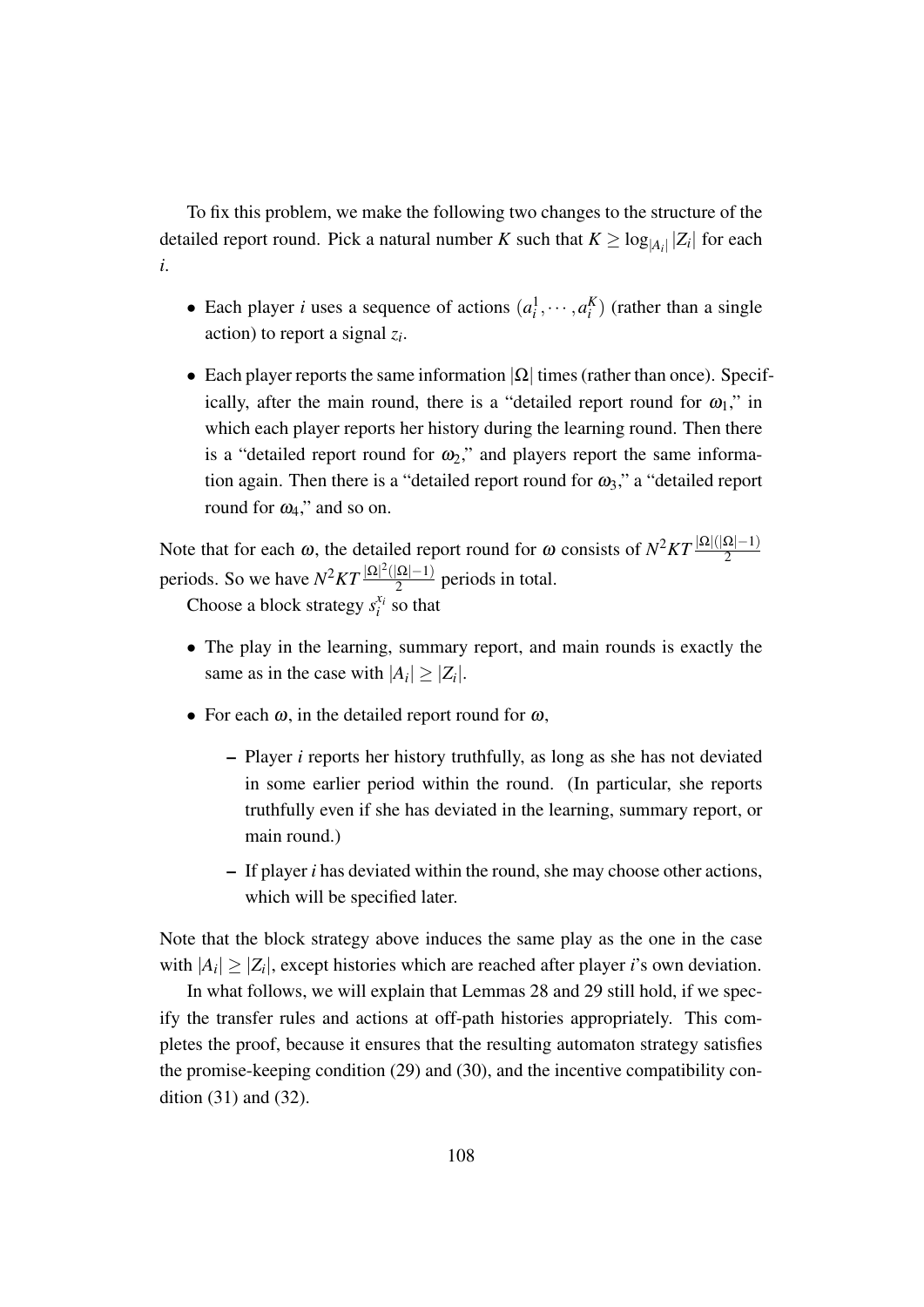To fix this problem, we make the following two changes to the structure of the detailed report round. Pick a natural number $K$ such that $K \geq \log_{|A_i|} |Z_i|$ for each $i$.

- Each player $i$ uses a sequence of actions $(a_i^1, \cdots, a_i^K)$ (rather than a single action) to report a signal $z_i$.
- Each player reports the same information $|\Omega|$ times (rather than once). Specifically, after the main round, there is a "detailed report round for $\omega_1$," in which each player reports her history during the learning round. Then there is a "detailed report round for $\omega_2$," and players report the same information again. Then there is a "detailed report round for $\omega_3$," a "detailed report round for $\omega_4$," and so on.

Note that for each $\omega$, the detailed report round for $\omega$ consists of $N^2KT\frac{|\Omega|(|\Omega|-1)}{2}$ periods. So we have $N^2KT\frac{|\Omega|^2(|\Omega|-1)}{2}$ periods in total.

Choose a block strategy $s_i^{x_i}$ so that

- The play in the learning, summary report, and main rounds is exactly the same as in the case with $|A_i| \geq |Z_i|$.
- For each $\omega$, in the detailed report round for $\omega$,
  - Player $i$ reports her history truthfully, as long as she has not deviated in some earlier period within the round. (In particular, she reports truthfully even if she has deviated in the learning, summary report, or main round.)
  - If player $i$ has deviated within the round, she may choose other actions, which will be specified later.

Note that the block strategy above induces the same play as the one in the case with $|A_i| \geq |Z_i|$, except histories which are reached after player $i$'s own deviation.

In what follows, we will explain that Lemmas 28 and 29 still hold, if we specify the transfer rules and actions at off-path histories appropriately. This completes the proof, because it ensures that the resulting automaton strategy satisfies the promise-keeping condition (29) and (30), and the incentive compatibility condition (31) and (32).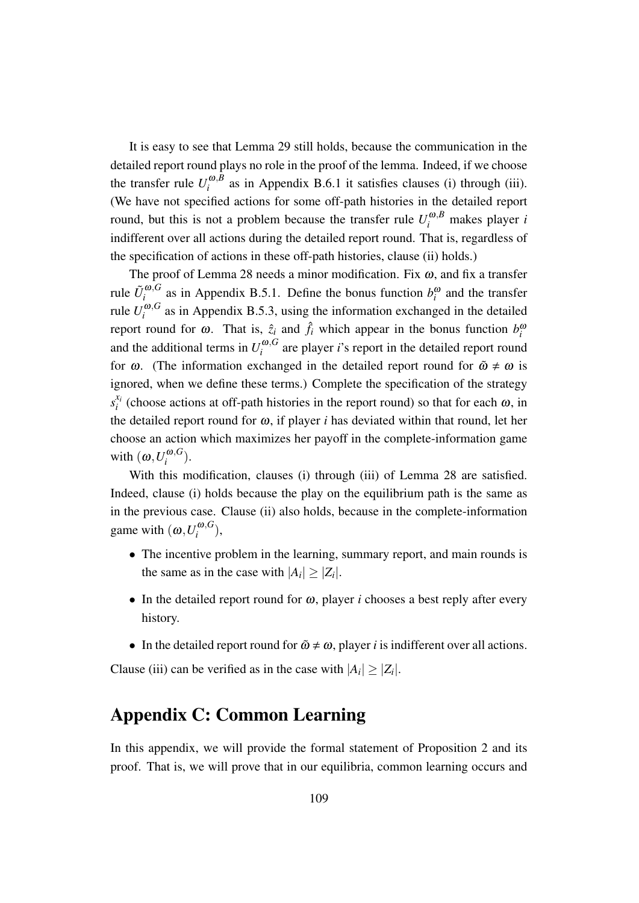It is easy to see that Lemma 29 still holds, because the communication in the detailed report round plays no role in the proof of the lemma. Indeed, if we choose the transfer rule $U_i^{\omega,B}$ as in Appendix B.6.1 it satisfies clauses (i) through (iii). (We have not specified actions for some off-path histories in the detailed report round, but this is not a problem because the transfer rule $U_i^{\omega,B}$ makes player $i$ indifferent over all actions during the detailed report round. That is, regardless of the specification of actions in these off-path histories, clause (ii) holds.)

The proof of Lemma 28 needs a minor modification. Fix $\omega$, and fix a transfer rule $\tilde{U}_i^{\omega,G}$ as in Appendix B.5.1. Define the bonus function $b_i^{\omega}$ and the transfer rule $U_i^{\omega,G}$ as in Appendix B.5.3, using the information exchanged in the detailed report round for $\omega$. That is, $\hat{z}_i$ and $\hat{f}_i$ which appear in the bonus function $b_i^{\omega}$ and the additional terms in $U_i^{\omega,G}$ are player $i$'s report in the detailed report round for $\omega$. (The information exchanged in the detailed report round for $\tilde{\omega} \neq \omega$ is ignored, when we define these terms.) Complete the specification of the strategy $s_i^{x_i}$ (choose actions at off-path histories in the report round) so that for each $\omega$, in the detailed report round for $\omega$, if player $i$ has deviated within that round, let her choose an action which maximizes her payoff in the complete-information game with $(\omega, U_i^{\omega,G})$.

With this modification, clauses (i) through (iii) of Lemma 28 are satisfied. Indeed, clause (i) holds because the play on the equilibrium path is the same as in the previous case. Clause (ii) also holds, because in the complete-information game with $(\omega, U_i^{\omega,G})$,

- The incentive problem in the learning, summary report, and main rounds is the same as in the case with $|A_i| \geq |Z_i|$.
- In the detailed report round for $\omega$, player $i$ chooses a best reply after every history.
- In the detailed report round for $\tilde{\omega} \neq \omega$, player $i$ is indifferent over all actions.

Clause (iii) can be verified as in the case with $|A_i| \geq |Z_i|$.

# Appendix C: Common Learning

In this appendix, we will provide the formal statement of Proposition 2 and its proof. That is, we will prove that in our equilibria, common learning occurs and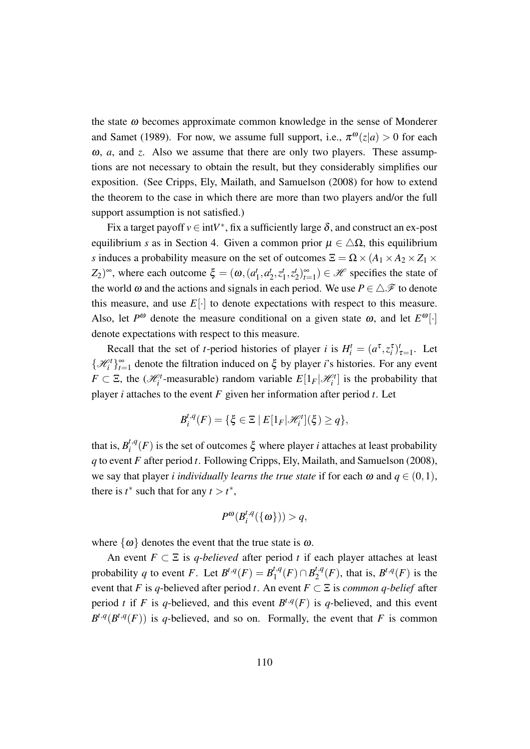the state $\omega$ becomes approximate common knowledge in the sense of Monderer and Samet (1989). For now, we assume full support, i.e., $\pi^{\omega}(z|a) > 0$ for each $\omega$, $a$, and $z$. Also we assume that there are only two players. These assumptions are not necessary to obtain the result, but they considerably simplifies our exposition. (See Cripps, Ely, Mailath, and Samuelson (2008) for how to extend the theorem to the case in which there are more than two players and/or the full support assumption is not satisfied.)

Fix a target payoff $v \in \text{int}V^*$, fix a sufficiently large $\delta$, and construct an ex-post equilibrium $s$ as in Section 4. Given a common prior $\mu \in \triangle\Omega$, this equilibrium $s$ induces a probability measure on the set of outcomes $\Xi = \Omega \times (A_1 \times A_2 \times Z_1 \times Z_2)^{\infty}$, where each outcome $\xi = (\omega, (a_1^t, a_2^t, z_1^t, z_2^t)_{t=1}^{\infty}) \in \mathscr{H}$ specifies the state of the world $\omega$ and the actions and signals in each period. We use $P \in \triangle\mathscr{F}$ to denote this measure, and use $E[\cdot]$ to denote expectations with respect to this measure. Also, let $P^{\omega}$ denote the measure conditional on a given state $\omega$, and let $E^{\omega}[\cdot]$ denote expectations with respect to this measure.

Recall that the set of $t$-period histories of player $i$ is $H_i^t = (a^{\tau}, z_i^{\tau})_{\tau=1}^t$. Let $\{\mathscr{H}_i^t\}_{t=1}^{\infty}$ denote the filtration induced on $\xi$ by player $i$'s histories. For any event $F \subset \Xi$, the ($\mathscr{H}_i^t$-measurable) random variable $E[1_F|\mathscr{H}_i^t]$ is the probability that player $i$ attaches to the event $F$ given her information after period $t$. Let

$$B_i^{t,q}(F) = \{\xi \in \Xi \mid E[1_F|\mathscr{H}_i^t](\xi) \geq q\},$$

that is, $B_i^{t,q}(F)$ is the set of outcomes $\xi$ where player $i$ attaches at least probability $q$ to event $F$ after period $t$. Following Cripps, Ely, Mailath, and Samuelson (2008), we say that player $i$ *individually learns the true state* if for each $\omega$ and $q \in (0,1)$, there is $t^*$ such that for any $t > t^*$,

$$P^{\omega}(B_i^{t,q}(\{\omega\})) > q,$$

where $\{\omega\}$ denotes the event that the true state is $\omega$.

An event $F \subset \Xi$ is *q-believed* after period $t$ if each player attaches at least probability $q$ to event $F$. Let $B^{t,q}(F) = B_1^{t,q}(F) \cap B_2^{t,q}(F)$, that is, $B^{t,q}(F)$ is the event that $F$ is $q$-believed after period $t$. An event $F \subset \Xi$ is *common q-belief* after period $t$ if $F$ is $q$-believed, and this event $B^{t,q}(F)$ is $q$-believed, and this event $B^{t,q}(B^{t,q}(F))$ is $q$-believed, and so on. Formally, the event that $F$ is common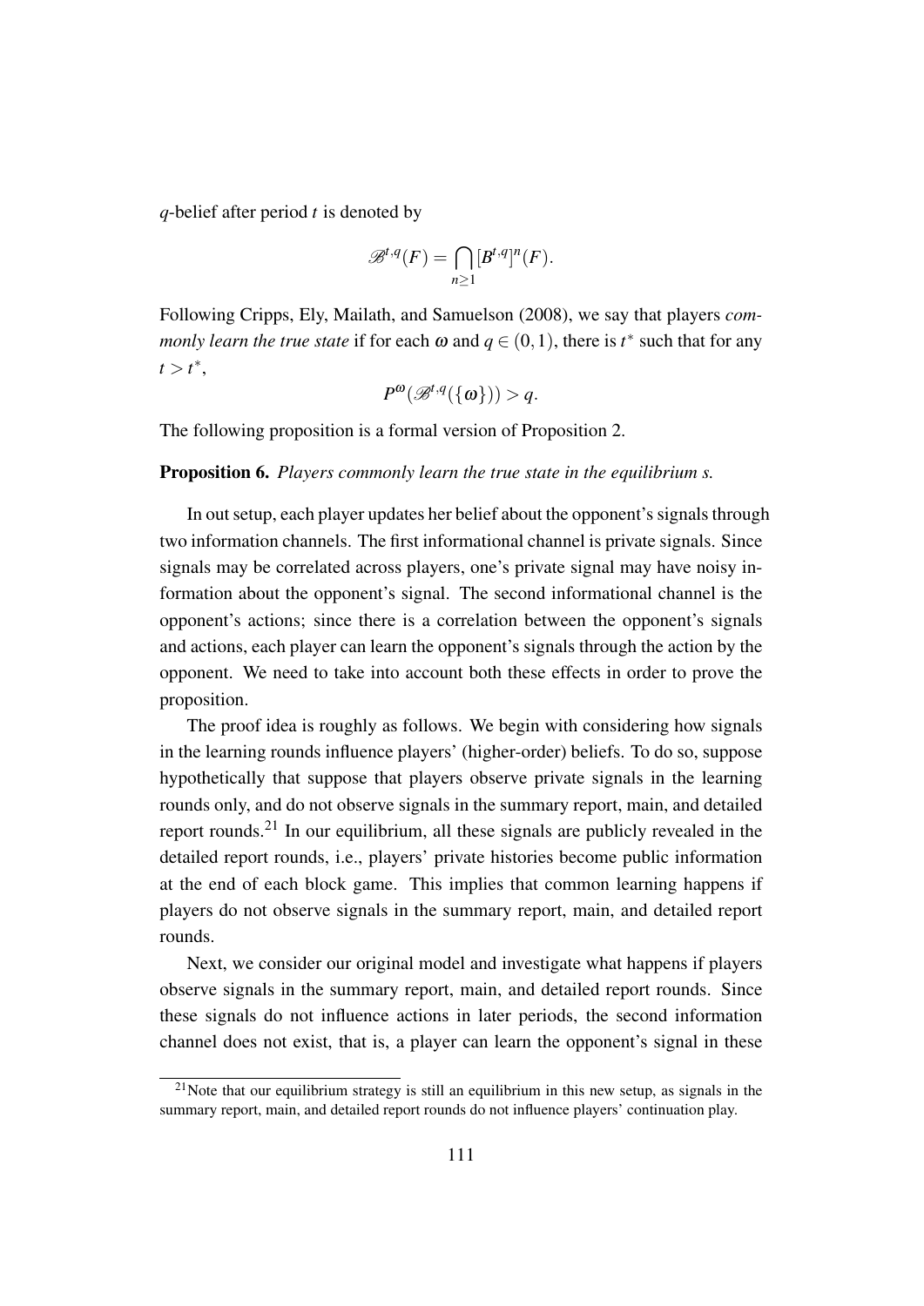$q$-belief after period $t$ is denoted by

$$\mathscr{B}^{t,q}(F) = \bigcap_{n \geq 1} [B^{t,q}]^n(F).$$

Following Cripps, Ely, Mailath, and Samuelson (2008), we say that players *commonly learn the true state* if for each $\omega$ and $q \in (0,1)$, there is $t^*$ such that for any $t > t^*$,

$$P^{\omega}(\mathscr{B}^{t,q}(\{\omega\})) > q.$$

The following proposition is a formal version of Proposition 2.

**Proposition 6.** *Players commonly learn the true state in the equilibrium s.*

In out setup, each player updates her belief about the opponent's signals through two information channels. The first informational channel is private signals. Since signals may be correlated across players, one's private signal may have noisy information about the opponent's signal. The second informational channel is the opponent's actions; since there is a correlation between the opponent's signals and actions, each player can learn the opponent's signals through the action by the opponent. We need to take into account both these effects in order to prove the proposition.

The proof idea is roughly as follows. We begin with considering how signals in the learning rounds influence players' (higher-order) beliefs. To do so, suppose hypothetically that suppose that players observe private signals in the learning rounds only, and do not observe signals in the summary report, main, and detailed report rounds.[21] In our equilibrium, all these signals are publicly revealed in the detailed report rounds, i.e., players' private histories become public information at the end of each block game. This implies that common learning happens if players do not observe signals in the summary report, main, and detailed report rounds.

Next, we consider our original model and investigate what happens if players observe signals in the summary report, main, and detailed report rounds. Since these signals do not influence actions in later periods, the second information channel does not exist, that is, a player can learn the opponent's signal in these

[21] Note that our equilibrium strategy is still an equilibrium in this new setup, as signals in the summary report, main, and detailed report rounds do not influence players' continuation play.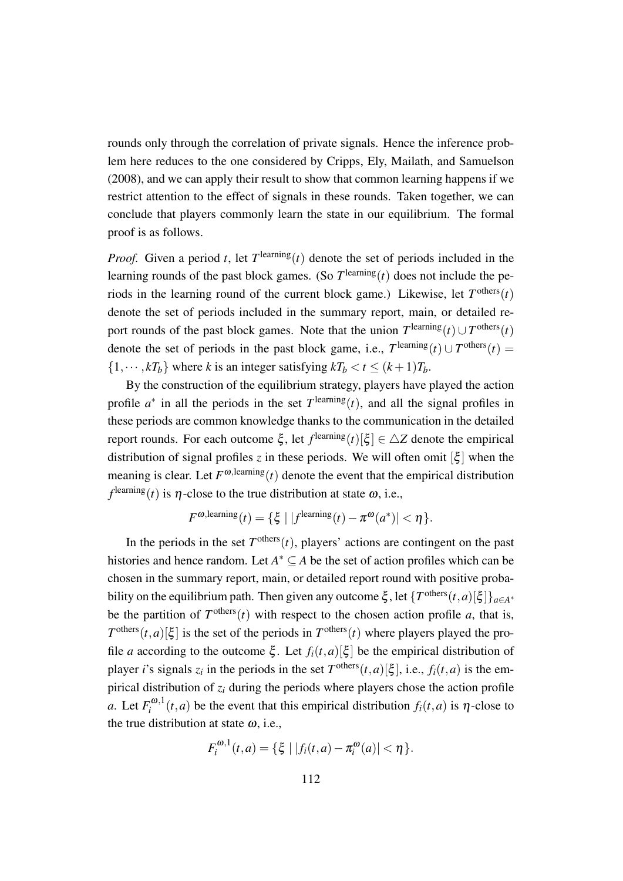rounds only through the correlation of private signals. Hence the inference problem here reduces to the one considered by Cripps, Ely, Mailath, and Samuelson (2008), and we can apply their result to show that common learning happens if we restrict attention to the effect of signals in these rounds. Taken together, we can conclude that players commonly learn the state in our equilibrium. The formal proof is as follows.

*Proof.* Given a period $t$, let $T^{\text{learning}}(t)$ denote the set of periods included in the learning rounds of the past block games. (So $T^{\text{learning}}(t)$ does not include the periods in the learning round of the current block game.) Likewise, let $T^{\text{others}}(t)$ denote the set of periods included in the summary report, main, or detailed report rounds of the past block games. Note that the union $T^{\text{learning}}(t) \cup T^{\text{others}}(t)$ denote the set of periods in the past block game, i.e., $T^{\text{learning}}(t) \cup T^{\text{others}}(t) = \{1, \cdots, kT_b\}$ where $k$ is an integer satisfying $kT_b < t \leq (k+1)T_b$.

By the construction of the equilibrium strategy, players have played the action profile $a^*$ in all the periods in the set $T^{\text{learning}}(t)$, and all the signal profiles in these periods are common knowledge thanks to the communication in the detailed report rounds. For each outcome $\xi$, let $f^{\text{learning}}(t)[\xi] \in \triangle Z$ denote the empirical distribution of signal profiles $z$ in these periods. We will often omit $[\xi]$ when the meaning is clear. Let $F^{\omega,\text{learning}}(t)$ denote the event that the empirical distribution $f^{\text{learning}}(t)$ is $\eta$-close to the true distribution at state $\omega$, i.e.,

$$F^{\omega,\text{learning}}(t) = \{\xi \mid |f^{\text{learning}}(t) - \pi^{\omega}(a^*)| < \eta\}.$$

In the periods in the set $T^{\text{others}}(t)$, players' actions are contingent on the past histories and hence random. Let $A^* \subseteq A$ be the set of action profiles which can be chosen in the summary report, main, or detailed report round with positive probability on the equilibrium path. Then given any outcome $\xi$, let $\{T^{\text{others}}(t,a)[\xi]\}_{a \in A^*}$ be the partition of $T^{\text{others}}(t)$ with respect to the chosen action profile $a$, that is, $T^{\text{others}}(t,a)[\xi]$ is the set of the periods in $T^{\text{others}}(t)$ where players played the profile $a$ according to the outcome $\xi$. Let $f_i(t,a)[\xi]$ be the empirical distribution of player $i$'s signals $z_i$ in the periods in the set $T^{\text{others}}(t,a)[\xi]$, i.e., $f_i(t,a)$ is the empirical distribution of $z_i$ during the periods where players chose the action profile $a$. Let $F_i^{\omega,1}(t,a)$ be the event that this empirical distribution $f_i(t,a)$ is $\eta$-close to the true distribution at state $\omega$, i.e.,

$$F_i^{\omega,1}(t,a) = \{\xi \mid |f_i(t,a) - \pi_i^{\omega}(a)| < \eta\}.$$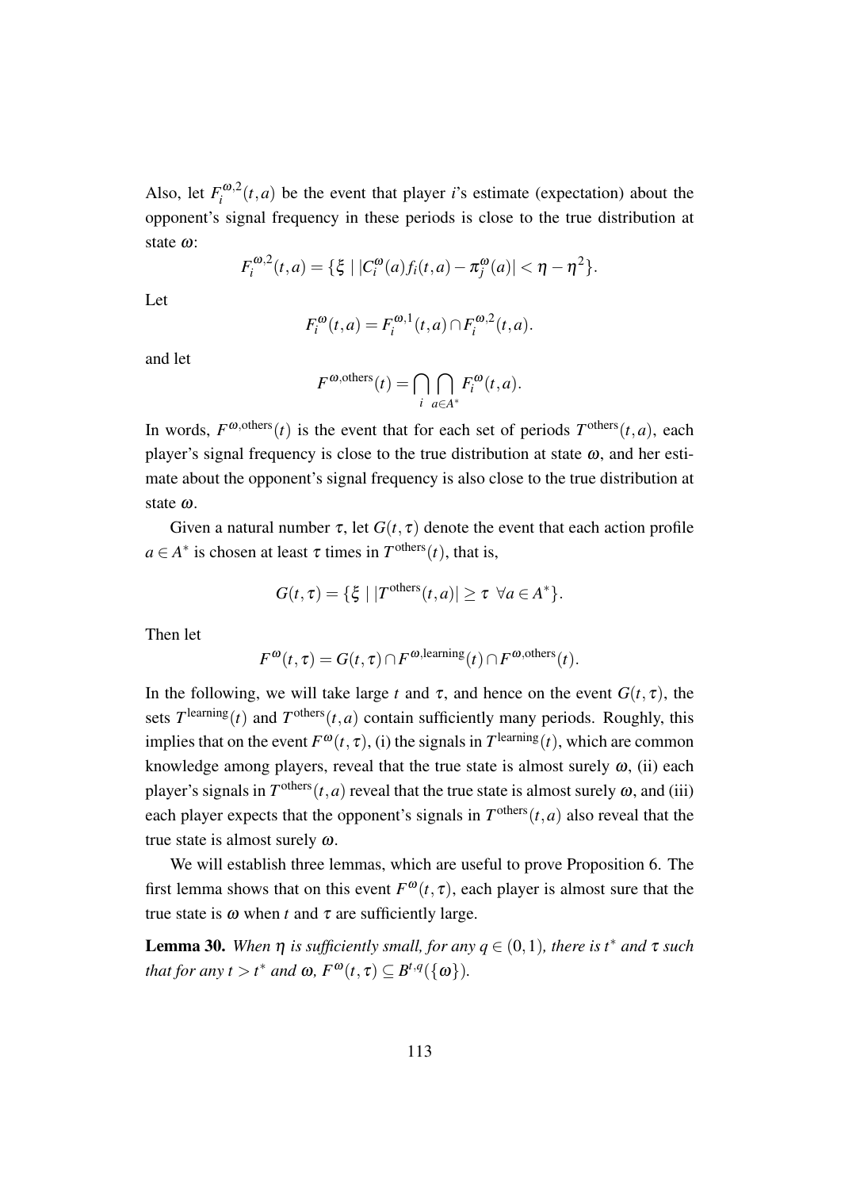Also, let $F_i^{\omega,2}(t,a)$ be the event that player $i$'s estimate (expectation) about the opponent's signal frequency in these periods is close to the true distribution at state $\omega$:

$$F_i^{\omega,2}(t,a) = \{\xi \mid |C_i^{\omega}(a) f_i(t,a) - \pi_j^{\omega}(a)| < \eta - \eta^2\}.$$

Let

$$F_i^{\omega}(t,a) = F_i^{\omega,1}(t,a) \cap F_i^{\omega,2}(t,a).$$

and let

$$F^{\omega,\text{others}}(t) = \bigcap_i \bigcap_{a \in A^*} F_i^{\omega}(t,a).$$

In words, $F^{\omega,\text{others}}(t)$ is the event that for each set of periods $T^{\text{others}}(t,a)$, each player's signal frequency is close to the true distribution at state $\omega$, and her estimate about the opponent's signal frequency is also close to the true distribution at state $\omega$.

Given a natural number $\tau$, let $G(t,\tau)$ denote the event that each action profile $a \in A^*$ is chosen at least $\tau$ times in $T^{\text{others}}(t)$, that is,

$$G(t,\tau) = \{\xi \mid |T^{\text{others}}(t,a)| \geq \tau \ \ \forall a \in A^*\}.$$

Then let

$$F^{\omega}(t,\tau) = G(t,\tau) \cap F^{\omega,\text{learning}}(t) \cap F^{\omega,\text{others}}(t).$$

In the following, we will take large $t$ and $\tau$, and hence on the event $G(t,\tau)$, the sets $T^{\text{learning}}(t)$ and $T^{\text{others}}(t,a)$ contain sufficiently many periods. Roughly, this implies that on the event $F^{\omega}(t,\tau)$, (i) the signals in $T^{\text{learning}}(t)$, which are common knowledge among players, reveal that the true state is almost surely $\omega$, (ii) each player's signals in $T^{\text{others}}(t,a)$ reveal that the true state is almost surely $\omega$, and (iii) each player expects that the opponent's signals in $T^{\text{others}}(t,a)$ also reveal that the true state is almost surely $\omega$.

We will establish three lemmas, which are useful to prove Proposition 6. The first lemma shows that on this event $F^{\omega}(t,\tau)$, each player is almost sure that the true state is $\omega$ when $t$ and $\tau$ are sufficiently large.

**Lemma 30.** *When $\eta$ is sufficiently small, for any $q \in (0,1)$, there is $t^*$ and $\tau$ such that for any $t > t^*$ and $\omega$, $F^{\omega}(t,\tau) \subseteq B^{t,q}(\{\omega\})$.*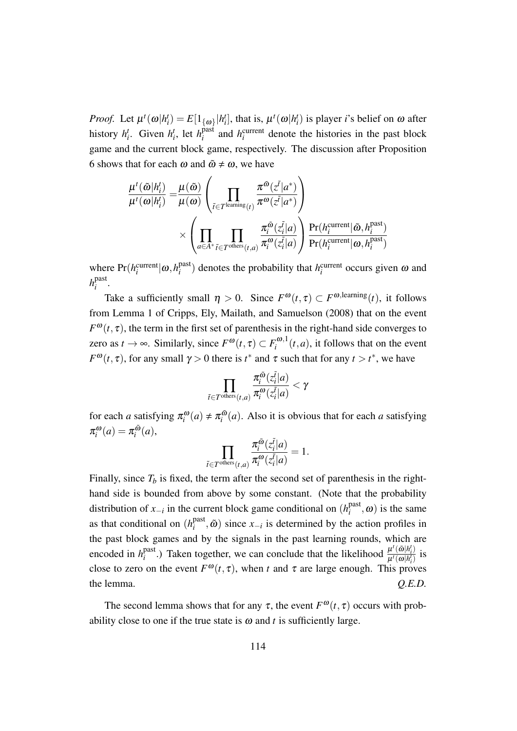*Proof.* Let $\mu^t(\omega|h_i^t) = E[1_{\{\omega\}}|h_i^t]$, that is, $\mu^t(\omega|h_i^t)$ is player $i$'s belief on $\omega$ after history $h_i^t$. Given $h_i^t$, let $h_i^{\text{past}}$ and $h_i^{\text{current}}$ denote the histories in the past block game and the current block game, respectively. The discussion after Proposition 6 shows that for each $\omega$ and $\tilde{\omega} \neq \omega$, we have

$$
\begin{aligned}
\frac{\mu^t(\tilde{\omega}|h_i^t)}{\mu^t(\omega|h_i^t)} =& \frac{\mu(\tilde{\omega})}{\mu(\omega)} \left( \prod_{\tilde{t} \in T^{\text{learning}}(t)} \frac{\pi^{\tilde{\omega}}(z^{\tilde{t}}|a^*)}{\pi^{\omega}(z^{\tilde{t}}|a^*)} \right) \\
& \times \left( \prod_{a \in A^*} \prod_{\tilde{t} \in T^{\text{others}}(t,a)} \frac{\pi_i^{\tilde{\omega}}(z_i^{\tilde{t}}|a)}{\pi_i^{\omega}(z_i^{\tilde{t}}|a)} \right) \frac{\Pr(h_i^{\text{current}}|\tilde{\omega}, h_i^{\text{past}})}{\Pr(h_i^{\text{current}}|\omega, h_i^{\text{past}})}
\end{aligned}
$$

where $\Pr(h_i^{\text{current}}|\omega, h_i^{\text{past}})$ denotes the probability that $h_i^{\text{current}}$ occurs given $\omega$ and $h_i^{\text{past}}$.

Take a sufficiently small $\eta > 0$. Since $F^{\omega}(t,\tau) \subset F^{\omega,\text{learning}}(t)$, it follows from Lemma 1 of Cripps, Ely, Mailath, and Samuelson (2008) that on the event $F^{\omega}(t,\tau)$, the term in the first set of parenthesis in the right-hand side converges to zero as $t \to \infty$. Similarly, since $F^{\omega}(t,\tau) \subset F_i^{\omega,1}(t,a)$, it follows that on the event $F^{\omega}(t,\tau)$, for any small $\gamma > 0$ there is $t^*$ and $\tau$ such that for any $t > t^*$, we have

$$
\prod_{\tilde{t} \in T^{\text{others}}(t,a)} \frac{\pi_i^{\tilde{\omega}}(z_i^{\tilde{t}}|a)}{\pi_i^{\omega}(z_i^{\tilde{t}}|a)} < \gamma
$$

for each $a$ satisfying $\pi_i^{\omega}(a) \neq \pi_i^{\tilde{\omega}}(a)$. Also it is obvious that for each $a$ satisfying $\pi_i^{\omega}(a) = \pi_i^{\tilde{\omega}}(a)$,

$$
\prod_{\tilde{t} \in T^{\text{others}}(t,a)} \frac{\pi_i^{\tilde{\omega}}(z_i^{\tilde{t}}|a)}{\pi_i^{\omega}(z_i^{\tilde{t}}|a)} = 1.
$$

Finally, since $T_b$ is fixed, the term after the second set of parenthesis in the right-hand side is bounded from above by some constant. (Note that the probability distribution of $x_{-i}$ in the current block game conditional on $(h_i^{\text{past}}, \omega)$ is the same as that conditional on $(h_i^{\text{past}}, \tilde{\omega})$ since $x_{-i}$ is determined by the action profiles in the past block games and by the signals in the past learning rounds, which are encoded in $h_i^{\text{past}}$.) Taken together, we can conclude that the likelihood $\frac{\mu^t(\tilde{\omega}|h_i^t)}{\mu^t(\omega|h_i^t)}$ is close to zero on the event $F^{\omega}(t,\tau)$, when $t$ and $\tau$ are large enough. This proves the lemma. *Q.E.D.*

The second lemma shows that for any $\tau$, the event $F^{\omega}(t,\tau)$ occurs with probability close to one if the true state is $\omega$ and $t$ is sufficiently large.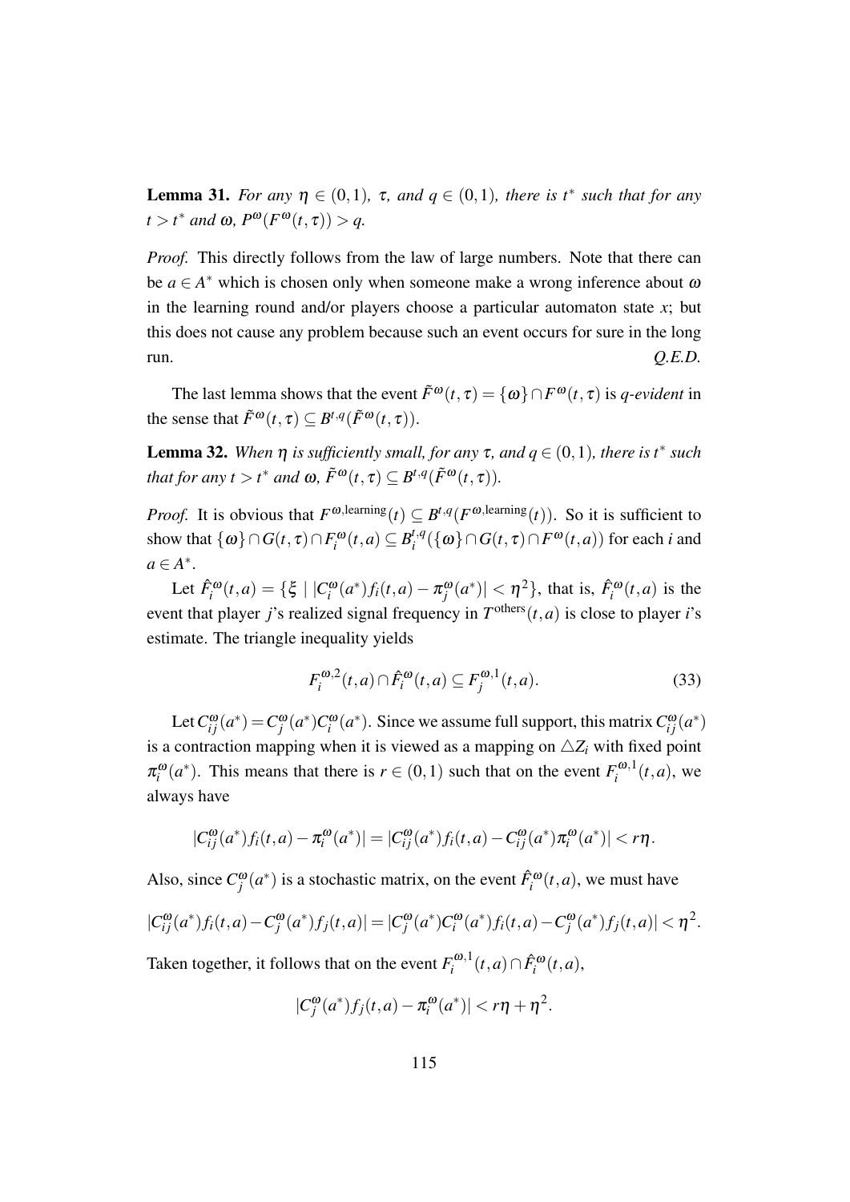**Lemma 31.** *For any $\eta \in (0,1)$, $\tau$, and $q \in (0,1)$, there is $t^*$ such that for any $t > t^*$ and $\omega$, $P^{\omega}(F^{\omega}(t,\tau)) > q$.*

*Proof.* This directly follows from the law of large numbers. Note that there can be $a \in A^*$ which is chosen only when someone make a wrong inference about $\omega$ in the learning round and/or players choose a particular automaton state $x$; but this does not cause any problem because such an event occurs for sure in the long run. *Q.E.D.*

The last lemma shows that the event $\tilde{F}^{\omega}(t,\tau) = \{\omega\} \cap F^{\omega}(t,\tau)$ is *q-evident* in the sense that $\tilde{F}^{\omega}(t,\tau) \subseteq B^{t,q}(\tilde{F}^{\omega}(t,\tau))$.

**Lemma 32.** *When $\eta$ is sufficiently small, for any $\tau$, and $q \in (0,1)$, there is $t^*$ such that for any $t > t^*$ and $\omega$, $\tilde{F}^{\omega}(t,\tau) \subseteq B^{t,q}(\tilde{F}^{\omega}(t,\tau))$.*

*Proof.* It is obvious that $F^{\omega,\text{learning}}(t) \subseteq B^{t,q}(F^{\omega,\text{learning}}(t))$. So it is sufficient to show that $\{\omega\} \cap G(t,\tau) \cap F_i^{\omega}(t,a) \subseteq B_i^{t,q}(\{\omega\} \cap G(t,\tau) \cap F^{\omega}(t,a))$ for each $i$ and $a \in A^*$.

Let $\hat{F}_i^{\omega}(t,a) = \{\xi \mid |C_i^{\omega}(a^*) f_i(t,a) - \pi_j^{\omega}(a^*)| < \eta^2\}$, that is, $\hat{F}_i^{\omega}(t,a)$ is the event that player $j$'s realized signal frequency in $T^{\text{others}}(t,a)$ is close to player $i$'s estimate. The triangle inequality yields

$$F_i^{\omega,2}(t,a) \cap \hat{F}_i^{\omega}(t,a) \subseteq F_j^{\omega,1}(t,a). \tag{33}$$

Let $C_{ij}^{\omega}(a^*) = C_j^{\omega}(a^*) C_i^{\omega}(a^*)$. Since we assume full support, this matrix $C_{ij}^{\omega}(a^*)$ is a contraction mapping when it is viewed as a mapping on $\triangle Z_i$ with fixed point $\pi_i^{\omega}(a^*)$. This means that there is $r \in (0,1)$ such that on the event $F_i^{\omega,1}(t,a)$, we always have

$$|C_{ij}^{\omega}(a^*) f_i(t,a) - \pi_i^{\omega}(a^*)| = |C_{ij}^{\omega}(a^*) f_i(t,a) - C_{ij}^{\omega}(a^*) \pi_i^{\omega}(a^*)| < r\eta.$$

Also, since $C_j^{\omega}(a^*)$ is a stochastic matrix, on the event $\hat{F}_i^{\omega}(t,a)$, we must have

$$|C_{ij}^{\omega}(a^*) f_i(t,a) - C_j^{\omega}(a^*) f_j(t,a)| = |C_j^{\omega}(a^*) C_i^{\omega}(a^*) f_i(t,a) - C_j^{\omega}(a^*) f_j(t,a)| < \eta^2.$$

Taken together, it follows that on the event $F_i^{\omega,1}(t,a) \cap \hat{F}_i^{\omega}(t,a)$,

$$|C_j^{\omega}(a^*) f_j(t,a) - \pi_i^{\omega}(a^*)| < r\eta + \eta^2.$$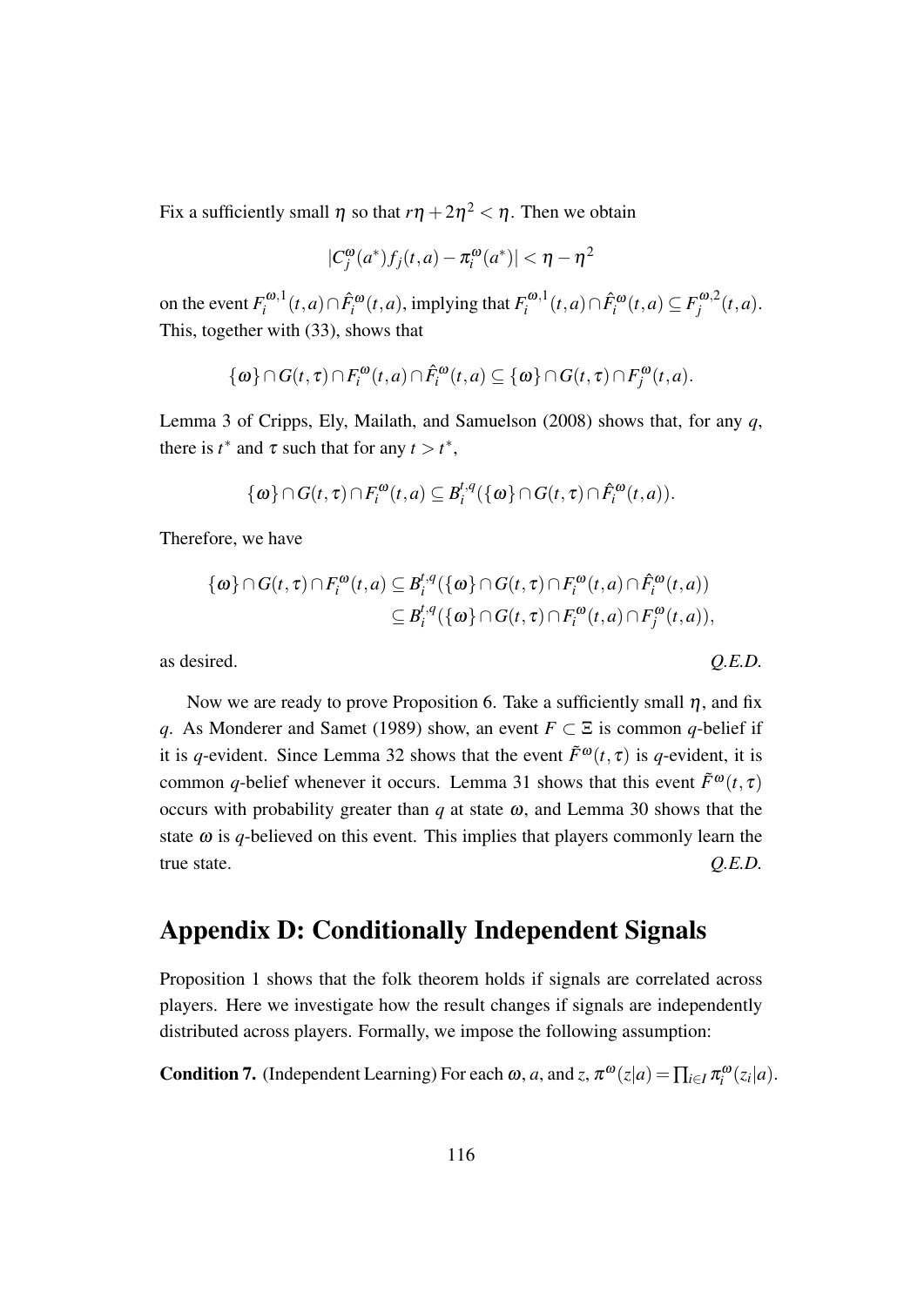Fix a sufficiently small $\eta$ so that $r\eta + 2\eta^2 < \eta$. Then we obtain

$$|C_j^{\omega}(a^*) f_j(t,a) - \pi_i^{\omega}(a^*)| < \eta - \eta^2$$

on the event $F_i^{\omega,1}(t,a) \cap \hat{F}_i^{\omega}(t,a)$, implying that $F_i^{\omega,1}(t,a) \cap \hat{F}_i^{\omega}(t,a) \subseteq F_j^{\omega,2}(t,a)$. This, together with (33), shows that

$$\{\omega\} \cap G(t,\tau) \cap F_i^{\omega}(t,a) \cap \hat{F}_i^{\omega}(t,a) \subseteq \{\omega\} \cap G(t,\tau) \cap F_j^{\omega}(t,a).$$

Lemma 3 of Cripps, Ely, Mailath, and Samuelson (2008) shows that, for any $q$, there is $t^*$ and $\tau$ such that for any $t > t^*$,

$$\{\omega\} \cap G(t,\tau) \cap F_i^{\omega}(t,a) \subseteq B_i^{t,q}(\{\omega\} \cap G(t,\tau) \cap \hat{F}_i^{\omega}(t,a)).$$

Therefore, we have

$$\begin{aligned}
\{\omega\} \cap G(t,\tau) \cap F_i^{\omega}(t,a) &\subseteq B_i^{t,q}(\{\omega\} \cap G(t,\tau) \cap F_i^{\omega}(t,a) \cap \hat{F}_i^{\omega}(t,a)) \\
&\subseteq B_i^{t,q}(\{\omega\} \cap G(t,\tau) \cap F_i^{\omega}(t,a) \cap F_j^{\omega}(t,a)),
\end{aligned}$$

as desired. *Q.E.D.*

Now we are ready to prove Proposition 6. Take a sufficiently small $\eta$, and fix $q$. As Monderer and Samet (1989) show, an event $F \subset \Xi$ is common $q$-belief if it is $q$-evident. Since Lemma 32 shows that the event $\tilde{F}^{\omega}(t,\tau)$ is $q$-evident, it is common $q$-belief whenever it occurs. Lemma 31 shows that this event $\tilde{F}^{\omega}(t,\tau)$ occurs with probability greater than $q$ at state $\omega$, and Lemma 30 shows that the state $\omega$ is $q$-believed on this event. This implies that players commonly learn the true state. *Q.E.D.*

# Appendix D: Conditionally Independent Signals

Proposition 1 shows that the folk theorem holds if signals are correlated across players. Here we investigate how the result changes if signals are independently distributed across players. Formally, we impose the following assumption:

**Condition 7.** (Independent Learning) For each $\omega$, $a$, and $z$, $\pi^{\omega}(z|a) = \prod_{i \in I} \pi_i^{\omega}(z_i|a)$.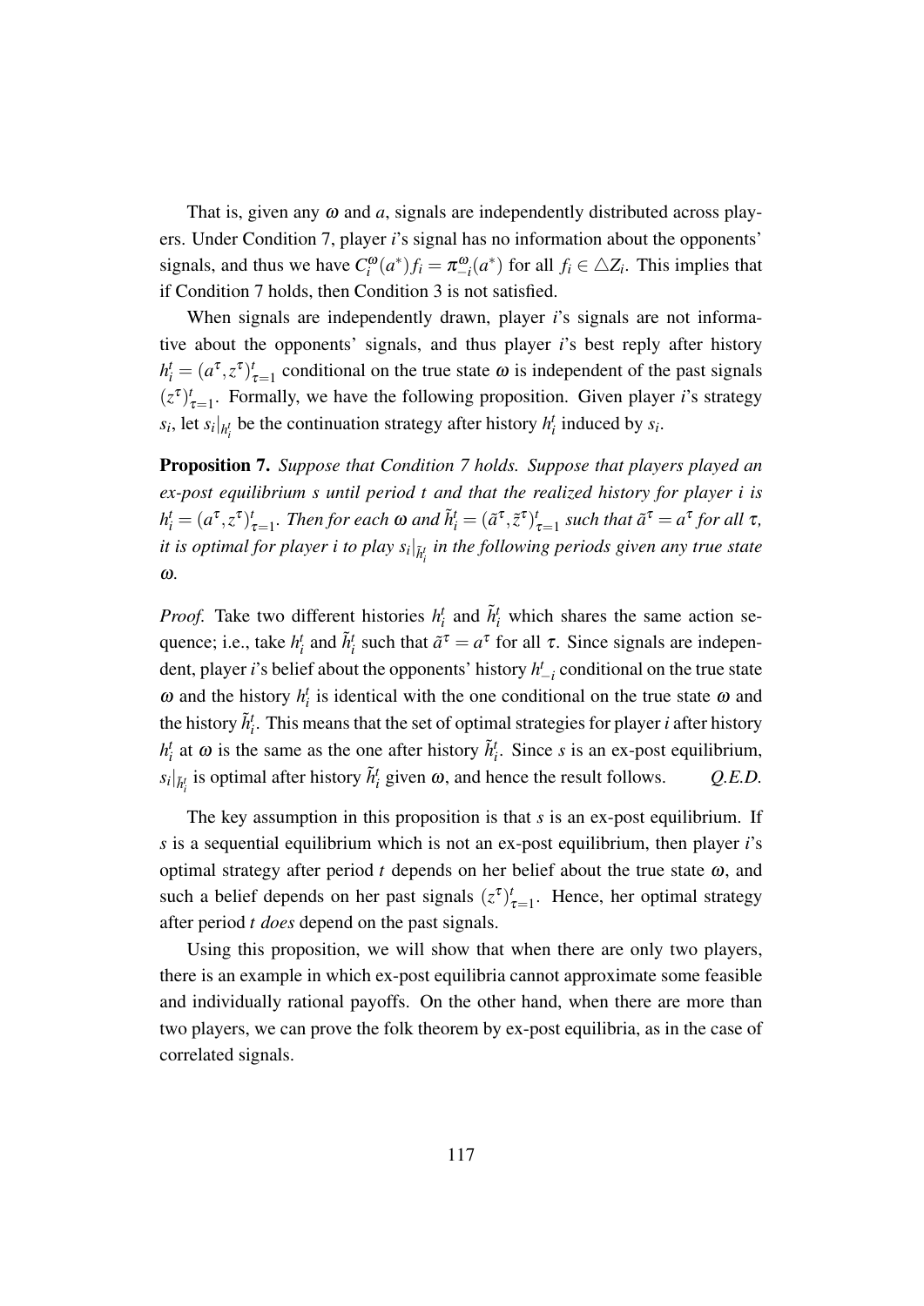That is, given any $\omega$ and $a$, signals are independently distributed across players. Under Condition 7, player $i$'s signal has no information about the opponents' signals, and thus we have $C_i^{\omega}(a^*)f_i = \pi_{-i}^{\omega}(a^*)$ for all $f_i \in \triangle Z_i$. This implies that if Condition 7 holds, then Condition 3 is not satisfied.

When signals are independently drawn, player $i$'s signals are not informative about the opponents' signals, and thus player $i$'s best reply after history $h_i^t = (a^\tau, z^\tau)_{\tau=1}^t$ conditional on the true state $\omega$ is independent of the past signals $(z^\tau)_{\tau=1}^t$. Formally, we have the following proposition. Given player $i$'s strategy $s_i$, let $s_i|_{h_i^t}$ be the continuation strategy after history $h_i^t$ induced by $s_i$.

**Proposition 7.** *Suppose that Condition 7 holds. Suppose that players played an ex-post equilibrium $s$ until period $t$ and that the realized history for player $i$ is $h_i^t = (a^\tau, z^\tau)_{\tau=1}^t$. Then for each $\omega$ and $\tilde{h}_i^t = (\tilde{a}^\tau, \tilde{z}^\tau)_{\tau=1}^t$ such that $\tilde{a}^\tau = a^\tau$ for all $\tau$, it is optimal for player $i$ to play $s_i|_{\tilde{h}_i^t}$ in the following periods given any true state $\omega$.*

*Proof.* Take two different histories $h_i^t$ and $\tilde{h}_i^t$ which shares the same action sequence; i.e., take $h_i^t$ and $\tilde{h}_i^t$ such that $\tilde{a}^\tau = a^\tau$ for all $\tau$. Since signals are independent, player $i$'s belief about the opponents' history $h_{-i}^t$ conditional on the true state $\omega$ and the history $h_i^t$ is identical with the one conditional on the true state $\omega$ and the history $\tilde{h}_i^t$. This means that the set of optimal strategies for player $i$ after history $h_i^t$ at $\omega$ is the same as the one after history $\tilde{h}_i^t$. Since $s$ is an ex-post equilibrium, $s_i|_{\tilde{h}_i^t}$ is optimal after history $\tilde{h}_i^t$ given $\omega$, and hence the result follows. *Q.E.D.*

The key assumption in this proposition is that $s$ is an ex-post equilibrium. If $s$ is a sequential equilibrium which is not an ex-post equilibrium, then player $i$'s optimal strategy after period $t$ depends on her belief about the true state $\omega$, and such a belief depends on her past signals $(z^\tau)_{\tau=1}^t$. Hence, her optimal strategy after period $t$ *does* depend on the past signals.

Using this proposition, we will show that when there are only two players, there is an example in which ex-post equilibria cannot approximate some feasible and individually rational payoffs. On the other hand, when there are more than two players, we can prove the folk theorem by ex-post equilibria, as in the case of correlated signals.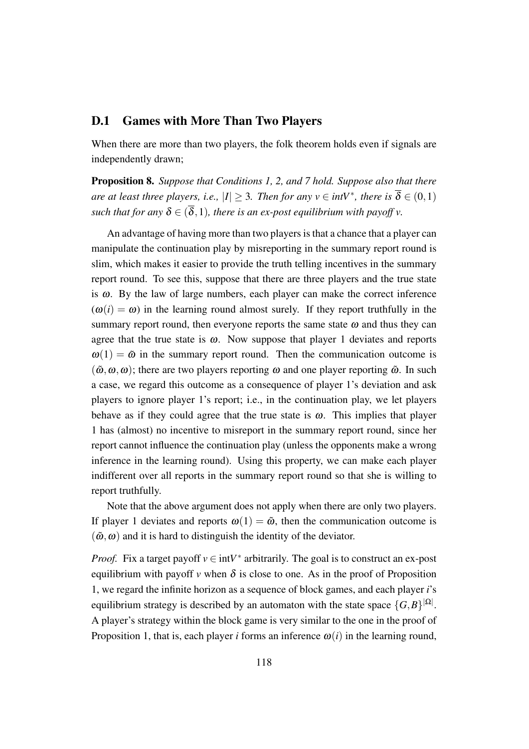## D.1 Games with More Than Two Players

When there are more than two players, the folk theorem holds even if signals are independently drawn;

**Proposition 8.** *Suppose that Conditions 1, 2, and 7 hold. Suppose also that there are at least three players, i.e., $|I| \geq 3$. Then for any $v \in intV^*$, there is $\overline{\delta} \in (0,1)$ such that for any $\delta \in (\overline{\delta}, 1)$, there is an ex-post equilibrium with payoff $v$.*

An advantage of having more than two players is that a chance that a player can manipulate the continuation play by misreporting in the summary report round is slim, which makes it easier to provide the truth telling incentives in the summary report round. To see this, suppose that there are three players and the true state is $\omega$. By the law of large numbers, each player can make the correct inference ($\omega(i) = \omega$) in the learning round almost surely. If they report truthfully in the summary report round, then everyone reports the same state $\omega$ and thus they can agree that the true state is $\omega$. Now suppose that player 1 deviates and reports $\omega(1) = \tilde{\omega}$ in the summary report round. Then the communication outcome is $(\tilde{\omega}, \omega, \omega)$; there are two players reporting $\omega$ and one player reporting $\tilde{\omega}$. In such a case, we regard this outcome as a consequence of player 1's deviation and ask players to ignore player 1's report; i.e., in the continuation play, we let players behave as if they could agree that the true state is $\omega$. This implies that player 1 has (almost) no incentive to misreport in the summary report round, since her report cannot influence the continuation play (unless the opponents make a wrong inference in the learning round). Using this property, we can make each player indifferent over all reports in the summary report round so that she is willing to report truthfully.

Note that the above argument does not apply when there are only two players. If player 1 deviates and reports $\omega(1) = \tilde{\omega}$, then the communication outcome is $(\tilde{\omega}, \omega)$ and it is hard to distinguish the identity of the deviator.

*Proof.* Fix a target payoff $v \in \text{int}V^*$ arbitrarily. The goal is to construct an ex-post equilibrium with payoff $v$ when $\delta$ is close to one. As in the proof of Proposition 1, we regard the infinite horizon as a sequence of block games, and each player $i$'s equilibrium strategy is described by an automaton with the state space $\{G, B\}^{|\Omega|}$. A player's strategy within the block game is very similar to the one in the proof of Proposition 1, that is, each player $i$ forms an inference $\omega(i)$ in the learning round,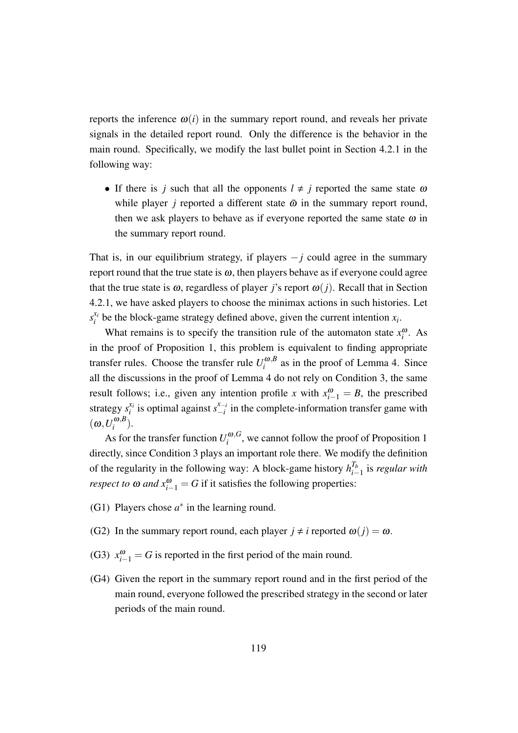reports the inference $\omega(i)$ in the summary report round, and reveals her private signals in the detailed report round. Only the difference is the behavior in the main round. Specifically, we modify the last bullet point in Section 4.2.1 in the following way:

- If there is $j$ such that all the opponents $l \neq j$ reported the same state $\omega$ while player $j$ reported a different state $\tilde{\omega}$ in the summary report round, then we ask players to behave as if everyone reported the same state $\omega$ in the summary report round.

That is, in our equilibrium strategy, if players $-j$ could agree in the summary report round that the true state is $\omega$, then players behave as if everyone could agree that the true state is $\omega$, regardless of player $j$'s report $\omega(j)$. Recall that in Section 4.2.1, we have asked players to choose the minimax actions in such histories. Let $s_i^{x_i}$ be the block-game strategy defined above, given the current intention $x_i$.

What remains is to specify the transition rule of the automaton state $x_i^{\omega}$. As in the proof of Proposition 1, this problem is equivalent to finding appropriate transfer rules. Choose the transfer rule $U_i^{\omega,B}$ as in the proof of Lemma 4. Since all the discussions in the proof of Lemma 4 do not rely on Condition 3, the same result follows; i.e., given any intention profile $x$ with $x_{i-1}^{\omega} = B$, the prescribed strategy $s_i^{x_i}$ is optimal against $s_{-i}^{x_{-i}}$ in the complete-information transfer game with $(\omega, U_i^{\omega,B})$.

As for the transfer function $U_i^{\omega,G}$, we cannot follow the proof of Proposition 1 directly, since Condition 3 plays an important role there. We modify the definition of the regularity in the following way: A block-game history $h_{i-1}^{T_b}$ is *regular with respect to* $\omega$ *and* $x_{i-1}^{\omega} = G$ if it satisfies the following properties:

(G1) Players chose $a^*$ in the learning round.

(G2) In the summary report round, each player $j \neq i$ reported $\omega(j) = \omega$.

(G3) $x_{i-1}^{\omega} = G$ is reported in the first period of the main round.

(G4) Given the report in the summary report round and in the first period of the main round, everyone followed the prescribed strategy in the second or later periods of the main round.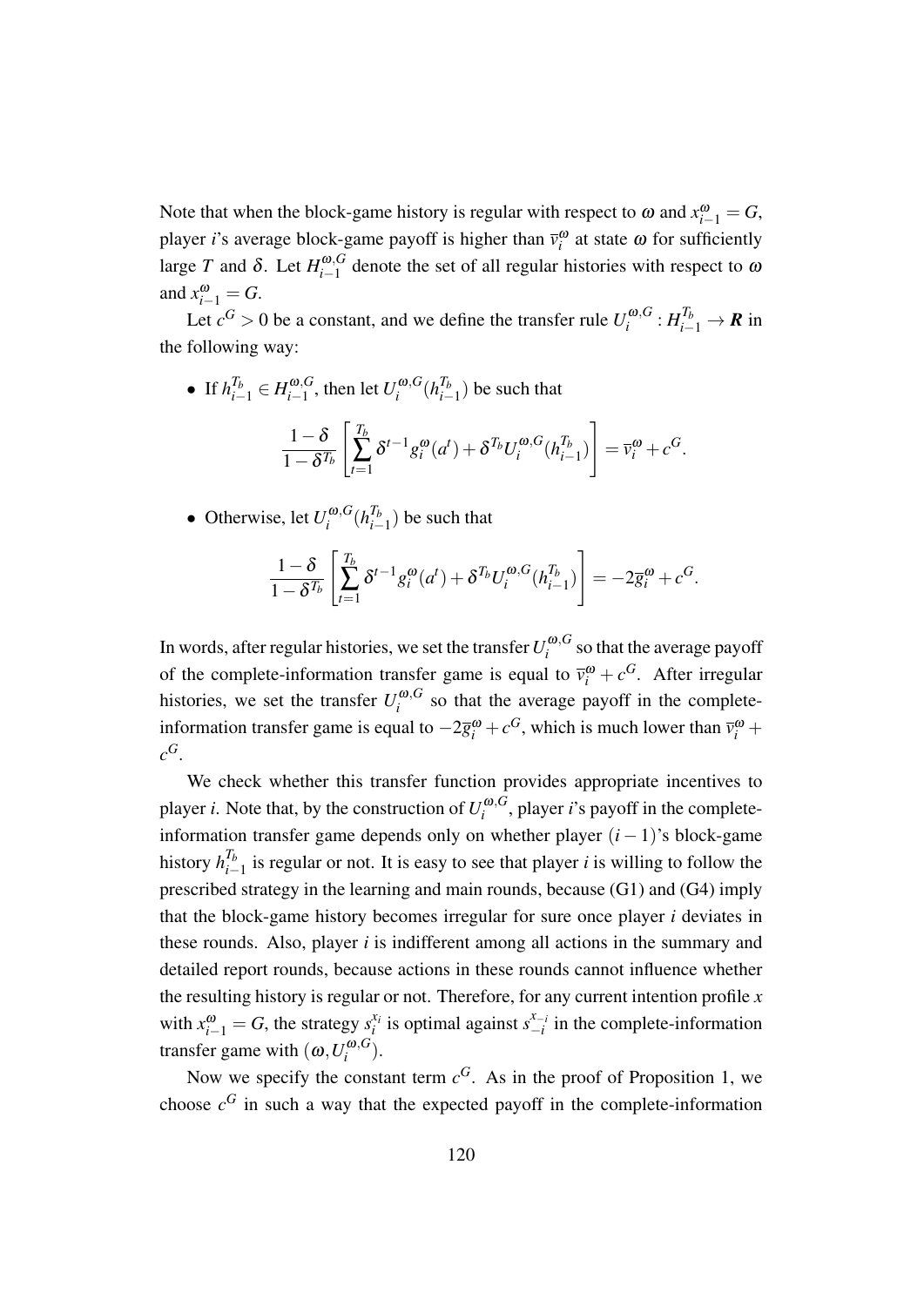Note that when the block-game history is regular with respect to $\omega$ and $x_{i-1}^{\omega} = G$, player $i$'s average block-game payoff is higher than $\overline{v}_i^{\omega}$ at state $\omega$ for sufficiently large $T$ and $\delta$. Let $H_{i-1}^{\omega,G}$ denote the set of all regular histories with respect to $\omega$ and $x_{i-1}^{\omega} = G$.

Let $c^G > 0$ be a constant, and we define the transfer rule $U_i^{\omega,G} : H_{i-1}^{T_b} \to \boldsymbol{R}$ in the following way:

- If $h_{i-1}^{T_b} \in H_{i-1}^{\omega,G}$, then let $U_i^{\omega,G}(h_{i-1}^{T_b})$ be such that

$$\frac{1-\delta}{1-\delta^{T_b}}\left[\sum_{t=1}^{T_b} \delta^{t-1} g_i^{\omega}(a^t) + \delta^{T_b} U_i^{\omega,G}(h_{i-1}^{T_b})\right] = \overline{v}_i^{\omega} + c^G.$$

- Otherwise, let $U_i^{\omega,G}(h_{i-1}^{T_b})$ be such that

$$\frac{1-\delta}{1-\delta^{T_b}}\left[\sum_{t=1}^{T_b} \delta^{t-1} g_i^{\omega}(a^t) + \delta^{T_b} U_i^{\omega,G}(h_{i-1}^{T_b})\right] = -2\overline{g}_i^{\omega} + c^G.$$

In words, after regular histories, we set the transfer $U_i^{\omega,G}$ so that the average payoff of the complete-information transfer game is equal to $\overline{v}_i^{\omega} + c^G$. After irregular histories, we set the transfer $U_i^{\omega,G}$ so that the average payoff in the complete-information transfer game is equal to $-2\overline{g}_i^{\omega} + c^G$, which is much lower than $\overline{v}_i^{\omega} + c^G$.

We check whether this transfer function provides appropriate incentives to player $i$. Note that, by the construction of $U_i^{\omega,G}$, player $i$'s payoff in the complete-information transfer game depends only on whether player $(i-1)$'s block-game history $h_{i-1}^{T_b}$ is regular or not. It is easy to see that player $i$ is willing to follow the prescribed strategy in the learning and main rounds, because (G1) and (G4) imply that the block-game history becomes irregular for sure once player $i$ deviates in these rounds. Also, player $i$ is indifferent among all actions in the summary and detailed report rounds, because actions in these rounds cannot influence whether the resulting history is regular or not. Therefore, for any current intention profile $x$ with $x_{i-1}^{\omega} = G$, the strategy $s_i^{x_i}$ is optimal against $s_{-i}^{x_{-i}}$ in the complete-information transfer game with $(\omega, U_i^{\omega,G})$.

Now we specify the constant term $c^G$. As in the proof of Proposition 1, we choose $c^G$ in such a way that the expected payoff in the complete-information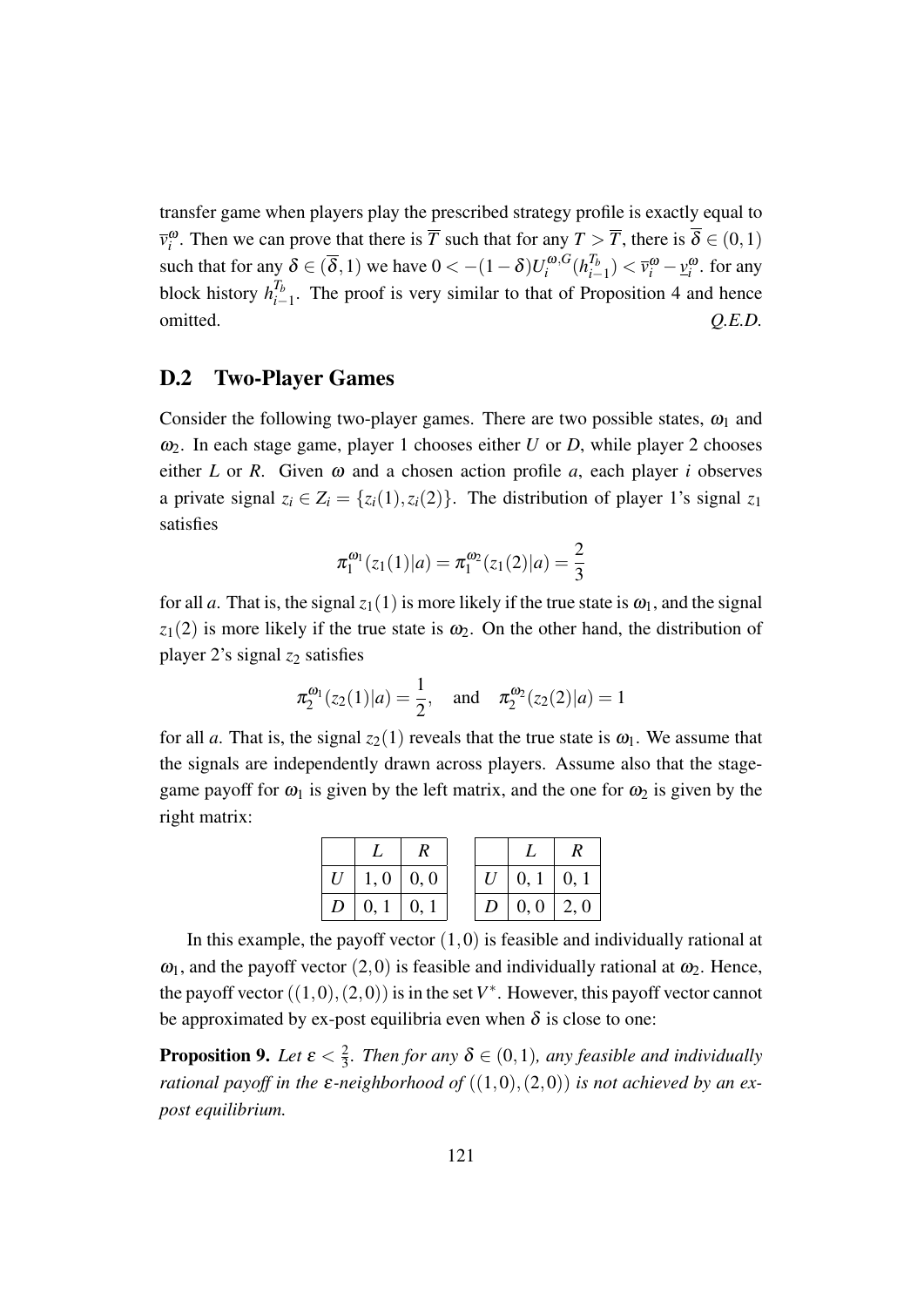transfer game when players play the prescribed strategy profile is exactly equal to $\overline{v}_i^{\omega}$. Then we can prove that there is $\overline{T}$ such that for any $T > \overline{T}$, there is $\overline{\delta} \in (0,1)$ such that for any $\delta \in (\overline{\delta}, 1)$ we have $0 < -(1-\delta)U_i^{\omega,G}(h_{i-1}^{T_b}) < \overline{v}_i^{\omega} - \underline{v}_i^{\omega}$. for any block history $h_{i-1}^{T_b}$. The proof is very similar to that of Proposition 4 and hence omitted. *Q.E.D.*

## D.2 Two-Player Games

Consider the following two-player games. There are two possible states, $\omega_1$ and $\omega_2$. In each stage game, player 1 chooses either $U$ or $D$, while player 2 chooses either $L$ or $R$. Given $\omega$ and a chosen action profile $a$, each player $i$ observes a private signal $z_i \in Z_i = \{z_i(1), z_i(2)\}$. The distribution of player 1's signal $z_1$ satisfies

$$\pi_1^{\omega_1}(z_1(1)|a) = \pi_1^{\omega_2}(z_1(2)|a) = \frac{2}{3}$$

for all $a$. That is, the signal $z_1(1)$ is more likely if the true state is $\omega_1$, and the signal $z_1(2)$ is more likely if the true state is $\omega_2$. On the other hand, the distribution of player 2's signal $z_2$ satisfies

$$\pi_2^{\omega_1}(z_2(1)|a) = \frac{1}{2}, \quad \text{and} \quad \pi_2^{\omega_2}(z_2(2)|a) = 1$$

for all $a$. That is, the signal $z_2(1)$ reveals that the true state is $\omega_1$. We assume that the signals are independently drawn across players. Assume also that the stage-game payoff for $\omega_1$ is given by the left matrix, and the one for $\omega_2$ is given by the right matrix:

|   | $L$ | $R$ |
|---|---|---|
| $U$ | 1, 0 | 0, 0 |
| $D$ | 0, 1 | 0, 1 |

|   | $L$ | $R$ |
|---|---|---|
| $U$ | 0, 1 | 0, 1 |
| $D$ | 0, 0 | 2, 0 |

In this example, the payoff vector $(1,0)$ is feasible and individually rational at $\omega_1$, and the payoff vector $(2,0)$ is feasible and individually rational at $\omega_2$. Hence, the payoff vector $((1,0),(2,0))$ is in the set $V^*$. However, this payoff vector cannot be approximated by ex-post equilibria even when $\delta$ is close to one:

**Proposition 9.** *Let $\varepsilon < \frac{2}{3}$. Then for any $\delta \in (0,1)$, any feasible and individually rational payoff in the $\varepsilon$-neighborhood of $((1,0),(2,0))$ is not achieved by an ex-post equilibrium.*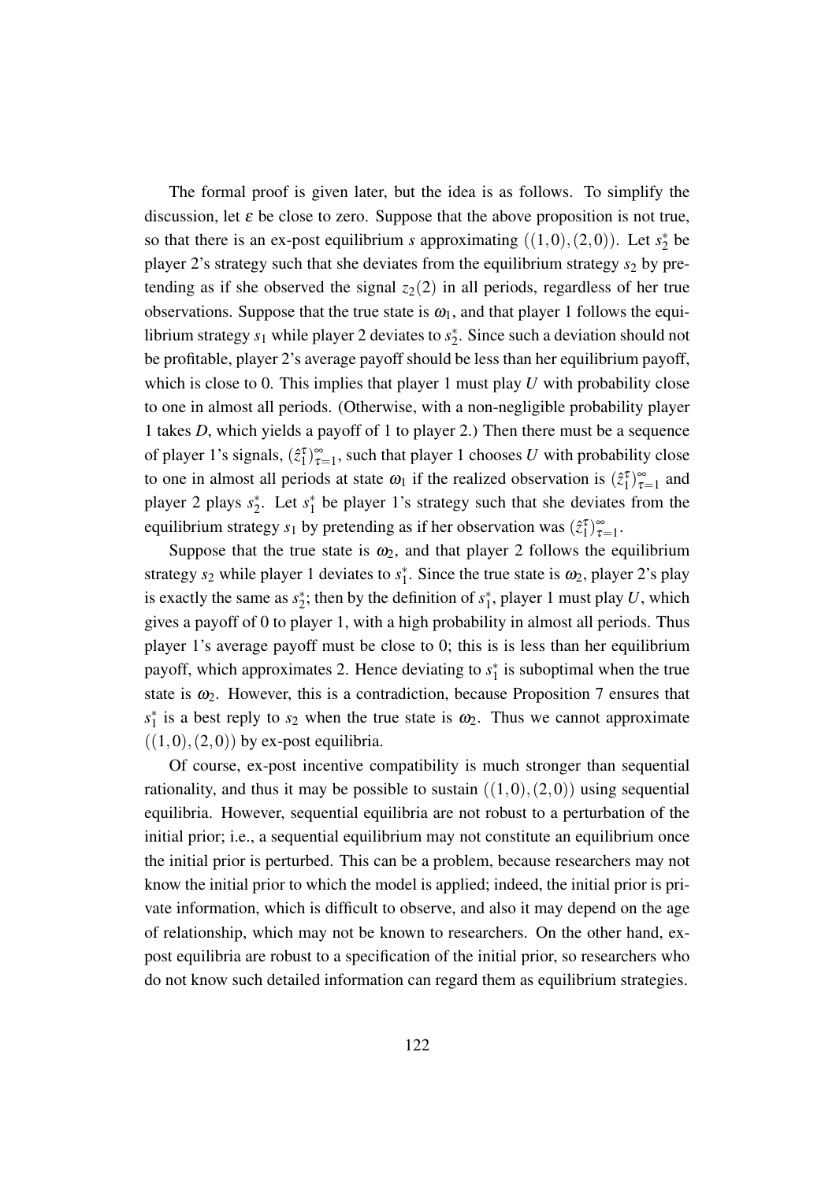The formal proof is given later, but the idea is as follows. To simplify the discussion, let $\varepsilon$ be close to zero. Suppose that the above proposition is not true, so that there is an ex-post equilibrium $s$ approximating $((1,0),(2,0))$. Let $s_2^*$ be player 2's strategy such that she deviates from the equilibrium strategy $s_2$ by pretending as if she observed the signal $z_2(2)$ in all periods, regardless of her true observations. Suppose that the true state is $\omega_1$, and that player 1 follows the equilibrium strategy $s_1$ while player 2 deviates to $s_2^*$. Since such a deviation should not be profitable, player 2's average payoff should be less than her equilibrium payoff, which is close to 0. This implies that player 1 must play $U$ with probability close to one in almost all periods. (Otherwise, with a non-negligible probability player 1 takes $D$, which yields a payoff of 1 to player 2.) Then there must be a sequence of player 1's signals, $(\hat{z}_1^\tau)_{\tau=1}^\infty$, such that player 1 chooses $U$ with probability close to one in almost all periods at state $\omega_1$ if the realized observation is $(\hat{z}_1^\tau)_{\tau=1}^\infty$ and player 2 plays $s_2^*$. Let $s_1^*$ be player 1's strategy such that she deviates from the equilibrium strategy $s_1$ by pretending as if her observation was $(\hat{z}_1^\tau)_{\tau=1}^\infty$.

Suppose that the true state is $\omega_2$, and that player 2 follows the equilibrium strategy $s_2$ while player 1 deviates to $s_1^*$. Since the true state is $\omega_2$, player 2's play is exactly the same as $s_2^*$; then by the definition of $s_1^*$, player 1 must play $U$, which gives a payoff of 0 to player 1, with a high probability in almost all periods. Thus player 1's average payoff must be close to 0; this is is less than her equilibrium payoff, which approximates 2. Hence deviating to $s_1^*$ is suboptimal when the true state is $\omega_2$. However, this is a contradiction, because Proposition 7 ensures that $s_1^*$ is a best reply to $s_2$ when the true state is $\omega_2$. Thus we cannot approximate $((1,0),(2,0))$ by ex-post equilibria.

Of course, ex-post incentive compatibility is much stronger than sequential rationality, and thus it may be possible to sustain $((1,0),(2,0))$ using sequential equilibria. However, sequential equilibria are not robust to a perturbation of the initial prior; i.e., a sequential equilibrium may not constitute an equilibrium once the initial prior is perturbed. This can be a problem, because researchers may not know the initial prior to which the model is applied; indeed, the initial prior is private information, which is difficult to observe, and also it may depend on the age of relationship, which may not be known to researchers. On the other hand, ex-post equilibria are robust to a specification of the initial prior, so researchers who do not know such detailed information can regard them as equilibrium strategies.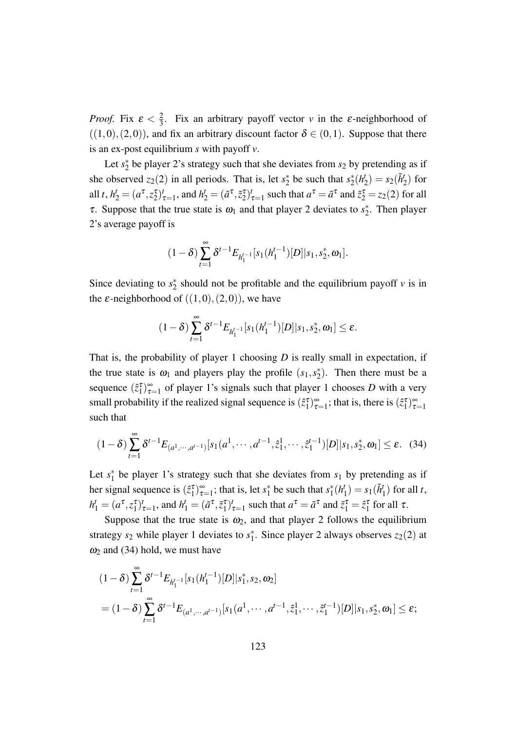*Proof.* Fix $\varepsilon < \frac{2}{3}$. Fix an arbitrary payoff vector $v$ in the $\varepsilon$-neighborhood of $((1,0),(2,0))$, and fix an arbitrary discount factor $\delta \in (0,1)$. Suppose that there is an ex-post equilibrium $s$ with payoff $v$.

Let $s_2^*$ be player 2's strategy such that she deviates from $s_2$ by pretending as if she observed $z_2(2)$ in all periods. That is, let $s_2^*$ be such that $s_2^*(h_2^t) = s_2(\tilde{h}_2^t)$ for all $t$, $h_2^t = (a^\tau, z_2^\tau)_{\tau=1}^t$, and $h_2^t = (\tilde{a}^\tau, \tilde{z}_2^\tau)_{\tau=1}^t$ such that $a^\tau = \tilde{a}^\tau$ and $\tilde{z}_2^\tau = z_2(2)$ for all $\tau$. Suppose that the true state is $\omega_1$ and that player 2 deviates to $s_2^*$. Then player 2's average payoff is

$$(1-\delta)\sum_{t=1}^{\infty}\delta^{t-1}E_{h_1^{t-1}}[s_1(h_1^{t-1})[D]|s_1,s_2^*,\omega_1].$$

Since deviating to $s_2^*$ should not be profitable and the equilibrium payoff $v$ is in the $\varepsilon$-neighborhood of $((1,0),(2,0))$, we have

$$(1-\delta)\sum_{t=1}^{\infty}\delta^{t-1}E_{h_1^{t-1}}[s_1(h_1^{t-1})[D]|s_1,s_2^*,\omega_1] \leq \varepsilon.$$

That is, the probability of player 1 choosing $D$ is really small in expectation, if the true state is $\omega_1$ and players play the profile $(s_1, s_2^*)$. Then there must be a sequence $(\hat{z}_1^\tau)_{\tau=1}^\infty$ of player 1's signals such that player 1 chooses $D$ with a very small probability if the realized signal sequence is $(\hat{z}_1^\tau)_{\tau=1}^\infty$; that is, there is $(\hat{z}_1^\tau)_{\tau=1}^\infty$ such that

$$(1-\delta)\sum_{t=1}^{\infty}\delta^{t-1}E_{(a^1,\cdots,a^{t-1})}[s_1(a^1,\cdots,a^{t-1},\hat{z}_1^1,\cdots,\hat{z}_1^{t-1})[D]|s_1,s_2^*,\omega_1] \leq \varepsilon. \quad (34)$$

Let $s_1^*$ be player 1's strategy such that she deviates from $s_1$ by pretending as if her signal sequence is $(\hat{z}_1^\tau)_{\tau=1}^\infty$; that is, let $s_1^*$ be such that $s_1^*(h_1^t) = s_1(\tilde{h}_1^t)$ for all $t$, $h_1^t = (a^\tau, z_1^\tau)_{\tau=1}^t$, and $h_1^t = (\tilde{a}^\tau, \tilde{z}_1^\tau)_{\tau=1}^t$ such that $a^\tau = \tilde{a}^\tau$ and $\tilde{z}_1^\tau = \hat{z}_1^\tau$ for all $\tau$.

Suppose that the true state is $\omega_2$, and that player 2 follows the equilibrium strategy $s_2$ while player 1 deviates to $s_1^*$. Since player 2 always observes $z_2(2)$ at $\omega_2$ and (34) hold, we must have

$$\begin{aligned}
&(1-\delta)\sum_{t=1}^{\infty}\delta^{t-1}E_{h_1^{t-1}}[s_1(h_1^{t-1})[D]|s_1^*,s_2,\omega_2] \\
&= (1-\delta)\sum_{t=1}^{\infty}\delta^{t-1}E_{(a^1,\cdots,a^{t-1})}[s_1(a^1,\cdots,a^{t-1},\hat{z}_1^1,\cdots,\hat{z}_1^{t-1})[D]|s_1,s_2^*,\omega_1] \leq \varepsilon;
\end{aligned}$$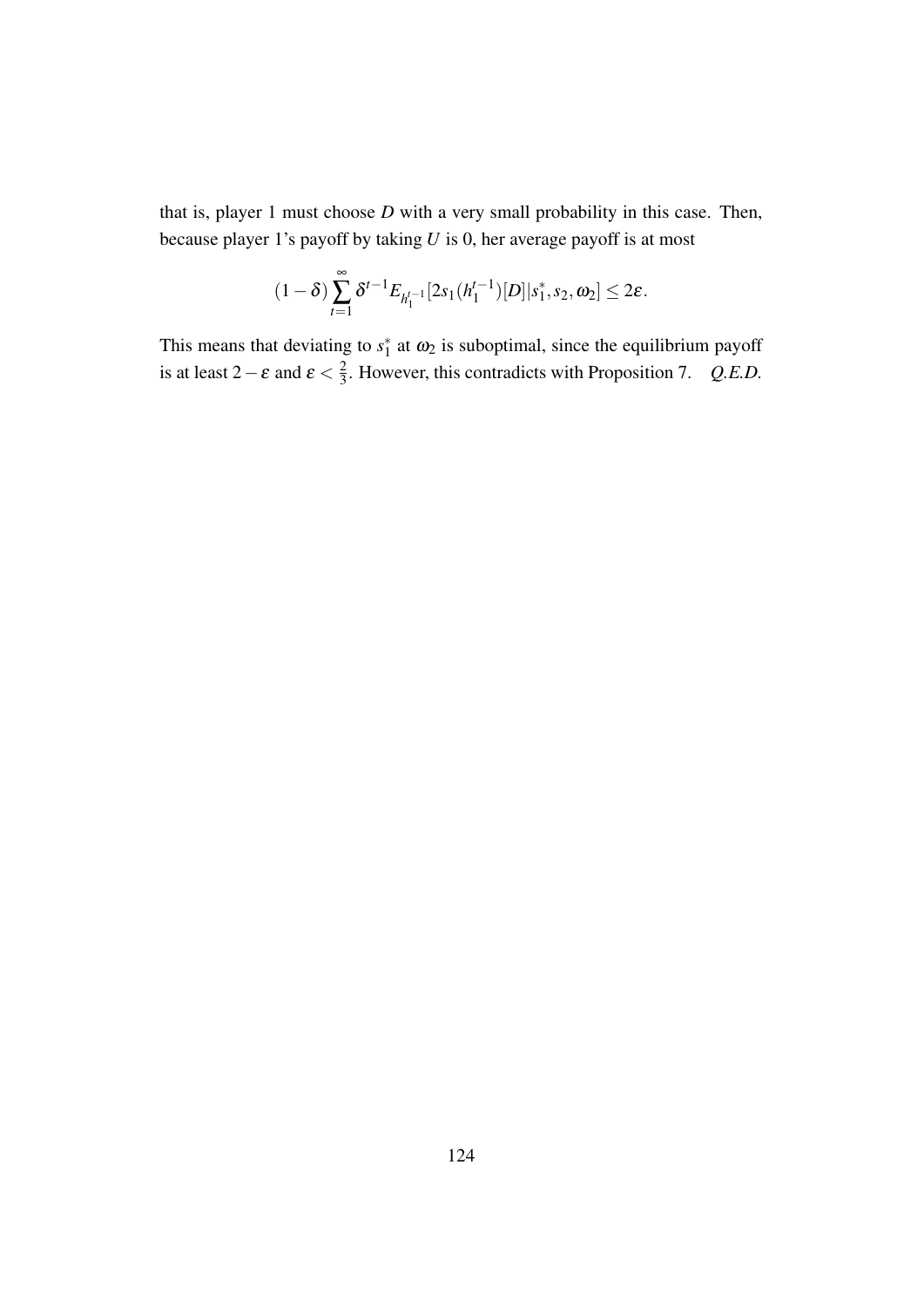that is, player 1 must choose $D$ with a very small probability in this case. Then, because player 1's payoff by taking $U$ is 0, her average payoff is at most

$$(1-\delta)\sum_{t=1}^{\infty}\delta^{t-1}E_{h_1^{t-1}}[2s_1(h_1^{t-1})[D]|s_1^*, s_2, \omega_2] \leq 2\varepsilon.$$

This means that deviating to $s_1^*$ at $\omega_2$ is suboptimal, since the equilibrium payoff is at least $2-\varepsilon$ and $\varepsilon < \frac{2}{3}$. However, this contradicts with Proposition 7. *Q.E.D.*